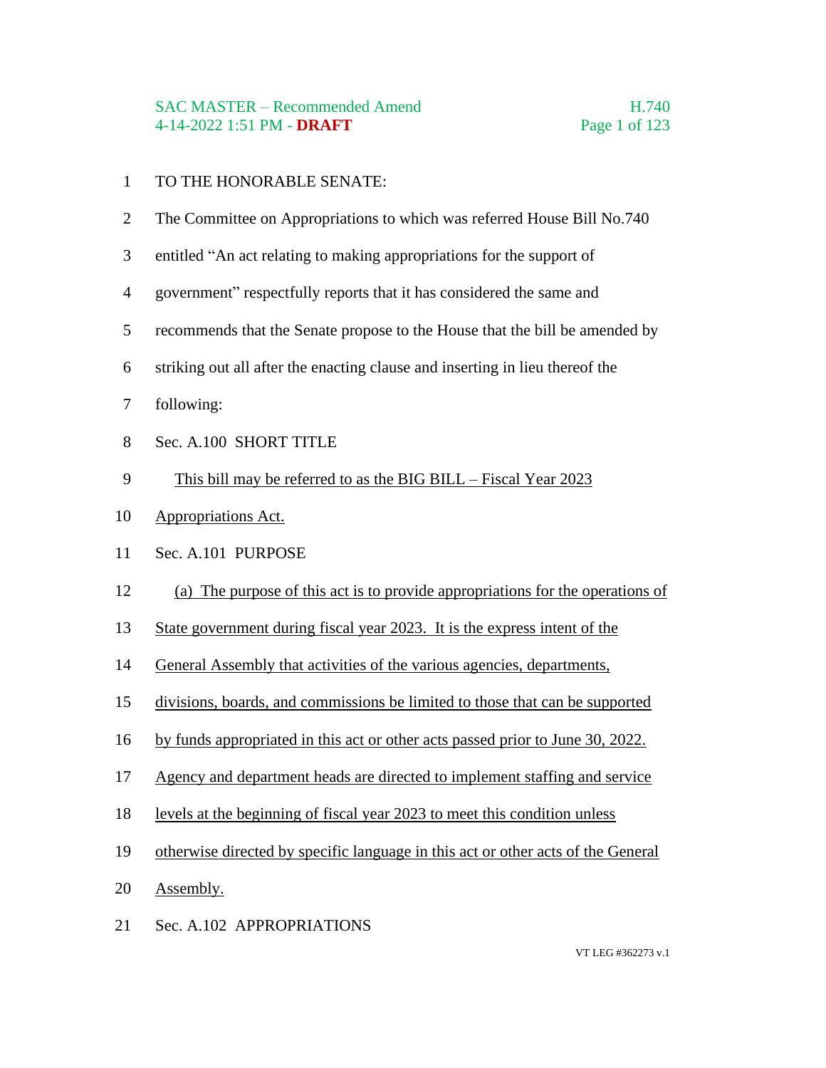TO THE HONORABLE SENATE:

The Committee on Appropriations to which was referred House Bill No.740 entitled "An act relating to making appropriations for the support of government" respectfully reports that it has considered the same and recommends that the Senate propose to the House that the bill be amended by striking out all after the enacting clause and inserting in lieu thereof the following:

Sec. A.100 SHORT TITLE

This bill may be referred to as the BIG BILL – Fiscal Year 2023 Appropriations Act.

Sec. A.101 PURPOSE

(a) The purpose of this act is to provide appropriations for the operations of State government during fiscal year 2023. It is the express intent of the General Assembly that activities of the various agencies, departments, divisions, boards, and commissions be limited to those that can be supported by funds appropriated in this act or other acts passed prior to June 30, 2022. Agency and department heads are directed to implement staffing and service levels at the beginning of fiscal year 2023 to meet this condition unless otherwise directed by specific language in this act or other acts of the General Assembly.

Sec. A.102 APPROPRIATIONS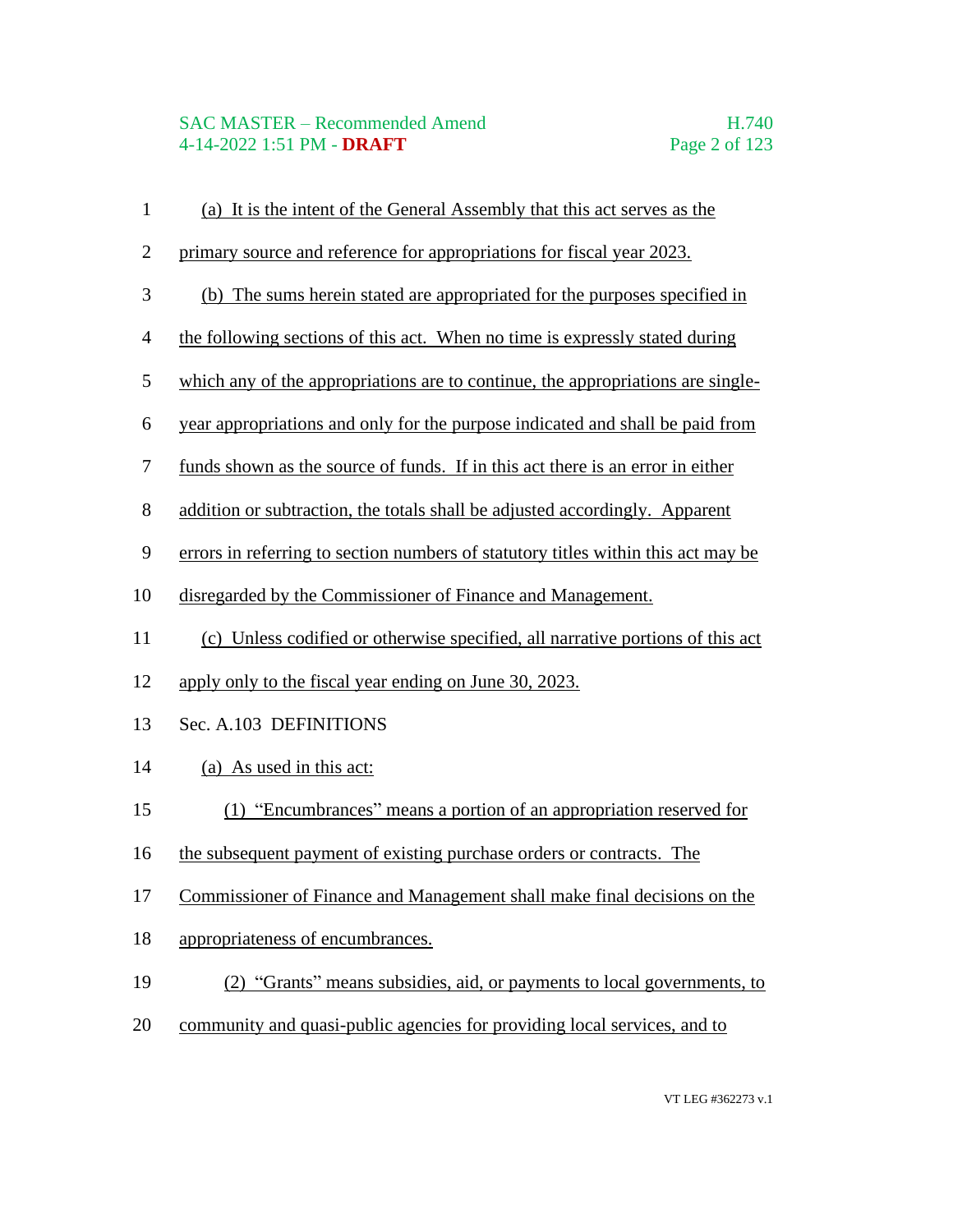(a) It is the intent of the General Assembly that this act serves as the primary source and reference for appropriations for fiscal year 2023.

(b) The sums herein stated are appropriated for the purposes specified in the following sections of this act. When no time is expressly stated during which any of the appropriations are to continue, the appropriations are single-year appropriations and only for the purpose indicated and shall be paid from funds shown as the source of funds. If in this act there is an error in either addition or subtraction, the totals shall be adjusted accordingly. Apparent errors in referring to section numbers of statutory titles within this act may be disregarded by the Commissioner of Finance and Management.

(c) Unless codified or otherwise specified, all narrative portions of this act apply only to the fiscal year ending on June 30, 2023.

Sec. A.103 DEFINITIONS

(a) As used in this act:

(1) "Encumbrances" means a portion of an appropriation reserved for the subsequent payment of existing purchase orders or contracts. The Commissioner of Finance and Management shall make final decisions on the appropriateness of encumbrances.

(2) "Grants" means subsidies, aid, or payments to local governments, to community and quasi-public agencies for providing local services, and to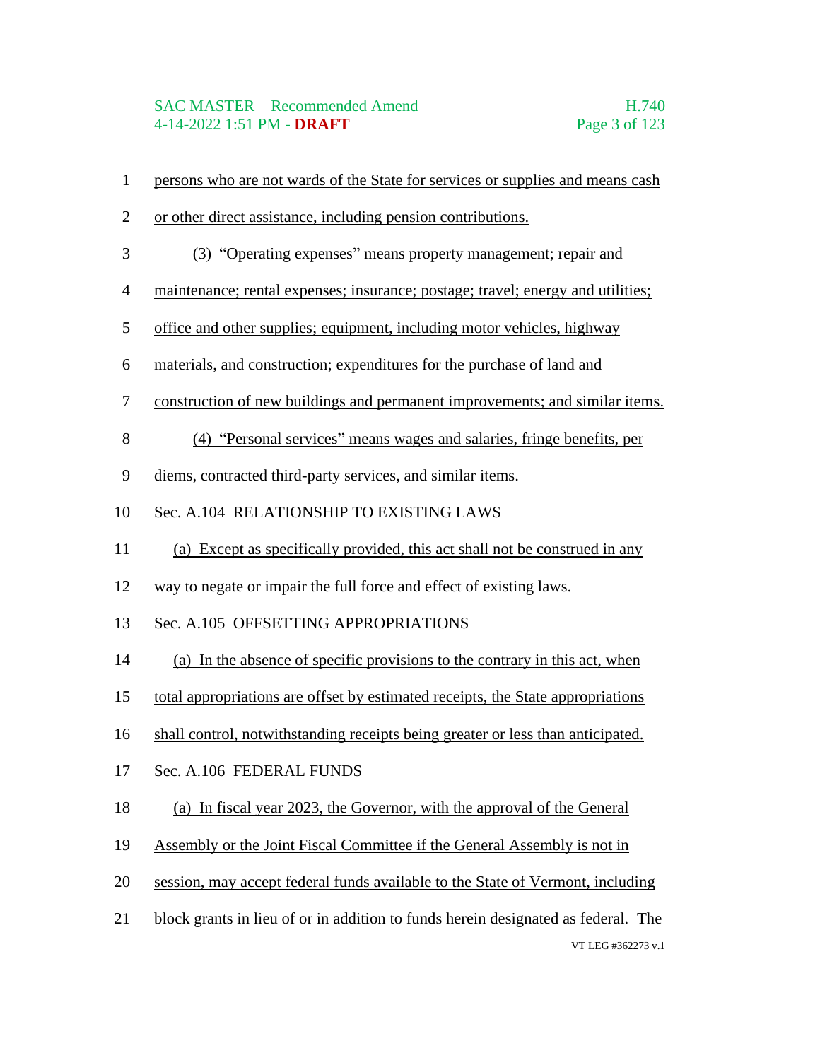persons who are not wards of the State for services or supplies and means cash or other direct assistance, including pension contributions.

(3) "Operating expenses" means property management; repair and maintenance; rental expenses; insurance; postage; travel; energy and utilities; office and other supplies; equipment, including motor vehicles, highway materials, and construction; expenditures for the purchase of land and construction of new buildings and permanent improvements; and similar items.

(4) "Personal services" means wages and salaries, fringe benefits, per diems, contracted third-party services, and similar items.

Sec. A.104 RELATIONSHIP TO EXISTING LAWS

(a) Except as specifically provided, this act shall not be construed in any way to negate or impair the full force and effect of existing laws.

Sec. A.105 OFFSETTING APPROPRIATIONS

(a) In the absence of specific provisions to the contrary in this act, when total appropriations are offset by estimated receipts, the State appropriations shall control, notwithstanding receipts being greater or less than anticipated.

Sec. A.106 FEDERAL FUNDS

(a) In fiscal year 2023, the Governor, with the approval of the General Assembly or the Joint Fiscal Committee if the General Assembly is not in session, may accept federal funds available to the State of Vermont, including block grants in lieu of or in addition to funds herein designated as federal. The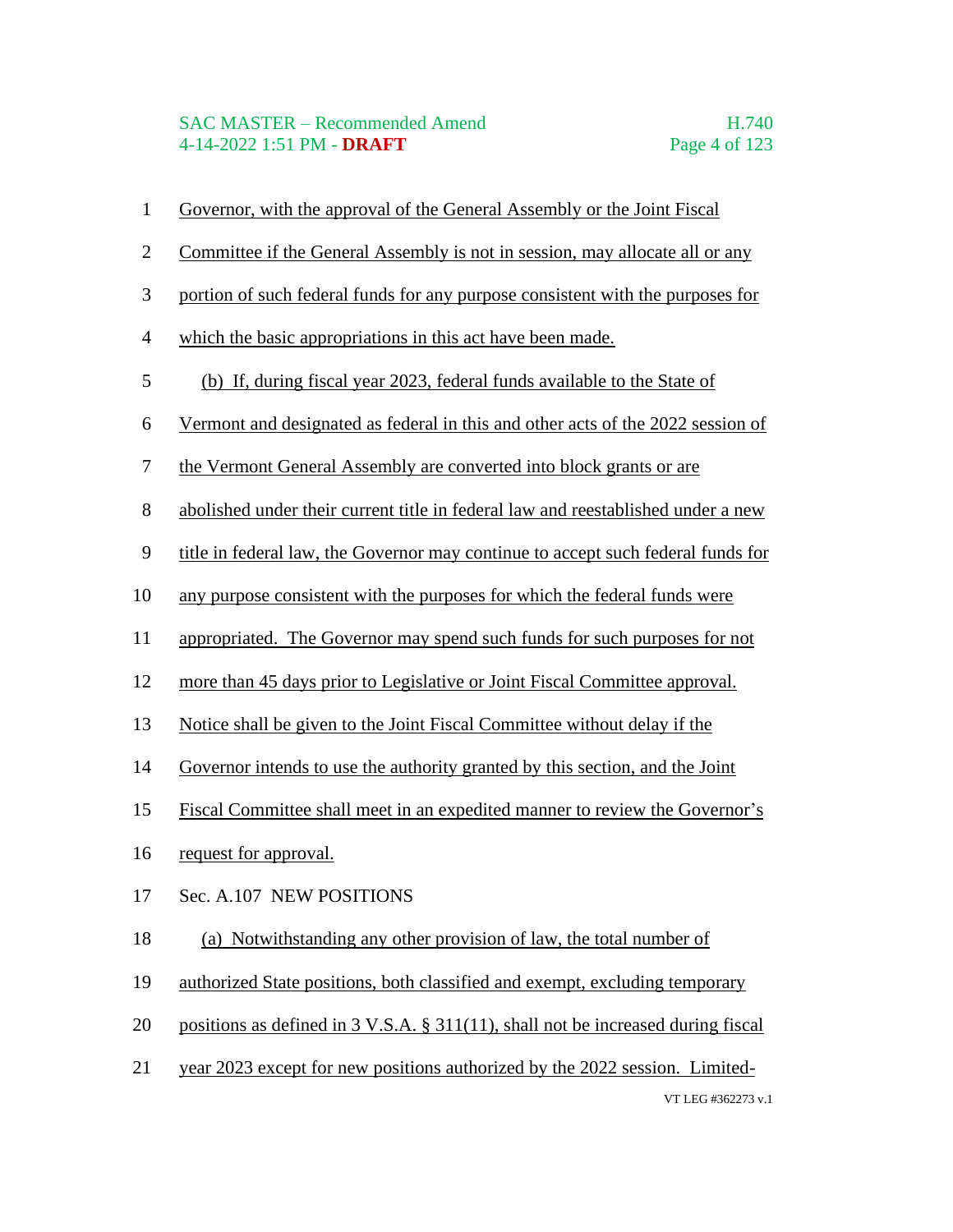Governor, with the approval of the General Assembly or the Joint Fiscal Committee if the General Assembly is not in session, may allocate all or any portion of such federal funds for any purpose consistent with the purposes for which the basic appropriations in this act have been made.

(b) If, during fiscal year 2023, federal funds available to the State of Vermont and designated as federal in this and other acts of the 2022 session of the Vermont General Assembly are converted into block grants or are abolished under their current title in federal law and reestablished under a new title in federal law, the Governor may continue to accept such federal funds for any purpose consistent with the purposes for which the federal funds were appropriated. The Governor may spend such funds for such purposes for not more than 45 days prior to Legislative or Joint Fiscal Committee approval. Notice shall be given to the Joint Fiscal Committee without delay if the Governor intends to use the authority granted by this section, and the Joint Fiscal Committee shall meet in an expedited manner to review the Governor's request for approval.

Sec. A.107 NEW POSITIONS

(a) Notwithstanding any other provision of law, the total number of authorized State positions, both classified and exempt, excluding temporary positions as defined in 3 V.S.A. § 311(11), shall not be increased during fiscal year 2023 except for new positions authorized by the 2022 session. Limited-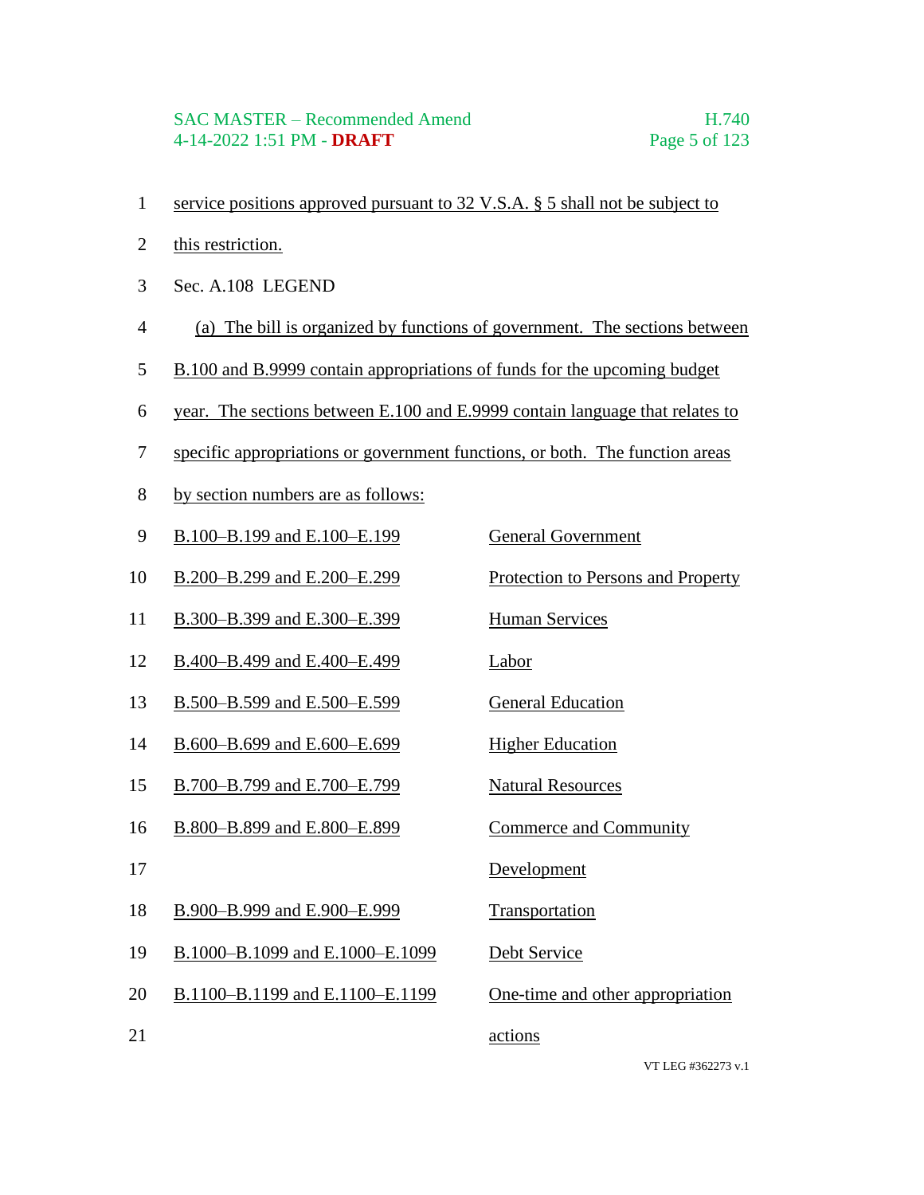service positions approved pursuant to 32 V.S.A. § 5 shall not be subject to this restriction.

Sec. A.108 LEGEND

(a) The bill is organized by functions of government. The sections between B.100 and B.9999 contain appropriations of funds for the upcoming budget year. The sections between E.100 and E.9999 contain language that relates to specific appropriations or government functions, or both. The function areas by section numbers are as follows:

| | |
|---|---|
| B.100–B.199 and E.100–E.199 | General Government |
| B.200–B.299 and E.200–E.299 | Protection to Persons and Property |
| B.300–B.399 and E.300–E.399 | Human Services |
| B.400–B.499 and E.400–E.499 | Labor |
| B.500–B.599 and E.500–E.599 | General Education |
| B.600–B.699 and E.600–E.699 | Higher Education |
| B.700–B.799 and E.700–E.799 | Natural Resources |
| B.800–B.899 and E.800–E.899 | Commerce and Community Development |
| B.900–B.999 and E.900–E.999 | Transportation |
| B.1000–B.1099 and E.1000–E.1099 | Debt Service |
| B.1100–B.1199 and E.1100–E.1199 | One-time and other appropriation actions |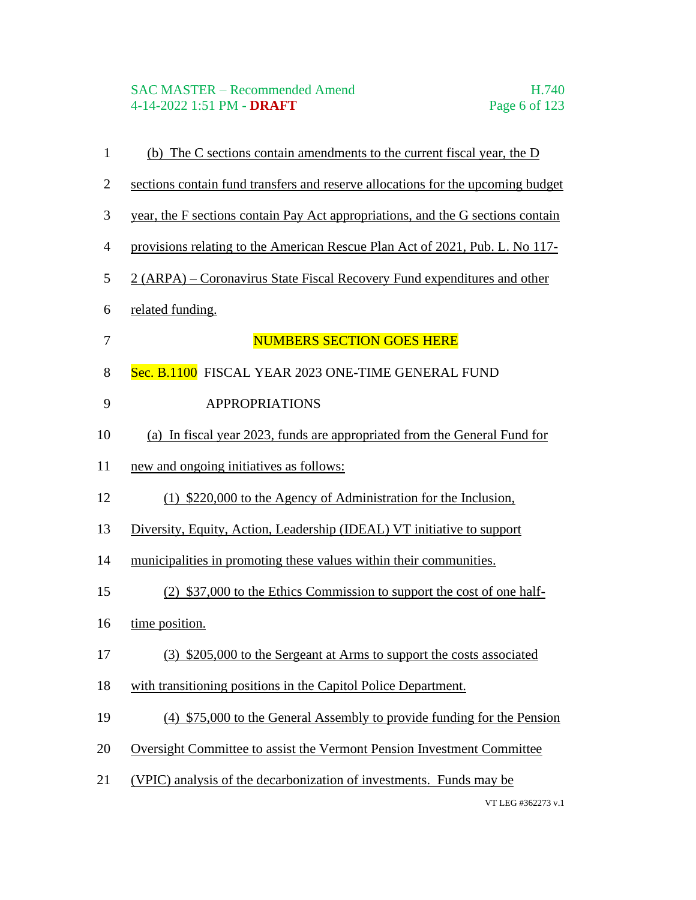(b) The C sections contain amendments to the current fiscal year, the D sections contain fund transfers and reserve allocations for the upcoming budget year, the F sections contain Pay Act appropriations, and the G sections contain provisions relating to the American Rescue Plan Act of 2021, Pub. L. No 117-2 (ARPA) – Coronavirus State Fiscal Recovery Fund expenditures and other related funding.

NUMBERS SECTION GOES HERE

Sec. B.1100 FISCAL YEAR 2023 ONE-TIME GENERAL FUND APPROPRIATIONS

(a) In fiscal year 2023, funds are appropriated from the General Fund for new and ongoing initiatives as follows:

(1) $220,000 to the Agency of Administration for the Inclusion, Diversity, Equity, Action, Leadership (IDEAL) VT initiative to support municipalities in promoting these values within their communities.

(2) $37,000 to the Ethics Commission to support the cost of one half-time position.

(3) $205,000 to the Sergeant at Arms to support the costs associated with transitioning positions in the Capitol Police Department.

(4) $75,000 to the General Assembly to provide funding for the Pension Oversight Committee to assist the Vermont Pension Investment Committee (VPIC) analysis of the decarbonization of investments. Funds may be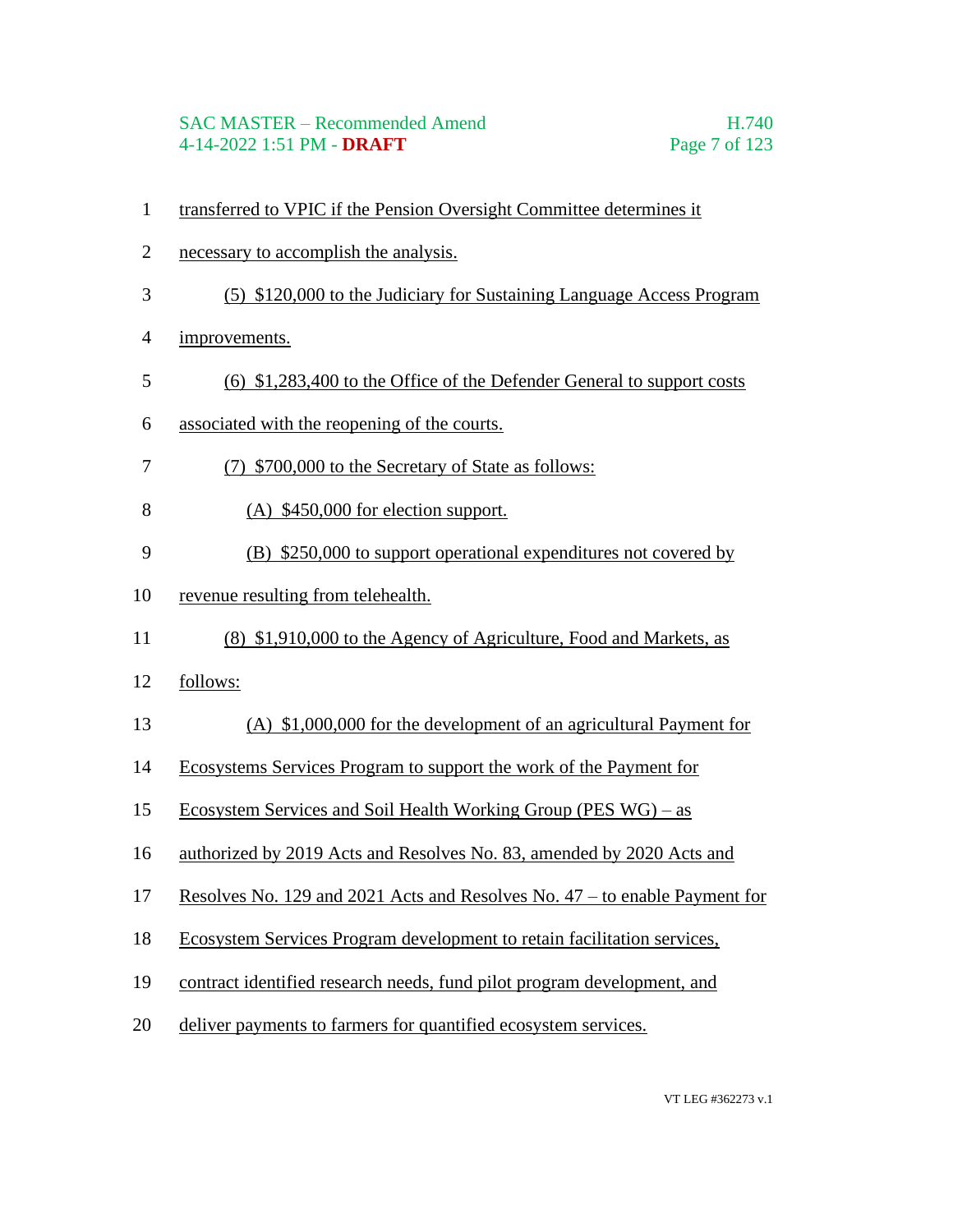transferred to VPIC if the Pension Oversight Committee determines it necessary to accomplish the analysis.

(5) $120,000 to the Judiciary for Sustaining Language Access Program improvements.

(6) $1,283,400 to the Office of the Defender General to support costs associated with the reopening of the courts.

(7) $700,000 to the Secretary of State as follows:

(A) $450,000 for election support.

(B) $250,000 to support operational expenditures not covered by revenue resulting from telehealth.

(8) $1,910,000 to the Agency of Agriculture, Food and Markets, as follows:

(A) $1,000,000 for the development of an agricultural Payment for Ecosystems Services Program to support the work of the Payment for Ecosystem Services and Soil Health Working Group (PES WG) – as authorized by 2019 Acts and Resolves No. 83, amended by 2020 Acts and Resolves No. 129 and 2021 Acts and Resolves No. 47 – to enable Payment for Ecosystem Services Program development to retain facilitation services, contract identified research needs, fund pilot program development, and deliver payments to farmers for quantified ecosystem services.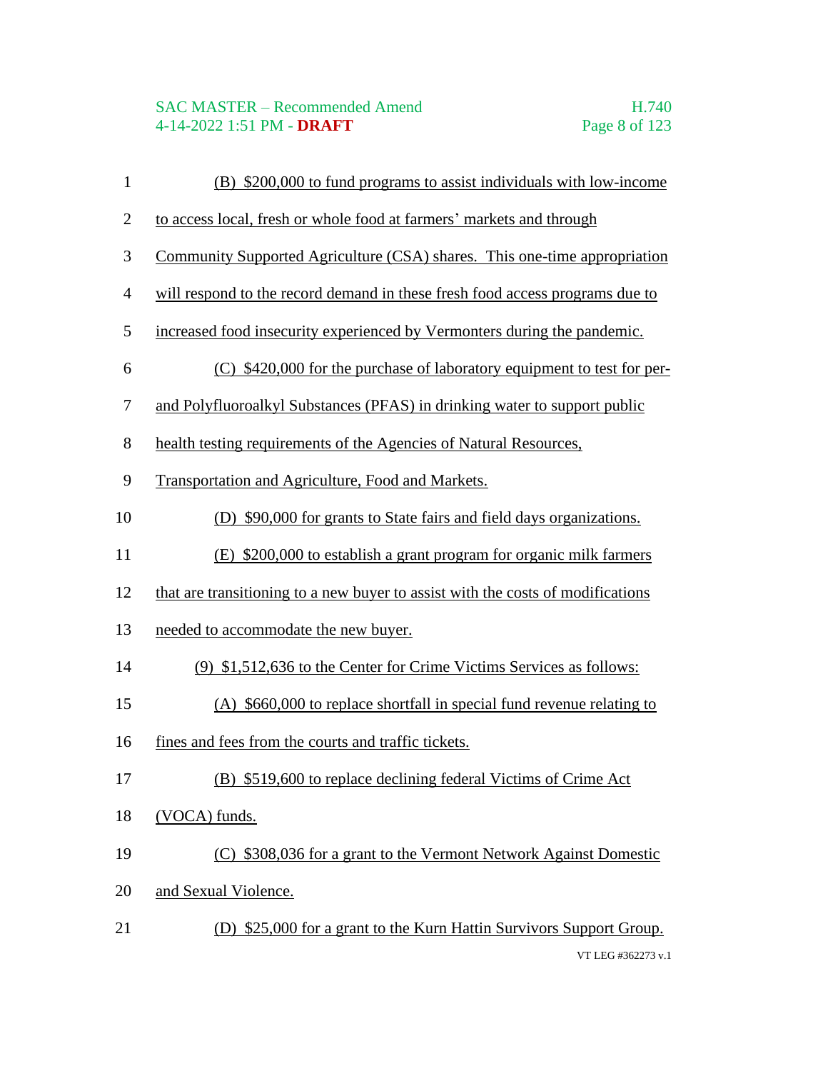(B) $200,000 to fund programs to assist individuals with low-income to access local, fresh or whole food at farmers' markets and through Community Supported Agriculture (CSA) shares. This one-time appropriation will respond to the record demand in these fresh food access programs due to increased food insecurity experienced by Vermonters during the pandemic.

(C) $420,000 for the purchase of laboratory equipment to test for per- and Polyfluoroalkyl Substances (PFAS) in drinking water to support public health testing requirements of the Agencies of Natural Resources, Transportation and Agriculture, Food and Markets.

(D) $90,000 for grants to State fairs and field days organizations.

(E) $200,000 to establish a grant program for organic milk farmers that are transitioning to a new buyer to assist with the costs of modifications needed to accommodate the new buyer.

(9) $1,512,636 to the Center for Crime Victims Services as follows:

(A) $660,000 to replace shortfall in special fund revenue relating to fines and fees from the courts and traffic tickets.

(B) $519,600 to replace declining federal Victims of Crime Act (VOCA) funds.

(C) $308,036 for a grant to the Vermont Network Against Domestic and Sexual Violence.

(D) $25,000 for a grant to the Kurn Hattin Survivors Support Group.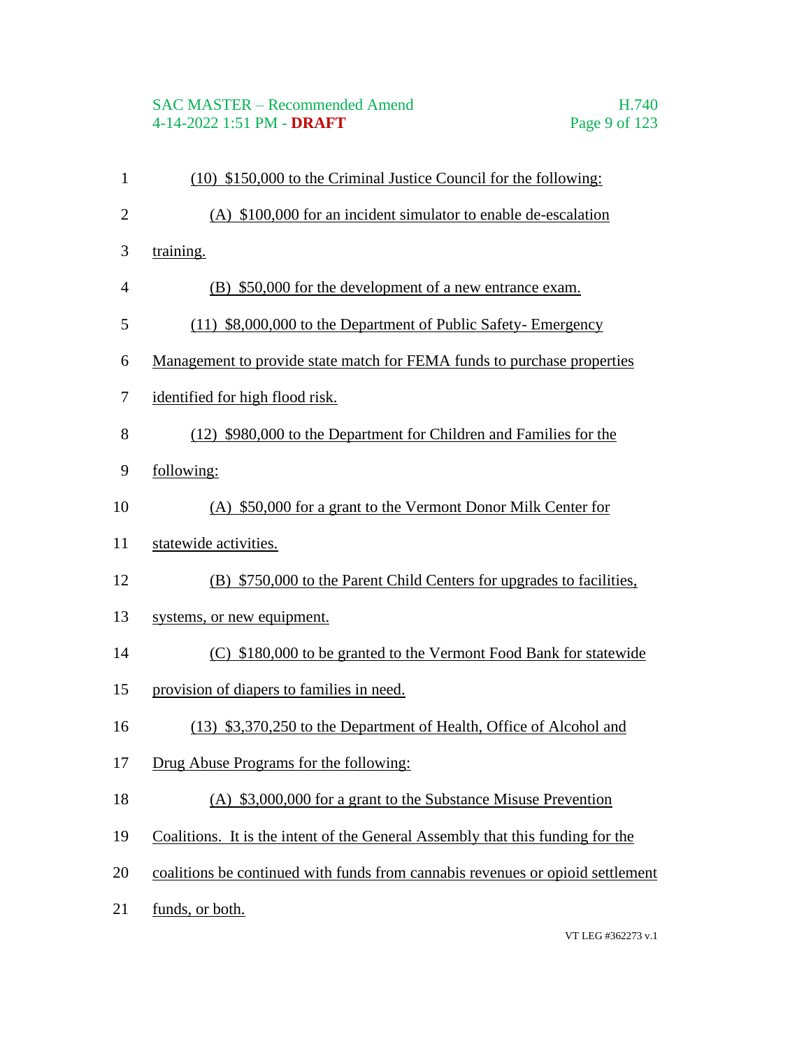(10) $150,000 to the Criminal Justice Council for the following:

(A) $100,000 for an incident simulator to enable de-escalation training.

(B) $50,000 for the development of a new entrance exam.

(11) $8,000,000 to the Department of Public Safety- Emergency Management to provide state match for FEMA funds to purchase properties identified for high flood risk.

(12) $980,000 to the Department for Children and Families for the following:

(A) $50,000 for a grant to the Vermont Donor Milk Center for statewide activities.

(B) $750,000 to the Parent Child Centers for upgrades to facilities, systems, or new equipment.

(C) $180,000 to be granted to the Vermont Food Bank for statewide provision of diapers to families in need.

(13) $3,370,250 to the Department of Health, Office of Alcohol and Drug Abuse Programs for the following:

(A) $3,000,000 for a grant to the Substance Misuse Prevention Coalitions. It is the intent of the General Assembly that this funding for the coalitions be continued with funds from cannabis revenues or opioid settlement funds, or both.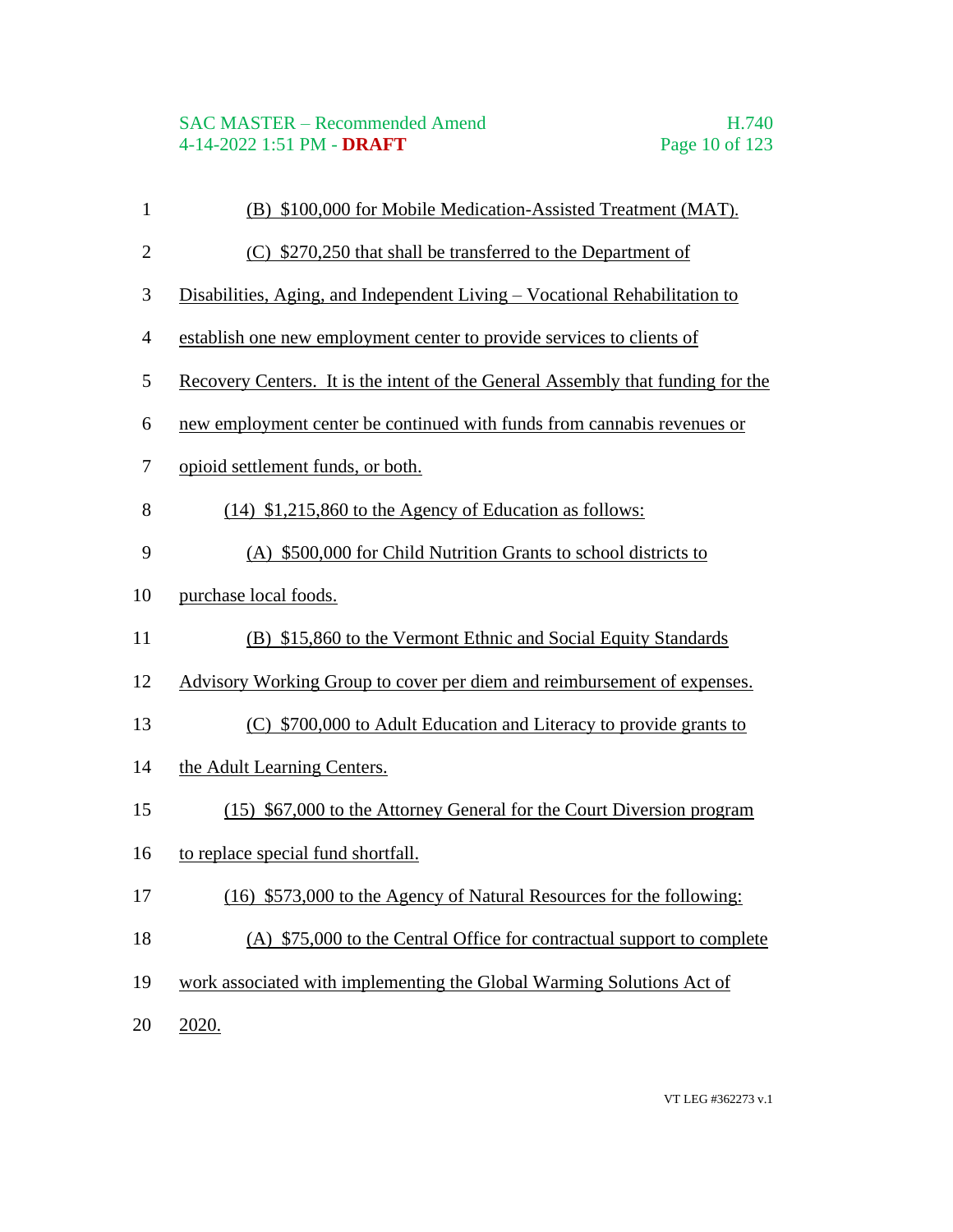(B) $100,000 for Mobile Medication-Assisted Treatment (MAT).

(C) $270,250 that shall be transferred to the Department of Disabilities, Aging, and Independent Living – Vocational Rehabilitation to establish one new employment center to provide services to clients of Recovery Centers. It is the intent of the General Assembly that funding for the new employment center be continued with funds from cannabis revenues or opioid settlement funds, or both.

(14) $1,215,860 to the Agency of Education as follows:

(A) $500,000 for Child Nutrition Grants to school districts to purchase local foods.

(B) $15,860 to the Vermont Ethnic and Social Equity Standards Advisory Working Group to cover per diem and reimbursement of expenses.

(C) $700,000 to Adult Education and Literacy to provide grants to the Adult Learning Centers.

(15) $67,000 to the Attorney General for the Court Diversion program to replace special fund shortfall.

(16) $573,000 to the Agency of Natural Resources for the following:

(A) $75,000 to the Central Office for contractual support to complete work associated with implementing the Global Warming Solutions Act of 2020.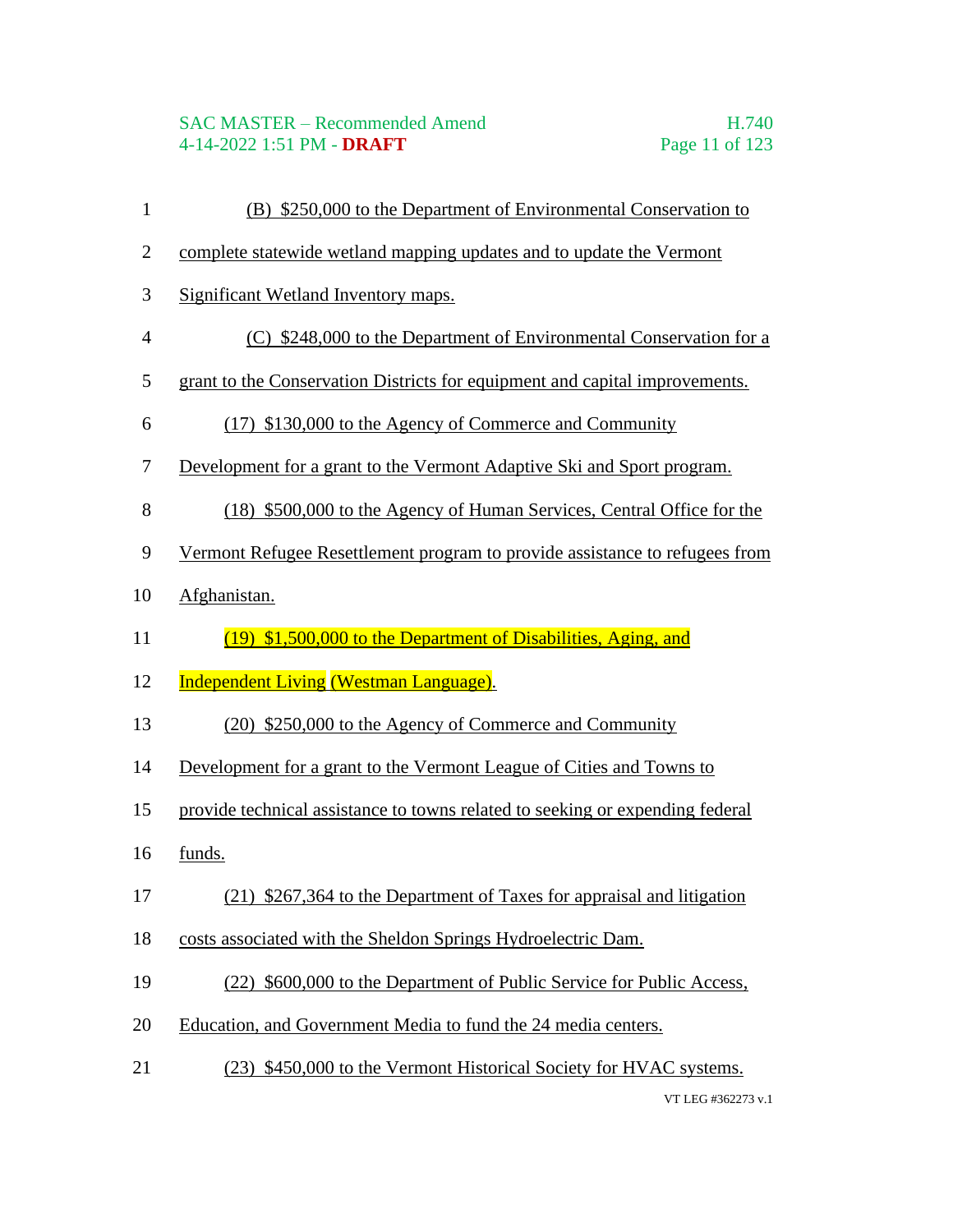(B) $250,000 to the Department of Environmental Conservation to complete statewide wetland mapping updates and to update the Vermont Significant Wetland Inventory maps.

(C) $248,000 to the Department of Environmental Conservation for a grant to the Conservation Districts for equipment and capital improvements.

(17) $130,000 to the Agency of Commerce and Community Development for a grant to the Vermont Adaptive Ski and Sport program.

(18) $500,000 to the Agency of Human Services, Central Office for the Vermont Refugee Resettlement program to provide assistance to refugees from Afghanistan.

(19) $1,500,000 to the Department of Disabilities, Aging, and Independent Living (Westman Language).

(20) $250,000 to the Agency of Commerce and Community Development for a grant to the Vermont League of Cities and Towns to provide technical assistance to towns related to seeking or expending federal funds.

(21) $267,364 to the Department of Taxes for appraisal and litigation costs associated with the Sheldon Springs Hydroelectric Dam.

(22) $600,000 to the Department of Public Service for Public Access, Education, and Government Media to fund the 24 media centers.

(23) $450,000 to the Vermont Historical Society for HVAC systems.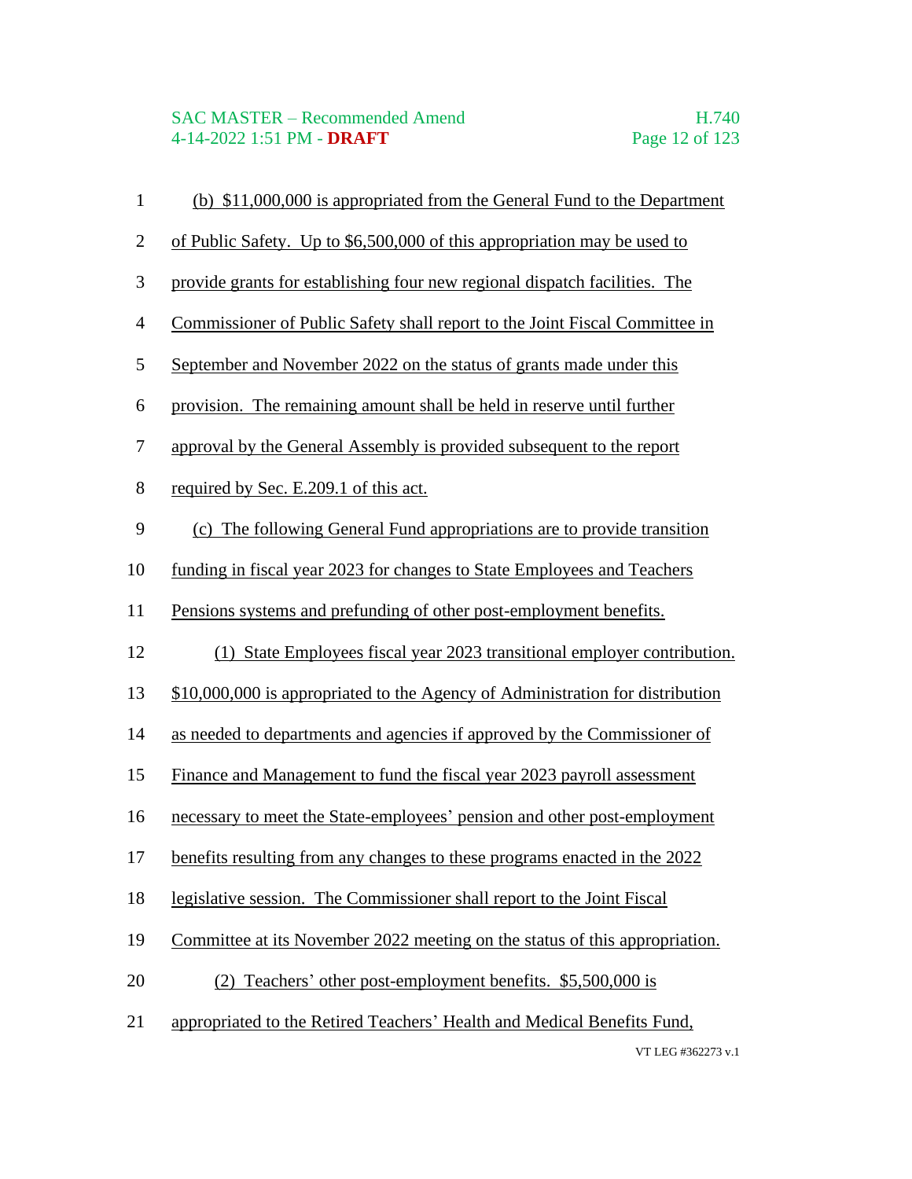(b) $11,000,000 is appropriated from the General Fund to the Department of Public Safety. Up to $6,500,000 of this appropriation may be used to provide grants for establishing four new regional dispatch facilities. The Commissioner of Public Safety shall report to the Joint Fiscal Committee in September and November 2022 on the status of grants made under this provision. The remaining amount shall be held in reserve until further approval by the General Assembly is provided subsequent to the report required by Sec. E.209.1 of this act.

(c) The following General Fund appropriations are to provide transition funding in fiscal year 2023 for changes to State Employees and Teachers Pensions systems and prefunding of other post-employment benefits.

(1) State Employees fiscal year 2023 transitional employer contribution. $10,000,000 is appropriated to the Agency of Administration for distribution as needed to departments and agencies if approved by the Commissioner of Finance and Management to fund the fiscal year 2023 payroll assessment necessary to meet the State-employees' pension and other post-employment benefits resulting from any changes to these programs enacted in the 2022 legislative session. The Commissioner shall report to the Joint Fiscal Committee at its November 2022 meeting on the status of this appropriation.

(2) Teachers' other post-employment benefits. $5,500,000 is appropriated to the Retired Teachers' Health and Medical Benefits Fund,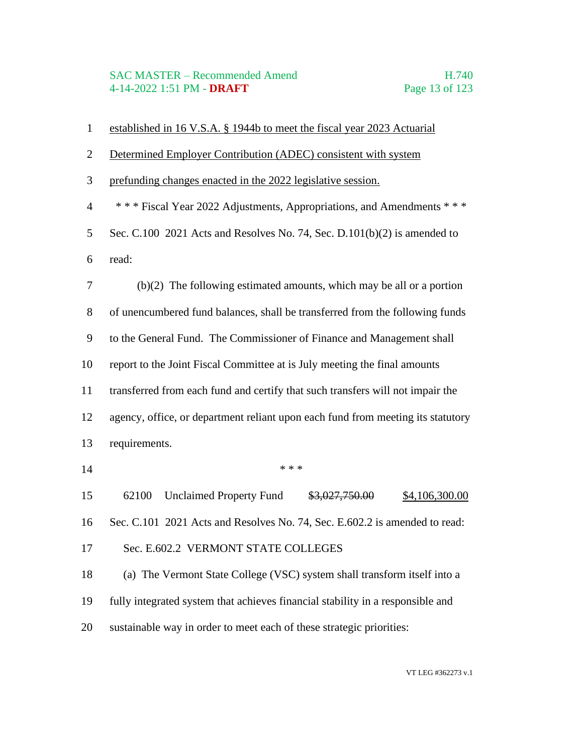<u>established in 16 V.S.A. § 1944b to meet the fiscal year 2023 Actuarial Determined Employer Contribution (ADEC) consistent with system prefunding changes enacted in the 2022 legislative session.</u>

\* \* \* Fiscal Year 2022 Adjustments, Appropriations, and Amendments \* \* \*

Sec. C.100 2021 Acts and Resolves No. 74, Sec. D.101(b)(2) is amended to read:

(b)(2) The following estimated amounts, which may be all or a portion of unencumbered fund balances, shall be transferred from the following funds to the General Fund. The Commissioner of Finance and Management shall report to the Joint Fiscal Committee at is July meeting the final amounts transferred from each fund and certify that such transfers will not impair the agency, office, or department reliant upon each fund from meeting its statutory requirements.

\* \* \*

62100 Unclaimed Property Fund ~~$3,027,750.00~~ <u>$4,106,300.00</u>

Sec. C.101 2021 Acts and Resolves No. 74, Sec. E.602.2 is amended to read:

Sec. E.602.2 VERMONT STATE COLLEGES

(a) The Vermont State College (VSC) system shall transform itself into a fully integrated system that achieves financial stability in a responsible and sustainable way in order to meet each of these strategic priorities: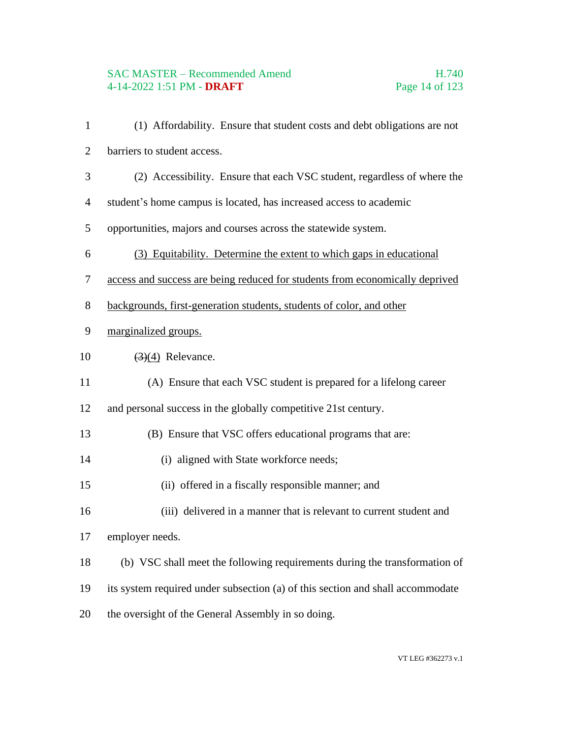(1) Affordability. Ensure that student costs and debt obligations are not barriers to student access.

(2) Accessibility. Ensure that each VSC student, regardless of where the student's home campus is located, has increased access to academic opportunities, majors and courses across the statewide system.

<u>(3) Equitability. Determine the extent to which gaps in educational access and success are being reduced for students from economically deprived backgrounds, first-generation students, students of color, and other marginalized groups.</u>

~~(3)~~<u>(4)</u> Relevance.

(A) Ensure that each VSC student is prepared for a lifelong career and personal success in the globally competitive 21st century.

(B) Ensure that VSC offers educational programs that are:

(i) aligned with State workforce needs;

(ii) offered in a fiscally responsible manner; and

(iii) delivered in a manner that is relevant to current student and employer needs.

(b) VSC shall meet the following requirements during the transformation of its system required under subsection (a) of this section and shall accommodate the oversight of the General Assembly in so doing.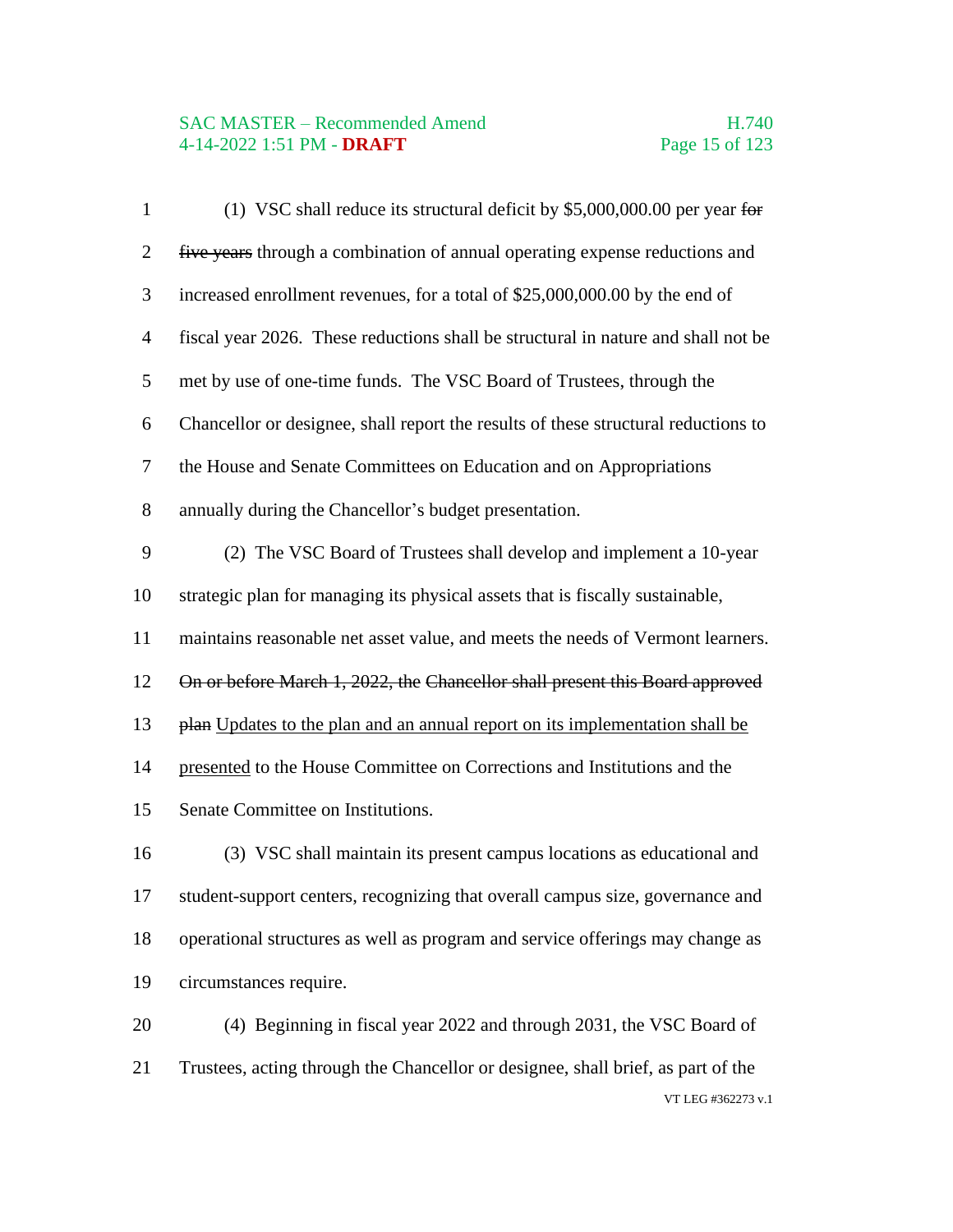(1) VSC shall reduce its structural deficit by $5,000,000.00 per year ~~for five years~~ through a combination of annual operating expense reductions and increased enrollment revenues, for a total of $25,000,000.00 by the end of fiscal year 2026. These reductions shall be structural in nature and shall not be met by use of one-time funds. The VSC Board of Trustees, through the Chancellor or designee, shall report the results of these structural reductions to the House and Senate Committees on Education and on Appropriations annually during the Chancellor's budget presentation.

(2) The VSC Board of Trustees shall develop and implement a 10-year strategic plan for managing its physical assets that is fiscally sustainable, maintains reasonable net asset value, and meets the needs of Vermont learners. ~~On or before March 1, 2022, the Chancellor shall present this Board approved plan~~ <u>Updates to the plan and an annual report on its implementation shall be presented</u> to the House Committee on Corrections and Institutions and the Senate Committee on Institutions.

(3) VSC shall maintain its present campus locations as educational and student-support centers, recognizing that overall campus size, governance and operational structures as well as program and service offerings may change as circumstances require.

(4) Beginning in fiscal year 2022 and through 2031, the VSC Board of Trustees, acting through the Chancellor or designee, shall brief, as part of the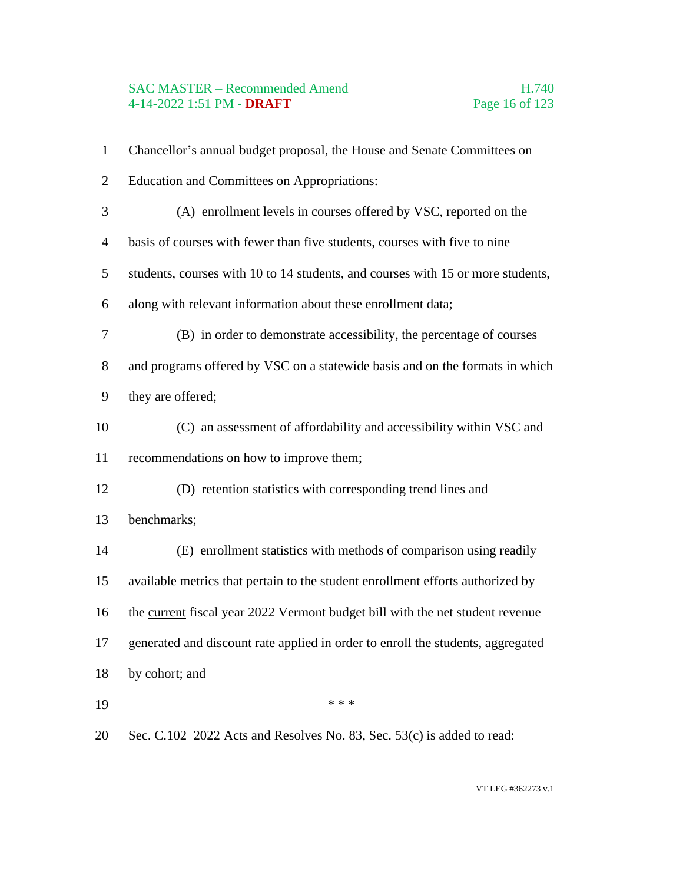Chancellor's annual budget proposal, the House and Senate Committees on Education and Committees on Appropriations:

(A) enrollment levels in courses offered by VSC, reported on the basis of courses with fewer than five students, courses with five to nine students, courses with 10 to 14 students, and courses with 15 or more students, along with relevant information about these enrollment data;

(B) in order to demonstrate accessibility, the percentage of courses and programs offered by VSC on a statewide basis and on the formats in which they are offered;

(C) an assessment of affordability and accessibility within VSC and recommendations on how to improve them;

(D) retention statistics with corresponding trend lines and benchmarks;

(E) enrollment statistics with methods of comparison using readily available metrics that pertain to the student enrollment efforts authorized by the <u>current</u> fiscal year ~~2022~~ Vermont budget bill with the net student revenue generated and discount rate applied in order to enroll the students, aggregated by cohort; and

\* \* \*

Sec. C.102 2022 Acts and Resolves No. 83, Sec. 53(c) is added to read: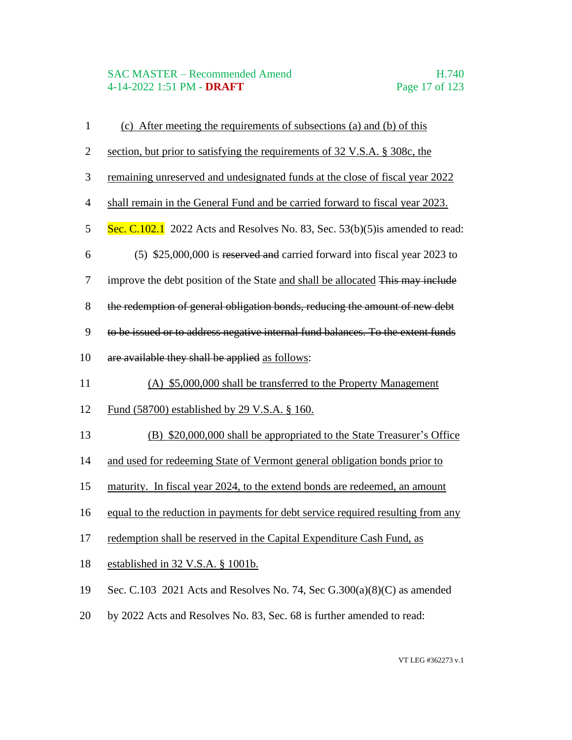(c) After meeting the requirements of subsections (a) and (b) of this section, but prior to satisfying the requirements of 32 V.S.A. § 308c, the remaining unreserved and undesignated funds at the close of fiscal year 2022 shall remain in the General Fund and be carried forward to fiscal year 2023.

Sec. C.102.1 2022 Acts and Resolves No. 83, Sec. 53(b)(5)is amended to read:

(5) $25,000,000 is ~~reserved and~~ carried forward into fiscal year 2023 to improve the debt position of the State and shall be allocated ~~This may include the redemption of general obligation bonds, reducing the amount of new debt to be issued or to address negative internal fund balances. To the extent funds are available they shall be applied~~ as follows:

(A) $5,000,000 shall be transferred to the Property Management Fund (58700) established by 29 V.S.A. § 160.

(B) $20,000,000 shall be appropriated to the State Treasurer's Office and used for redeeming State of Vermont general obligation bonds prior to maturity. In fiscal year 2024, to the extend bonds are redeemed, an amount equal to the reduction in payments for debt service required resulting from any redemption shall be reserved in the Capital Expenditure Cash Fund, as established in 32 V.S.A. § 1001b.

Sec. C.103 2021 Acts and Resolves No. 74, Sec G.300(a)(8)(C) as amended by 2022 Acts and Resolves No. 83, Sec. 68 is further amended to read: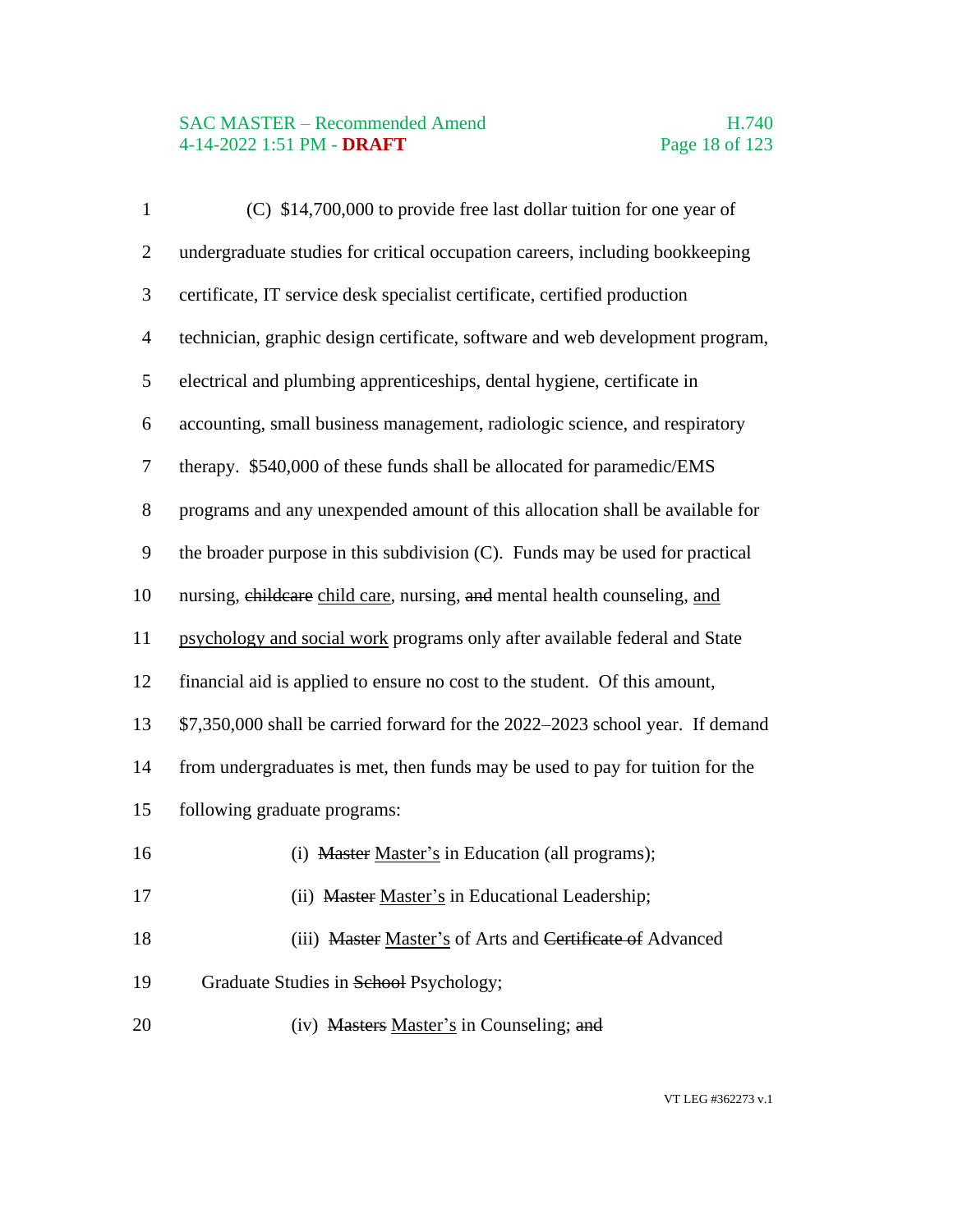(C) $14,700,000 to provide free last dollar tuition for one year of undergraduate studies for critical occupation careers, including bookkeeping certificate, IT service desk specialist certificate, certified production technician, graphic design certificate, software and web development program, electrical and plumbing apprenticeships, dental hygiene, certificate in accounting, small business management, radiologic science, and respiratory therapy. $540,000 of these funds shall be allocated for paramedic/EMS programs and any unexpended amount of this allocation shall be available for the broader purpose in this subdivision (C). Funds may be used for practical nursing, ~~childcare~~ <u>child care</u>, nursing, ~~and~~ mental health counseling, <u>and psychology and social work</u> programs only after available federal and State financial aid is applied to ensure no cost to the student. Of this amount, $7,350,000 shall be carried forward for the 2022–2023 school year. If demand from undergraduates is met, then funds may be used to pay for tuition for the following graduate programs:

(i) ~~Master~~ <u>Master's</u> in Education (all programs);

(ii) ~~Master~~ <u>Master's</u> in Educational Leadership;

(iii) ~~Master~~ <u>Master's</u> of Arts and ~~Certificate of~~ Advanced Graduate Studies in ~~School~~ Psychology;

(iv) ~~Masters~~ <u>Master's</u> in Counseling; ~~and~~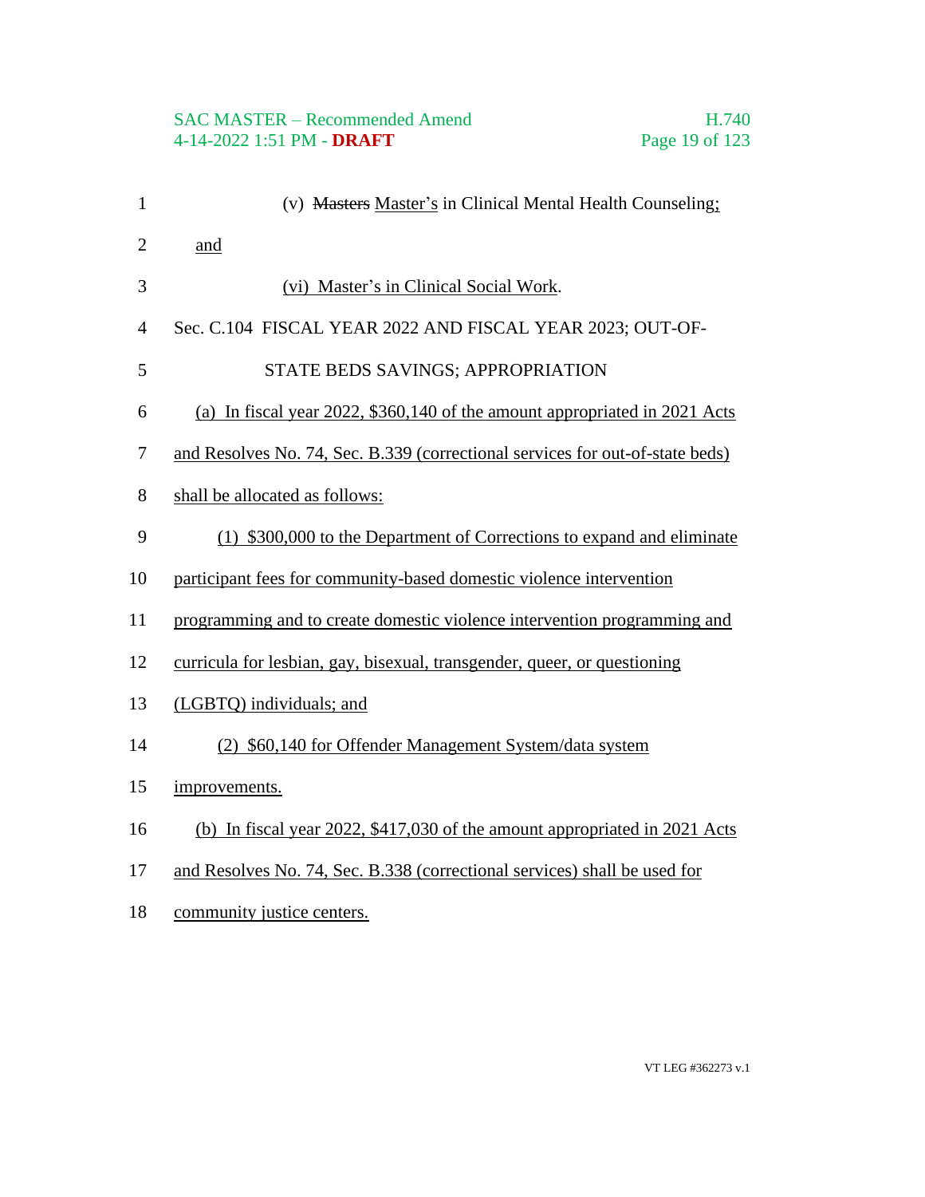(v) ~~Masters~~ Master's in Clinical Mental Health Counseling; and

(vi) Master's in Clinical Social Work.

Sec. C.104 FISCAL YEAR 2022 AND FISCAL YEAR 2023; OUT-OF-STATE BEDS SAVINGS; APPROPRIATION

(a) In fiscal year 2022, $360,140 of the amount appropriated in 2021 Acts and Resolves No. 74, Sec. B.339 (correctional services for out-of-state beds) shall be allocated as follows:

(1) $300,000 to the Department of Corrections to expand and eliminate participant fees for community-based domestic violence intervention programming and to create domestic violence intervention programming and curricula for lesbian, gay, bisexual, transgender, queer, or questioning (LGBTQ) individuals; and

(2) $60,140 for Offender Management System/data system improvements.

(b) In fiscal year 2022, $417,030 of the amount appropriated in 2021 Acts and Resolves No. 74, Sec. B.338 (correctional services) shall be used for community justice centers.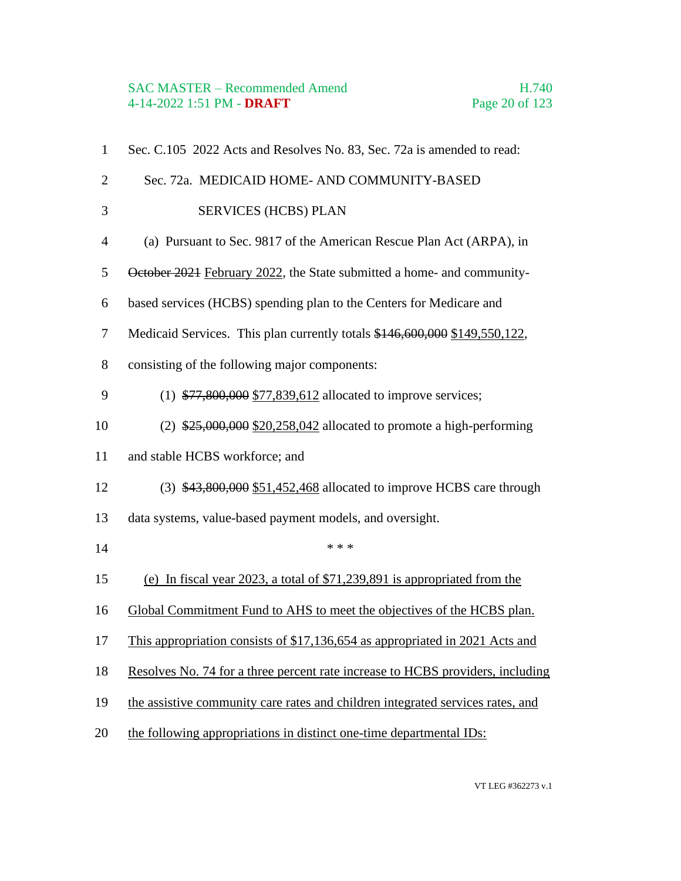Sec. C.105 2022 Acts and Resolves No. 83, Sec. 72a is amended to read:

Sec. 72a. MEDICAID HOME- AND COMMUNITY-BASED SERVICES (HCBS) PLAN

(a) Pursuant to Sec. 9817 of the American Rescue Plan Act (ARPA), in ~~October 2021~~ February 2022, the State submitted a home- and community-based services (HCBS) spending plan to the Centers for Medicare and Medicaid Services. This plan currently totals ~~$146,600,000~~ $149,550,122, consisting of the following major components:

(1) ~~$77,800,000~~ $77,839,612 allocated to improve services;

(2) ~~$25,000,000~~ $20,258,042 allocated to promote a high-performing and stable HCBS workforce; and

(3) ~~$43,800,000~~ $51,452,468 allocated to improve HCBS care through data systems, value-based payment models, and oversight.

\* \* \*

(e) In fiscal year 2023, a total of $71,239,891 is appropriated from the Global Commitment Fund to AHS to meet the objectives of the HCBS plan. This appropriation consists of $17,136,654 as appropriated in 2021 Acts and Resolves No. 74 for a three percent rate increase to HCBS providers, including the assistive community care rates and children integrated services rates, and the following appropriations in distinct one-time departmental IDs: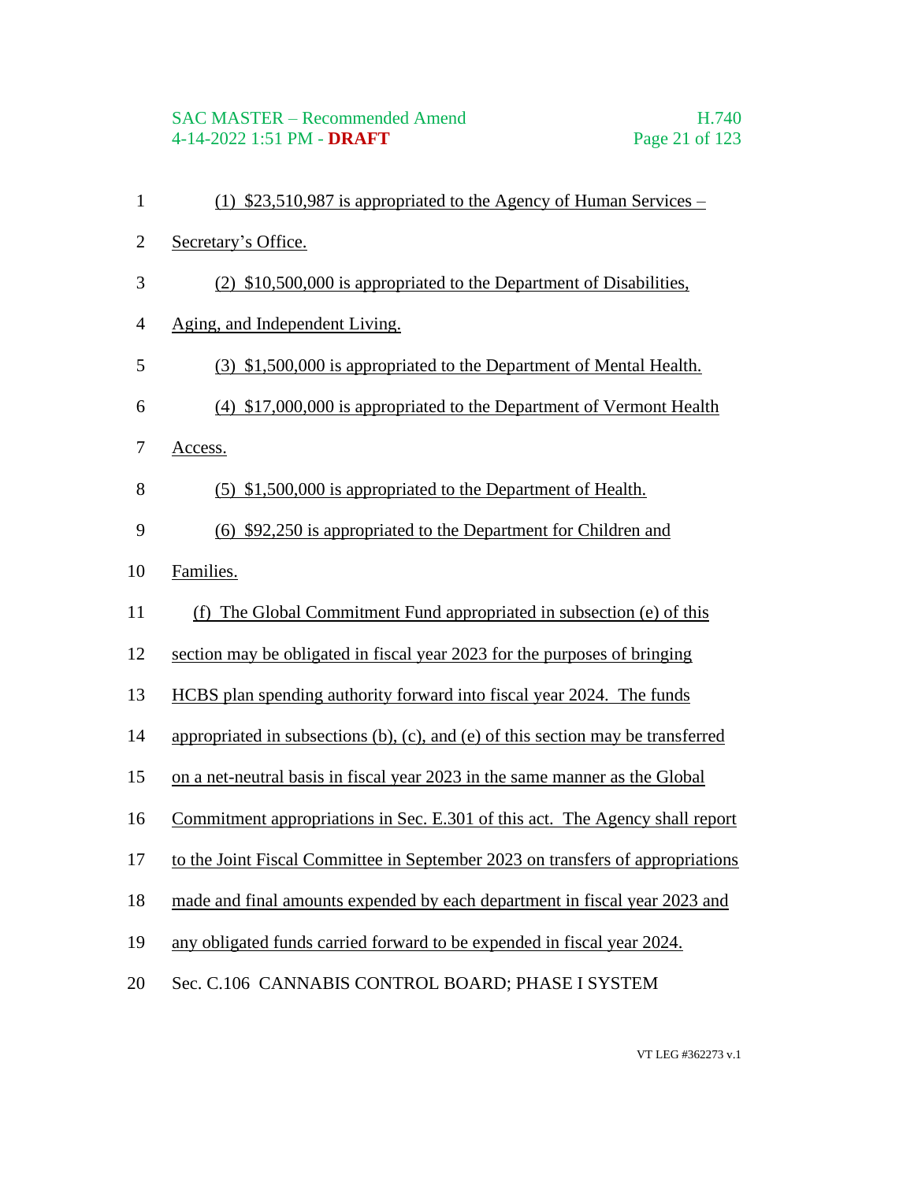(1) $23,510,987 is appropriated to the Agency of Human Services – Secretary's Office.

(2) $10,500,000 is appropriated to the Department of Disabilities, Aging, and Independent Living.

(3) $1,500,000 is appropriated to the Department of Mental Health.

(4) $17,000,000 is appropriated to the Department of Vermont Health Access.

(5) $1,500,000 is appropriated to the Department of Health.

(6) $92,250 is appropriated to the Department for Children and Families.

(f) The Global Commitment Fund appropriated in subsection (e) of this section may be obligated in fiscal year 2023 for the purposes of bringing HCBS plan spending authority forward into fiscal year 2024. The funds appropriated in subsections (b), (c), and (e) of this section may be transferred on a net-neutral basis in fiscal year 2023 in the same manner as the Global Commitment appropriations in Sec. E.301 of this act. The Agency shall report to the Joint Fiscal Committee in September 2023 on transfers of appropriations made and final amounts expended by each department in fiscal year 2023 and any obligated funds carried forward to be expended in fiscal year 2024.

Sec. C.106 CANNABIS CONTROL BOARD; PHASE I SYSTEM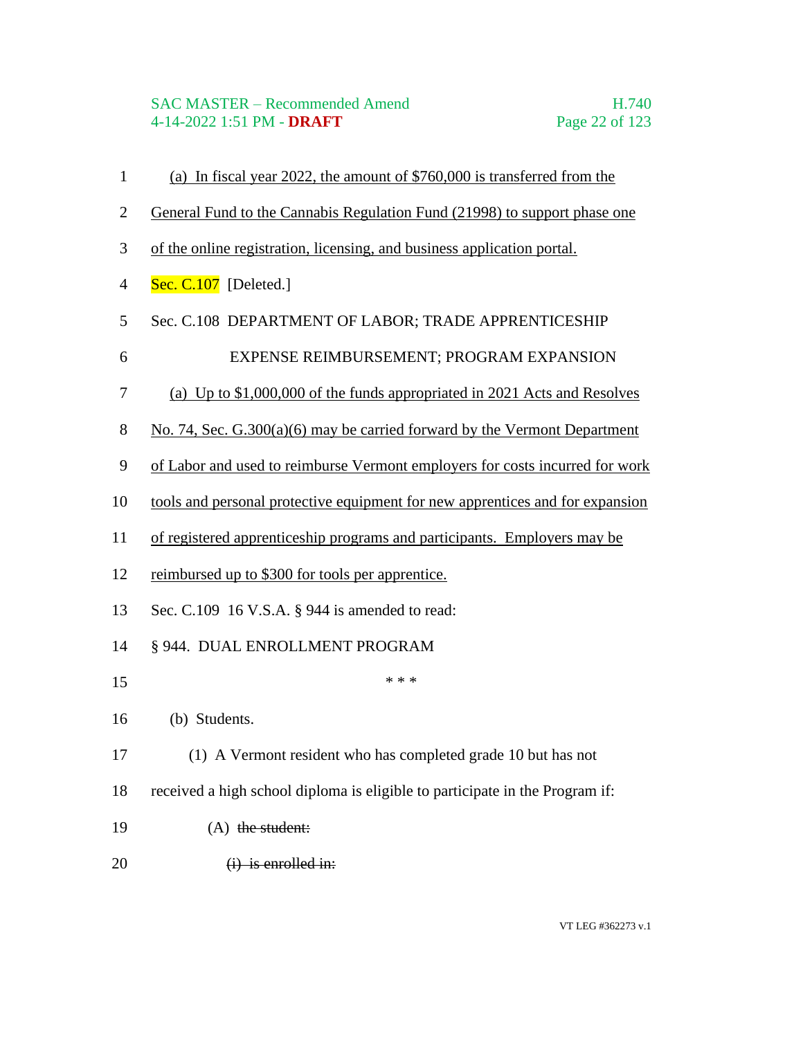(a) In fiscal year 2022, the amount of $760,000 is transferred from the General Fund to the Cannabis Regulation Fund (21998) to support phase one of the online registration, licensing, and business application portal.

Sec. C.107 [Deleted.]

Sec. C.108 DEPARTMENT OF LABOR; TRADE APPRENTICESHIP EXPENSE REIMBURSEMENT; PROGRAM EXPANSION

(a) Up to $1,000,000 of the funds appropriated in 2021 Acts and Resolves No. 74, Sec. G.300(a)(6) may be carried forward by the Vermont Department of Labor and used to reimburse Vermont employers for costs incurred for work tools and personal protective equipment for new apprentices and for expansion of registered apprenticeship programs and participants. Employers may be reimbursed up to $300 for tools per apprentice.

Sec. C.109 16 V.S.A. § 944 is amended to read:

§ 944. DUAL ENROLLMENT PROGRAM

\* \* \*

(b) Students.

(1) A Vermont resident who has completed grade 10 but has not received a high school diploma is eligible to participate in the Program if:

(A) ~~the student:~~

~~(i) is enrolled in:~~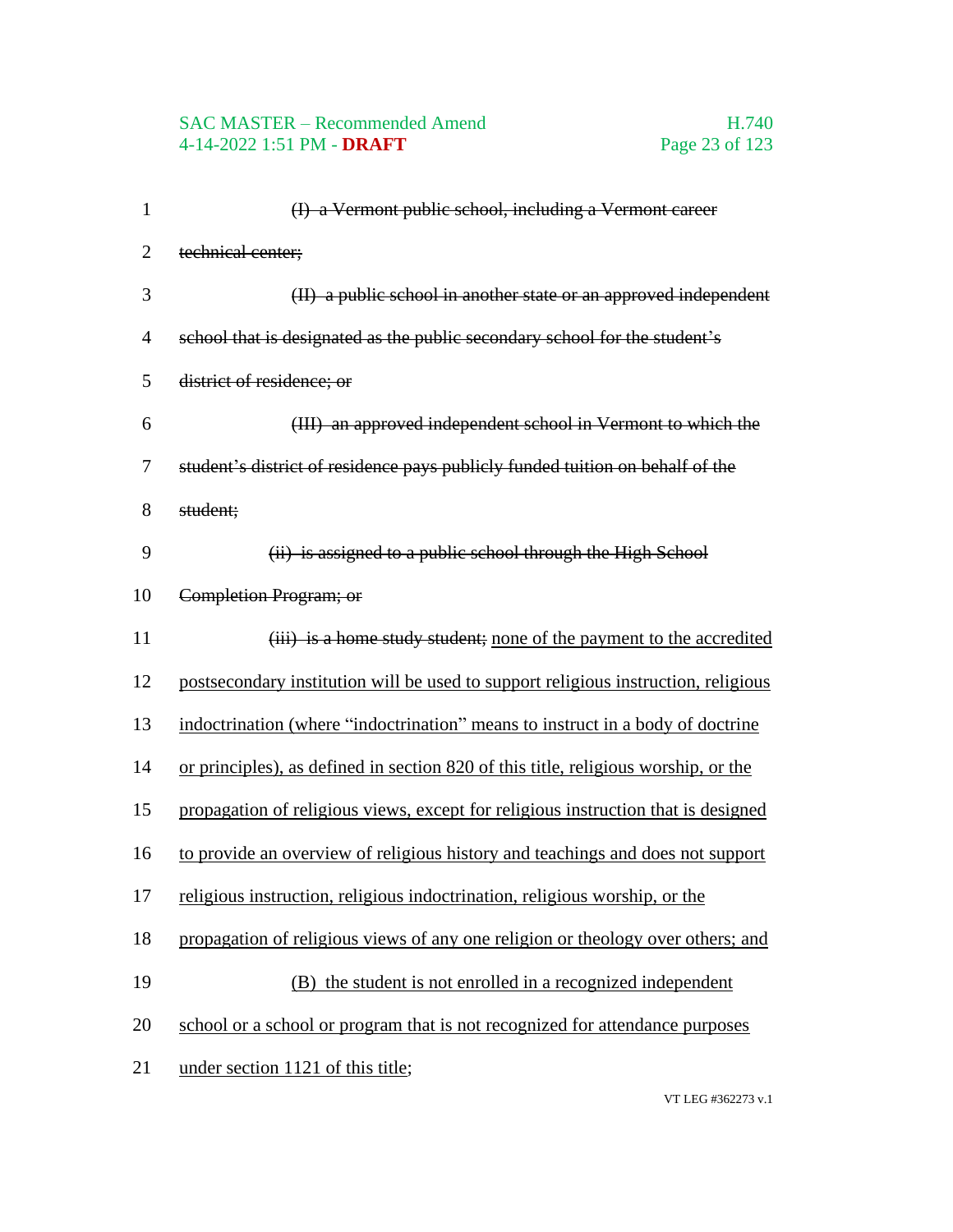~~(I) a Vermont public school, including a Vermont career technical center;~~

~~(II) a public school in another state or an approved independent school that is designated as the public secondary school for the student's district of residence; or~~

~~(III) an approved independent school in Vermont to which the student's district of residence pays publicly funded tuition on behalf of the student;~~

~~(ii) is assigned to a public school through the High School Completion Program; or~~

~~(iii) is a home study student;~~ <u>none of the payment to the accredited postsecondary institution will be used to support religious instruction, religious indoctrination (where "indoctrination" means to instruct in a body of doctrine or principles), as defined in section 820 of this title, religious worship, or the propagation of religious views, except for religious instruction that is designed to provide an overview of religious history and teachings and does not support religious instruction, religious indoctrination, religious worship, or the propagation of religious views of any one religion or theology over others; and</u>

<u>(B) the student is not enrolled in a recognized independent school or a school or program that is not recognized for attendance purposes under section 1121 of this title</u>;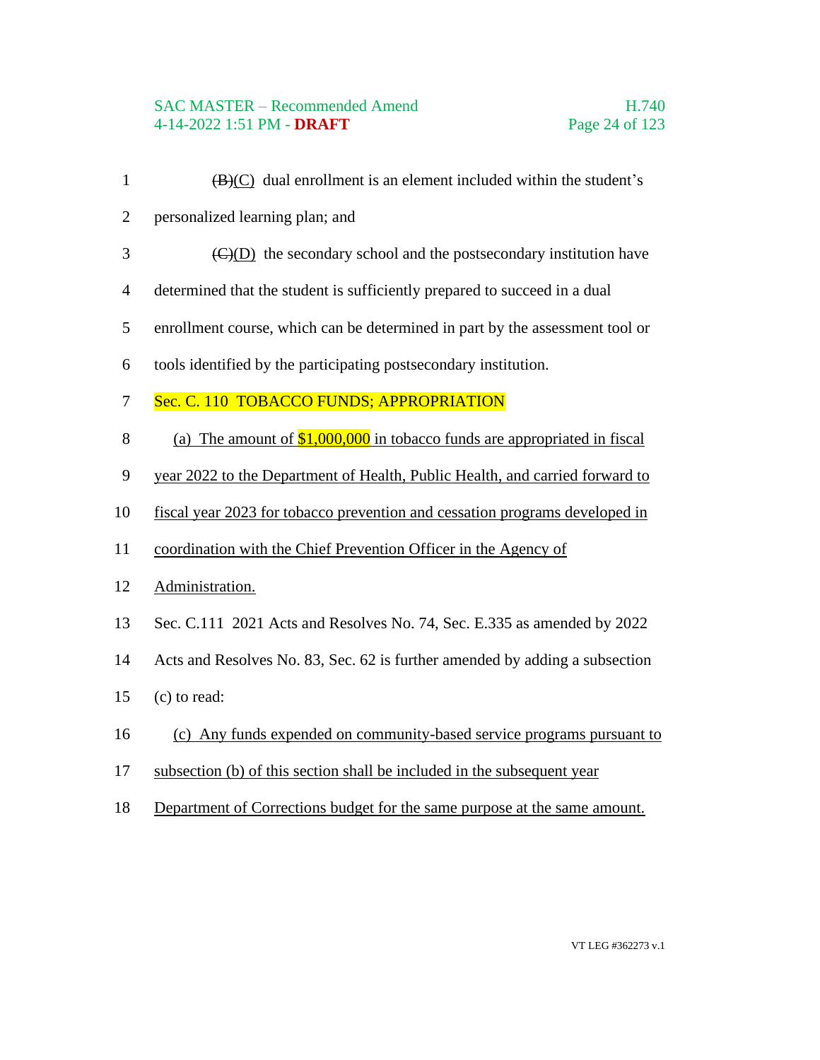~~(B)~~(C) dual enrollment is an element included within the student's personalized learning plan; and

~~(C)~~(D) the secondary school and the postsecondary institution have determined that the student is sufficiently prepared to succeed in a dual enrollment course, which can be determined in part by the assessment tool or tools identified by the participating postsecondary institution.

Sec. C. 110 TOBACCO FUNDS; APPROPRIATION

(a) The amount of $1,000,000 in tobacco funds are appropriated in fiscal year 2022 to the Department of Health, Public Health, and carried forward to fiscal year 2023 for tobacco prevention and cessation programs developed in coordination with the Chief Prevention Officer in the Agency of Administration.

Sec. C.111 2021 Acts and Resolves No. 74, Sec. E.335 as amended by 2022 Acts and Resolves No. 83, Sec. 62 is further amended by adding a subsection (c) to read:

(c) Any funds expended on community-based service programs pursuant to subsection (b) of this section shall be included in the subsequent year Department of Corrections budget for the same purpose at the same amount.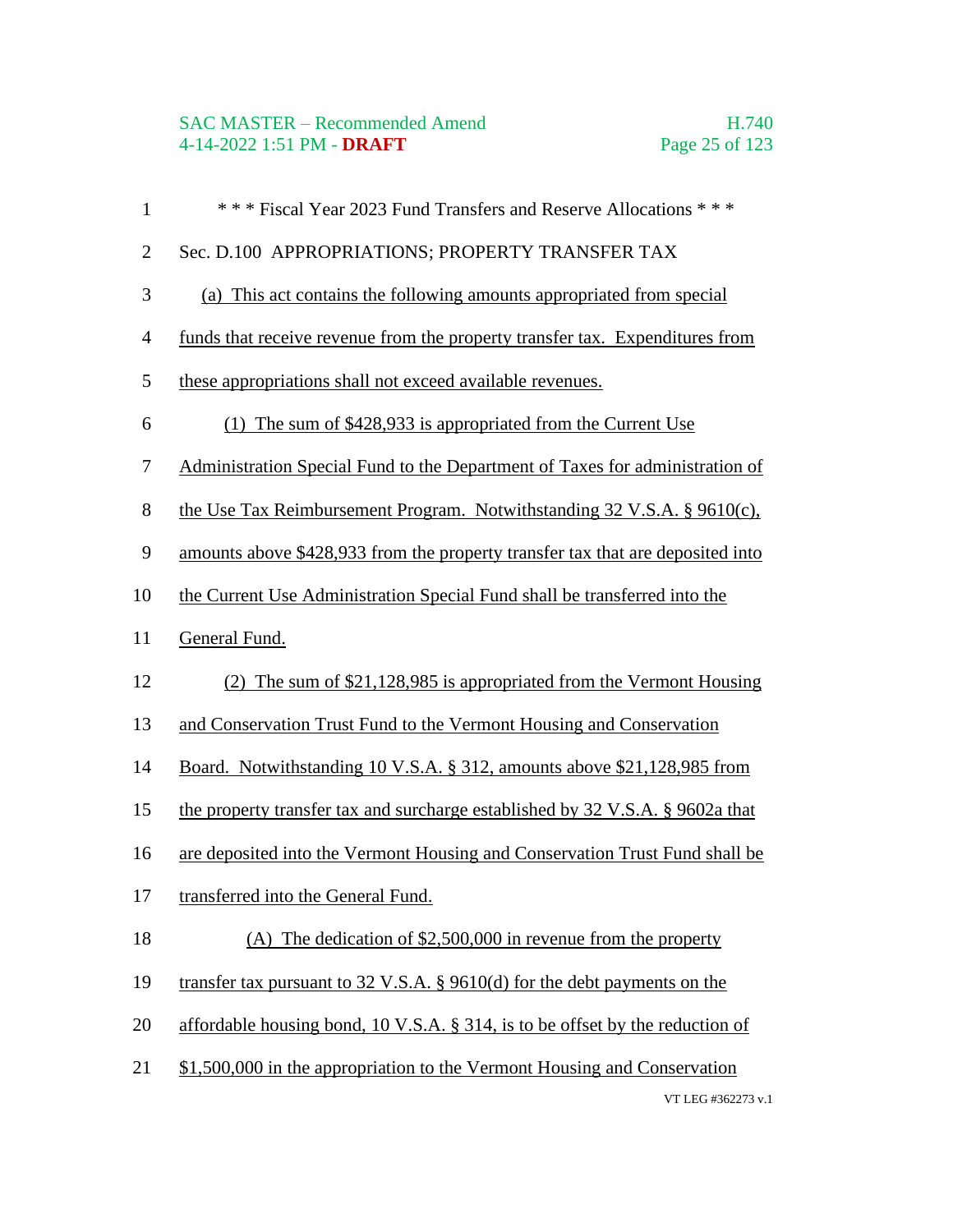\* \* \* Fiscal Year 2023 Fund Transfers and Reserve Allocations \* \* \*

Sec. D.100 APPROPRIATIONS; PROPERTY TRANSFER TAX

(a) This act contains the following amounts appropriated from special funds that receive revenue from the property transfer tax. Expenditures from these appropriations shall not exceed available revenues.

(1) The sum of $428,933 is appropriated from the Current Use Administration Special Fund to the Department of Taxes for administration of the Use Tax Reimbursement Program. Notwithstanding 32 V.S.A. § 9610(c), amounts above $428,933 from the property transfer tax that are deposited into the Current Use Administration Special Fund shall be transferred into the General Fund.

(2) The sum of $21,128,985 is appropriated from the Vermont Housing and Conservation Trust Fund to the Vermont Housing and Conservation Board. Notwithstanding 10 V.S.A. § 312, amounts above $21,128,985 from the property transfer tax and surcharge established by 32 V.S.A. § 9602a that are deposited into the Vermont Housing and Conservation Trust Fund shall be transferred into the General Fund.

(A) The dedication of $2,500,000 in revenue from the property transfer tax pursuant to 32 V.S.A. § 9610(d) for the debt payments on the affordable housing bond, 10 V.S.A. § 314, is to be offset by the reduction of $1,500,000 in the appropriation to the Vermont Housing and Conservation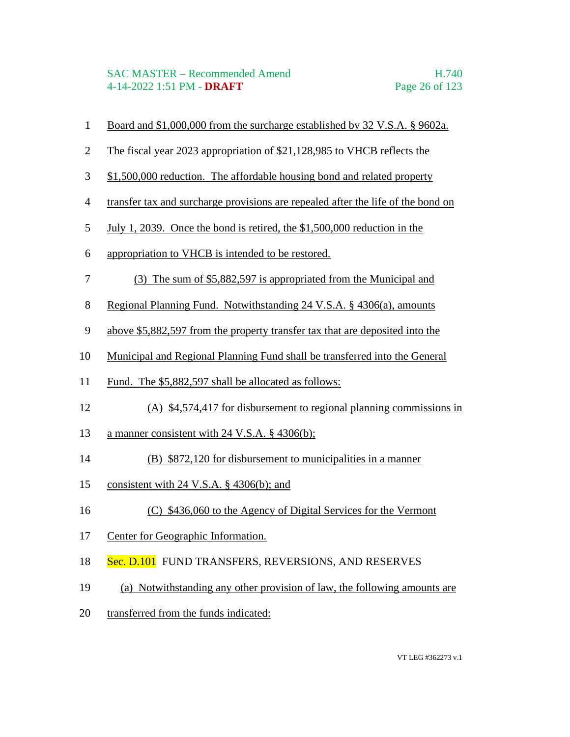Board and $1,000,000 from the surcharge established by 32 V.S.A. § 9602a. The fiscal year 2023 appropriation of $21,128,985 to VHCB reflects the $1,500,000 reduction. The affordable housing bond and related property transfer tax and surcharge provisions are repealed after the life of the bond on July 1, 2039. Once the bond is retired, the $1,500,000 reduction in the appropriation to VHCB is intended to be restored.

(3) The sum of $5,882,597 is appropriated from the Municipal and Regional Planning Fund. Notwithstanding 24 V.S.A. § 4306(a), amounts above $5,882,597 from the property transfer tax that are deposited into the Municipal and Regional Planning Fund shall be transferred into the General Fund. The $5,882,597 shall be allocated as follows:

(A) $4,574,417 for disbursement to regional planning commissions in a manner consistent with 24 V.S.A. § 4306(b);

(B) $872,120 for disbursement to municipalities in a manner consistent with 24 V.S.A. § 4306(b); and

(C) $436,060 to the Agency of Digital Services for the Vermont Center for Geographic Information.

Sec. D.101 FUND TRANSFERS, REVERSIONS, AND RESERVES

(a) Notwithstanding any other provision of law, the following amounts are transferred from the funds indicated: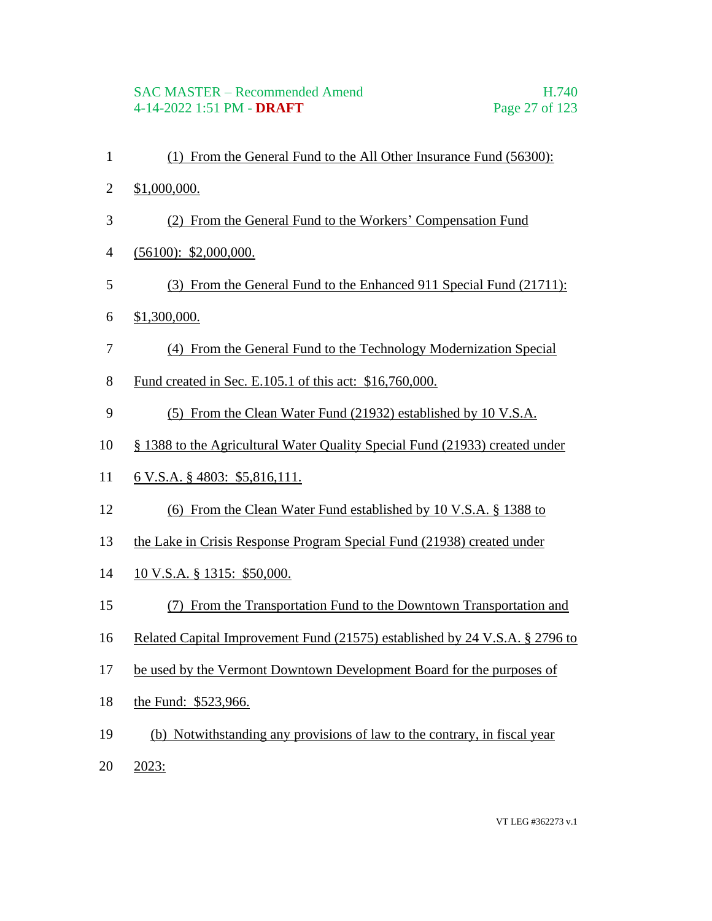(1) From the General Fund to the All Other Insurance Fund (56300): $1,000,000.

(2) From the General Fund to the Workers' Compensation Fund (56100): $2,000,000.

(3) From the General Fund to the Enhanced 911 Special Fund (21711): $1,300,000.

(4) From the General Fund to the Technology Modernization Special Fund created in Sec. E.105.1 of this act: $16,760,000.

(5) From the Clean Water Fund (21932) established by 10 V.S.A. § 1388 to the Agricultural Water Quality Special Fund (21933) created under 6 V.S.A. § 4803: $5,816,111.

(6) From the Clean Water Fund established by 10 V.S.A. § 1388 to the Lake in Crisis Response Program Special Fund (21938) created under 10 V.S.A. § 1315: $50,000.

(7) From the Transportation Fund to the Downtown Transportation and Related Capital Improvement Fund (21575) established by 24 V.S.A. § 2796 to be used by the Vermont Downtown Development Board for the purposes of the Fund: $523,966.

(b) Notwithstanding any provisions of law to the contrary, in fiscal year 2023: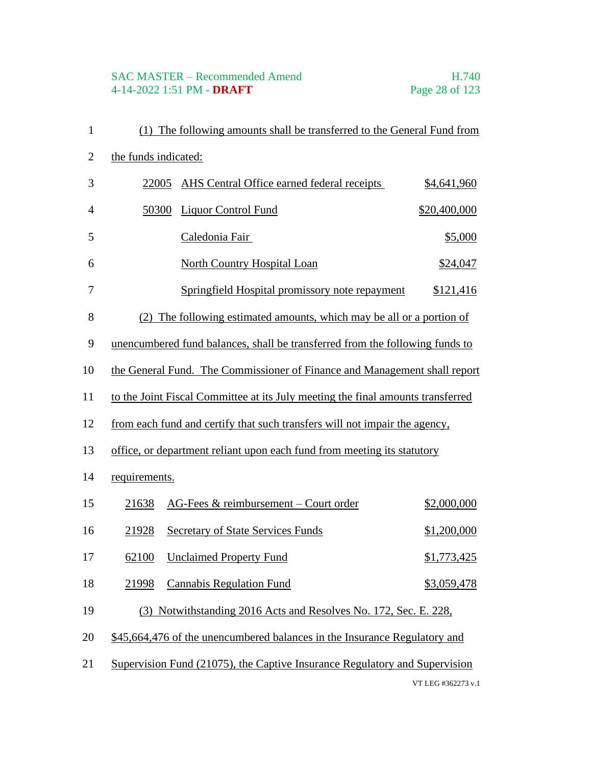(1) The following amounts shall be transferred to the General Fund from the funds indicated:

| | | |
|---|---|---|
| 22005 | AHS Central Office earned federal receipts | $4,641,960 |
| 50300 | Liquor Control Fund | $20,400,000 |
| | Caledonia Fair | $5,000 |
| | North Country Hospital Loan | $24,047 |
| | Springfield Hospital promissory note repayment | $121,416 |

(2) The following estimated amounts, which may be all or a portion of unencumbered fund balances, shall be transferred from the following funds to the General Fund. The Commissioner of Finance and Management shall report to the Joint Fiscal Committee at its July meeting the final amounts transferred from each fund and certify that such transfers will not impair the agency, office, or department reliant upon each fund from meeting its statutory requirements.

| | | |
|---|---|---|
| 21638 | AG-Fees & reimbursement – Court order | $2,000,000 |
| 21928 | Secretary of State Services Funds | $1,200,000 |
| 62100 | Unclaimed Property Fund | $1,773,425 |
| 21998 | Cannabis Regulation Fund | $3,059,478 |

(3) Notwithstanding 2016 Acts and Resolves No. 172, Sec. E. 228, $45,664,476 of the unencumbered balances in the Insurance Regulatory and Supervision Fund (21075), the Captive Insurance Regulatory and Supervision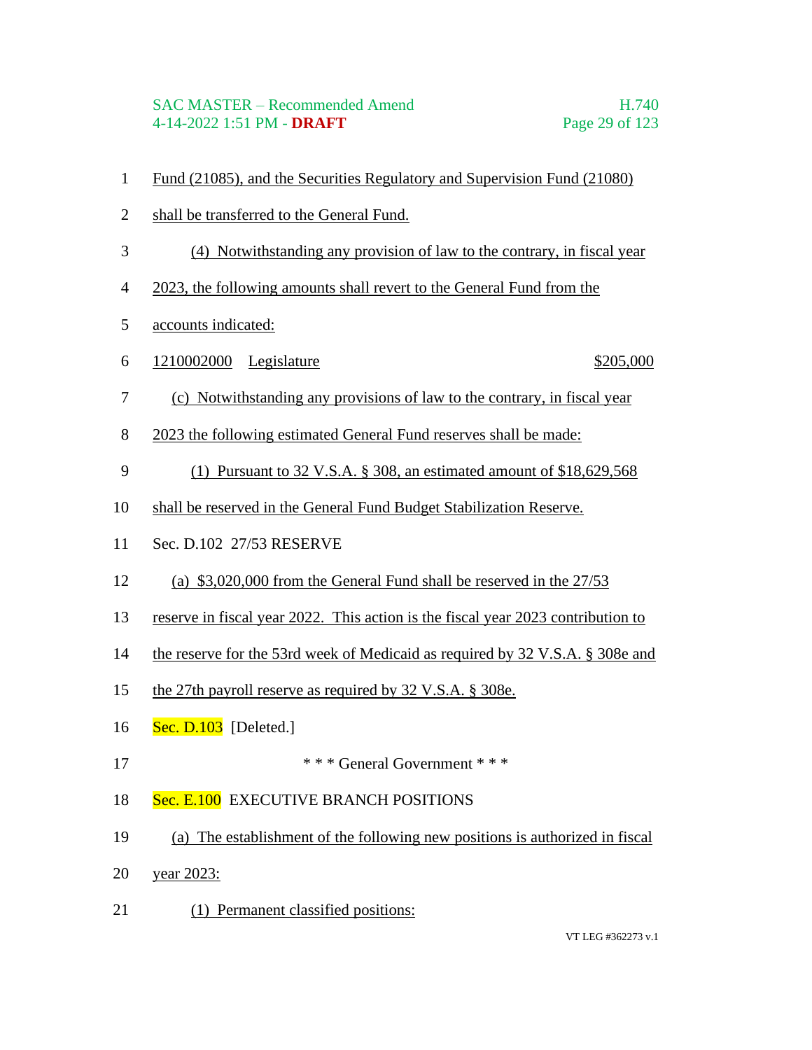Fund (21085), and the Securities Regulatory and Supervision Fund (21080) shall be transferred to the General Fund.

(4) Notwithstanding any provision of law to the contrary, in fiscal year 2023, the following amounts shall revert to the General Fund from the accounts indicated:

| | | |
|---|---|---|
| 1210002000 | Legislature | $205,000 |

(c) Notwithstanding any provisions of law to the contrary, in fiscal year 2023 the following estimated General Fund reserves shall be made:

(1) Pursuant to 32 V.S.A. § 308, an estimated amount of $18,629,568 shall be reserved in the General Fund Budget Stabilization Reserve.

Sec. D.102 27/53 RESERVE

(a) $3,020,000 from the General Fund shall be reserved in the 27/53 reserve in fiscal year 2022. This action is the fiscal year 2023 contribution to the reserve for the 53rd week of Medicaid as required by 32 V.S.A. § 308e and the 27th payroll reserve as required by 32 V.S.A. § 308e.

Sec. D.103 [Deleted.]

\* \* \* General Government \* \* \*

Sec. E.100 EXECUTIVE BRANCH POSITIONS

(a) The establishment of the following new positions is authorized in fiscal year 2023:

(1) Permanent classified positions: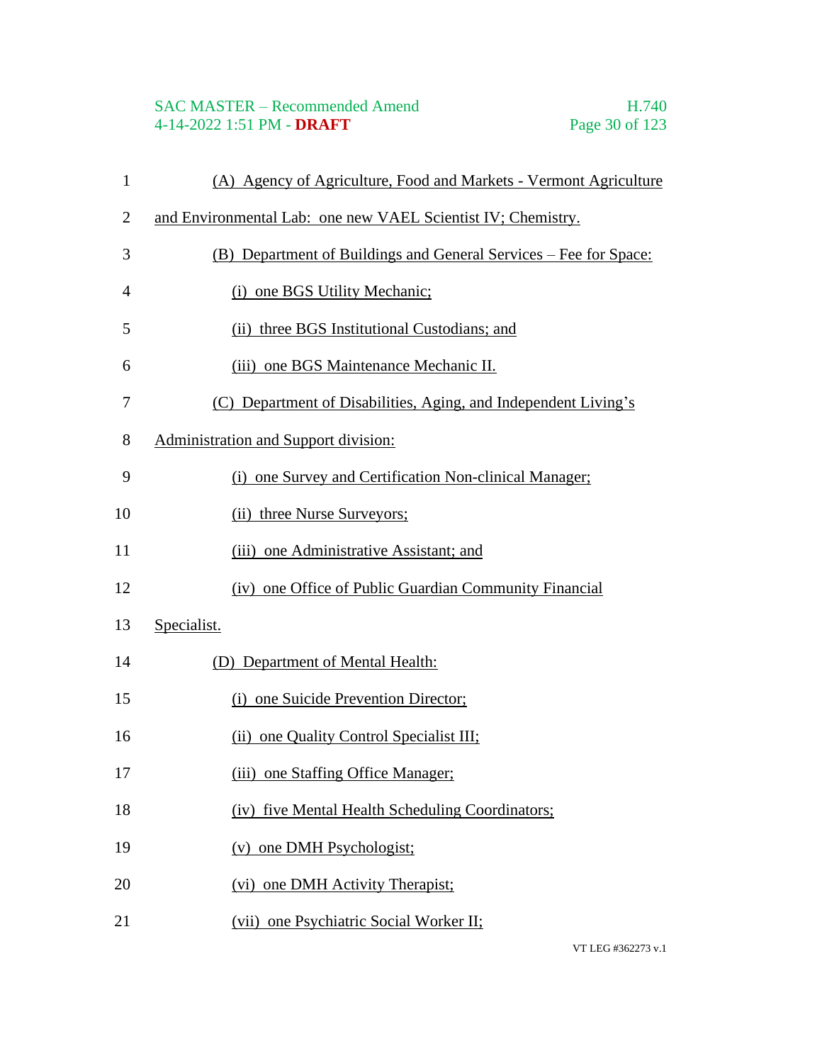(A) Agency of Agriculture, Food and Markets - Vermont Agriculture and Environmental Lab: one new VAEL Scientist IV; Chemistry.

(B) Department of Buildings and General Services – Fee for Space:

(i) one BGS Utility Mechanic;

(ii) three BGS Institutional Custodians; and

(iii) one BGS Maintenance Mechanic II.

(C) Department of Disabilities, Aging, and Independent Living's Administration and Support division:

(i) one Survey and Certification Non-clinical Manager;

(ii) three Nurse Surveyors;

(iii) one Administrative Assistant; and

(iv) one Office of Public Guardian Community Financial Specialist.

(D) Department of Mental Health:

(i) one Suicide Prevention Director;

(ii) one Quality Control Specialist III;

(iii) one Staffing Office Manager;

(iv) five Mental Health Scheduling Coordinators;

(v) one DMH Psychologist;

(vi) one DMH Activity Therapist;

(vii) one Psychiatric Social Worker II;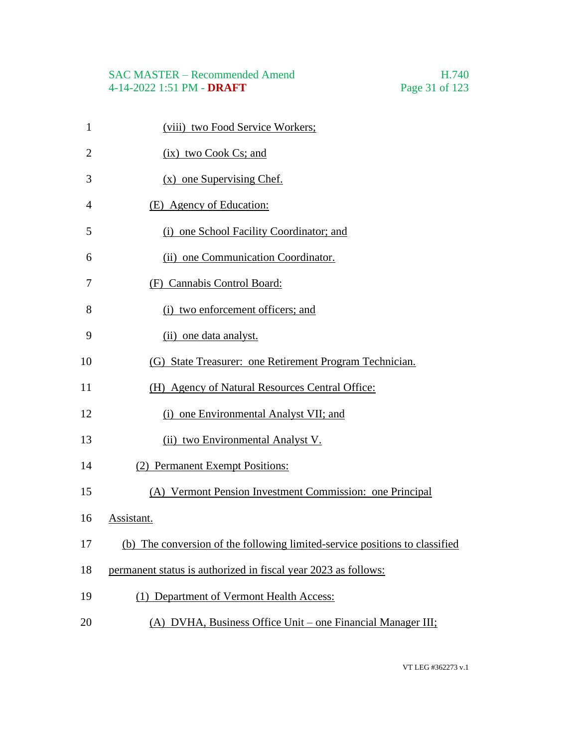(viii) two Food Service Workers;

(ix) two Cook Cs; and

(x) one Supervising Chef.

(E) Agency of Education:

(i) one School Facility Coordinator; and

(ii) one Communication Coordinator.

(F) Cannabis Control Board:

(i) two enforcement officers; and

(ii) one data analyst.

(G) State Treasurer: one Retirement Program Technician.

(H) Agency of Natural Resources Central Office:

(i) one Environmental Analyst VII; and

(ii) two Environmental Analyst V.

(2) Permanent Exempt Positions:

(A) Vermont Pension Investment Commission: one Principal Assistant.

(b) The conversion of the following limited-service positions to classified permanent status is authorized in fiscal year 2023 as follows:

(1) Department of Vermont Health Access:

(A) DVHA, Business Office Unit – one Financial Manager III;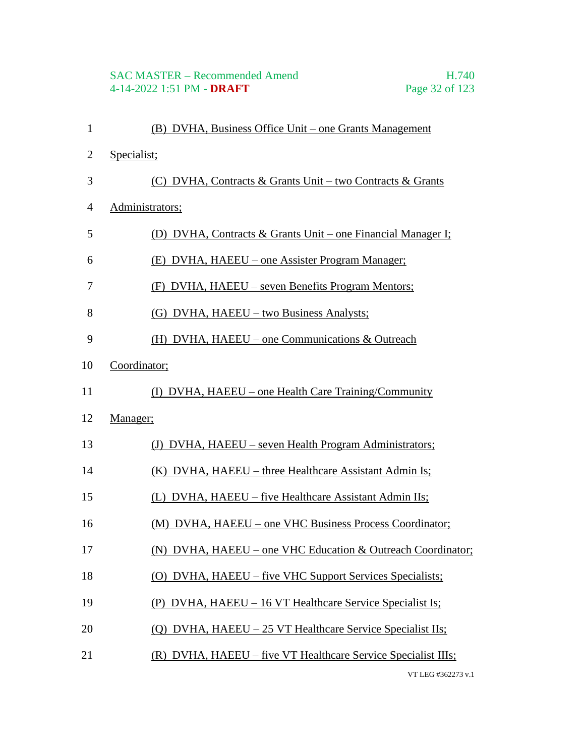(B) DVHA, Business Office Unit – one Grants Management Specialist;

(C) DVHA, Contracts & Grants Unit – two Contracts & Grants Administrators;

(D) DVHA, Contracts & Grants Unit – one Financial Manager I;

(E) DVHA, HAEEU – one Assister Program Manager;

(F) DVHA, HAEEU – seven Benefits Program Mentors;

(G) DVHA, HAEEU – two Business Analysts;

(H) DVHA, HAEEU – one Communications & Outreach Coordinator;

(I) DVHA, HAEEU – one Health Care Training/Community Manager;

(J) DVHA, HAEEU – seven Health Program Administrators;

(K) DVHA, HAEEU – three Healthcare Assistant Admin Is;

(L) DVHA, HAEEU – five Healthcare Assistant Admin IIs;

(M) DVHA, HAEEU – one VHC Business Process Coordinator;

(N) DVHA, HAEEU – one VHC Education & Outreach Coordinator;

(O) DVHA, HAEEU – five VHC Support Services Specialists;

(P) DVHA, HAEEU – 16 VT Healthcare Service Specialist Is;

(Q) DVHA, HAEEU – 25 VT Healthcare Service Specialist IIs;

(R) DVHA, HAEEU – five VT Healthcare Service Specialist IIIs;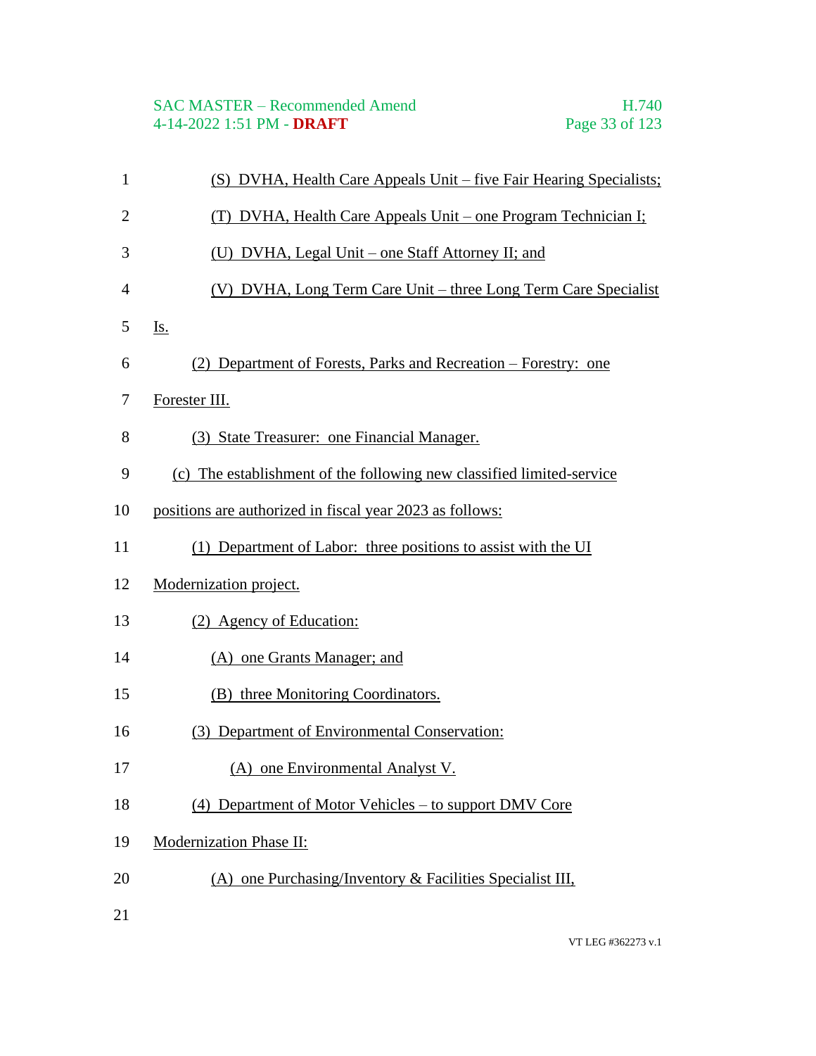(S) DVHA, Health Care Appeals Unit – five Fair Hearing Specialists;

(T) DVHA, Health Care Appeals Unit – one Program Technician I;

(U) DVHA, Legal Unit – one Staff Attorney II; and

(V) DVHA, Long Term Care Unit – three Long Term Care Specialist Is.

(2) Department of Forests, Parks and Recreation – Forestry: one Forester III.

(3) State Treasurer: one Financial Manager.

(c) The establishment of the following new classified limited-service positions are authorized in fiscal year 2023 as follows:

(1) Department of Labor: three positions to assist with the UI Modernization project.

(2) Agency of Education:

(A) one Grants Manager; and

(B) three Monitoring Coordinators.

(3) Department of Environmental Conservation:

(A) one Environmental Analyst V.

(4) Department of Motor Vehicles – to support DMV Core Modernization Phase II:

(A) one Purchasing/Inventory & Facilities Specialist III,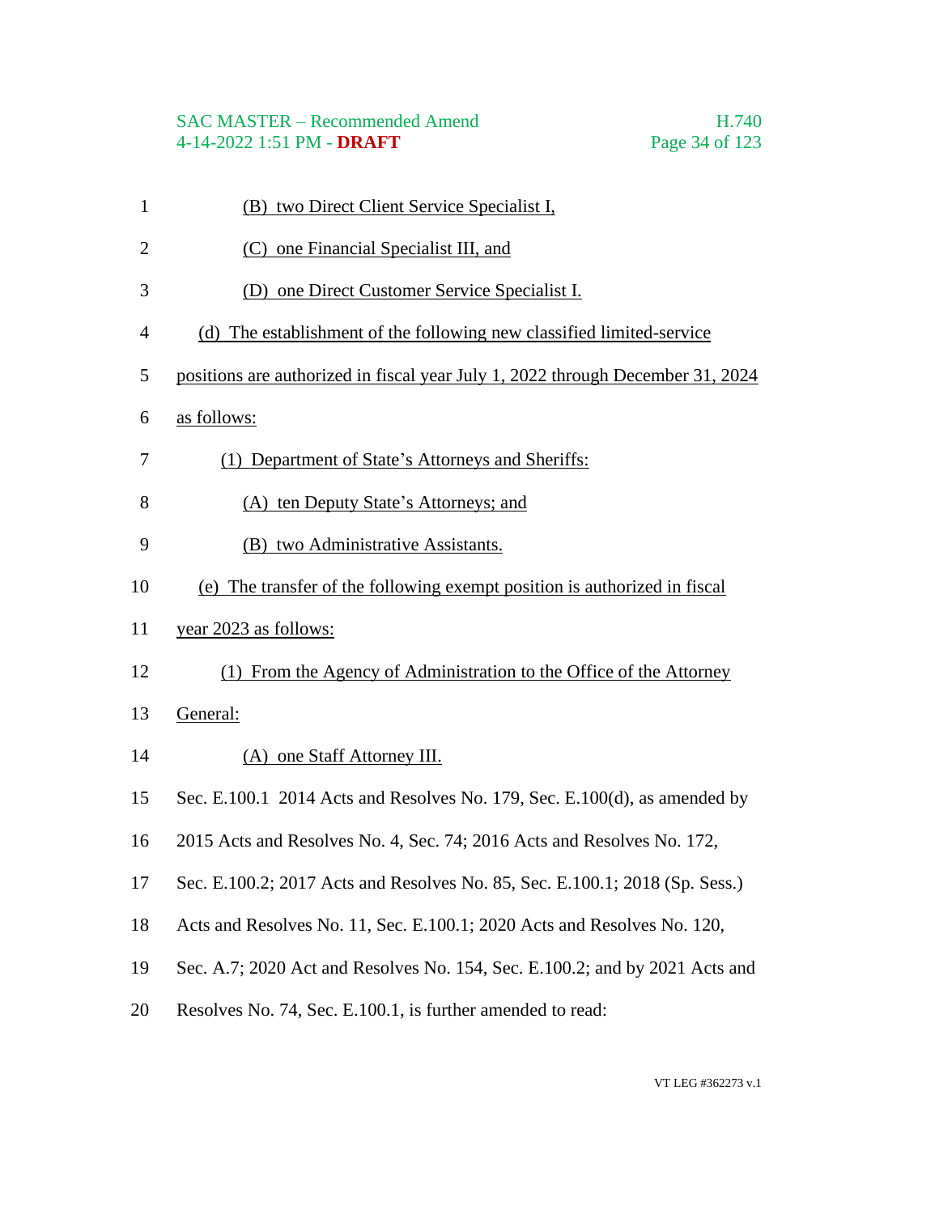(B) two Direct Client Service Specialist I,

(C) one Financial Specialist III, and

(D) one Direct Customer Service Specialist I.

(d) The establishment of the following new classified limited-service positions are authorized in fiscal year July 1, 2022 through December 31, 2024 as follows:

(1) Department of State's Attorneys and Sheriffs:

(A) ten Deputy State's Attorneys; and

(B) two Administrative Assistants.

(e) The transfer of the following exempt position is authorized in fiscal year 2023 as follows:

(1) From the Agency of Administration to the Office of the Attorney General:

(A) one Staff Attorney III.

Sec. E.100.1 2014 Acts and Resolves No. 179, Sec. E.100(d), as amended by 2015 Acts and Resolves No. 4, Sec. 74; 2016 Acts and Resolves No. 172, Sec. E.100.2; 2017 Acts and Resolves No. 85, Sec. E.100.1; 2018 (Sp. Sess.) Acts and Resolves No. 11, Sec. E.100.1; 2020 Acts and Resolves No. 120, Sec. A.7; 2020 Act and Resolves No. 154, Sec. E.100.2; and by 2021 Acts and Resolves No. 74, Sec. E.100.1, is further amended to read: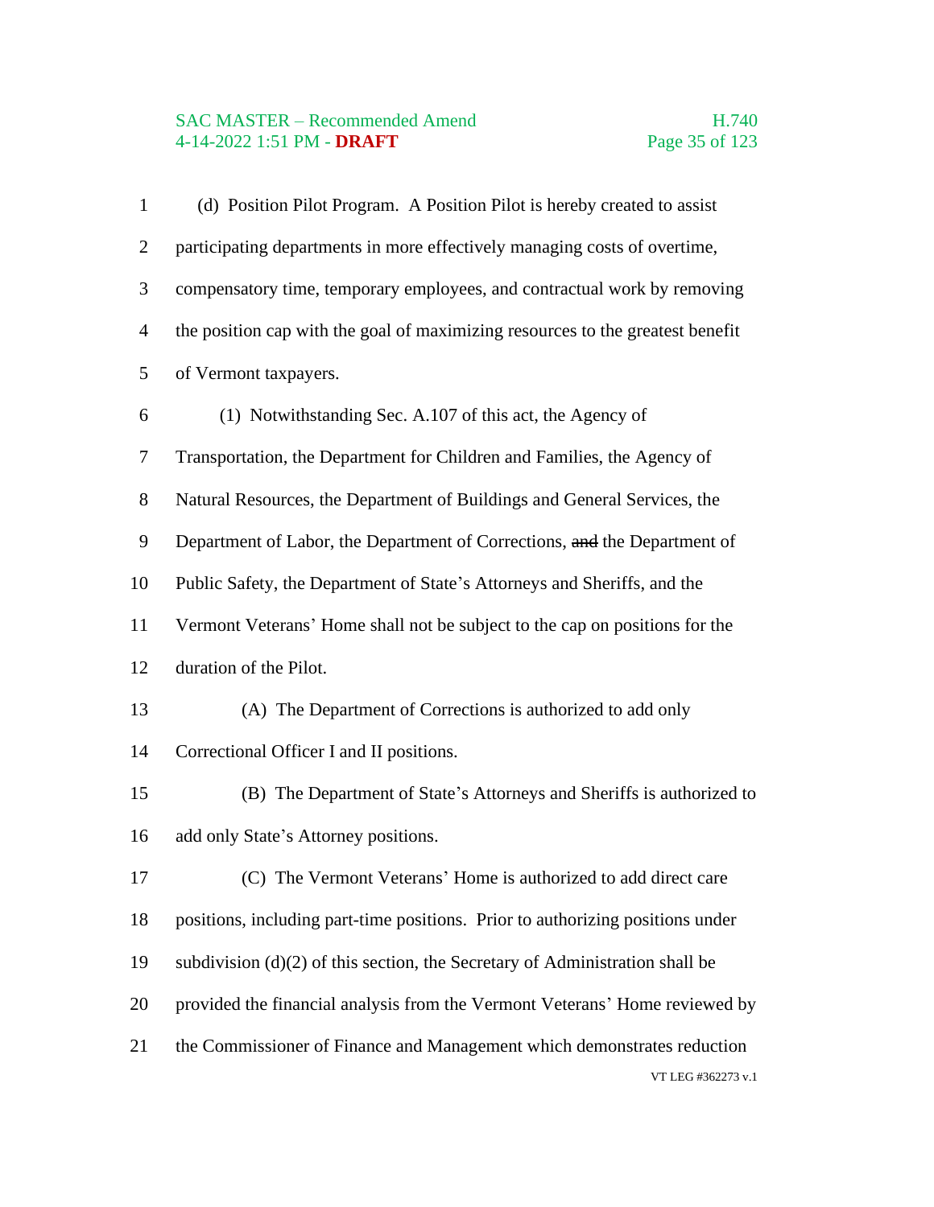(d) Position Pilot Program. A Position Pilot is hereby created to assist participating departments in more effectively managing costs of overtime, compensatory time, temporary employees, and contractual work by removing the position cap with the goal of maximizing resources to the greatest benefit of Vermont taxpayers.

(1) Notwithstanding Sec. A.107 of this act, the Agency of Transportation, the Department for Children and Families, the Agency of Natural Resources, the Department of Buildings and General Services, the Department of Labor, the Department of Corrections, ~~and~~ the Department of Public Safety, the Department of State's Attorneys and Sheriffs, and the Vermont Veterans' Home shall not be subject to the cap on positions for the duration of the Pilot.

(A) The Department of Corrections is authorized to add only Correctional Officer I and II positions.

(B) The Department of State's Attorneys and Sheriffs is authorized to add only State's Attorney positions.

(C) The Vermont Veterans' Home is authorized to add direct care positions, including part-time positions. Prior to authorizing positions under subdivision (d)(2) of this section, the Secretary of Administration shall be provided the financial analysis from the Vermont Veterans' Home reviewed by the Commissioner of Finance and Management which demonstrates reduction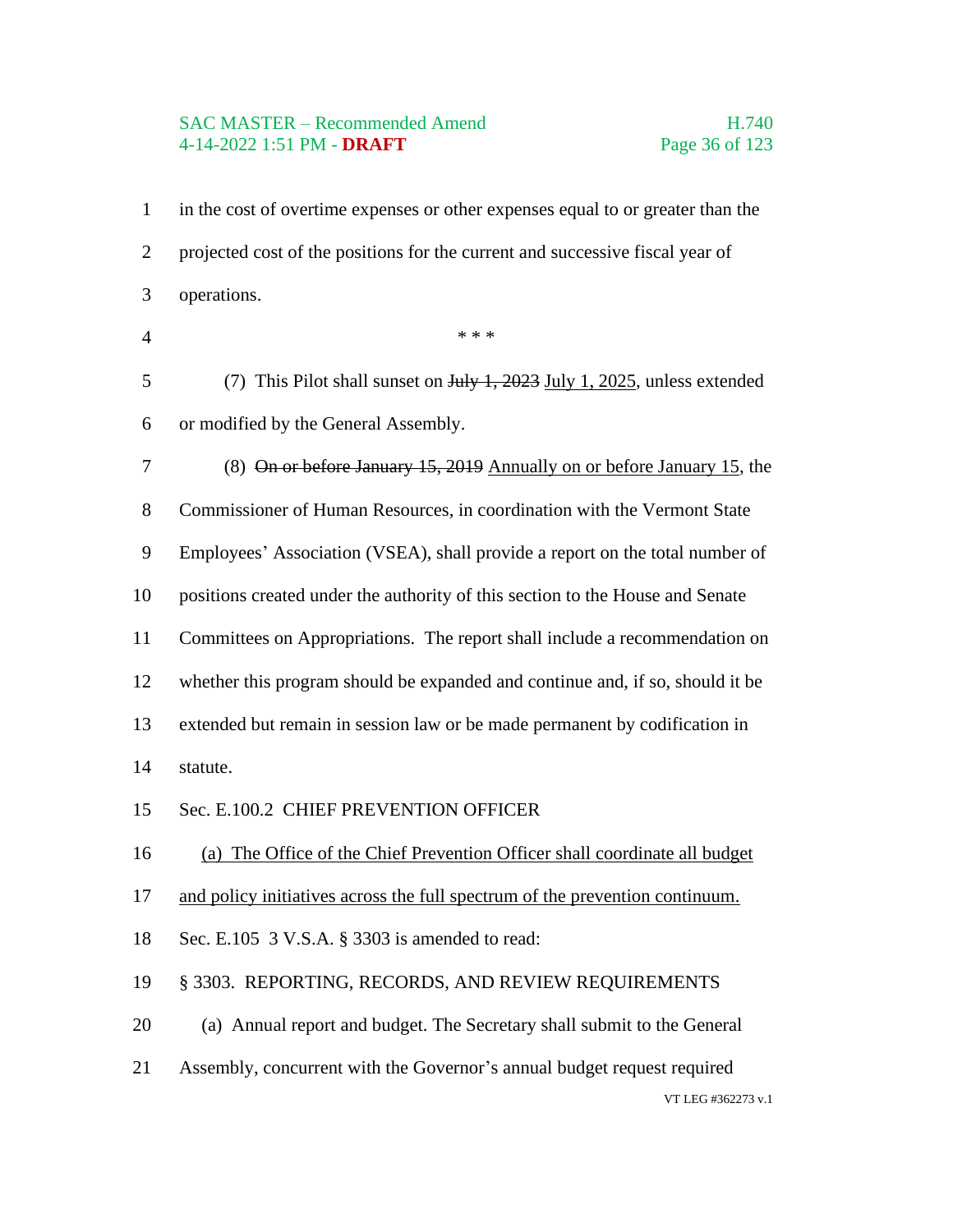in the cost of overtime expenses or other expenses equal to or greater than the projected cost of the positions for the current and successive fiscal year of operations.

\* \* \*

(7) This Pilot shall sunset on ~~July 1, 2023~~ <u>July 1, 2025</u>, unless extended or modified by the General Assembly.

(8) ~~On or before January 15, 2019~~ <u>Annually on or before January 15</u>, the Commissioner of Human Resources, in coordination with the Vermont State Employees' Association (VSEA), shall provide a report on the total number of positions created under the authority of this section to the House and Senate Committees on Appropriations. The report shall include a recommendation on whether this program should be expanded and continue and, if so, should it be extended but remain in session law or be made permanent by codification in statute.

Sec. E.100.2 CHIEF PREVENTION OFFICER

<u>(a) The Office of the Chief Prevention Officer shall coordinate all budget and policy initiatives across the full spectrum of the prevention continuum.</u>

Sec. E.105 3 V.S.A. § 3303 is amended to read:

§ 3303. REPORTING, RECORDS, AND REVIEW REQUIREMENTS

(a) Annual report and budget. The Secretary shall submit to the General Assembly, concurrent with the Governor's annual budget request required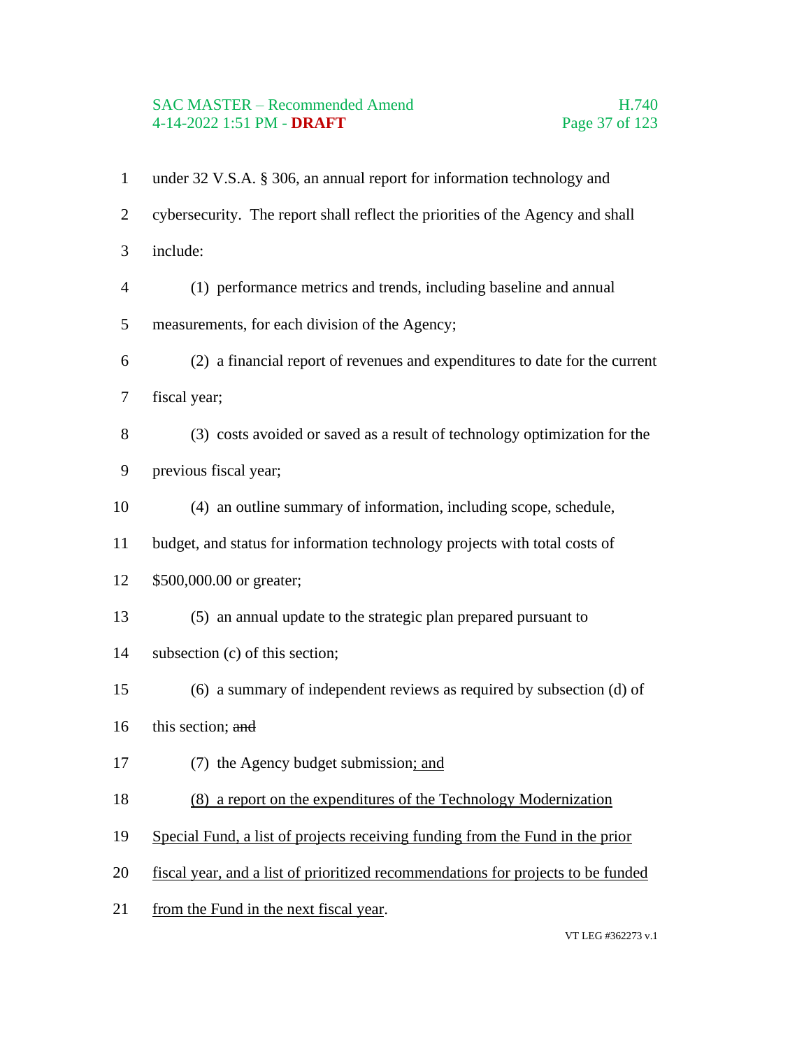under 32 V.S.A. § 306, an annual report for information technology and cybersecurity. The report shall reflect the priorities of the Agency and shall include:

(1) performance metrics and trends, including baseline and annual measurements, for each division of the Agency;

(2) a financial report of revenues and expenditures to date for the current fiscal year;

(3) costs avoided or saved as a result of technology optimization for the previous fiscal year;

(4) an outline summary of information, including scope, schedule, budget, and status for information technology projects with total costs of $500,000.00 or greater;

(5) an annual update to the strategic plan prepared pursuant to subsection (c) of this section;

(6) a summary of independent reviews as required by subsection (d) of this section; ~~and~~

(7) the Agency budget submission<u>; and</u>

<u>(8) a report on the expenditures of the Technology Modernization Special Fund, a list of projects receiving funding from the Fund in the prior fiscal year, and a list of prioritized recommendations for projects to be funded from the Fund in the next fiscal year</u>.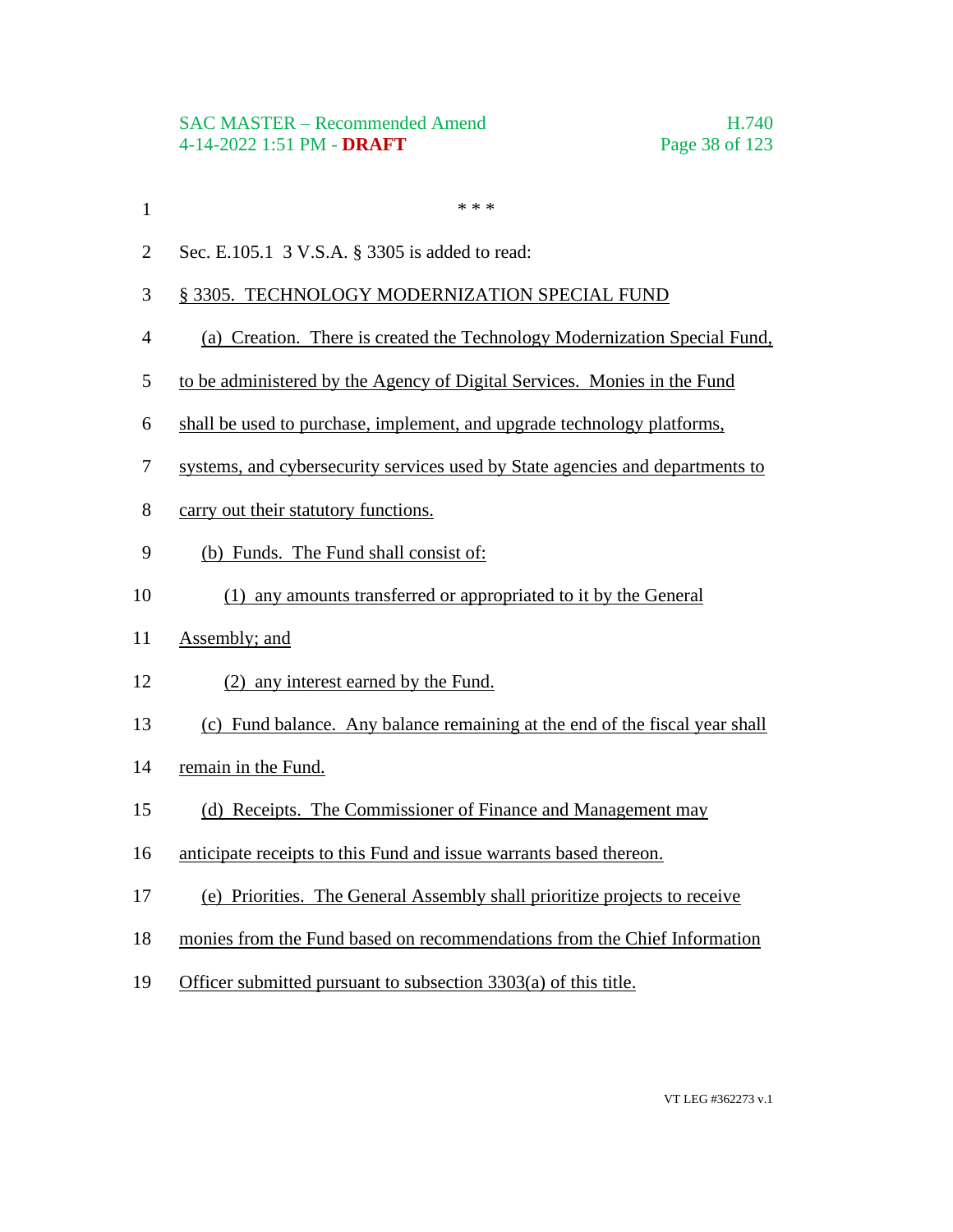\* \* \*

Sec. E.105.1 3 V.S.A. § 3305 is added to read:

§ 3305. TECHNOLOGY MODERNIZATION SPECIAL FUND

(a) Creation. There is created the Technology Modernization Special Fund, to be administered by the Agency of Digital Services. Monies in the Fund shall be used to purchase, implement, and upgrade technology platforms, systems, and cybersecurity services used by State agencies and departments to carry out their statutory functions.

(b) Funds. The Fund shall consist of:

(1) any amounts transferred or appropriated to it by the General Assembly; and

(2) any interest earned by the Fund.

(c) Fund balance. Any balance remaining at the end of the fiscal year shall remain in the Fund.

(d) Receipts. The Commissioner of Finance and Management may anticipate receipts to this Fund and issue warrants based thereon.

(e) Priorities. The General Assembly shall prioritize projects to receive monies from the Fund based on recommendations from the Chief Information Officer submitted pursuant to subsection 3303(a) of this title.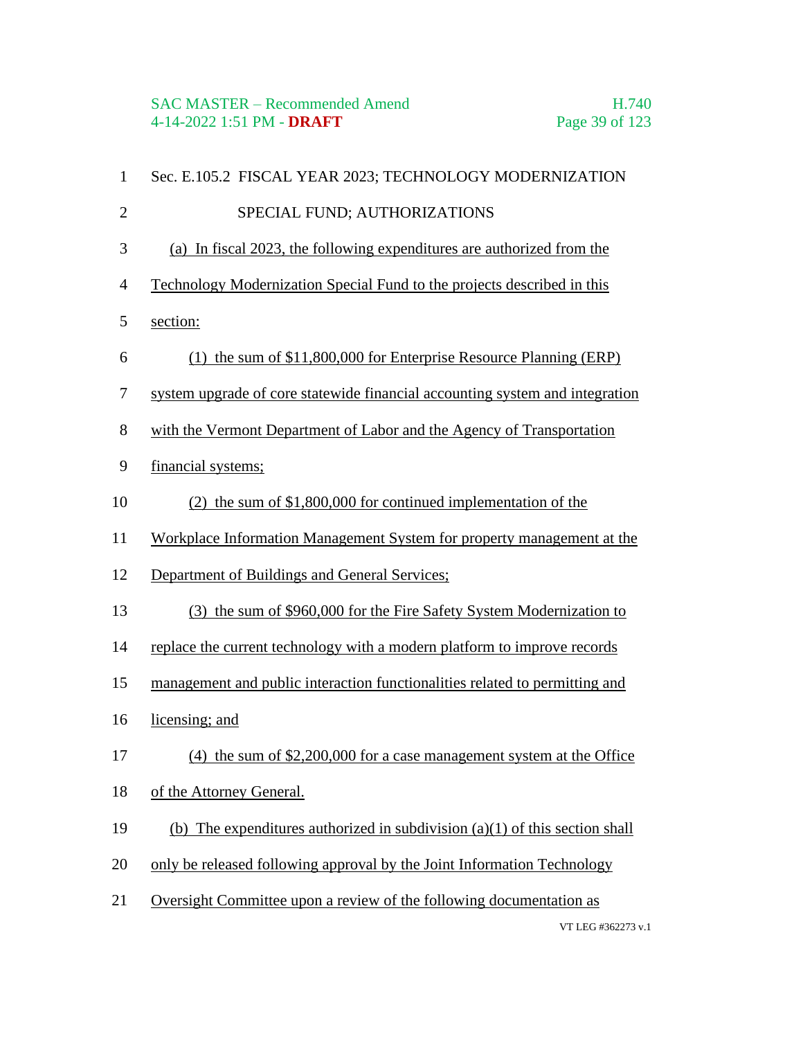Sec. E.105.2 FISCAL YEAR 2023; TECHNOLOGY MODERNIZATION SPECIAL FUND; AUTHORIZATIONS

(a) In fiscal 2023, the following expenditures are authorized from the Technology Modernization Special Fund to the projects described in this section:

(1) the sum of $11,800,000 for Enterprise Resource Planning (ERP) system upgrade of core statewide financial accounting system and integration with the Vermont Department of Labor and the Agency of Transportation financial systems;

(2) the sum of $1,800,000 for continued implementation of the Workplace Information Management System for property management at the Department of Buildings and General Services;

(3) the sum of $960,000 for the Fire Safety System Modernization to replace the current technology with a modern platform to improve records management and public interaction functionalities related to permitting and licensing; and

(4) the sum of $2,200,000 for a case management system at the Office of the Attorney General.

(b) The expenditures authorized in subdivision (a)(1) of this section shall only be released following approval by the Joint Information Technology Oversight Committee upon a review of the following documentation as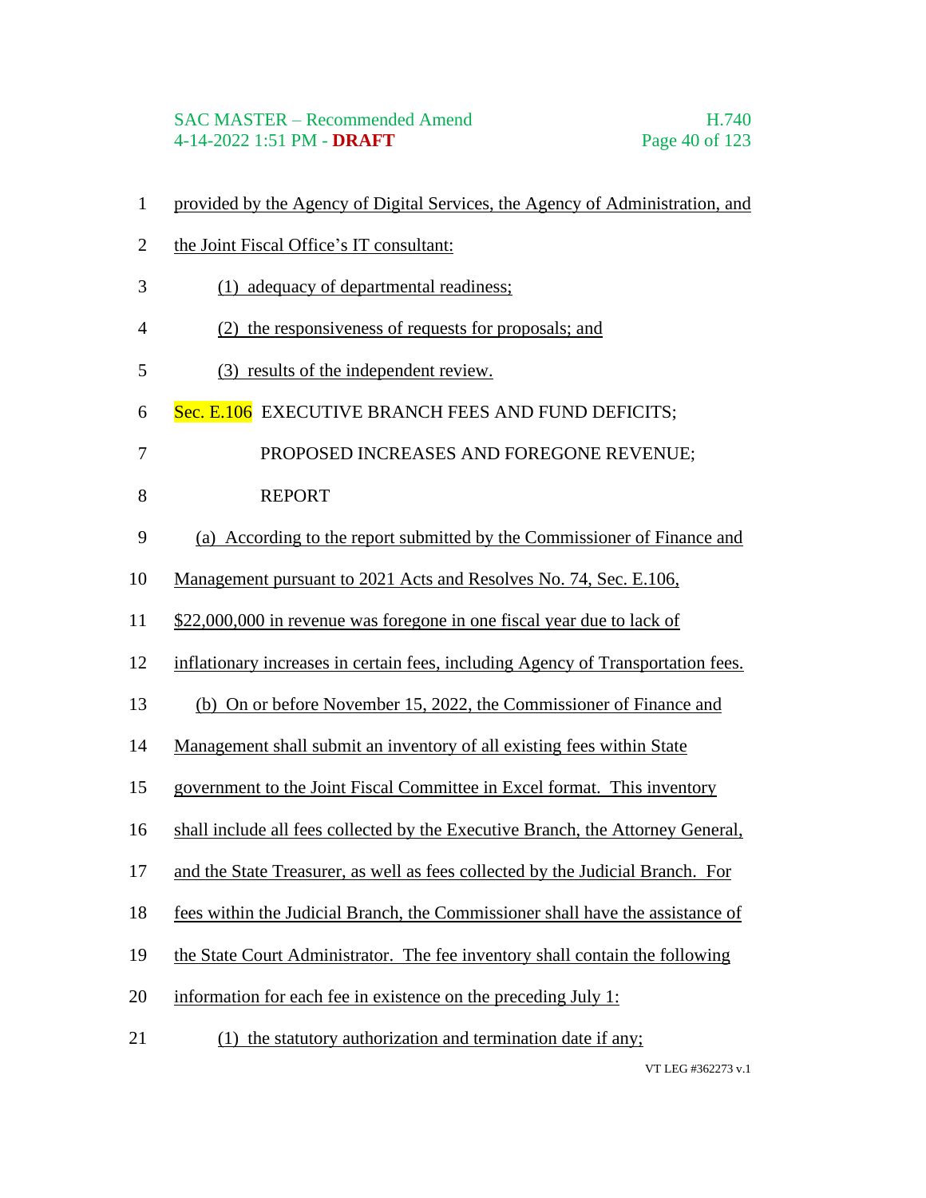provided by the Agency of Digital Services, the Agency of Administration, and the Joint Fiscal Office's IT consultant:

(1) adequacy of departmental readiness;

(2) the responsiveness of requests for proposals; and

(3) results of the independent review.

Sec. E.106 EXECUTIVE BRANCH FEES AND FUND DEFICITS; PROPOSED INCREASES AND FOREGONE REVENUE; REPORT

(a) According to the report submitted by the Commissioner of Finance and Management pursuant to 2021 Acts and Resolves No. 74, Sec. E.106, $22,000,000 in revenue was foregone in one fiscal year due to lack of inflationary increases in certain fees, including Agency of Transportation fees.

(b) On or before November 15, 2022, the Commissioner of Finance and Management shall submit an inventory of all existing fees within State government to the Joint Fiscal Committee in Excel format. This inventory shall include all fees collected by the Executive Branch, the Attorney General, and the State Treasurer, as well as fees collected by the Judicial Branch. For fees within the Judicial Branch, the Commissioner shall have the assistance of the State Court Administrator. The fee inventory shall contain the following information for each fee in existence on the preceding July 1:

(1) the statutory authorization and termination date if any;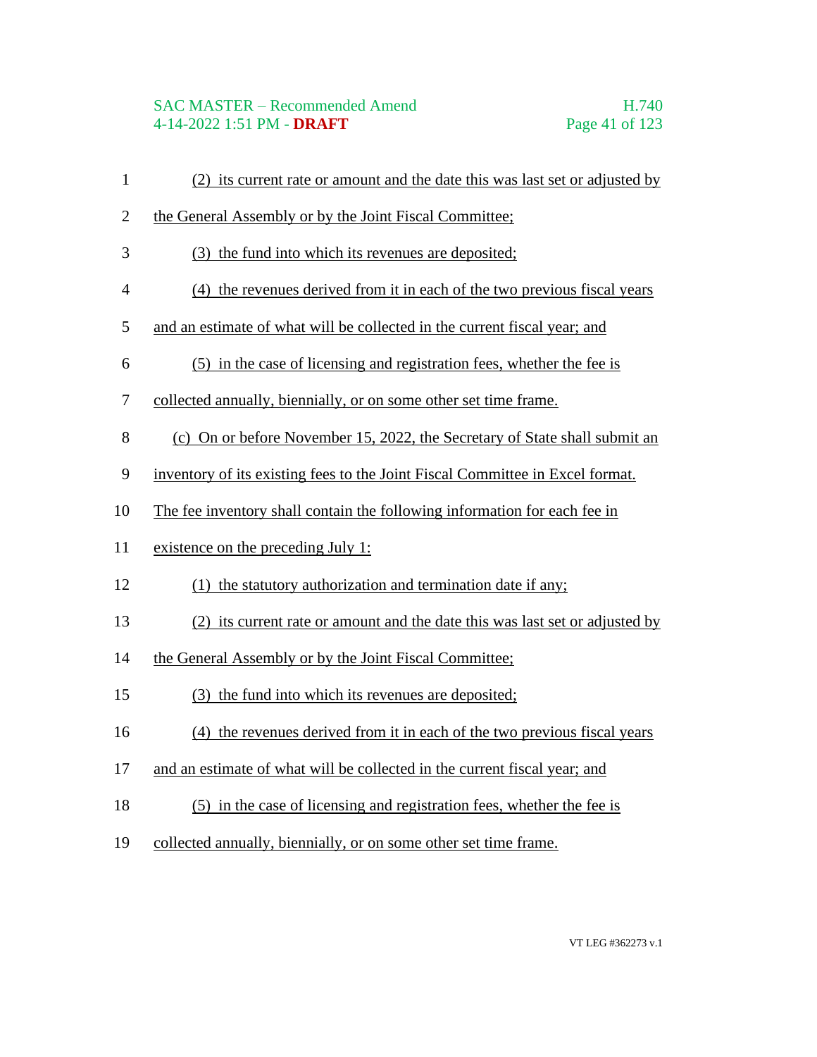(2) its current rate or amount and the date this was last set or adjusted by the General Assembly or by the Joint Fiscal Committee;

(3) the fund into which its revenues are deposited;

(4) the revenues derived from it in each of the two previous fiscal years and an estimate of what will be collected in the current fiscal year; and

(5) in the case of licensing and registration fees, whether the fee is collected annually, biennially, or on some other set time frame.

(c) On or before November 15, 2022, the Secretary of State shall submit an inventory of its existing fees to the Joint Fiscal Committee in Excel format. The fee inventory shall contain the following information for each fee in existence on the preceding July 1:

(1) the statutory authorization and termination date if any;

(2) its current rate or amount and the date this was last set or adjusted by the General Assembly or by the Joint Fiscal Committee;

(3) the fund into which its revenues are deposited;

(4) the revenues derived from it in each of the two previous fiscal years and an estimate of what will be collected in the current fiscal year; and

(5) in the case of licensing and registration fees, whether the fee is collected annually, biennially, or on some other set time frame.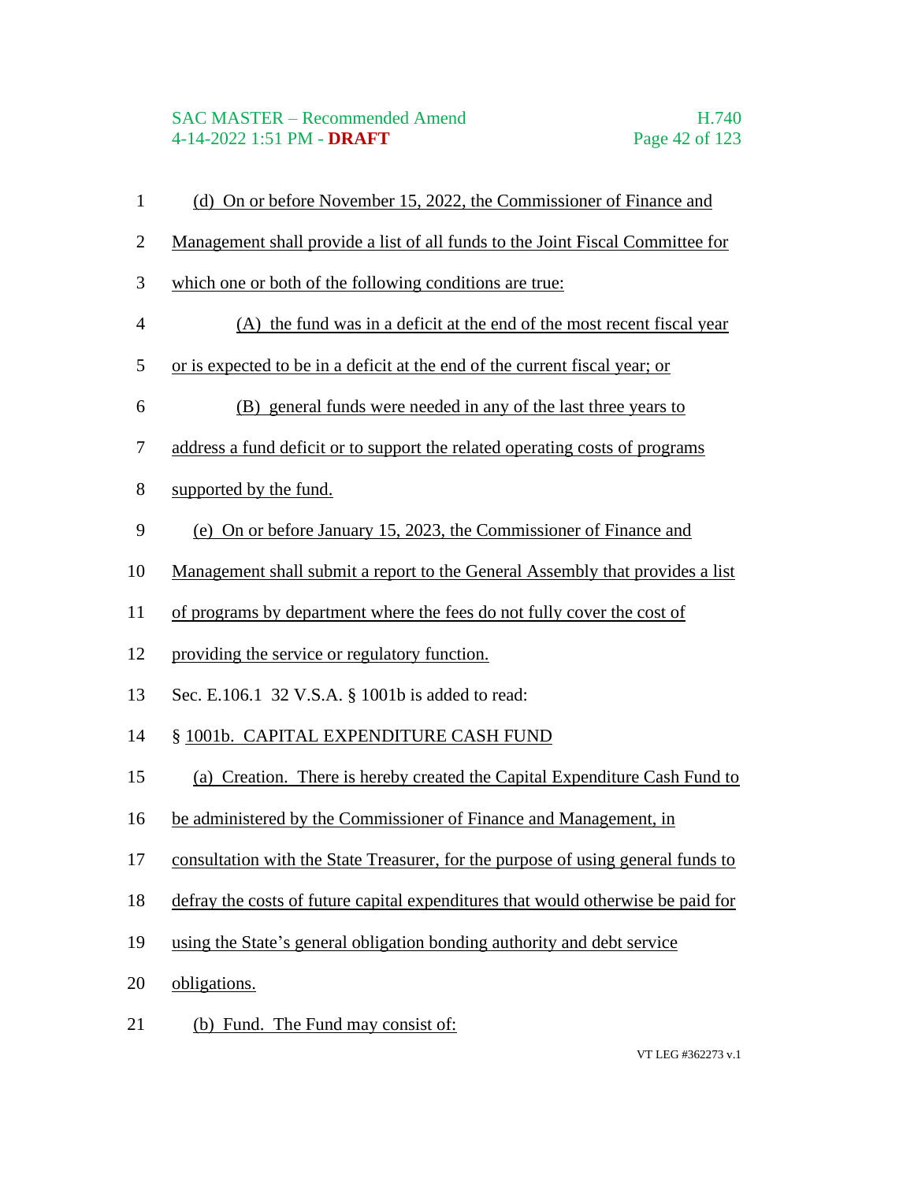(d) On or before November 15, 2022, the Commissioner of Finance and Management shall provide a list of all funds to the Joint Fiscal Committee for which one or both of the following conditions are true:

(A) the fund was in a deficit at the end of the most recent fiscal year or is expected to be in a deficit at the end of the current fiscal year; or

(B) general funds were needed in any of the last three years to address a fund deficit or to support the related operating costs of programs supported by the fund.

(e) On or before January 15, 2023, the Commissioner of Finance and Management shall submit a report to the General Assembly that provides a list of programs by department where the fees do not fully cover the cost of providing the service or regulatory function.

Sec. E.106.1 32 V.S.A. § 1001b is added to read:

§ 1001b. CAPITAL EXPENDITURE CASH FUND

(a) Creation. There is hereby created the Capital Expenditure Cash Fund to be administered by the Commissioner of Finance and Management, in consultation with the State Treasurer, for the purpose of using general funds to defray the costs of future capital expenditures that would otherwise be paid for using the State's general obligation bonding authority and debt service obligations.

(b) Fund. The Fund may consist of: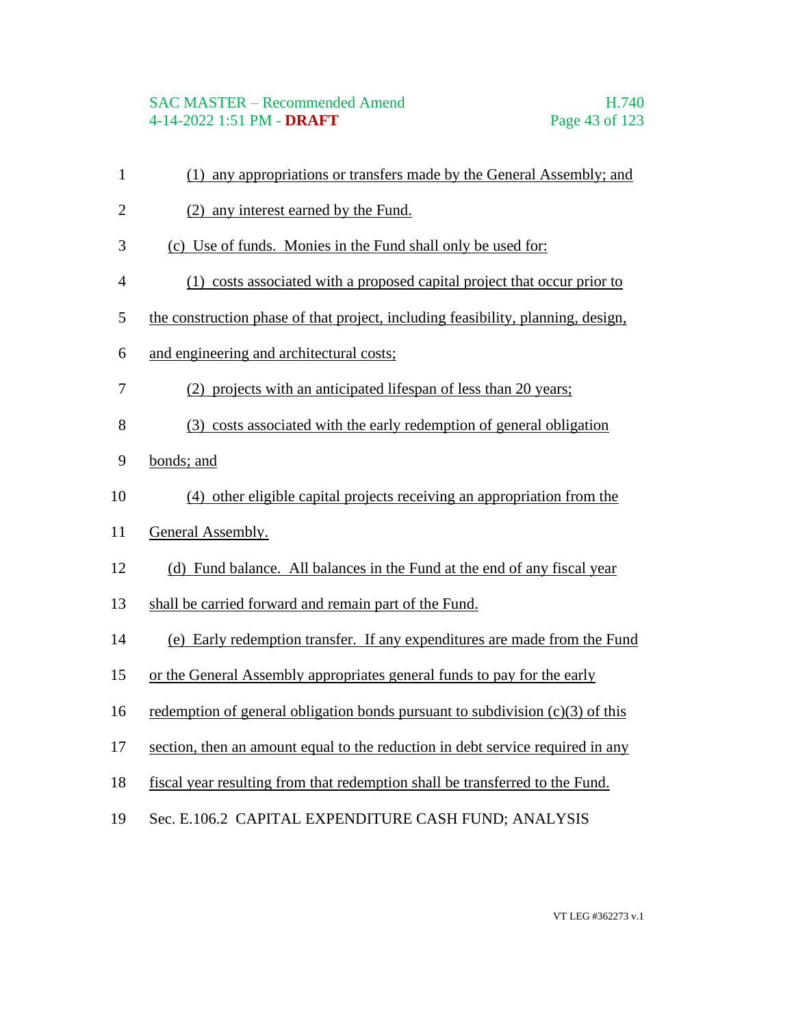(1) any appropriations or transfers made by the General Assembly; and

(2) any interest earned by the Fund.

(c) Use of funds. Monies in the Fund shall only be used for:

(1) costs associated with a proposed capital project that occur prior to the construction phase of that project, including feasibility, planning, design, and engineering and architectural costs;

(2) projects with an anticipated lifespan of less than 20 years;

(3) costs associated with the early redemption of general obligation bonds; and

(4) other eligible capital projects receiving an appropriation from the General Assembly.

(d) Fund balance. All balances in the Fund at the end of any fiscal year shall be carried forward and remain part of the Fund.

(e) Early redemption transfer. If any expenditures are made from the Fund or the General Assembly appropriates general funds to pay for the early redemption of general obligation bonds pursuant to subdivision (c)(3) of this section, then an amount equal to the reduction in debt service required in any fiscal year resulting from that redemption shall be transferred to the Fund.

Sec. E.106.2 CAPITAL EXPENDITURE CASH FUND; ANALYSIS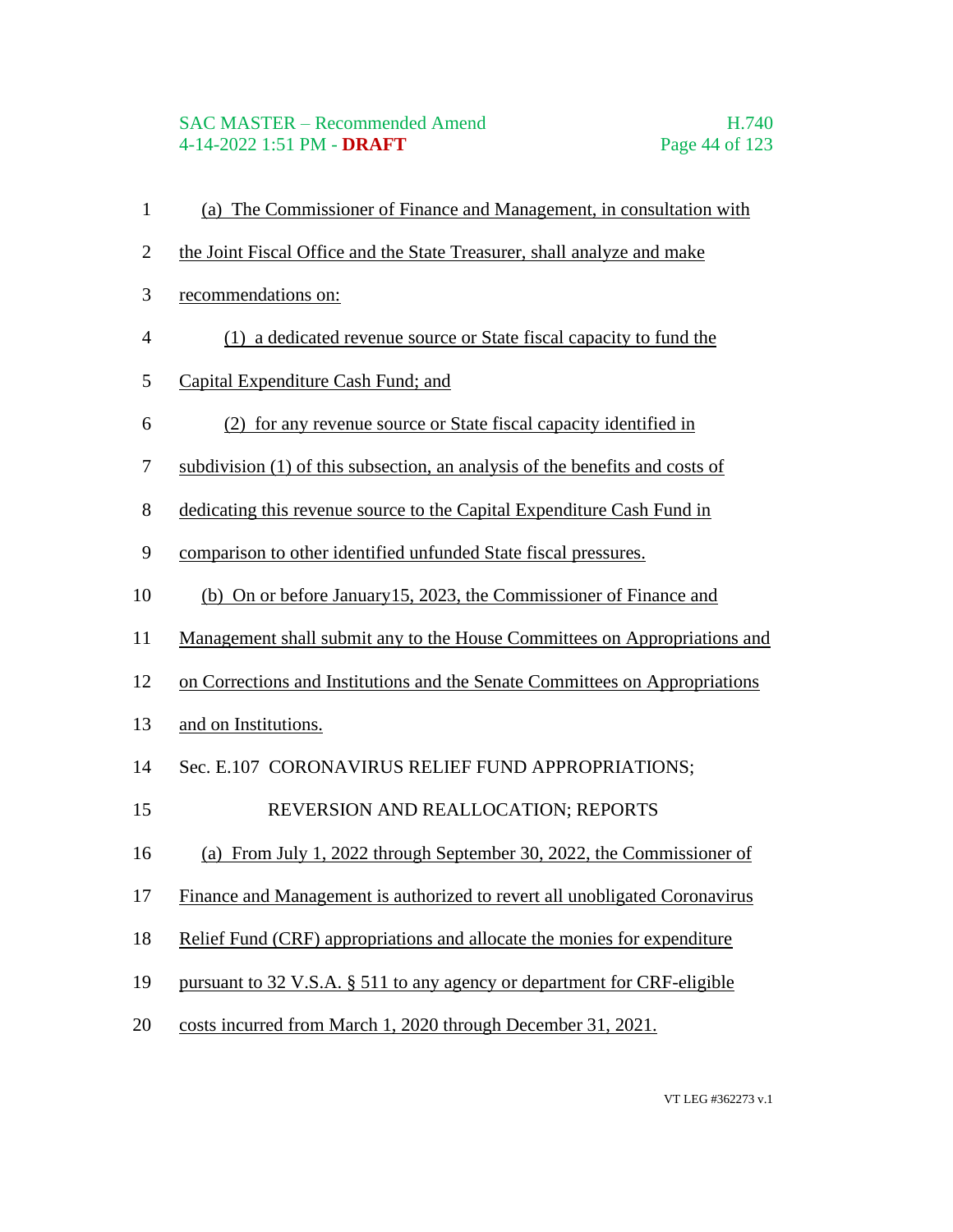(a) The Commissioner of Finance and Management, in consultation with the Joint Fiscal Office and the State Treasurer, shall analyze and make recommendations on:

(1) a dedicated revenue source or State fiscal capacity to fund the Capital Expenditure Cash Fund; and

(2) for any revenue source or State fiscal capacity identified in subdivision (1) of this subsection, an analysis of the benefits and costs of dedicating this revenue source to the Capital Expenditure Cash Fund in comparison to other identified unfunded State fiscal pressures.

(b) On or before January15, 2023, the Commissioner of Finance and Management shall submit any to the House Committees on Appropriations and on Corrections and Institutions and the Senate Committees on Appropriations and on Institutions.

Sec. E.107 CORONAVIRUS RELIEF FUND APPROPRIATIONS; REVERSION AND REALLOCATION; REPORTS

(a) From July 1, 2022 through September 30, 2022, the Commissioner of Finance and Management is authorized to revert all unobligated Coronavirus Relief Fund (CRF) appropriations and allocate the monies for expenditure pursuant to 32 V.S.A. § 511 to any agency or department for CRF-eligible costs incurred from March 1, 2020 through December 31, 2021.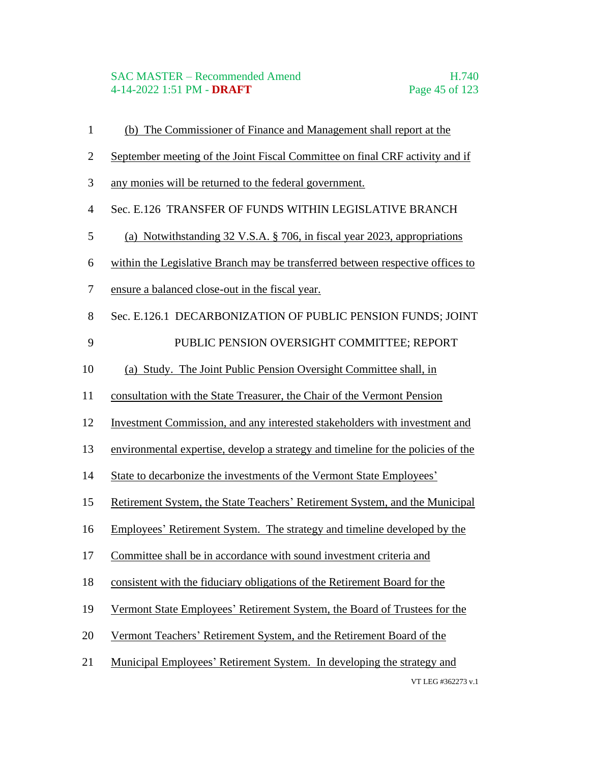(b) The Commissioner of Finance and Management shall report at the September meeting of the Joint Fiscal Committee on final CRF activity and if any monies will be returned to the federal government.

Sec. E.126 TRANSFER OF FUNDS WITHIN LEGISLATIVE BRANCH

(a) Notwithstanding 32 V.S.A. § 706, in fiscal year 2023, appropriations within the Legislative Branch may be transferred between respective offices to ensure a balanced close-out in the fiscal year.

Sec. E.126.1 DECARBONIZATION OF PUBLIC PENSION FUNDS; JOINT PUBLIC PENSION OVERSIGHT COMMITTEE; REPORT

(a) Study. The Joint Public Pension Oversight Committee shall, in consultation with the State Treasurer, the Chair of the Vermont Pension Investment Commission, and any interested stakeholders with investment and environmental expertise, develop a strategy and timeline for the policies of the State to decarbonize the investments of the Vermont State Employees' Retirement System, the State Teachers' Retirement System, and the Municipal Employees' Retirement System. The strategy and timeline developed by the Committee shall be in accordance with sound investment criteria and consistent with the fiduciary obligations of the Retirement Board for the Vermont State Employees' Retirement System, the Board of Trustees for the Vermont Teachers' Retirement System, and the Retirement Board of the Municipal Employees' Retirement System. In developing the strategy and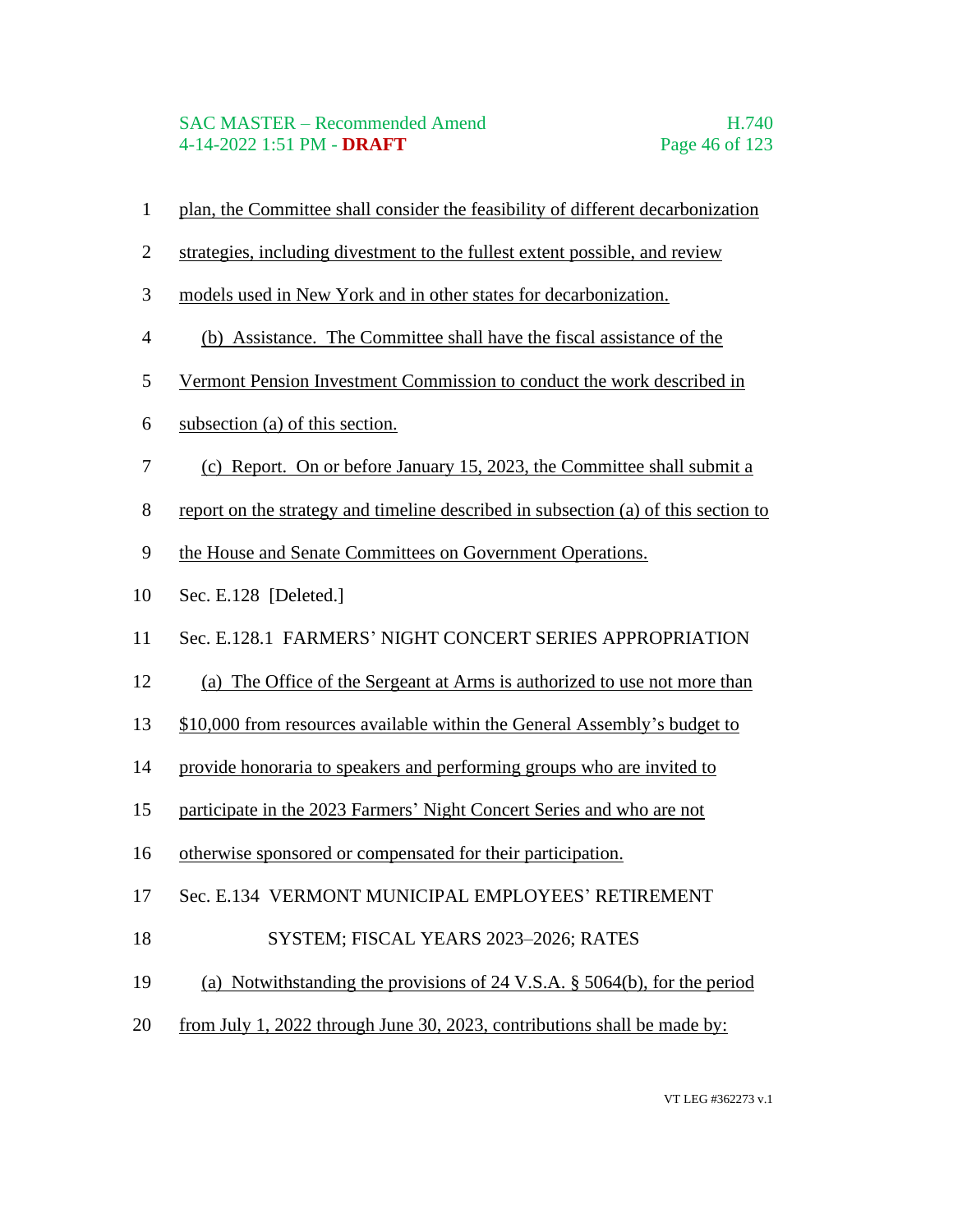plan, the Committee shall consider the feasibility of different decarbonization strategies, including divestment to the fullest extent possible, and review models used in New York and in other states for decarbonization.

(b) Assistance. The Committee shall have the fiscal assistance of the Vermont Pension Investment Commission to conduct the work described in subsection (a) of this section.

(c) Report. On or before January 15, 2023, the Committee shall submit a report on the strategy and timeline described in subsection (a) of this section to the House and Senate Committees on Government Operations.

Sec. E.128 [Deleted.]

Sec. E.128.1 FARMERS' NIGHT CONCERT SERIES APPROPRIATION

(a) The Office of the Sergeant at Arms is authorized to use not more than $10,000 from resources available within the General Assembly's budget to provide honoraria to speakers and performing groups who are invited to participate in the 2023 Farmers' Night Concert Series and who are not otherwise sponsored or compensated for their participation.

Sec. E.134 VERMONT MUNICIPAL EMPLOYEES' RETIREMENT SYSTEM; FISCAL YEARS 2023–2026; RATES

(a) Notwithstanding the provisions of 24 V.S.A. § 5064(b), for the period from July 1, 2022 through June 30, 2023, contributions shall be made by: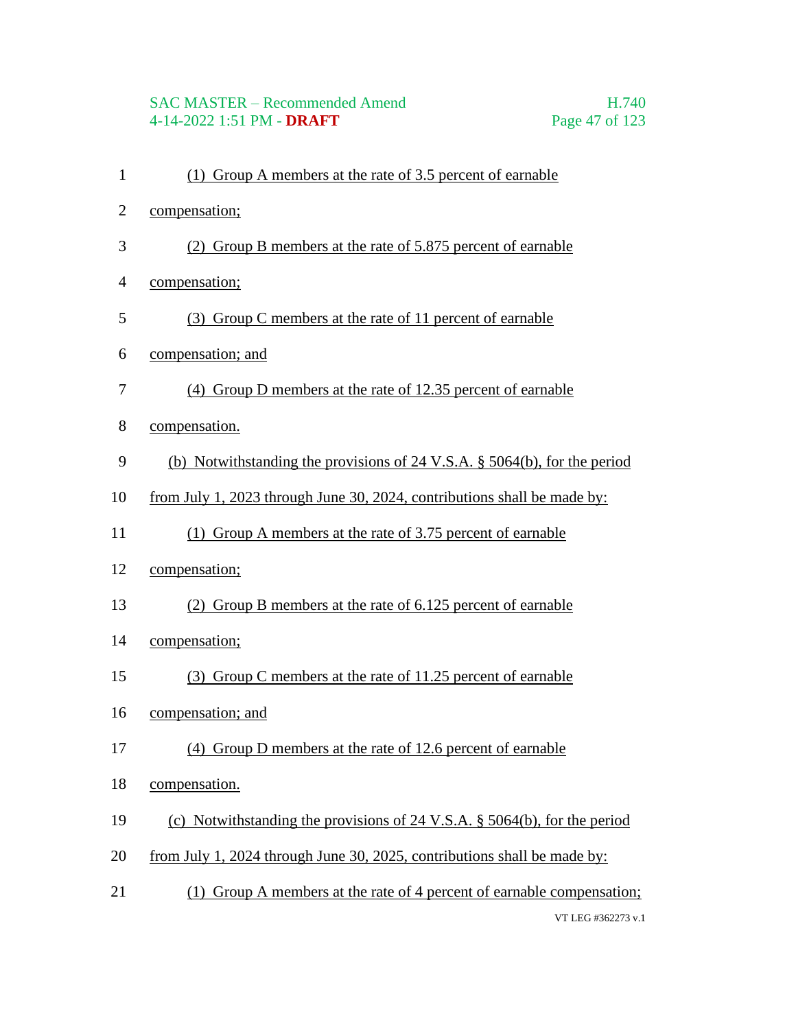(1) Group A members at the rate of 3.5 percent of earnable compensation;

(2) Group B members at the rate of 5.875 percent of earnable compensation;

(3) Group C members at the rate of 11 percent of earnable compensation; and

(4) Group D members at the rate of 12.35 percent of earnable compensation.

(b) Notwithstanding the provisions of 24 V.S.A. § 5064(b), for the period from July 1, 2023 through June 30, 2024, contributions shall be made by:

(1) Group A members at the rate of 3.75 percent of earnable compensation;

(2) Group B members at the rate of 6.125 percent of earnable compensation;

(3) Group C members at the rate of 11.25 percent of earnable compensation; and

(4) Group D members at the rate of 12.6 percent of earnable compensation.

(c) Notwithstanding the provisions of 24 V.S.A. § 5064(b), for the period from July 1, 2024 through June 30, 2025, contributions shall be made by:

(1) Group A members at the rate of 4 percent of earnable compensation;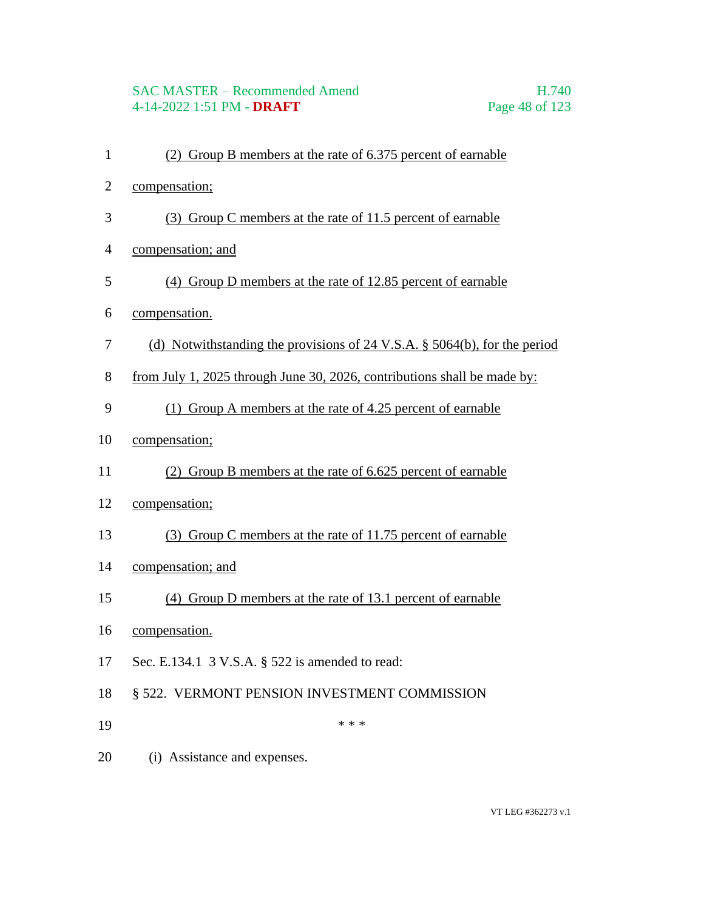(2) Group B members at the rate of 6.375 percent of earnable compensation;

(3) Group C members at the rate of 11.5 percent of earnable compensation; and

(4) Group D members at the rate of 12.85 percent of earnable compensation.

(d) Notwithstanding the provisions of 24 V.S.A. § 5064(b), for the period from July 1, 2025 through June 30, 2026, contributions shall be made by:

(1) Group A members at the rate of 4.25 percent of earnable compensation;

(2) Group B members at the rate of 6.625 percent of earnable compensation;

(3) Group C members at the rate of 11.75 percent of earnable compensation; and

(4) Group D members at the rate of 13.1 percent of earnable compensation.

Sec. E.134.1 3 V.S.A. § 522 is amended to read:

§ 522. VERMONT PENSION INVESTMENT COMMISSION

\* \* \*

(i) Assistance and expenses.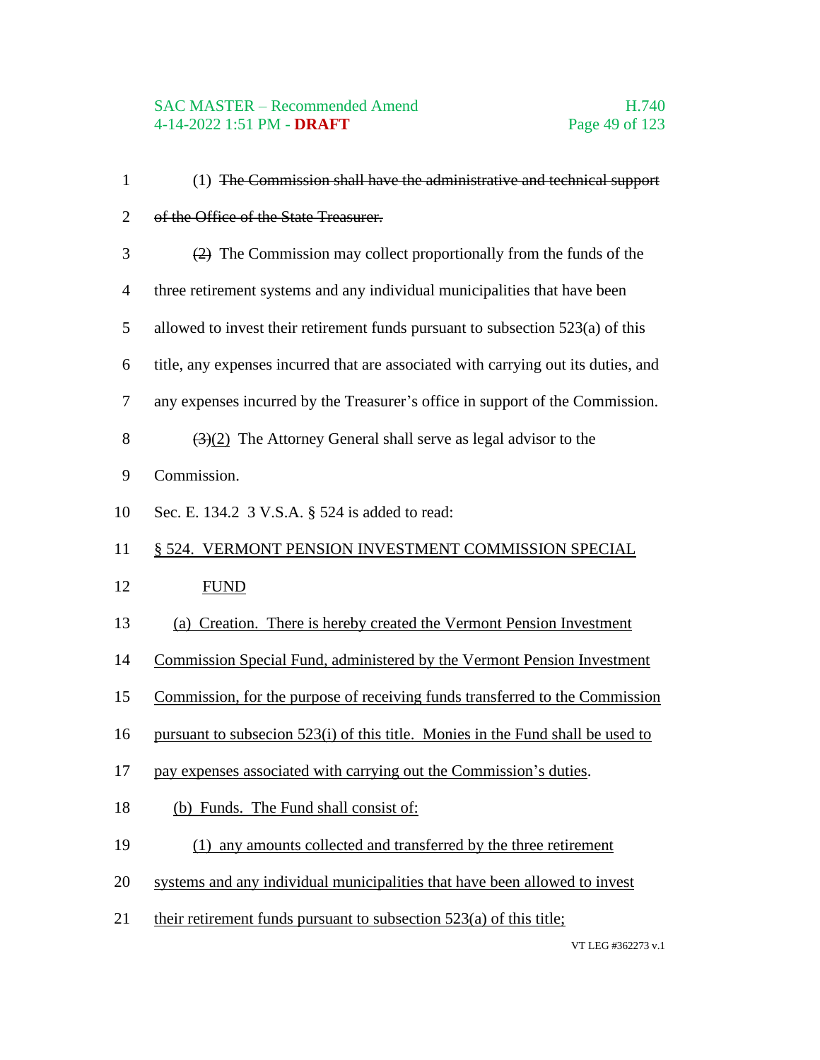(1) ~~The Commission shall have the administrative and technical support of the Office of the State Treasurer.~~

~~(2)~~ The Commission may collect proportionally from the funds of the three retirement systems and any individual municipalities that have been allowed to invest their retirement funds pursuant to subsection 523(a) of this title, any expenses incurred that are associated with carrying out its duties, and any expenses incurred by the Treasurer's office in support of the Commission.

~~(3)~~<u>(2)</u> The Attorney General shall serve as legal advisor to the Commission.

Sec. E. 134.2 3 V.S.A. § 524 is added to read:

<u>§ 524. VERMONT PENSION INVESTMENT COMMISSION SPECIAL FUND</u>

<u>(a) Creation. There is hereby created the Vermont Pension Investment Commission Special Fund, administered by the Vermont Pension Investment Commission, for the purpose of receiving funds transferred to the Commission pursuant to subsecion 523(i) of this title. Monies in the Fund shall be used to pay expenses associated with carrying out the Commission's duties</u>.

<u>(b) Funds. The Fund shall consist of:</u>

<u>(1) any amounts collected and transferred by the three retirement systems and any individual municipalities that have been allowed to invest their retirement funds pursuant to subsection 523(a) of this title;</u>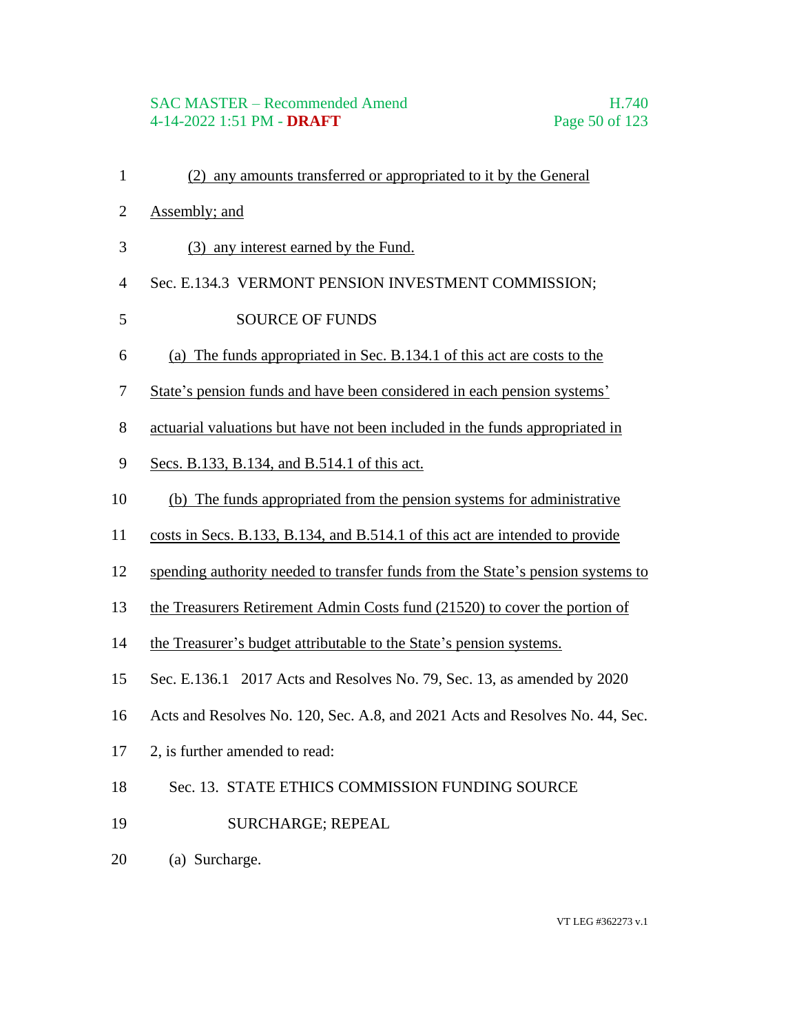(2) any amounts transferred or appropriated to it by the General Assembly; and

(3) any interest earned by the Fund.

Sec. E.134.3 VERMONT PENSION INVESTMENT COMMISSION; SOURCE OF FUNDS

(a) The funds appropriated in Sec. B.134.1 of this act are costs to the State's pension funds and have been considered in each pension systems' actuarial valuations but have not been included in the funds appropriated in Secs. B.133, B.134, and B.514.1 of this act.

(b) The funds appropriated from the pension systems for administrative costs in Secs. B.133, B.134, and B.514.1 of this act are intended to provide spending authority needed to transfer funds from the State's pension systems to the Treasurers Retirement Admin Costs fund (21520) to cover the portion of the Treasurer's budget attributable to the State's pension systems.

Sec. E.136.1 2017 Acts and Resolves No. 79, Sec. 13, as amended by 2020 Acts and Resolves No. 120, Sec. A.8, and 2021 Acts and Resolves No. 44, Sec. 2, is further amended to read:

Sec. 13. STATE ETHICS COMMISSION FUNDING SOURCE SURCHARGE; REPEAL

(a) Surcharge.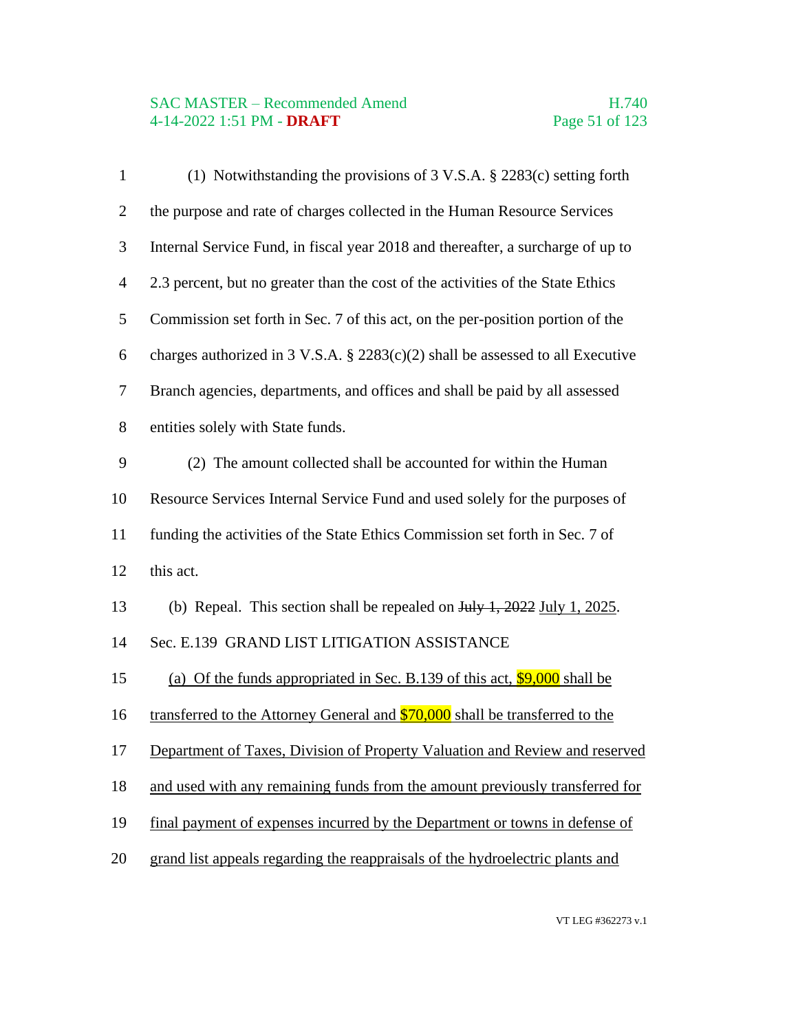(1) Notwithstanding the provisions of 3 V.S.A. § 2283(c) setting forth the purpose and rate of charges collected in the Human Resource Services Internal Service Fund, in fiscal year 2018 and thereafter, a surcharge of up to 2.3 percent, but no greater than the cost of the activities of the State Ethics Commission set forth in Sec. 7 of this act, on the per-position portion of the charges authorized in 3 V.S.A. § 2283(c)(2) shall be assessed to all Executive Branch agencies, departments, and offices and shall be paid by all assessed entities solely with State funds.

(2) The amount collected shall be accounted for within the Human Resource Services Internal Service Fund and used solely for the purposes of funding the activities of the State Ethics Commission set forth in Sec. 7 of this act.

(b) Repeal. This section shall be repealed on ~~July 1, 2022~~ <u>July 1, 2025</u>.

Sec. E.139 GRAND LIST LITIGATION ASSISTANCE

<u>(a) Of the funds appropriated in Sec. B.139 of this act, $9,000 shall be transferred to the Attorney General and $70,000 shall be transferred to the Department of Taxes, Division of Property Valuation and Review and reserved and used with any remaining funds from the amount previously transferred for final payment of expenses incurred by the Department or towns in defense of grand list appeals regarding the reappraisals of the hydroelectric plants and</u>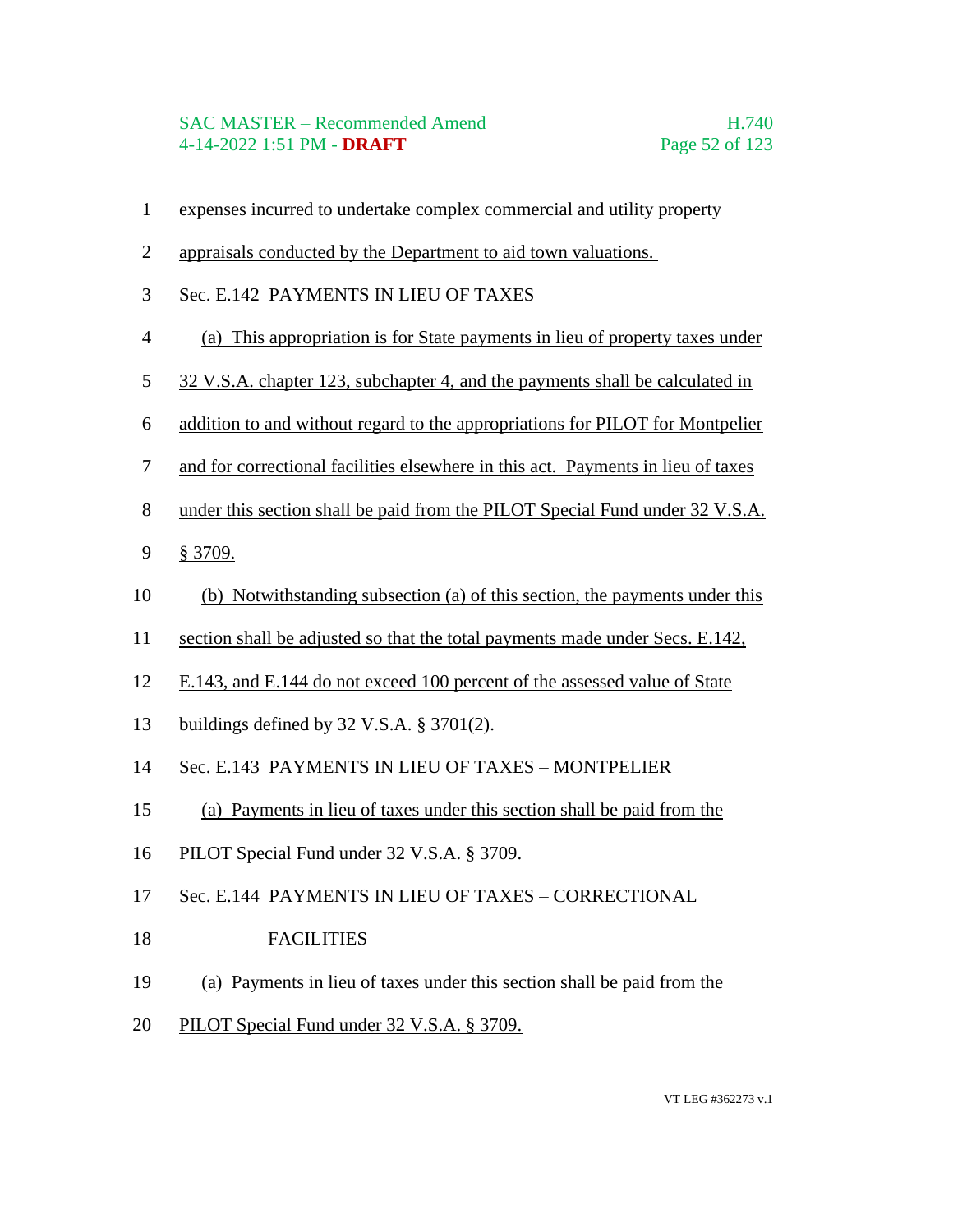expenses incurred to undertake complex commercial and utility property appraisals conducted by the Department to aid town valuations.

Sec. E.142 PAYMENTS IN LIEU OF TAXES

(a) This appropriation is for State payments in lieu of property taxes under 32 V.S.A. chapter 123, subchapter 4, and the payments shall be calculated in addition to and without regard to the appropriations for PILOT for Montpelier and for correctional facilities elsewhere in this act. Payments in lieu of taxes under this section shall be paid from the PILOT Special Fund under 32 V.S.A. § 3709.

(b) Notwithstanding subsection (a) of this section, the payments under this section shall be adjusted so that the total payments made under Secs. E.142, E.143, and E.144 do not exceed 100 percent of the assessed value of State buildings defined by 32 V.S.A. § 3701(2).

Sec. E.143 PAYMENTS IN LIEU OF TAXES – MONTPELIER

(a) Payments in lieu of taxes under this section shall be paid from the PILOT Special Fund under 32 V.S.A. § 3709.

Sec. E.144 PAYMENTS IN LIEU OF TAXES – CORRECTIONAL FACILITIES

(a) Payments in lieu of taxes under this section shall be paid from the PILOT Special Fund under 32 V.S.A. § 3709.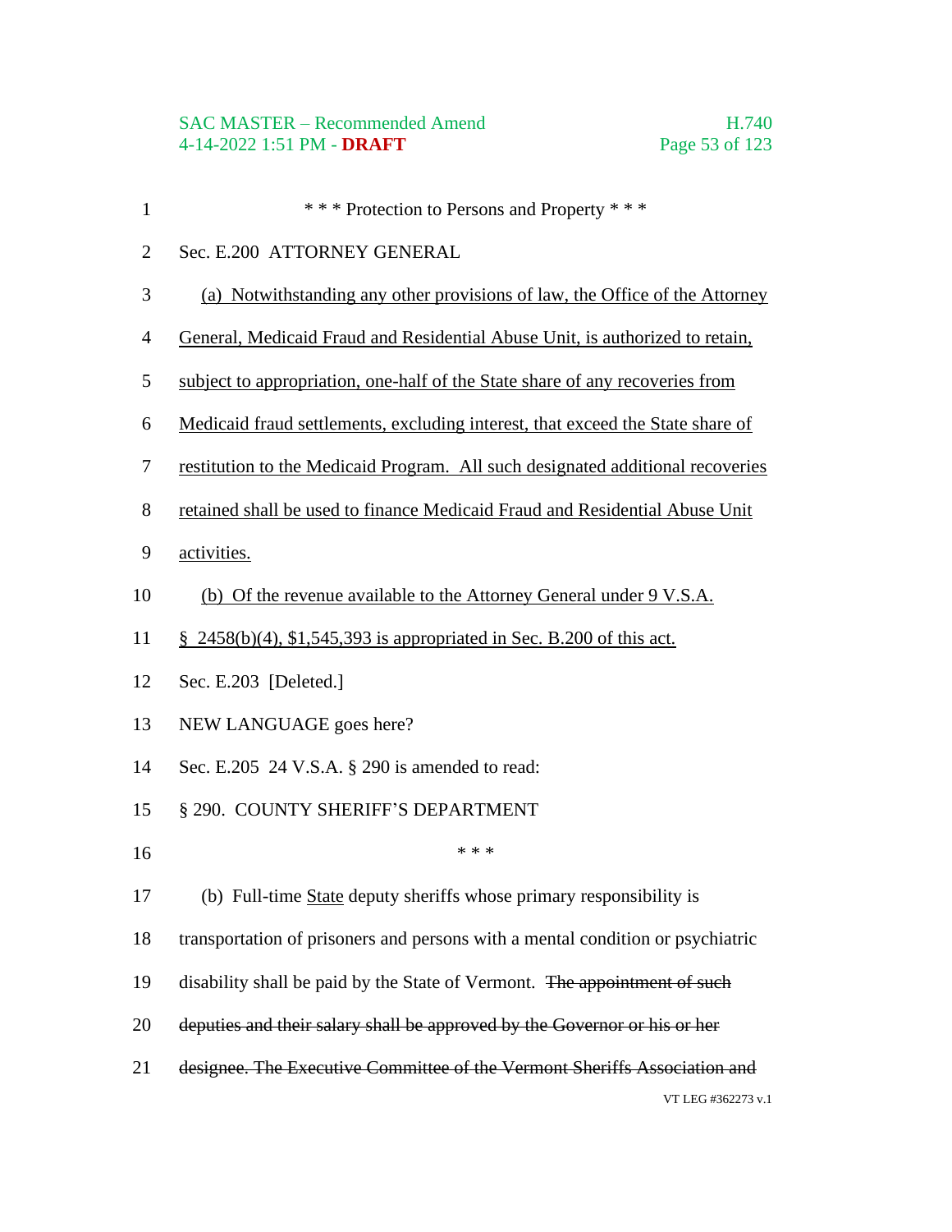\* \* \* Protection to Persons and Property \* \* \*

Sec. E.200 ATTORNEY GENERAL

<u>(a) Notwithstanding any other provisions of law, the Office of the Attorney General, Medicaid Fraud and Residential Abuse Unit, is authorized to retain, subject to appropriation, one-half of the State share of any recoveries from Medicaid fraud settlements, excluding interest, that exceed the State share of restitution to the Medicaid Program. All such designated additional recoveries retained shall be used to finance Medicaid Fraud and Residential Abuse Unit activities.</u>

<u>(b) Of the revenue available to the Attorney General under 9 V.S.A. § 2458(b)(4), $1,545,393 is appropriated in Sec. B.200 of this act.</u>

Sec. E.203 [Deleted.]

NEW LANGUAGE goes here?

Sec. E.205 24 V.S.A. § 290 is amended to read:

§ 290. COUNTY SHERIFF'S DEPARTMENT

\* \* \*

(b) Full-time <u>State</u> deputy sheriffs whose primary responsibility is transportation of prisoners and persons with a mental condition or psychiatric disability shall be paid by the State of Vermont. ~~The appointment of such deputies and their salary shall be approved by the Governor or his or her designee. The Executive Committee of the Vermont Sheriffs Association and~~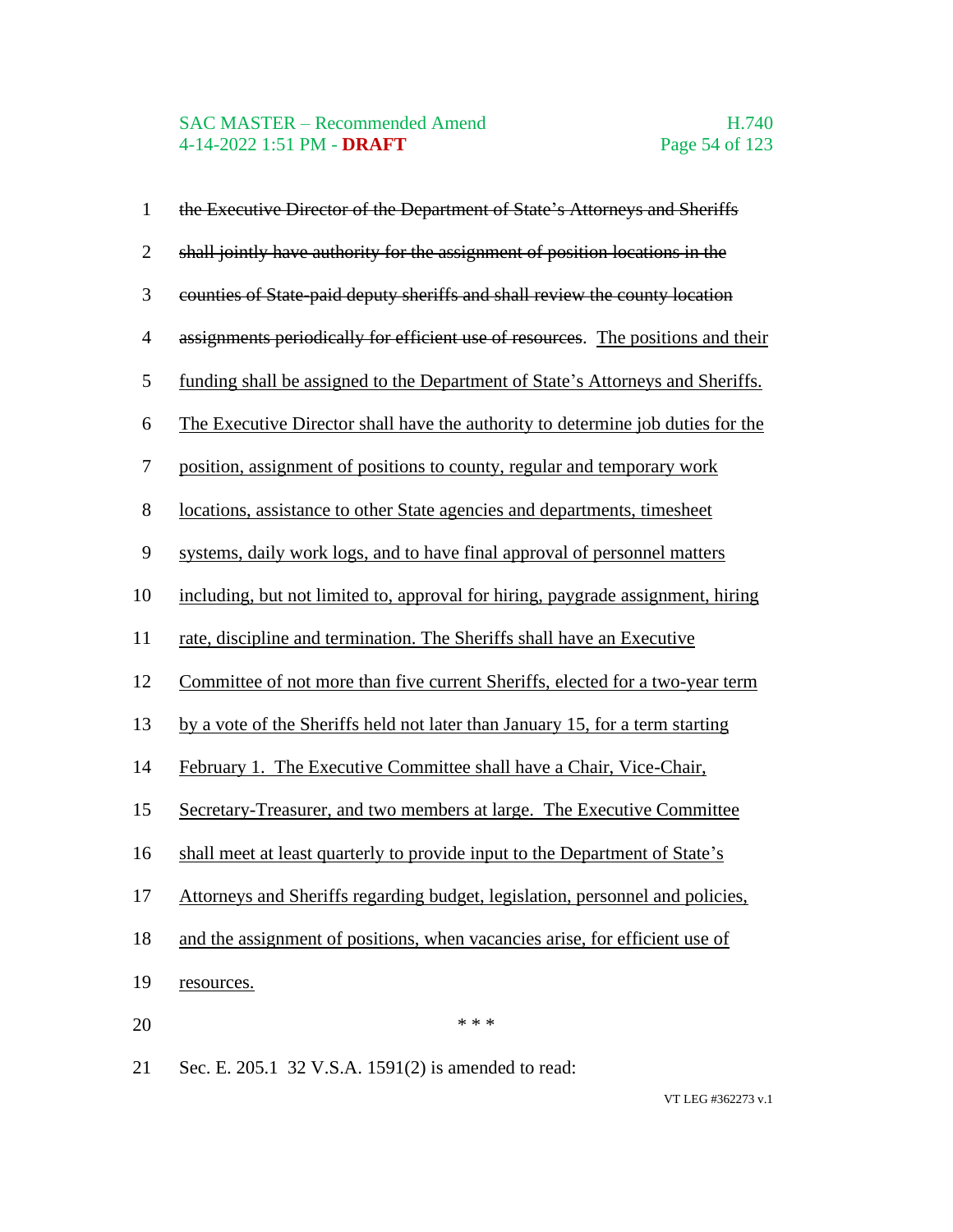~~the Executive Director of the Department of State's Attorneys and Sheriffs shall jointly have authority for the assignment of position locations in the counties of State-paid deputy sheriffs and shall review the county location assignments periodically for efficient use of resources~~. <u>The positions and their funding shall be assigned to the Department of State's Attorneys and Sheriffs. The Executive Director shall have the authority to determine job duties for the position, assignment of positions to county, regular and temporary work locations, assistance to other State agencies and departments, timesheet systems, daily work logs, and to have final approval of personnel matters including, but not limited to, approval for hiring, paygrade assignment, hiring rate, discipline and termination. The Sheriffs shall have an Executive Committee of not more than five current Sheriffs, elected for a two-year term by a vote of the Sheriffs held not later than January 15, for a term starting February 1. The Executive Committee shall have a Chair, Vice-Chair, Secretary-Treasurer, and two members at large. The Executive Committee shall meet at least quarterly to provide input to the Department of State's Attorneys and Sheriffs regarding budget, legislation, personnel and policies, and the assignment of positions, when vacancies arise, for efficient use of resources.</u>

\* \* \*

Sec. E. 205.1 32 V.S.A. 1591(2) is amended to read: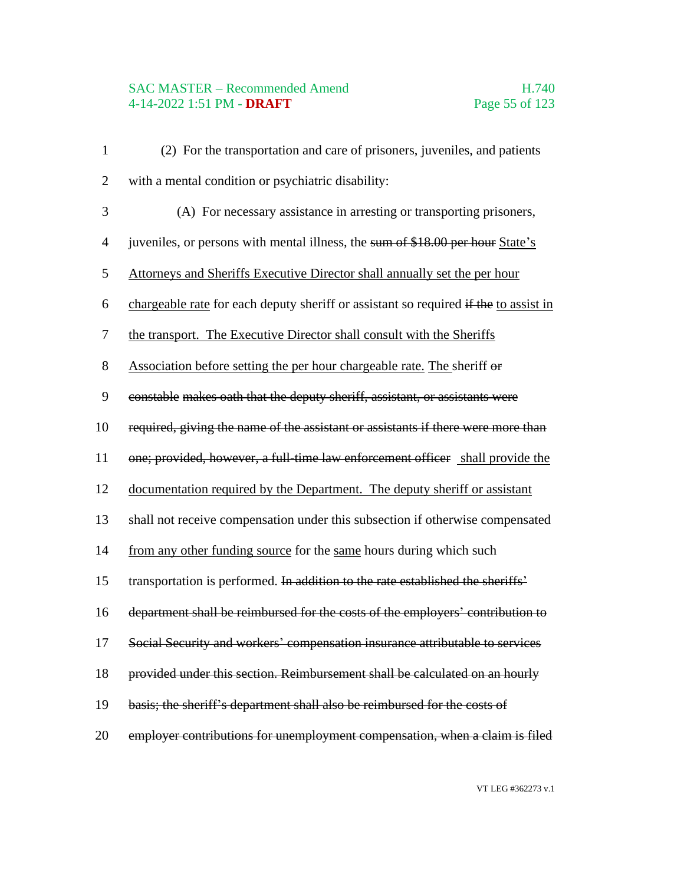(2) For the transportation and care of prisoners, juveniles, and patients with a mental condition or psychiatric disability:

(A) For necessary assistance in arresting or transporting prisoners, juveniles, or persons with mental illness, the ~~sum of $18.00 per hour~~ <u>State's Attorneys and Sheriffs Executive Director shall annually set the per hour chargeable rate</u> for each deputy sheriff or assistant so required ~~if the~~ <u>to assist in the transport. The Executive Director shall consult with the Sheriffs Association before setting the per hour chargeable rate.</u> <u>The</u> sheriff ~~or constable makes oath that the deputy sheriff, assistant, or assistants were required, giving the name of the assistant or assistants if there were more than one; provided, however, a full-time law enforcement officer~~ <u>shall provide the documentation required by the Department. The deputy sheriff or assistant</u> shall not receive compensation under this subsection if otherwise compensated <u>from any other funding source</u> for the <u>same</u> hours during which such transportation is performed. ~~In addition to the rate established the sheriffs' department shall be reimbursed for the costs of the employers' contribution to Social Security and workers' compensation insurance attributable to services provided under this section. Reimbursement shall be calculated on an hourly basis; the sheriff's department shall also be reimbursed for the costs of employer contributions for unemployment compensation, when a claim is filed~~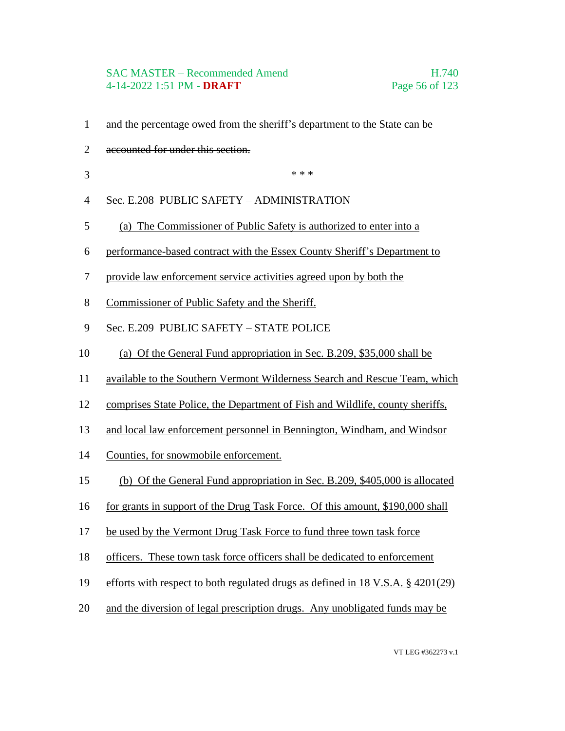~~and the percentage owed from the sheriff's department to the State can be accounted for under this section.~~

\* \* \*

Sec. E.208 PUBLIC SAFETY – ADMINISTRATION

<u>(a) The Commissioner of Public Safety is authorized to enter into a performance-based contract with the Essex County Sheriff's Department to provide law enforcement service activities agreed upon by both the Commissioner of Public Safety and the Sheriff.</u>

Sec. E.209 PUBLIC SAFETY – STATE POLICE

<u>(a) Of the General Fund appropriation in Sec. B.209, $35,000 shall be available to the Southern Vermont Wilderness Search and Rescue Team, which comprises State Police, the Department of Fish and Wildlife, county sheriffs, and local law enforcement personnel in Bennington, Windham, and Windsor Counties, for snowmobile enforcement.</u>

<u>(b) Of the General Fund appropriation in Sec. B.209, $405,000 is allocated for grants in support of the Drug Task Force. Of this amount, $190,000 shall be used by the Vermont Drug Task Force to fund three town task force officers. These town task force officers shall be dedicated to enforcement efforts with respect to both regulated drugs as defined in 18 V.S.A. § 4201(29) and the diversion of legal prescription drugs. Any unobligated funds may be</u>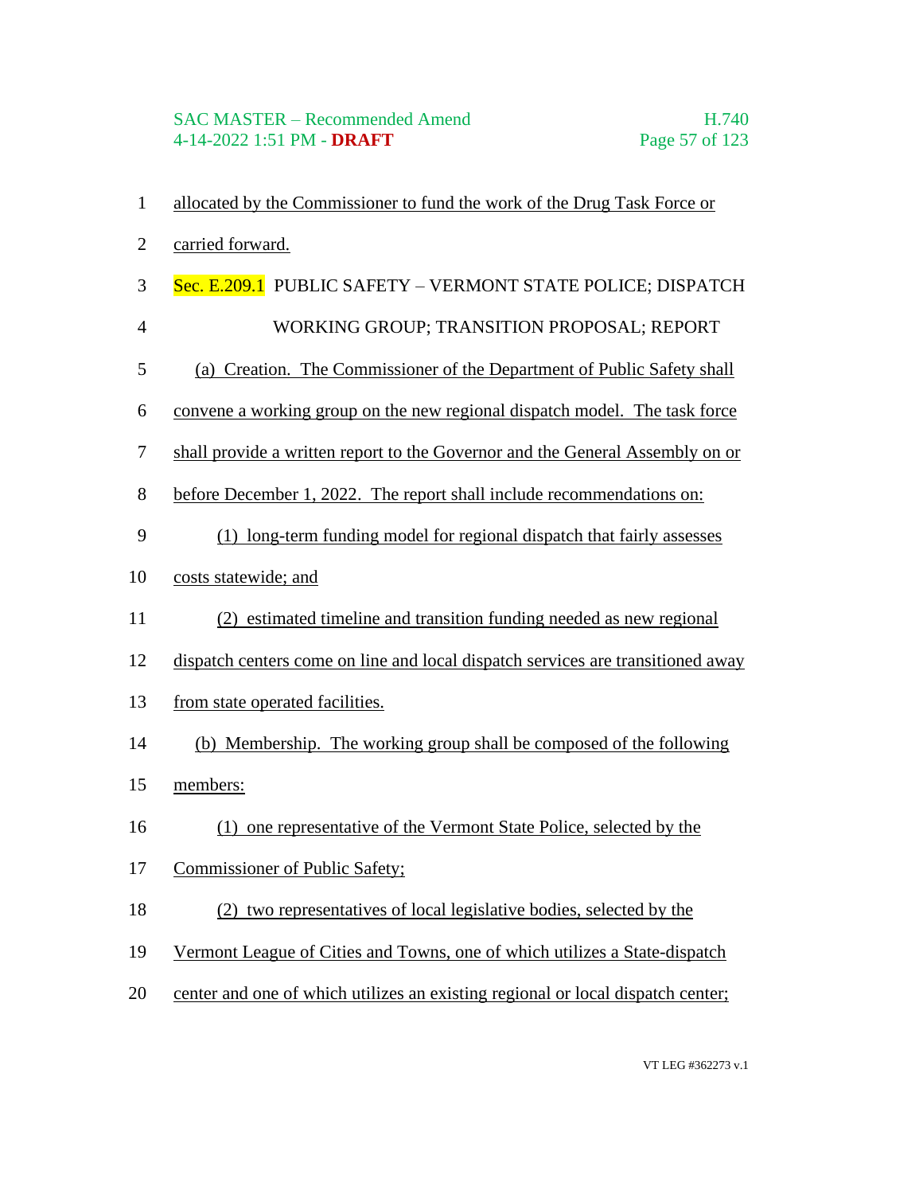allocated by the Commissioner to fund the work of the Drug Task Force or carried forward.

Sec. E.209.1 PUBLIC SAFETY – VERMONT STATE POLICE; DISPATCH WORKING GROUP; TRANSITION PROPOSAL; REPORT

(a) Creation. The Commissioner of the Department of Public Safety shall convene a working group on the new regional dispatch model. The task force shall provide a written report to the Governor and the General Assembly on or before December 1, 2022. The report shall include recommendations on:

(1) long-term funding model for regional dispatch that fairly assesses costs statewide; and

(2) estimated timeline and transition funding needed as new regional dispatch centers come on line and local dispatch services are transitioned away from state operated facilities.

(b) Membership. The working group shall be composed of the following members:

(1) one representative of the Vermont State Police, selected by the Commissioner of Public Safety;

(2) two representatives of local legislative bodies, selected by the Vermont League of Cities and Towns, one of which utilizes a State-dispatch center and one of which utilizes an existing regional or local dispatch center;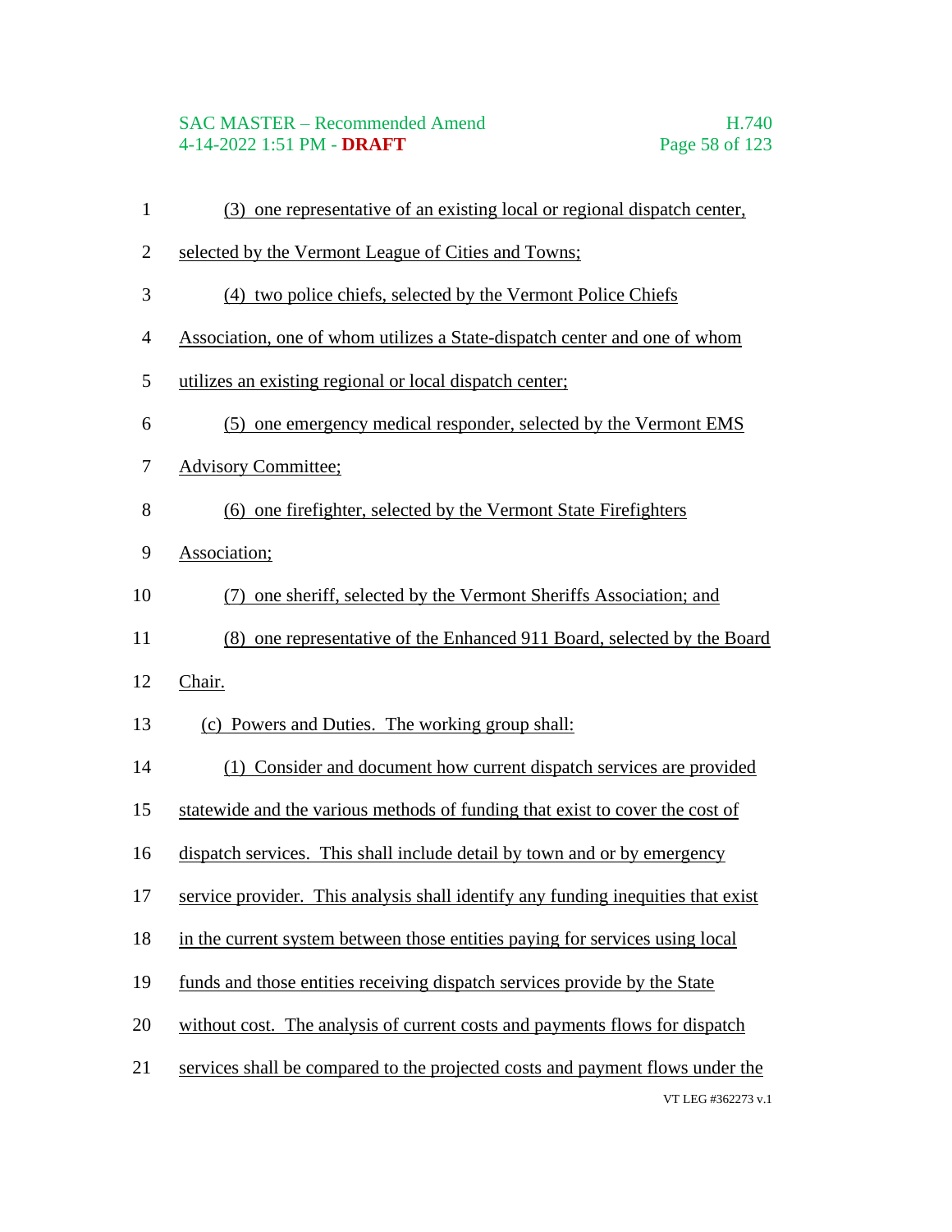(3) one representative of an existing local or regional dispatch center, selected by the Vermont League of Cities and Towns;

(4) two police chiefs, selected by the Vermont Police Chiefs Association, one of whom utilizes a State-dispatch center and one of whom utilizes an existing regional or local dispatch center;

(5) one emergency medical responder, selected by the Vermont EMS Advisory Committee;

(6) one firefighter, selected by the Vermont State Firefighters Association;

(7) one sheriff, selected by the Vermont Sheriffs Association; and

(8) one representative of the Enhanced 911 Board, selected by the Board Chair.

(c) Powers and Duties. The working group shall:

(1) Consider and document how current dispatch services are provided statewide and the various methods of funding that exist to cover the cost of dispatch services. This shall include detail by town and or by emergency service provider. This analysis shall identify any funding inequities that exist in the current system between those entities paying for services using local funds and those entities receiving dispatch services provide by the State without cost. The analysis of current costs and payments flows for dispatch services shall be compared to the projected costs and payment flows under the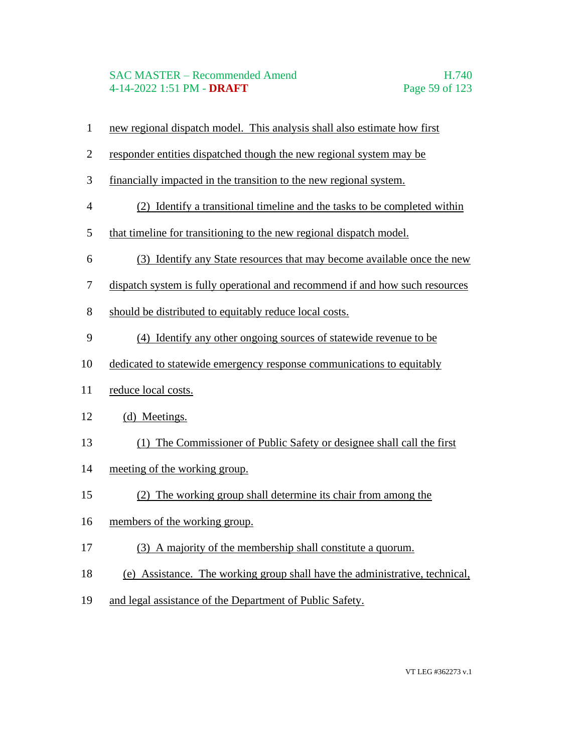new regional dispatch model. This analysis shall also estimate how first responder entities dispatched though the new regional system may be financially impacted in the transition to the new regional system.

(2) Identify a transitional timeline and the tasks to be completed within that timeline for transitioning to the new regional dispatch model.

(3) Identify any State resources that may become available once the new dispatch system is fully operational and recommend if and how such resources should be distributed to equitably reduce local costs.

(4) Identify any other ongoing sources of statewide revenue to be dedicated to statewide emergency response communications to equitably reduce local costs.

(d) Meetings.

(1) The Commissioner of Public Safety or designee shall call the first meeting of the working group.

(2) The working group shall determine its chair from among the members of the working group.

(3) A majority of the membership shall constitute a quorum.

(e) Assistance. The working group shall have the administrative, technical, and legal assistance of the Department of Public Safety.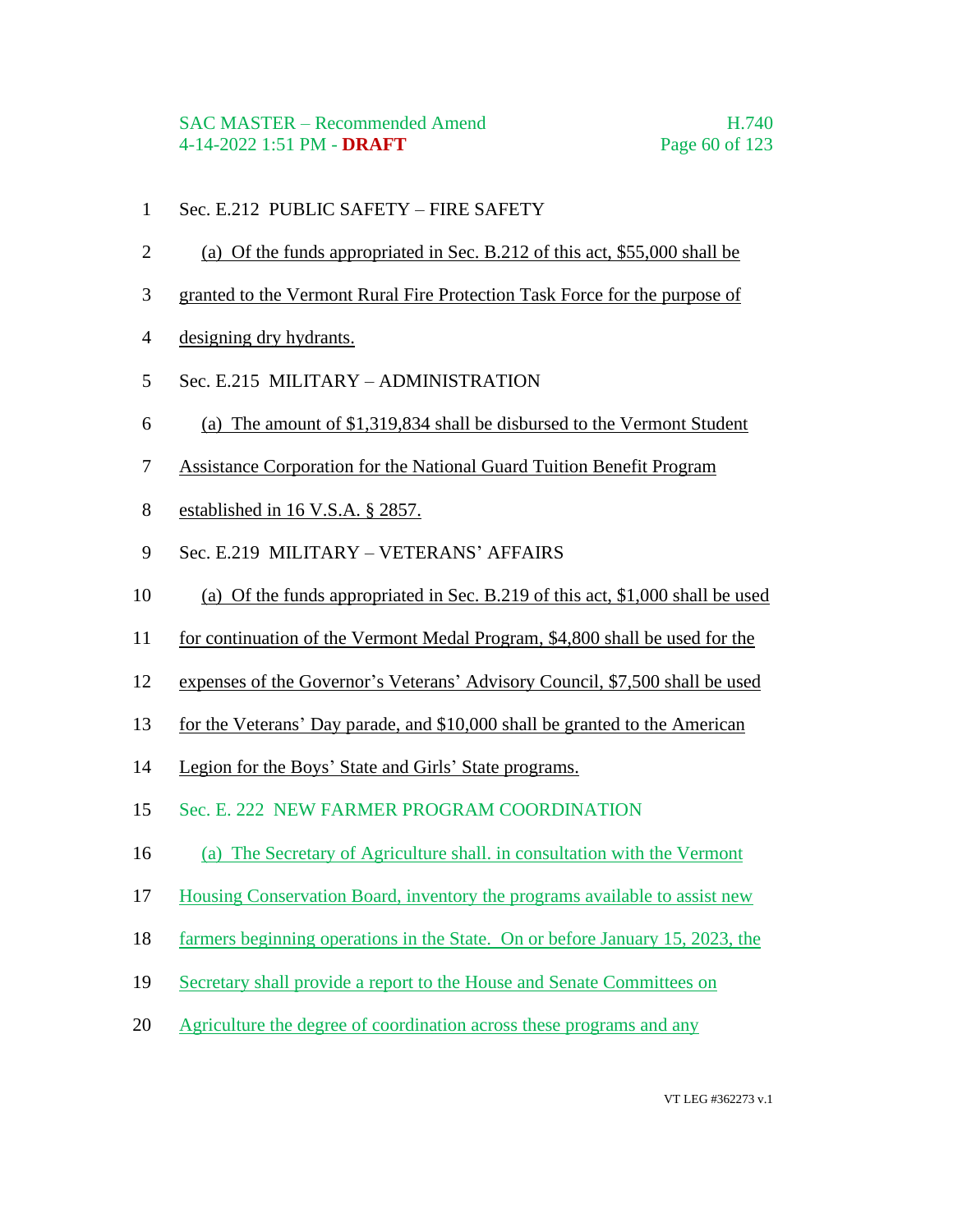Sec. E.212 PUBLIC SAFETY – FIRE SAFETY

(a) Of the funds appropriated in Sec. B.212 of this act, $55,000 shall be granted to the Vermont Rural Fire Protection Task Force for the purpose of designing dry hydrants.

Sec. E.215 MILITARY – ADMINISTRATION

(a) The amount of $1,319,834 shall be disbursed to the Vermont Student Assistance Corporation for the National Guard Tuition Benefit Program established in 16 V.S.A. § 2857.

Sec. E.219 MILITARY – VETERANS' AFFAIRS

(a) Of the funds appropriated in Sec. B.219 of this act, $1,000 shall be used for continuation of the Vermont Medal Program, $4,800 shall be used for the expenses of the Governor's Veterans' Advisory Council, $7,500 shall be used for the Veterans' Day parade, and $10,000 shall be granted to the American Legion for the Boys' State and Girls' State programs.

Sec. E. 222 NEW FARMER PROGRAM COORDINATION

(a) The Secretary of Agriculture shall. in consultation with the Vermont Housing Conservation Board, inventory the programs available to assist new farmers beginning operations in the State. On or before January 15, 2023, the Secretary shall provide a report to the House and Senate Committees on Agriculture the degree of coordination across these programs and any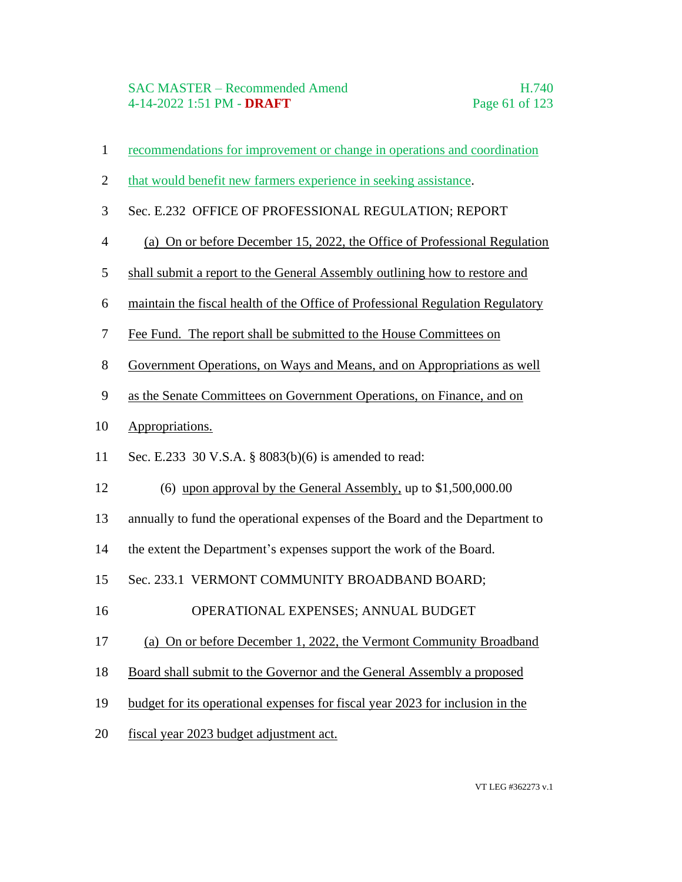recommendations for improvement or change in operations and coordination that would benefit new farmers experience in seeking assistance.

Sec. E.232 OFFICE OF PROFESSIONAL REGULATION; REPORT

(a) On or before December 15, 2022, the Office of Professional Regulation shall submit a report to the General Assembly outlining how to restore and maintain the fiscal health of the Office of Professional Regulation Regulatory Fee Fund. The report shall be submitted to the House Committees on Government Operations, on Ways and Means, and on Appropriations as well as the Senate Committees on Government Operations, on Finance, and on Appropriations.

Sec. E.233 30 V.S.A. § 8083(b)(6) is amended to read:

(6) upon approval by the General Assembly, up to $1,500,000.00 annually to fund the operational expenses of the Board and the Department to the extent the Department's expenses support the work of the Board.

Sec. 233.1 VERMONT COMMUNITY BROADBAND BOARD; OPERATIONAL EXPENSES; ANNUAL BUDGET

(a) On or before December 1, 2022, the Vermont Community Broadband Board shall submit to the Governor and the General Assembly a proposed budget for its operational expenses for fiscal year 2023 for inclusion in the fiscal year 2023 budget adjustment act.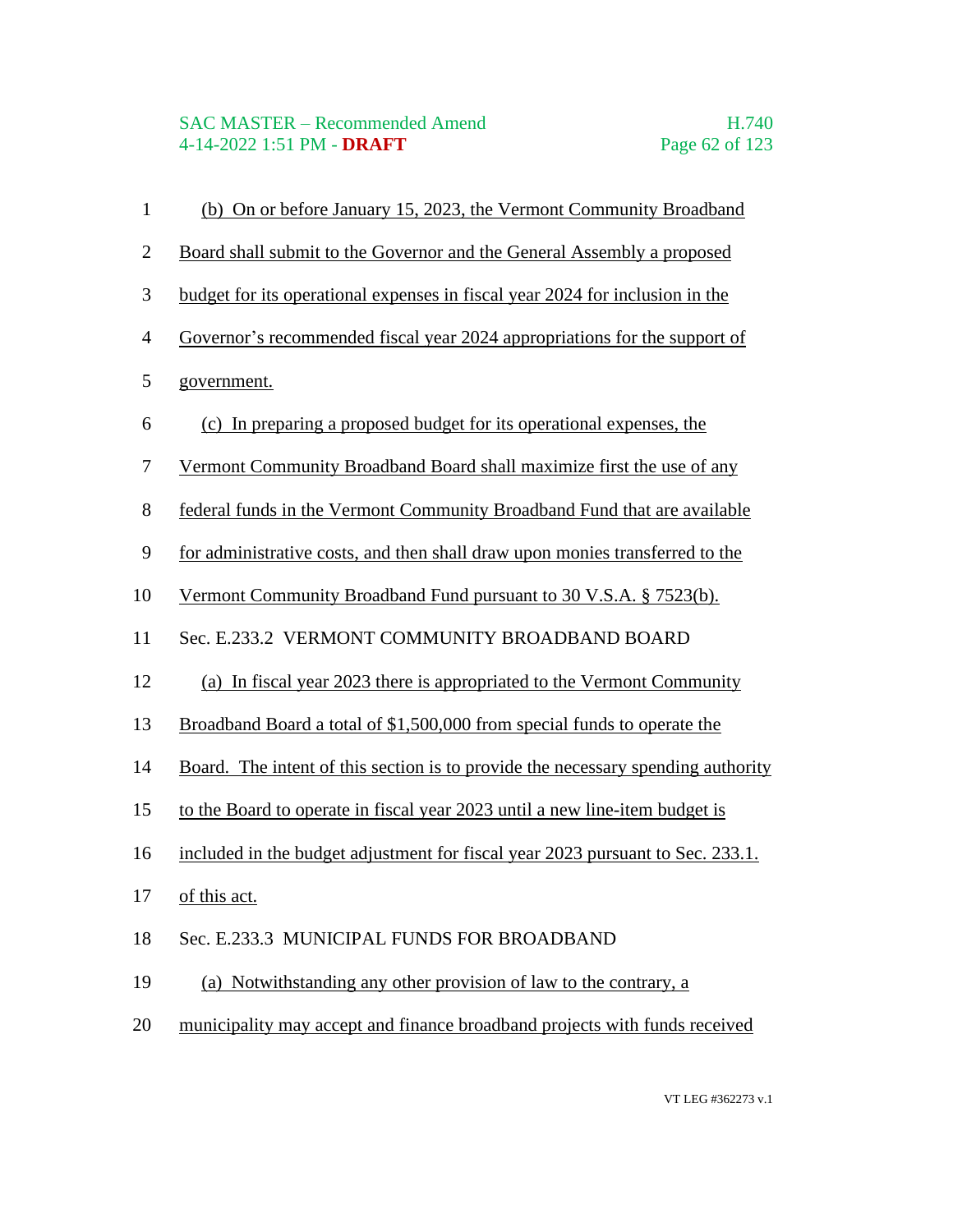(b) On or before January 15, 2023, the Vermont Community Broadband Board shall submit to the Governor and the General Assembly a proposed budget for its operational expenses in fiscal year 2024 for inclusion in the Governor's recommended fiscal year 2024 appropriations for the support of government.

(c) In preparing a proposed budget for its operational expenses, the Vermont Community Broadband Board shall maximize first the use of any federal funds in the Vermont Community Broadband Fund that are available for administrative costs, and then shall draw upon monies transferred to the Vermont Community Broadband Fund pursuant to 30 V.S.A. § 7523(b).

Sec. E.233.2 VERMONT COMMUNITY BROADBAND BOARD

(a) In fiscal year 2023 there is appropriated to the Vermont Community Broadband Board a total of $1,500,000 from special funds to operate the Board. The intent of this section is to provide the necessary spending authority to the Board to operate in fiscal year 2023 until a new line-item budget is included in the budget adjustment for fiscal year 2023 pursuant to Sec. 233.1. of this act.

Sec. E.233.3 MUNICIPAL FUNDS FOR BROADBAND

(a) Notwithstanding any other provision of law to the contrary, a municipality may accept and finance broadband projects with funds received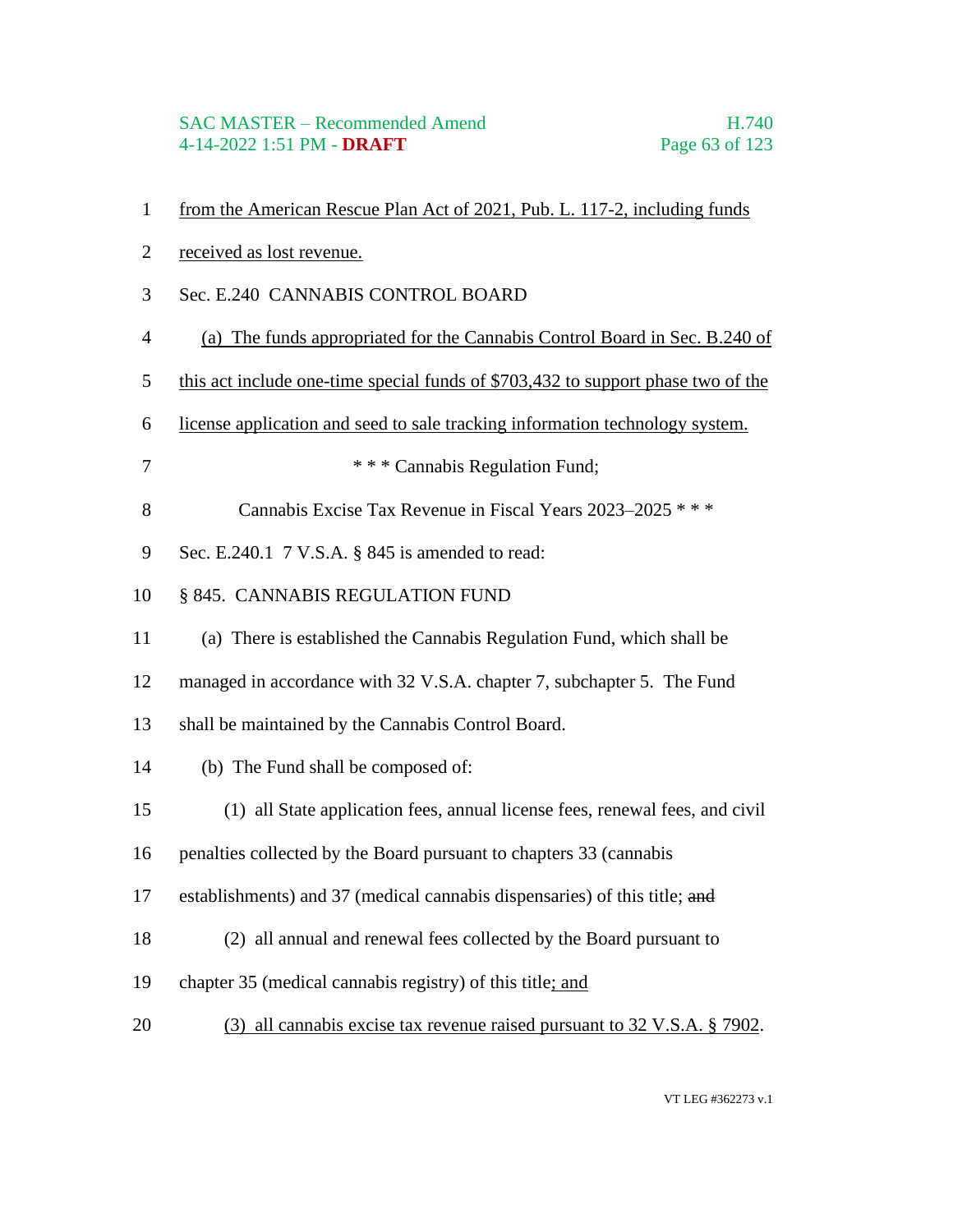from the American Rescue Plan Act of 2021, Pub. L. 117-2, including funds received as lost revenue.

Sec. E.240 CANNABIS CONTROL BOARD

(a) The funds appropriated for the Cannabis Control Board in Sec. B.240 of this act include one-time special funds of $703,432 to support phase two of the license application and seed to sale tracking information technology system.

\* \* \* Cannabis Regulation Fund;

Cannabis Excise Tax Revenue in Fiscal Years 2023–2025 \* \* \*

Sec. E.240.1 7 V.S.A. § 845 is amended to read:

§ 845. CANNABIS REGULATION FUND

(a) There is established the Cannabis Regulation Fund, which shall be managed in accordance with 32 V.S.A. chapter 7, subchapter 5. The Fund shall be maintained by the Cannabis Control Board.

(b) The Fund shall be composed of:

(1) all State application fees, annual license fees, renewal fees, and civil penalties collected by the Board pursuant to chapters 33 (cannabis establishments) and 37 (medical cannabis dispensaries) of this title; ~~and~~

(2) all annual and renewal fees collected by the Board pursuant to chapter 35 (medical cannabis registry) of this title; and

(3) all cannabis excise tax revenue raised pursuant to 32 V.S.A. § 7902.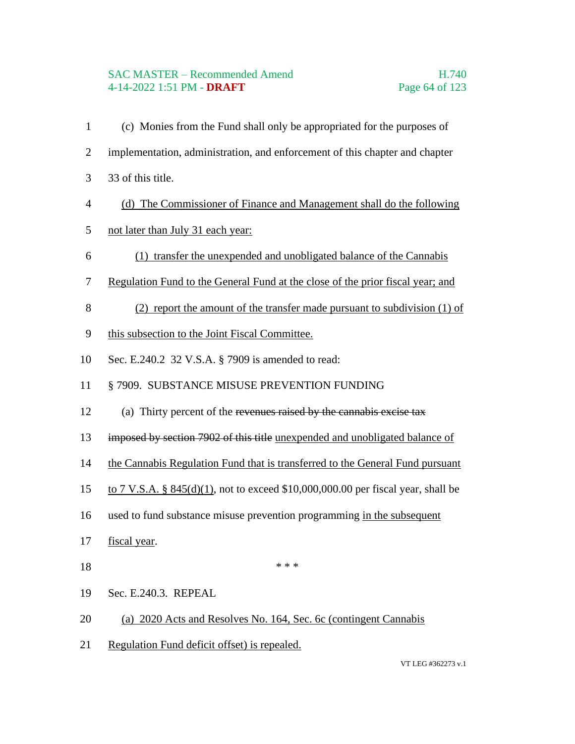(c) Monies from the Fund shall only be appropriated for the purposes of implementation, administration, and enforcement of this chapter and chapter 33 of this title.

<u>(d) The Commissioner of Finance and Management shall do the following not later than July 31 each year:</u>

<u>(1) transfer the unexpended and unobligated balance of the Cannabis Regulation Fund to the General Fund at the close of the prior fiscal year; and</u>

<u>(2) report the amount of the transfer made pursuant to subdivision (1) of this subsection to the Joint Fiscal Committee.</u>

Sec. E.240.2 32 V.S.A. § 7909 is amended to read:

§ 7909. SUBSTANCE MISUSE PREVENTION FUNDING

(a) Thirty percent of the ~~revenues raised by the cannabis excise tax imposed by section 7902 of this title~~ <u>unexpended and unobligated balance of the Cannabis Regulation Fund that is transferred to the General Fund pursuant to 7 V.S.A. § 845(d)(1)</u>, not to exceed $10,000,000.00 per fiscal year, shall be used to fund substance misuse prevention programming <u>in the subsequent fiscal year</u>.

\* \* \*

Sec. E.240.3. REPEAL

<u>(a) 2020 Acts and Resolves No. 164, Sec. 6c (contingent Cannabis Regulation Fund deficit offset) is repealed.</u>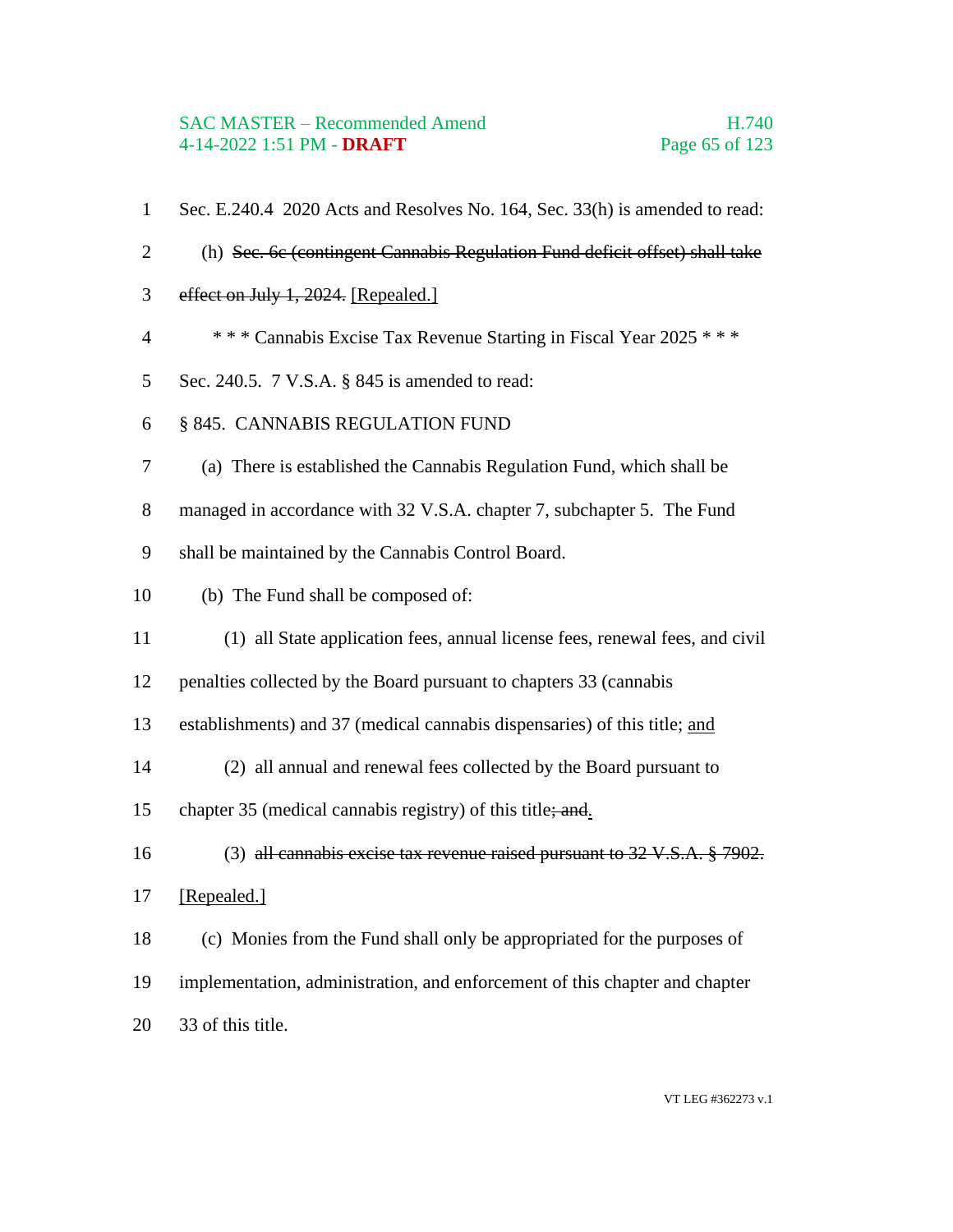Sec. E.240.4 2020 Acts and Resolves No. 164, Sec. 33(h) is amended to read:

(h) ~~Sec. 6c (contingent Cannabis Regulation Fund deficit offset) shall take effect on July 1, 2024.~~ [Repealed.]

\* \* \* Cannabis Excise Tax Revenue Starting in Fiscal Year 2025 \* \* \*

Sec. 240.5. 7 V.S.A. § 845 is amended to read:

§ 845. CANNABIS REGULATION FUND

(a) There is established the Cannabis Regulation Fund, which shall be managed in accordance with 32 V.S.A. chapter 7, subchapter 5. The Fund shall be maintained by the Cannabis Control Board.

(b) The Fund shall be composed of:

(1) all State application fees, annual license fees, renewal fees, and civil penalties collected by the Board pursuant to chapters 33 (cannabis establishments) and 37 (medical cannabis dispensaries) of this title; and

(2) all annual and renewal fees collected by the Board pursuant to chapter 35 (medical cannabis registry) of this title~~; and~~.

(3) ~~all cannabis excise tax revenue raised pursuant to 32 V.S.A. § 7902.~~ [Repealed.]

(c) Monies from the Fund shall only be appropriated for the purposes of implementation, administration, and enforcement of this chapter and chapter 33 of this title.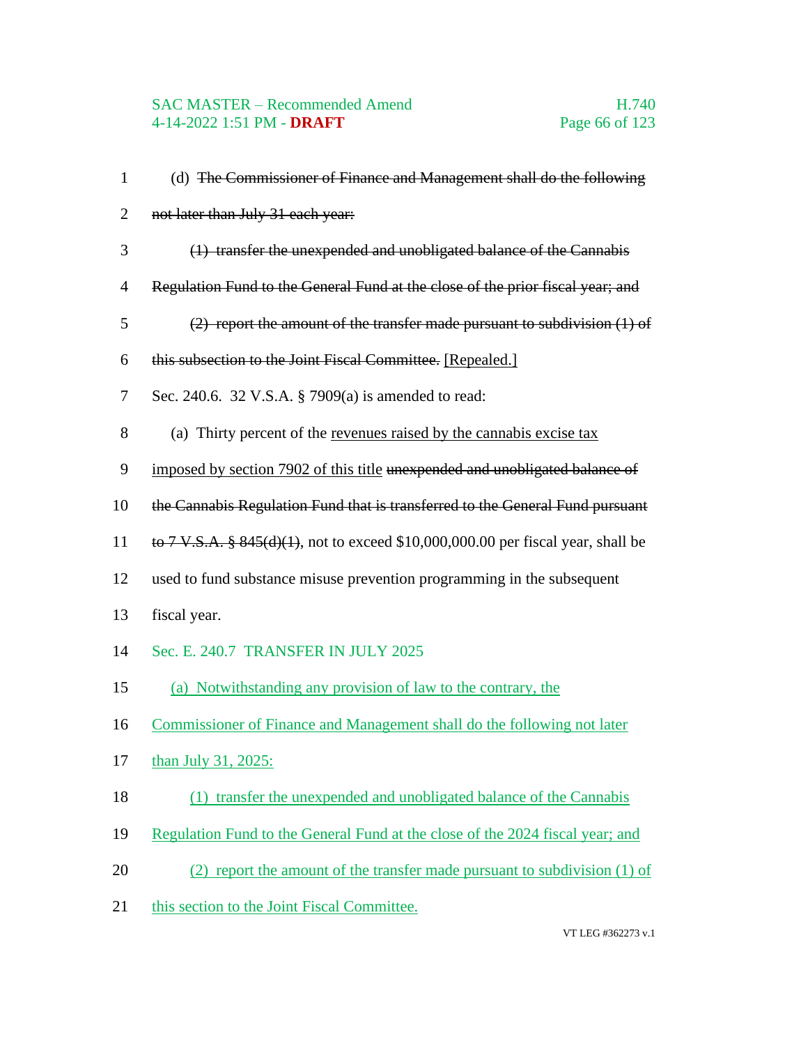(d) ~~The Commissioner of Finance and Management shall do the following not later than July 31 each year:~~

~~(1) transfer the unexpended and unobligated balance of the Cannabis Regulation Fund to the General Fund at the close of the prior fiscal year; and~~

~~(2) report the amount of the transfer made pursuant to subdivision (1) of this subsection to the Joint Fiscal Committee.~~ <u>[Repealed.]</u>

Sec. 240.6. 32 V.S.A. § 7909(a) is amended to read:

(a) Thirty percent of the <u>revenues raised by the cannabis excise tax imposed by section 7902 of this title</u> ~~unexpended and unobligated balance of the Cannabis Regulation Fund that is transferred to the General Fund pursuant to 7 V.S.A. § 845(d)(1)~~, not to exceed $10,000,000.00 per fiscal year, shall be used to fund substance misuse prevention programming in the subsequent fiscal year.

Sec. E. 240.7 TRANSFER IN JULY 2025

<u>(a) Notwithstanding any provision of law to the contrary, the Commissioner of Finance and Management shall do the following not later than July 31, 2025:</u>

<u>(1) transfer the unexpended and unobligated balance of the Cannabis Regulation Fund to the General Fund at the close of the 2024 fiscal year; and</u>

<u>(2) report the amount of the transfer made pursuant to subdivision (1) of this section to the Joint Fiscal Committee.</u>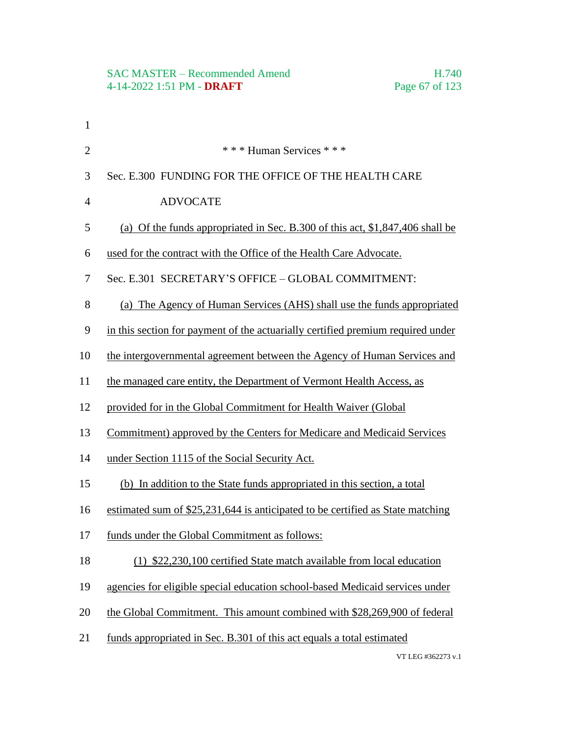\* \* \* Human Services \* \* \*

Sec. E.300 FUNDING FOR THE OFFICE OF THE HEALTH CARE ADVOCATE

(a) Of the funds appropriated in Sec. B.300 of this act, $1,847,406 shall be used for the contract with the Office of the Health Care Advocate.

Sec. E.301 SECRETARY'S OFFICE – GLOBAL COMMITMENT:

(a) The Agency of Human Services (AHS) shall use the funds appropriated in this section for payment of the actuarially certified premium required under the intergovernmental agreement between the Agency of Human Services and the managed care entity, the Department of Vermont Health Access, as provided for in the Global Commitment for Health Waiver (Global Commitment) approved by the Centers for Medicare and Medicaid Services under Section 1115 of the Social Security Act.

(b) In addition to the State funds appropriated in this section, a total estimated sum of $25,231,644 is anticipated to be certified as State matching funds under the Global Commitment as follows:

(1) $22,230,100 certified State match available from local education agencies for eligible special education school-based Medicaid services under the Global Commitment. This amount combined with $28,269,900 of federal funds appropriated in Sec. B.301 of this act equals a total estimated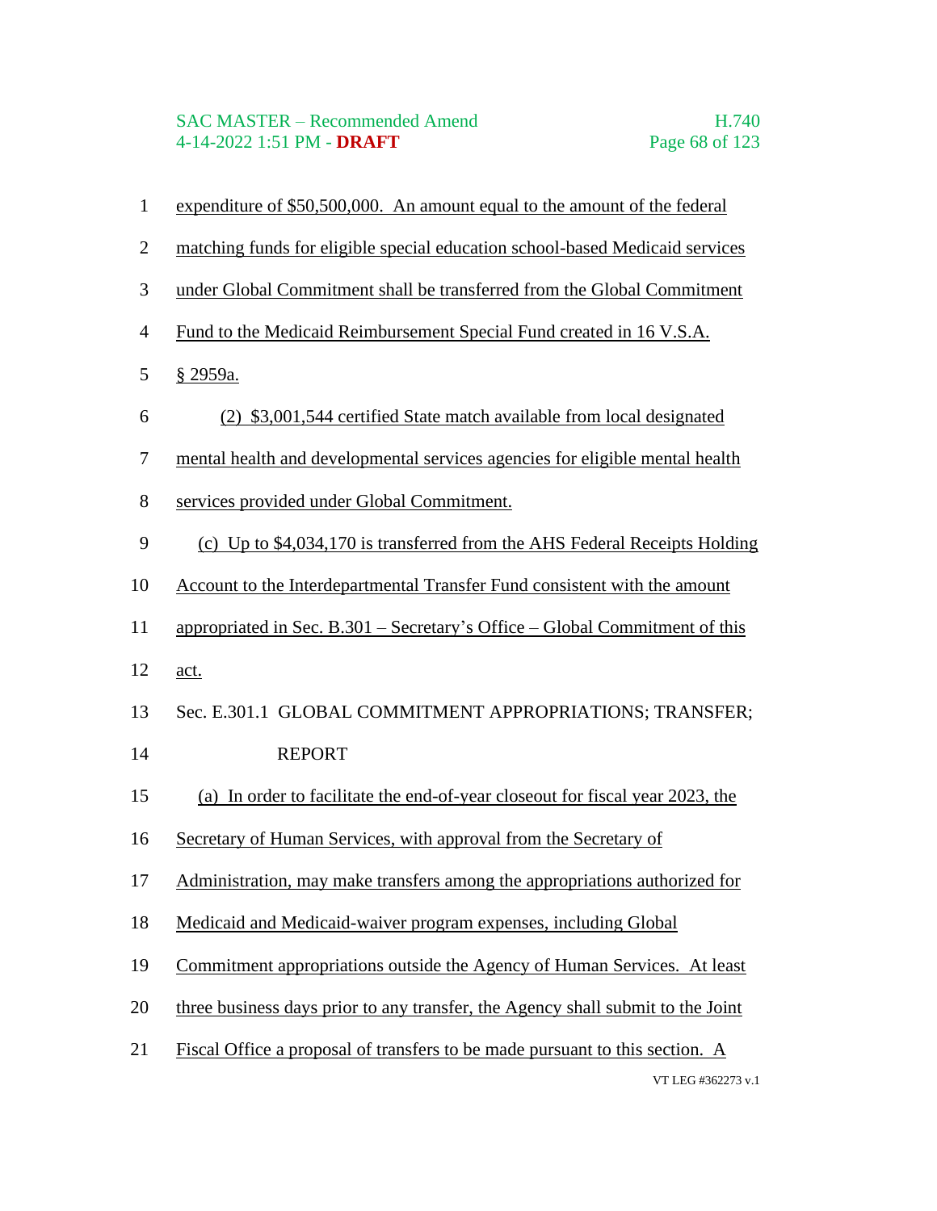expenditure of $50,500,000. An amount equal to the amount of the federal matching funds for eligible special education school-based Medicaid services under Global Commitment shall be transferred from the Global Commitment Fund to the Medicaid Reimbursement Special Fund created in 16 V.S.A. § 2959a.

(2) $3,001,544 certified State match available from local designated mental health and developmental services agencies for eligible mental health services provided under Global Commitment.

(c) Up to $4,034,170 is transferred from the AHS Federal Receipts Holding Account to the Interdepartmental Transfer Fund consistent with the amount appropriated in Sec. B.301 – Secretary's Office – Global Commitment of this act.

Sec. E.301.1 GLOBAL COMMITMENT APPROPRIATIONS; TRANSFER; REPORT

(a) In order to facilitate the end-of-year closeout for fiscal year 2023, the Secretary of Human Services, with approval from the Secretary of Administration, may make transfers among the appropriations authorized for Medicaid and Medicaid-waiver program expenses, including Global Commitment appropriations outside the Agency of Human Services. At least three business days prior to any transfer, the Agency shall submit to the Joint Fiscal Office a proposal of transfers to be made pursuant to this section. A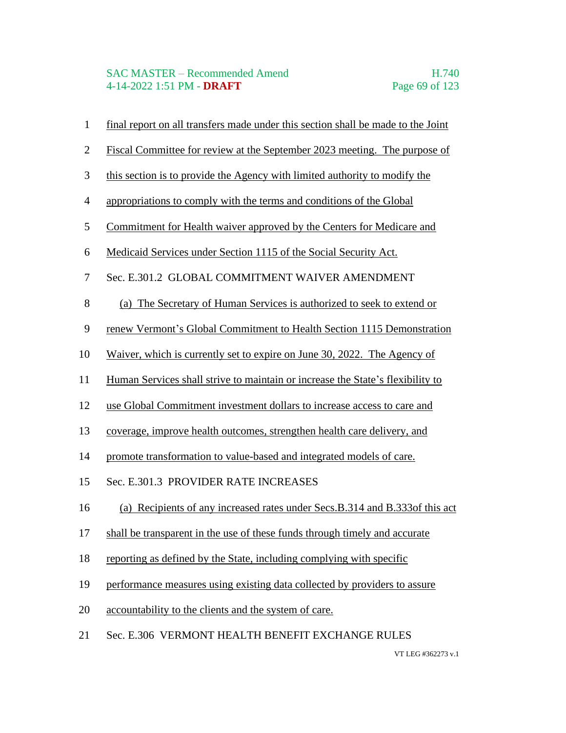final report on all transfers made under this section shall be made to the Joint Fiscal Committee for review at the September 2023 meeting. The purpose of this section is to provide the Agency with limited authority to modify the appropriations to comply with the terms and conditions of the Global Commitment for Health waiver approved by the Centers for Medicare and Medicaid Services under Section 1115 of the Social Security Act.

Sec. E.301.2 GLOBAL COMMITMENT WAIVER AMENDMENT

(a) The Secretary of Human Services is authorized to seek to extend or renew Vermont's Global Commitment to Health Section 1115 Demonstration Waiver, which is currently set to expire on June 30, 2022. The Agency of Human Services shall strive to maintain or increase the State's flexibility to use Global Commitment investment dollars to increase access to care and coverage, improve health outcomes, strengthen health care delivery, and promote transformation to value-based and integrated models of care.

Sec. E.301.3 PROVIDER RATE INCREASES

(a) Recipients of any increased rates under Secs.B.314 and B.333of this act shall be transparent in the use of these funds through timely and accurate reporting as defined by the State, including complying with specific performance measures using existing data collected by providers to assure accountability to the clients and the system of care.

Sec. E.306 VERMONT HEALTH BENEFIT EXCHANGE RULES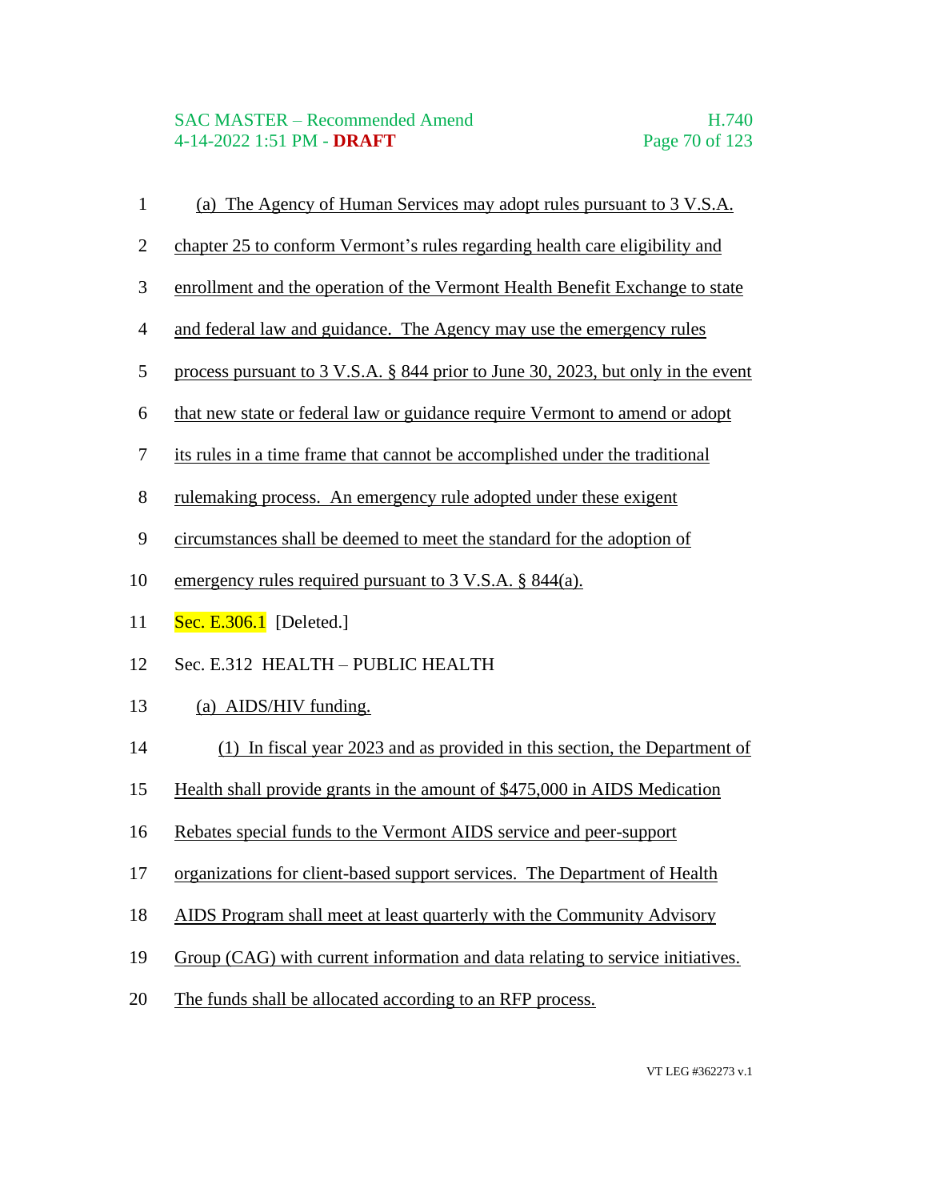(a) The Agency of Human Services may adopt rules pursuant to 3 V.S.A. chapter 25 to conform Vermont's rules regarding health care eligibility and enrollment and the operation of the Vermont Health Benefit Exchange to state and federal law and guidance. The Agency may use the emergency rules process pursuant to 3 V.S.A. § 844 prior to June 30, 2023, but only in the event that new state or federal law or guidance require Vermont to amend or adopt its rules in a time frame that cannot be accomplished under the traditional rulemaking process. An emergency rule adopted under these exigent circumstances shall be deemed to meet the standard for the adoption of emergency rules required pursuant to 3 V.S.A. § 844(a).

Sec. E.306.1 [Deleted.]

Sec. E.312 HEALTH – PUBLIC HEALTH

(a) AIDS/HIV funding.

(1) In fiscal year 2023 and as provided in this section, the Department of Health shall provide grants in the amount of $475,000 in AIDS Medication Rebates special funds to the Vermont AIDS service and peer-support organizations for client-based support services. The Department of Health AIDS Program shall meet at least quarterly with the Community Advisory Group (CAG) with current information and data relating to service initiatives. The funds shall be allocated according to an RFP process.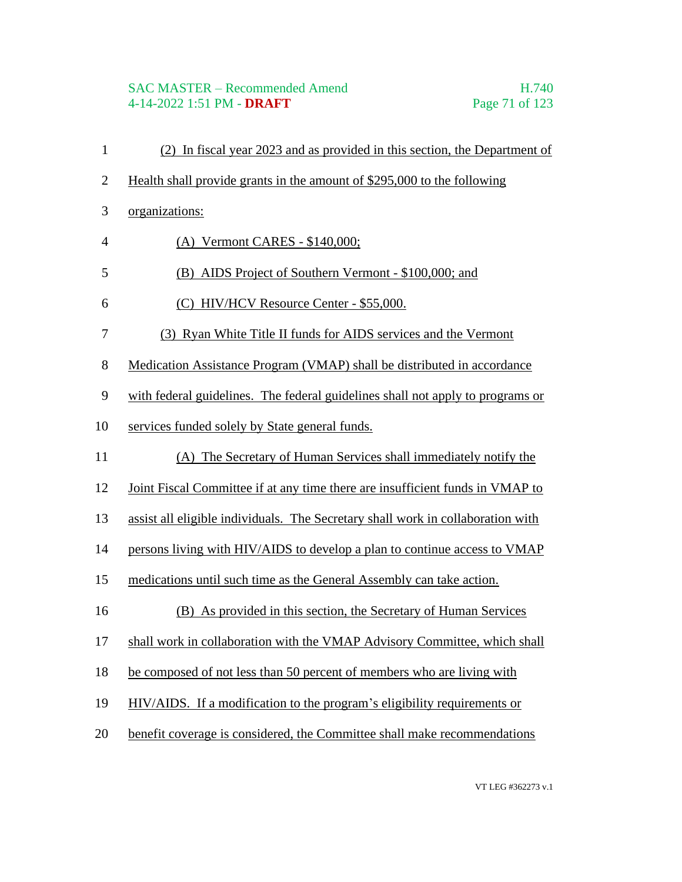(2) In fiscal year 2023 and as provided in this section, the Department of Health shall provide grants in the amount of $295,000 to the following organizations:

(A) Vermont CARES - $140,000;

(B) AIDS Project of Southern Vermont - $100,000; and

(C) HIV/HCV Resource Center - $55,000.

(3) Ryan White Title II funds for AIDS services and the Vermont Medication Assistance Program (VMAP) shall be distributed in accordance with federal guidelines. The federal guidelines shall not apply to programs or services funded solely by State general funds.

(A) The Secretary of Human Services shall immediately notify the Joint Fiscal Committee if at any time there are insufficient funds in VMAP to assist all eligible individuals. The Secretary shall work in collaboration with persons living with HIV/AIDS to develop a plan to continue access to VMAP medications until such time as the General Assembly can take action.

(B) As provided in this section, the Secretary of Human Services shall work in collaboration with the VMAP Advisory Committee, which shall be composed of not less than 50 percent of members who are living with HIV/AIDS. If a modification to the program's eligibility requirements or benefit coverage is considered, the Committee shall make recommendations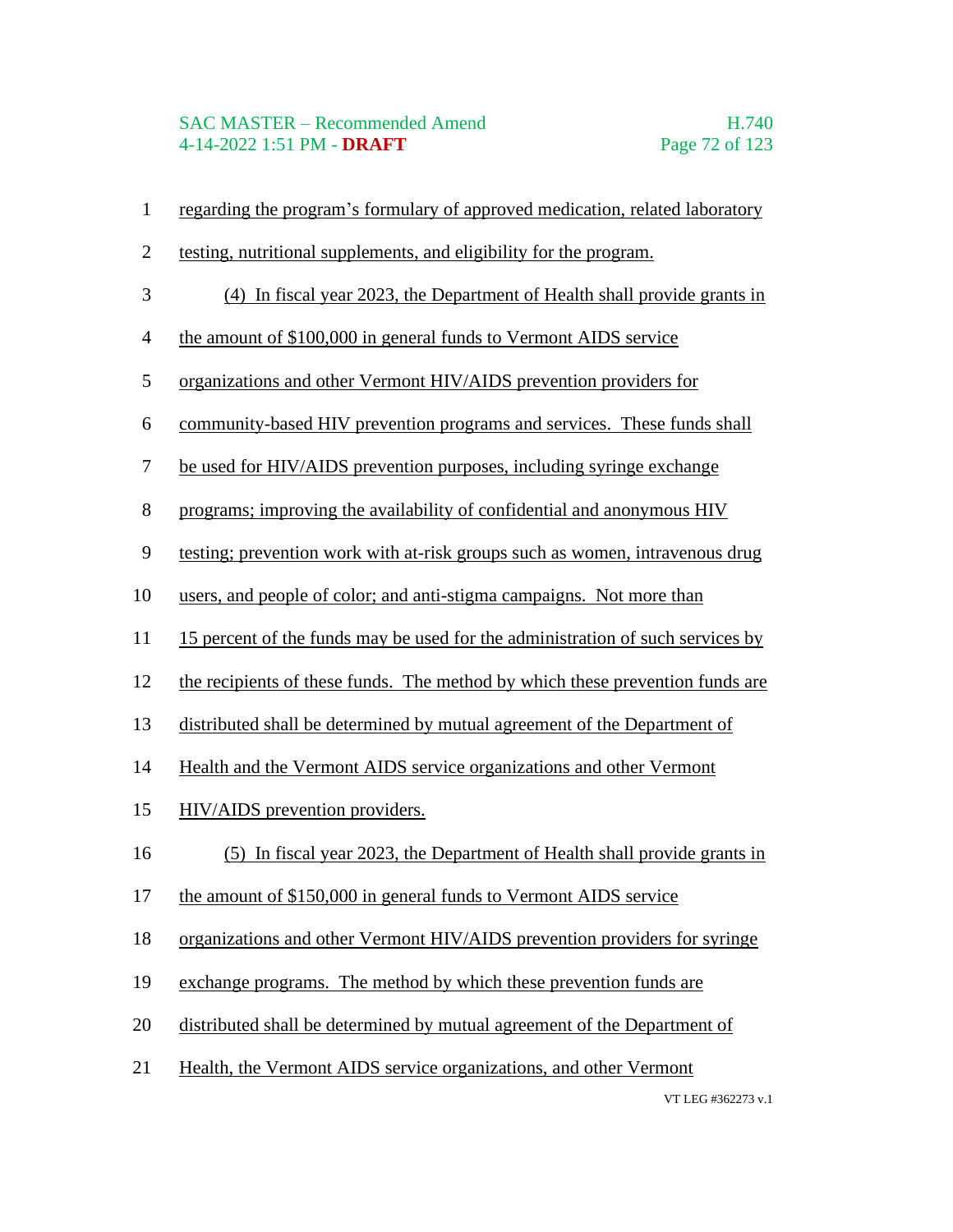regarding the program's formulary of approved medication, related laboratory testing, nutritional supplements, and eligibility for the program.

(4) In fiscal year 2023, the Department of Health shall provide grants in the amount of $100,000 in general funds to Vermont AIDS service organizations and other Vermont HIV/AIDS prevention providers for community-based HIV prevention programs and services. These funds shall be used for HIV/AIDS prevention purposes, including syringe exchange programs; improving the availability of confidential and anonymous HIV testing; prevention work with at-risk groups such as women, intravenous drug users, and people of color; and anti-stigma campaigns. Not more than 15 percent of the funds may be used for the administration of such services by the recipients of these funds. The method by which these prevention funds are distributed shall be determined by mutual agreement of the Department of Health and the Vermont AIDS service organizations and other Vermont HIV/AIDS prevention providers.

(5) In fiscal year 2023, the Department of Health shall provide grants in the amount of $150,000 in general funds to Vermont AIDS service organizations and other Vermont HIV/AIDS prevention providers for syringe exchange programs. The method by which these prevention funds are distributed shall be determined by mutual agreement of the Department of Health, the Vermont AIDS service organizations, and other Vermont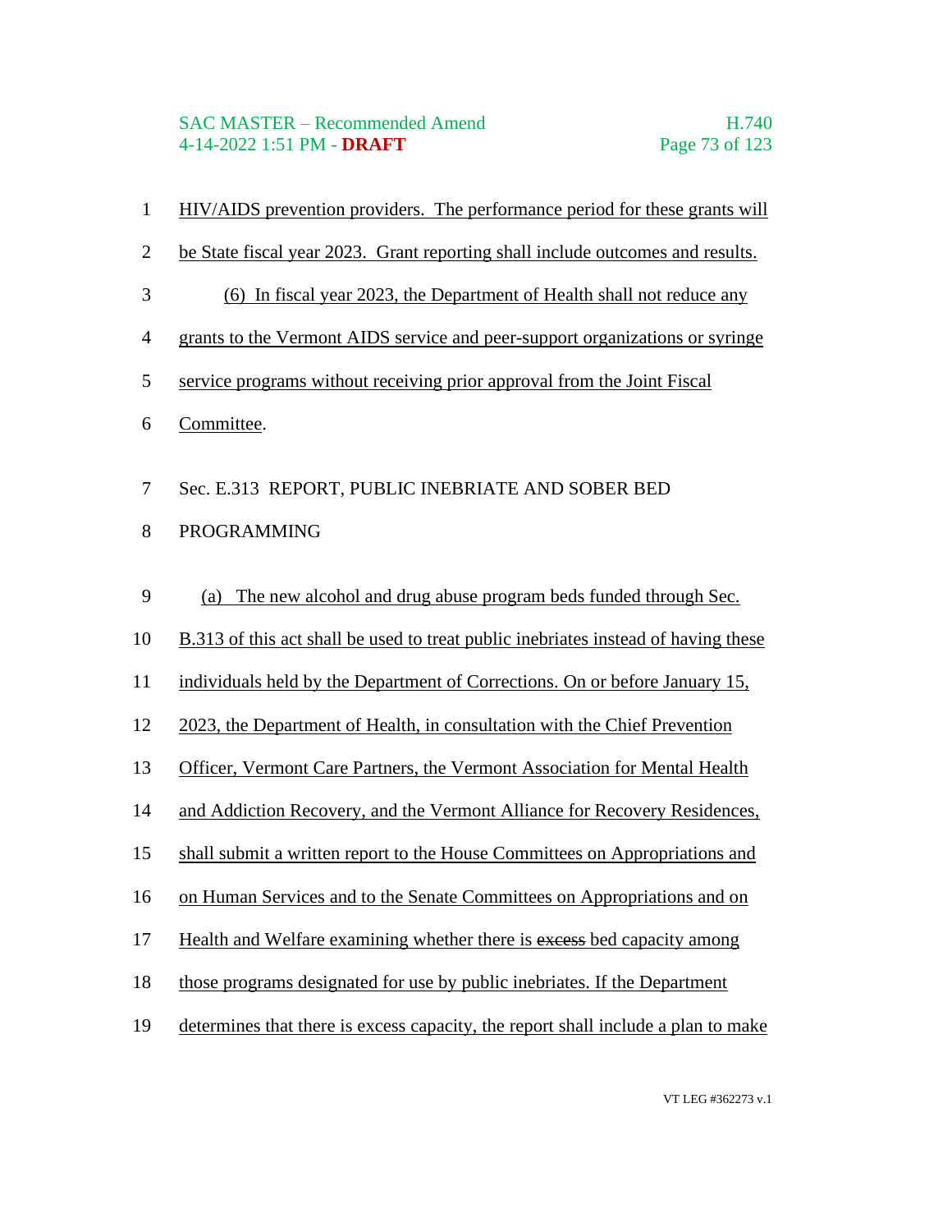HIV/AIDS prevention providers. The performance period for these grants will be State fiscal year 2023. Grant reporting shall include outcomes and results.

(6) In fiscal year 2023, the Department of Health shall not reduce any grants to the Vermont AIDS service and peer-support organizations or syringe service programs without receiving prior approval from the Joint Fiscal Committee.

Sec. E.313 REPORT, PUBLIC INEBRIATE AND SOBER BED PROGRAMMING

(a) The new alcohol and drug abuse program beds funded through Sec. B.313 of this act shall be used to treat public inebriates instead of having these individuals held by the Department of Corrections. On or before January 15, 2023, the Department of Health, in consultation with the Chief Prevention Officer, Vermont Care Partners, the Vermont Association for Mental Health and Addiction Recovery, and the Vermont Alliance for Recovery Residences, shall submit a written report to the House Committees on Appropriations and on Human Services and to the Senate Committees on Appropriations and on Health and Welfare examining whether there is ~~excess~~ bed capacity among those programs designated for use by public inebriates. If the Department determines that there is excess capacity, the report shall include a plan to make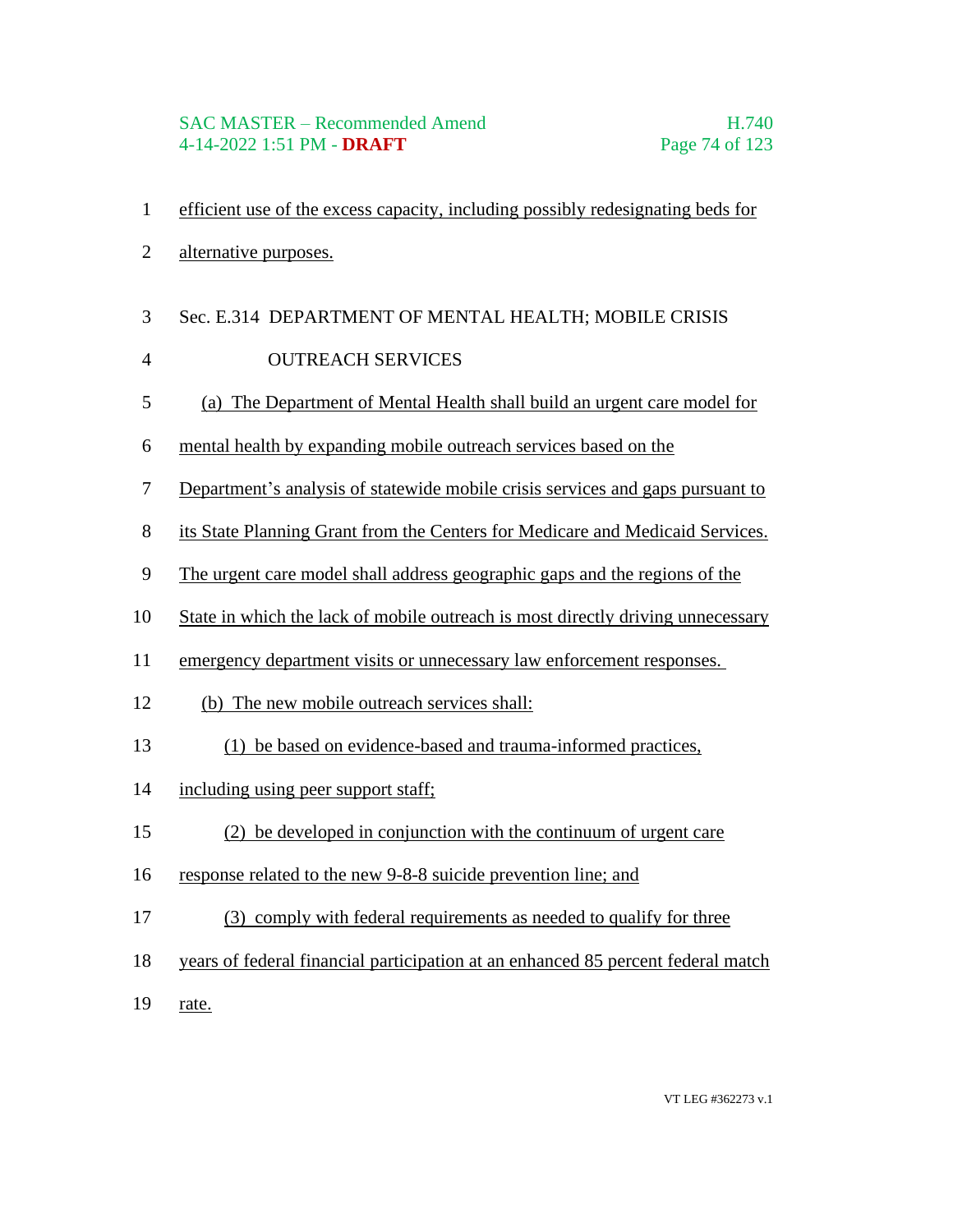efficient use of the excess capacity, including possibly redesignating beds for alternative purposes.

Sec. E.314 DEPARTMENT OF MENTAL HEALTH; MOBILE CRISIS OUTREACH SERVICES

(a) The Department of Mental Health shall build an urgent care model for mental health by expanding mobile outreach services based on the Department's analysis of statewide mobile crisis services and gaps pursuant to its State Planning Grant from the Centers for Medicare and Medicaid Services. The urgent care model shall address geographic gaps and the regions of the State in which the lack of mobile outreach is most directly driving unnecessary emergency department visits or unnecessary law enforcement responses.

(b) The new mobile outreach services shall:

(1) be based on evidence-based and trauma-informed practices, including using peer support staff;

(2) be developed in conjunction with the continuum of urgent care response related to the new 9-8-8 suicide prevention line; and

(3) comply with federal requirements as needed to qualify for three years of federal financial participation at an enhanced 85 percent federal match rate.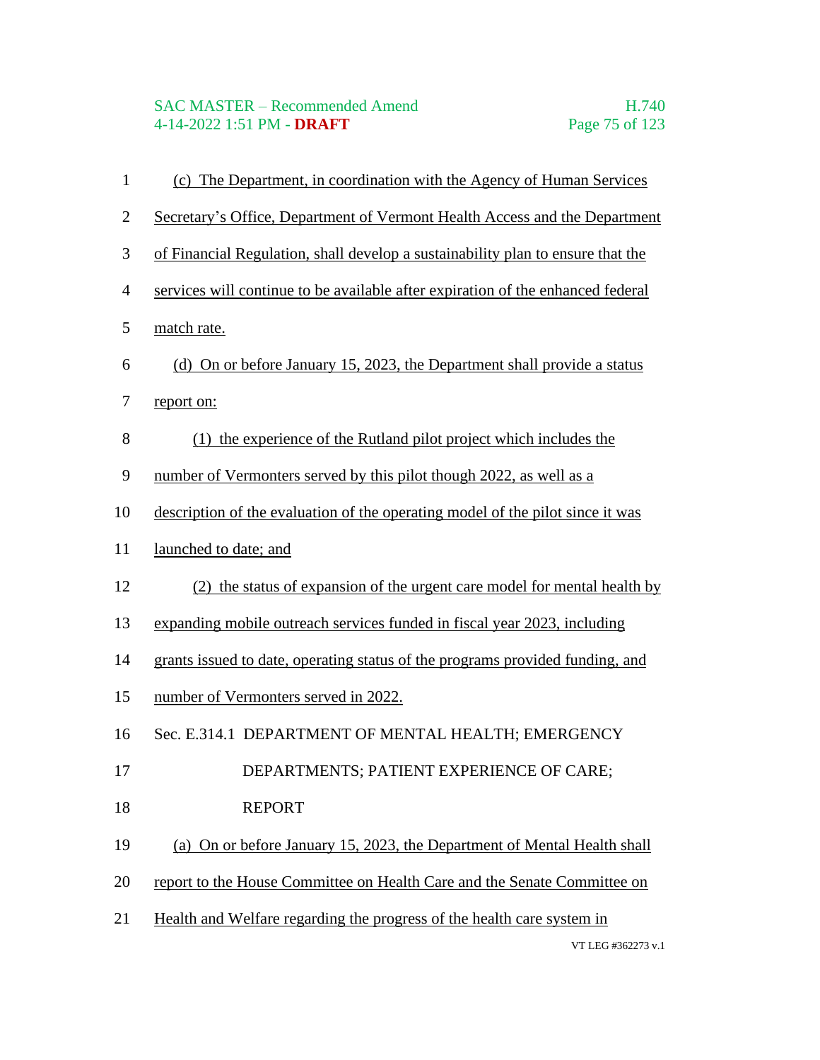(c) The Department, in coordination with the Agency of Human Services Secretary's Office, Department of Vermont Health Access and the Department of Financial Regulation, shall develop a sustainability plan to ensure that the services will continue to be available after expiration of the enhanced federal match rate.

(d) On or before January 15, 2023, the Department shall provide a status report on:

(1) the experience of the Rutland pilot project which includes the number of Vermonters served by this pilot though 2022, as well as a description of the evaluation of the operating model of the pilot since it was launched to date; and

(2) the status of expansion of the urgent care model for mental health by expanding mobile outreach services funded in fiscal year 2023, including grants issued to date, operating status of the programs provided funding, and number of Vermonters served in 2022.

Sec. E.314.1 DEPARTMENT OF MENTAL HEALTH; EMERGENCY DEPARTMENTS; PATIENT EXPERIENCE OF CARE; REPORT

(a) On or before January 15, 2023, the Department of Mental Health shall report to the House Committee on Health Care and the Senate Committee on Health and Welfare regarding the progress of the health care system in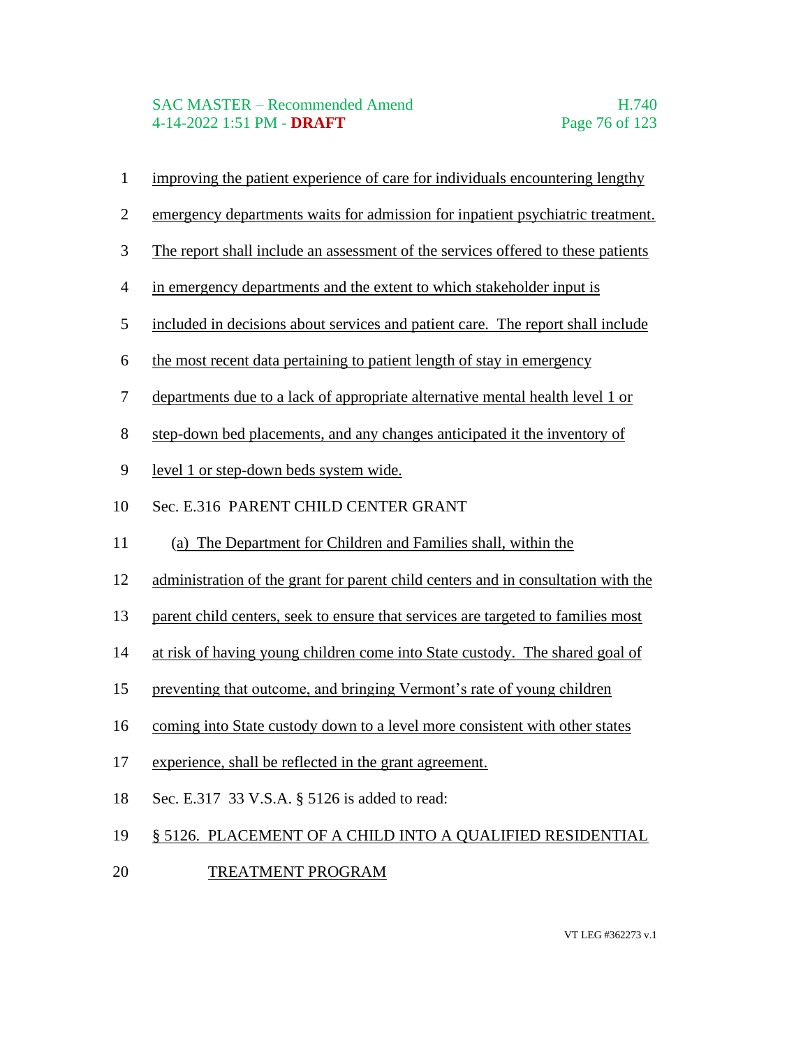improving the patient experience of care for individuals encountering lengthy emergency departments waits for admission for inpatient psychiatric treatment. The report shall include an assessment of the services offered to these patients in emergency departments and the extent to which stakeholder input is included in decisions about services and patient care. The report shall include the most recent data pertaining to patient length of stay in emergency departments due to a lack of appropriate alternative mental health level 1 or step-down bed placements, and any changes anticipated it the inventory of level 1 or step-down beds system wide.

Sec. E.316 PARENT CHILD CENTER GRANT

(a) The Department for Children and Families shall, within the administration of the grant for parent child centers and in consultation with the parent child centers, seek to ensure that services are targeted to families most at risk of having young children come into State custody. The shared goal of preventing that outcome, and bringing Vermont's rate of young children coming into State custody down to a level more consistent with other states experience, shall be reflected in the grant agreement.

Sec. E.317 33 V.S.A. § 5126 is added to read:

§ 5126. PLACEMENT OF A CHILD INTO A QUALIFIED RESIDENTIAL TREATMENT PROGRAM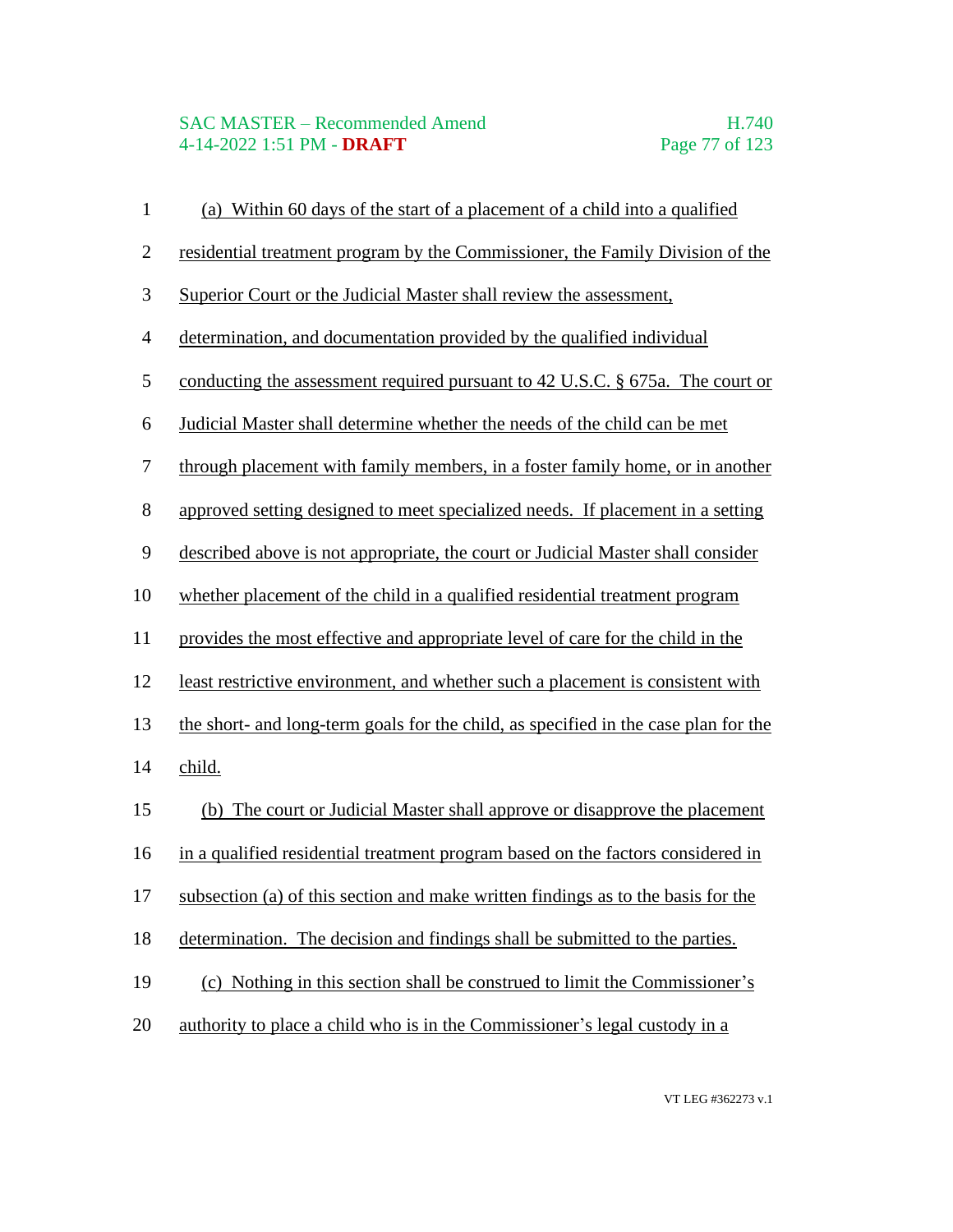(a) Within 60 days of the start of a placement of a child into a qualified residential treatment program by the Commissioner, the Family Division of the Superior Court or the Judicial Master shall review the assessment, determination, and documentation provided by the qualified individual conducting the assessment required pursuant to 42 U.S.C. § 675a. The court or Judicial Master shall determine whether the needs of the child can be met through placement with family members, in a foster family home, or in another approved setting designed to meet specialized needs. If placement in a setting described above is not appropriate, the court or Judicial Master shall consider whether placement of the child in a qualified residential treatment program provides the most effective and appropriate level of care for the child in the least restrictive environment, and whether such a placement is consistent with the short- and long-term goals for the child, as specified in the case plan for the child.

(b) The court or Judicial Master shall approve or disapprove the placement in a qualified residential treatment program based on the factors considered in subsection (a) of this section and make written findings as to the basis for the determination. The decision and findings shall be submitted to the parties.

(c) Nothing in this section shall be construed to limit the Commissioner's authority to place a child who is in the Commissioner's legal custody in a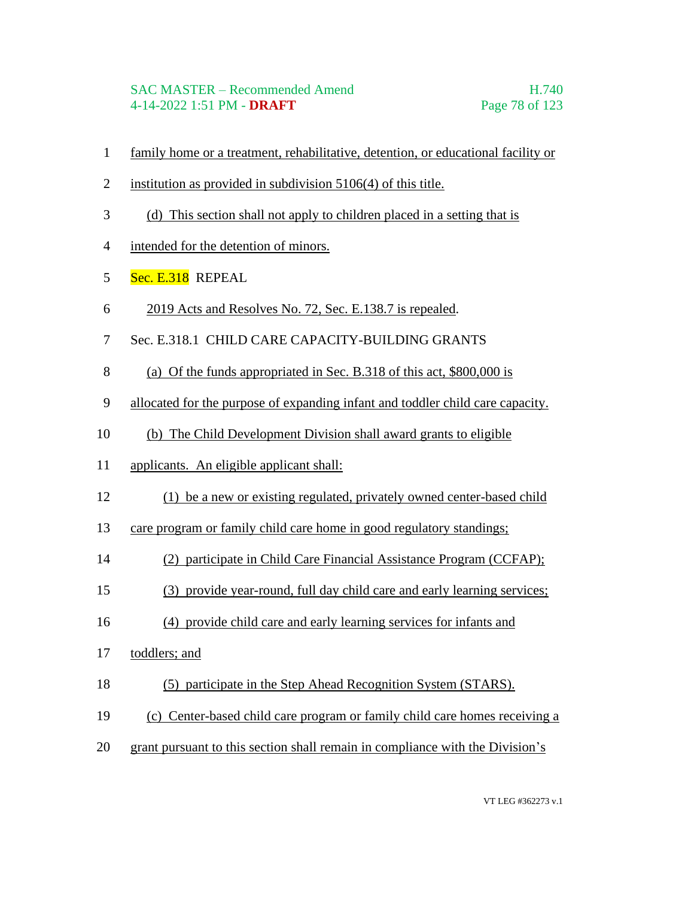family home or a treatment, rehabilitative, detention, or educational facility or institution as provided in subdivision 5106(4) of this title.

(d) This section shall not apply to children placed in a setting that is intended for the detention of minors.

Sec. E.318 REPEAL

2019 Acts and Resolves No. 72, Sec. E.138.7 is repealed.

Sec. E.318.1 CHILD CARE CAPACITY-BUILDING GRANTS

(a) Of the funds appropriated in Sec. B.318 of this act, $800,000 is allocated for the purpose of expanding infant and toddler child care capacity.

(b) The Child Development Division shall award grants to eligible applicants. An eligible applicant shall:

(1) be a new or existing regulated, privately owned center-based child care program or family child care home in good regulatory standings;

(2) participate in Child Care Financial Assistance Program (CCFAP);

(3) provide year-round, full day child care and early learning services;

(4) provide child care and early learning services for infants and toddlers; and

(5) participate in the Step Ahead Recognition System (STARS).

(c) Center-based child care program or family child care homes receiving a grant pursuant to this section shall remain in compliance with the Division's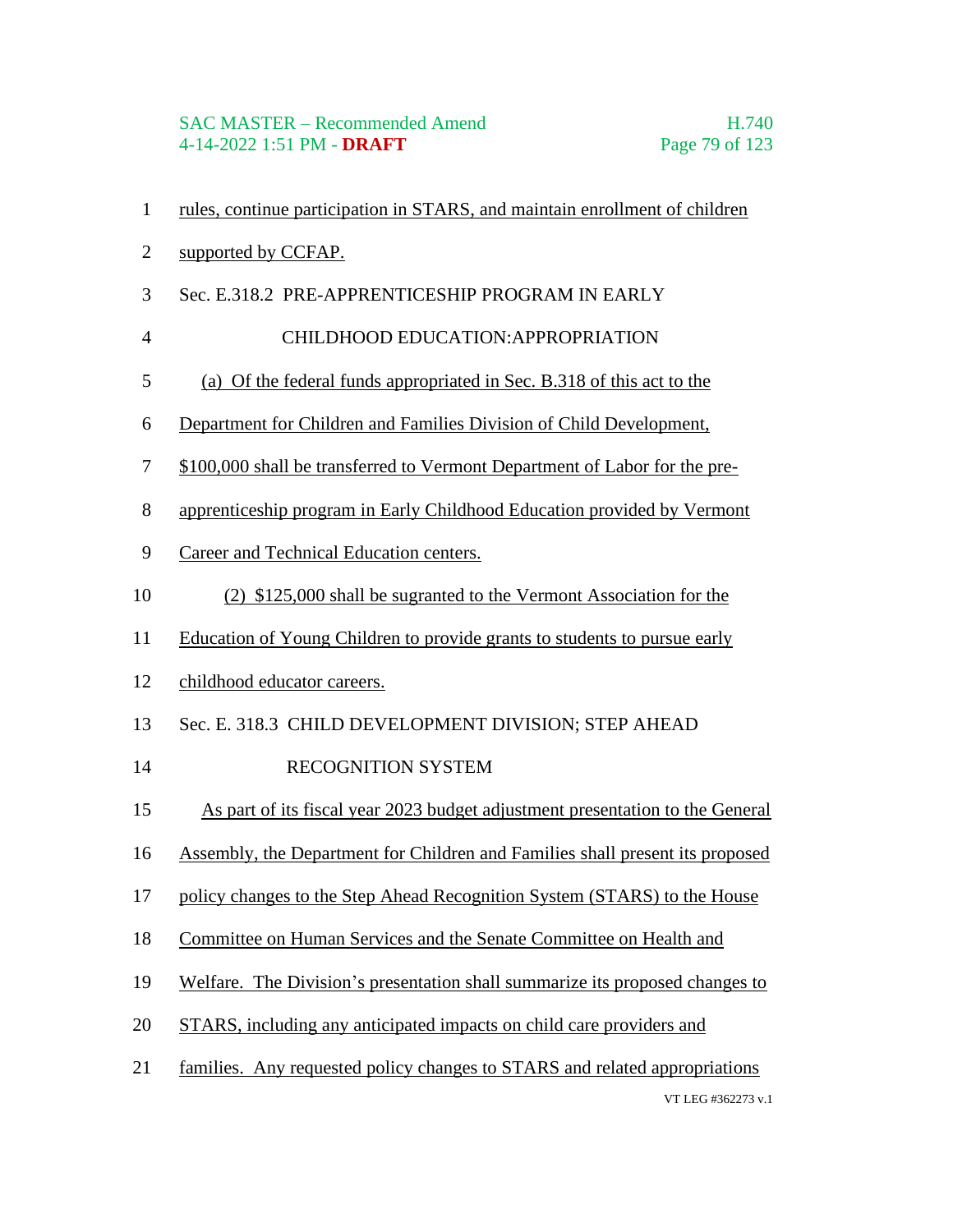rules, continue participation in STARS, and maintain enrollment of children supported by CCFAP.

Sec. E.318.2 PRE-APPRENTICESHIP PROGRAM IN EARLY CHILDHOOD EDUCATION:APPROPRIATION

(a) Of the federal funds appropriated in Sec. B.318 of this act to the Department for Children and Families Division of Child Development, $100,000 shall be transferred to Vermont Department of Labor for the pre-apprenticeship program in Early Childhood Education provided by Vermont Career and Technical Education centers.

(2) $125,000 shall be sugranted to the Vermont Association for the Education of Young Children to provide grants to students to pursue early childhood educator careers.

Sec. E. 318.3 CHILD DEVELOPMENT DIVISION; STEP AHEAD RECOGNITION SYSTEM

As part of its fiscal year 2023 budget adjustment presentation to the General Assembly, the Department for Children and Families shall present its proposed policy changes to the Step Ahead Recognition System (STARS) to the House Committee on Human Services and the Senate Committee on Health and Welfare. The Division's presentation shall summarize its proposed changes to STARS, including any anticipated impacts on child care providers and families. Any requested policy changes to STARS and related appropriations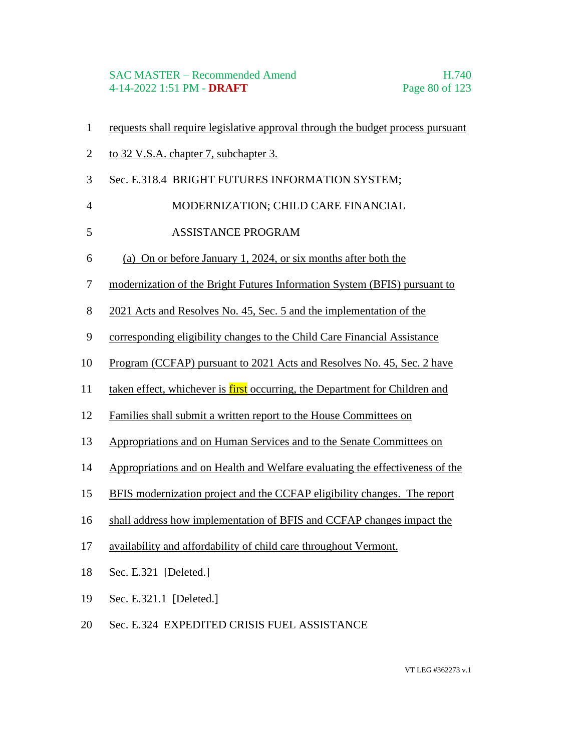requests shall require legislative approval through the budget process pursuant to 32 V.S.A. chapter 7, subchapter 3.

Sec. E.318.4 BRIGHT FUTURES INFORMATION SYSTEM; MODERNIZATION; CHILD CARE FINANCIAL ASSISTANCE PROGRAM

(a) On or before January 1, 2024, or six months after both the modernization of the Bright Futures Information System (BFIS) pursuant to 2021 Acts and Resolves No. 45, Sec. 5 and the implementation of the corresponding eligibility changes to the Child Care Financial Assistance Program (CCFAP) pursuant to 2021 Acts and Resolves No. 45, Sec. 2 have taken effect, whichever is first occurring, the Department for Children and Families shall submit a written report to the House Committees on Appropriations and on Human Services and to the Senate Committees on Appropriations and on Health and Welfare evaluating the effectiveness of the BFIS modernization project and the CCFAP eligibility changes. The report shall address how implementation of BFIS and CCFAP changes impact the availability and affordability of child care throughout Vermont.

Sec. E.321 [Deleted.]

Sec. E.321.1 [Deleted.]

Sec. E.324 EXPEDITED CRISIS FUEL ASSISTANCE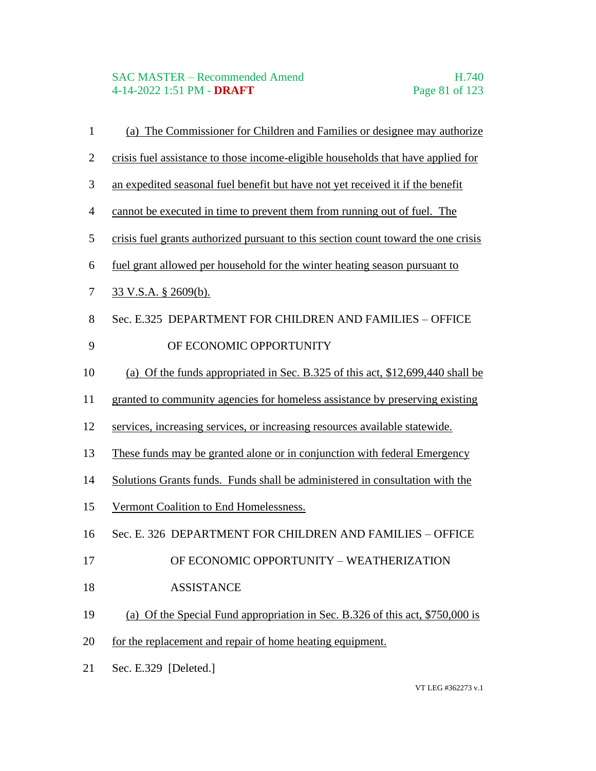(a) The Commissioner for Children and Families or designee may authorize crisis fuel assistance to those income-eligible households that have applied for an expedited seasonal fuel benefit but have not yet received it if the benefit cannot be executed in time to prevent them from running out of fuel. The crisis fuel grants authorized pursuant to this section count toward the one crisis fuel grant allowed per household for the winter heating season pursuant to 33 V.S.A. § 2609(b).

Sec. E.325 DEPARTMENT FOR CHILDREN AND FAMILIES – OFFICE OF ECONOMIC OPPORTUNITY

(a) Of the funds appropriated in Sec. B.325 of this act, $12,699,440 shall be granted to community agencies for homeless assistance by preserving existing services, increasing services, or increasing resources available statewide. These funds may be granted alone or in conjunction with federal Emergency Solutions Grants funds. Funds shall be administered in consultation with the Vermont Coalition to End Homelessness.

Sec. E. 326 DEPARTMENT FOR CHILDREN AND FAMILIES – OFFICE OF ECONOMIC OPPORTUNITY – WEATHERIZATION ASSISTANCE

(a) Of the Special Fund appropriation in Sec. B.326 of this act, $750,000 is for the replacement and repair of home heating equipment.

Sec. E.329 [Deleted.]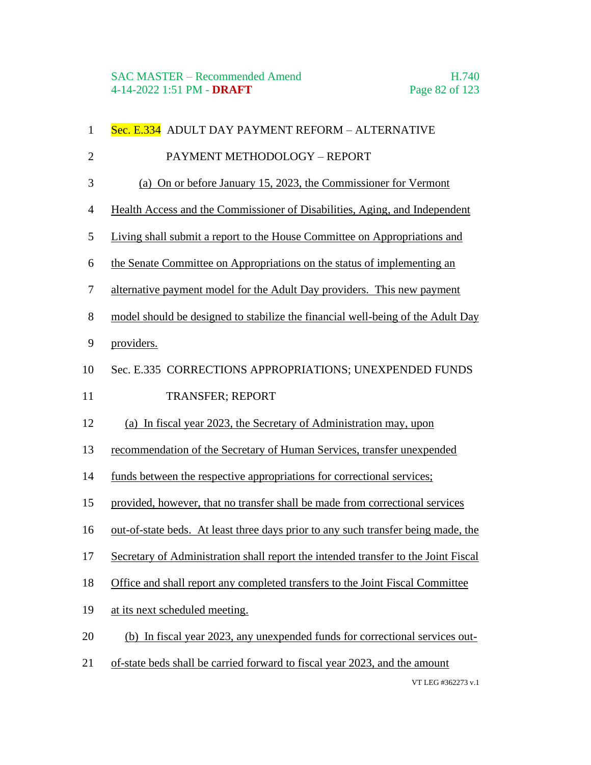Sec. E.334 ADULT DAY PAYMENT REFORM – ALTERNATIVE PAYMENT METHODOLOGY – REPORT

(a) On or before January 15, 2023, the Commissioner for Vermont Health Access and the Commissioner of Disabilities, Aging, and Independent Living shall submit a report to the House Committee on Appropriations and the Senate Committee on Appropriations on the status of implementing an alternative payment model for the Adult Day providers. This new payment model should be designed to stabilize the financial well-being of the Adult Day providers.

Sec. E.335 CORRECTIONS APPROPRIATIONS; UNEXPENDED FUNDS TRANSFER; REPORT

(a) In fiscal year 2023, the Secretary of Administration may, upon recommendation of the Secretary of Human Services, transfer unexpended funds between the respective appropriations for correctional services; provided, however, that no transfer shall be made from correctional services out-of-state beds. At least three days prior to any such transfer being made, the Secretary of Administration shall report the intended transfer to the Joint Fiscal Office and shall report any completed transfers to the Joint Fiscal Committee at its next scheduled meeting.

(b) In fiscal year 2023, any unexpended funds for correctional services out-of-state beds shall be carried forward to fiscal year 2023, and the amount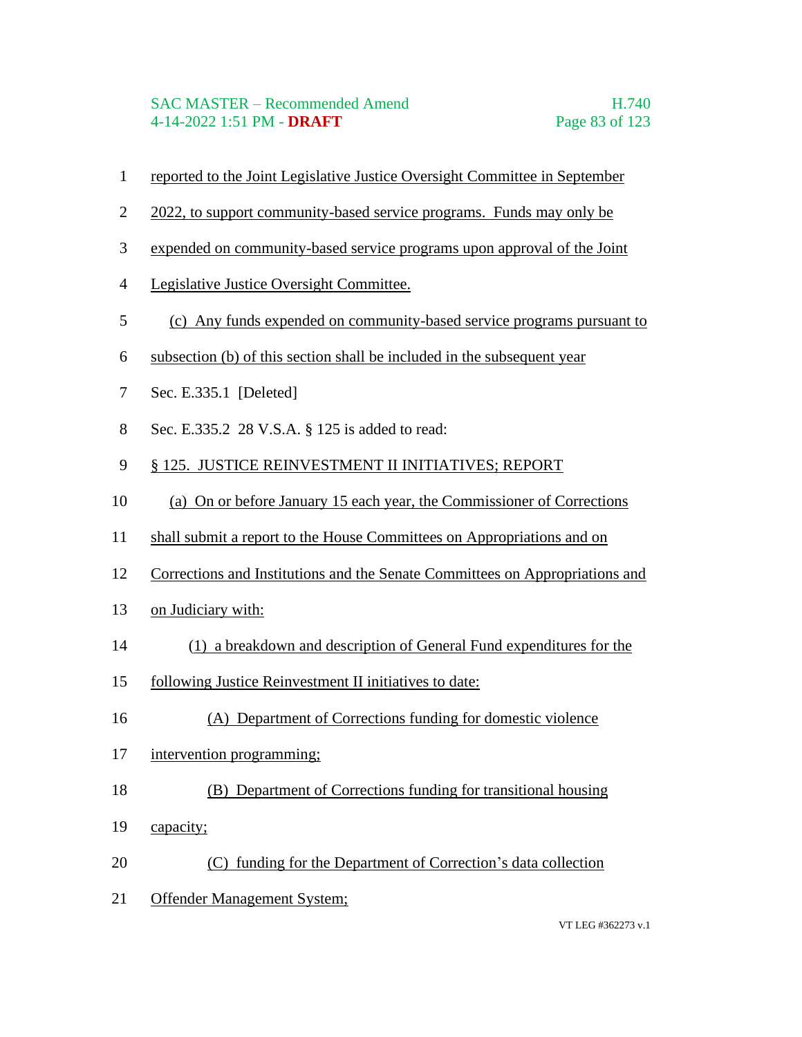reported to the Joint Legislative Justice Oversight Committee in September 2022, to support community-based service programs. Funds may only be expended on community-based service programs upon approval of the Joint Legislative Justice Oversight Committee.

(c) Any funds expended on community-based service programs pursuant to subsection (b) of this section shall be included in the subsequent year

Sec. E.335.1 [Deleted]

Sec. E.335.2 28 V.S.A. § 125 is added to read:

§ 125. JUSTICE REINVESTMENT II INITIATIVES; REPORT

(a) On or before January 15 each year, the Commissioner of Corrections shall submit a report to the House Committees on Appropriations and on Corrections and Institutions and the Senate Committees on Appropriations and on Judiciary with:

(1) a breakdown and description of General Fund expenditures for the following Justice Reinvestment II initiatives to date:

(A) Department of Corrections funding for domestic violence intervention programming;

(B) Department of Corrections funding for transitional housing capacity;

(C) funding for the Department of Correction's data collection Offender Management System;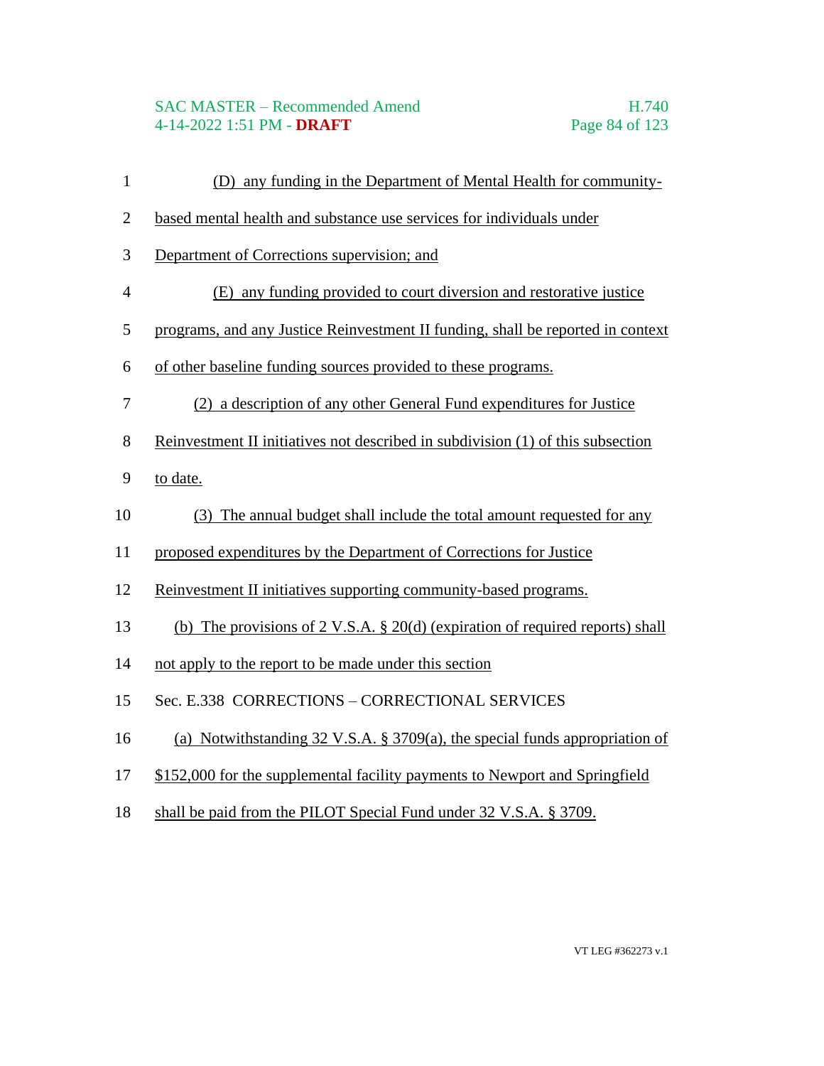(D) any funding in the Department of Mental Health for community-based mental health and substance use services for individuals under Department of Corrections supervision; and

(E) any funding provided to court diversion and restorative justice programs, and any Justice Reinvestment II funding, shall be reported in context of other baseline funding sources provided to these programs.

(2) a description of any other General Fund expenditures for Justice Reinvestment II initiatives not described in subdivision (1) of this subsection to date.

(3) The annual budget shall include the total amount requested for any proposed expenditures by the Department of Corrections for Justice Reinvestment II initiatives supporting community-based programs.

(b) The provisions of 2 V.S.A. § 20(d) (expiration of required reports) shall not apply to the report to be made under this section

Sec. E.338 CORRECTIONS – CORRECTIONAL SERVICES

(a) Notwithstanding 32 V.S.A. § 3709(a), the special funds appropriation of $152,000 for the supplemental facility payments to Newport and Springfield shall be paid from the PILOT Special Fund under 32 V.S.A. § 3709.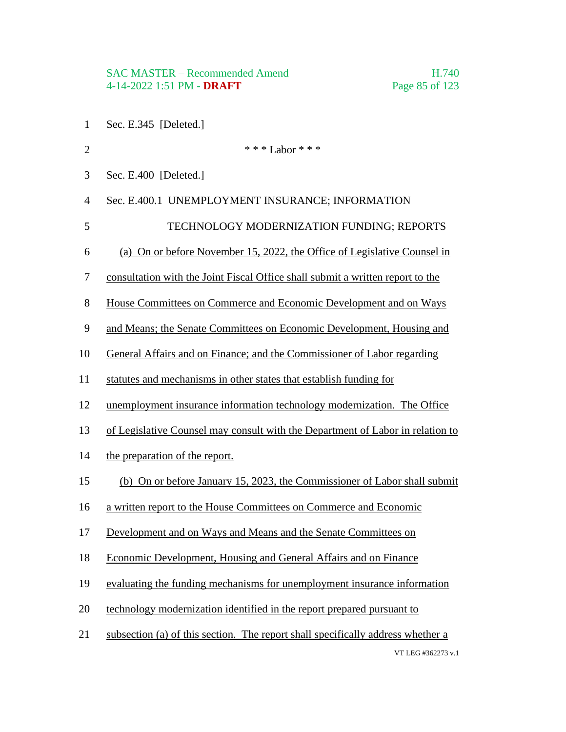Sec. E.345 [Deleted.]

\* \* \* Labor \* \* \*

Sec. E.400 [Deleted.]

Sec. E.400.1 UNEMPLOYMENT INSURANCE; INFORMATION TECHNOLOGY MODERNIZATION FUNDING; REPORTS

(a) On or before November 15, 2022, the Office of Legislative Counsel in consultation with the Joint Fiscal Office shall submit a written report to the House Committees on Commerce and Economic Development and on Ways and Means; the Senate Committees on Economic Development, Housing and General Affairs and on Finance; and the Commissioner of Labor regarding statutes and mechanisms in other states that establish funding for unemployment insurance information technology modernization. The Office of Legislative Counsel may consult with the Department of Labor in relation to the preparation of the report.

(b) On or before January 15, 2023, the Commissioner of Labor shall submit a written report to the House Committees on Commerce and Economic Development and on Ways and Means and the Senate Committees on Economic Development, Housing and General Affairs and on Finance evaluating the funding mechanisms for unemployment insurance information technology modernization identified in the report prepared pursuant to subsection (a) of this section. The report shall specifically address whether a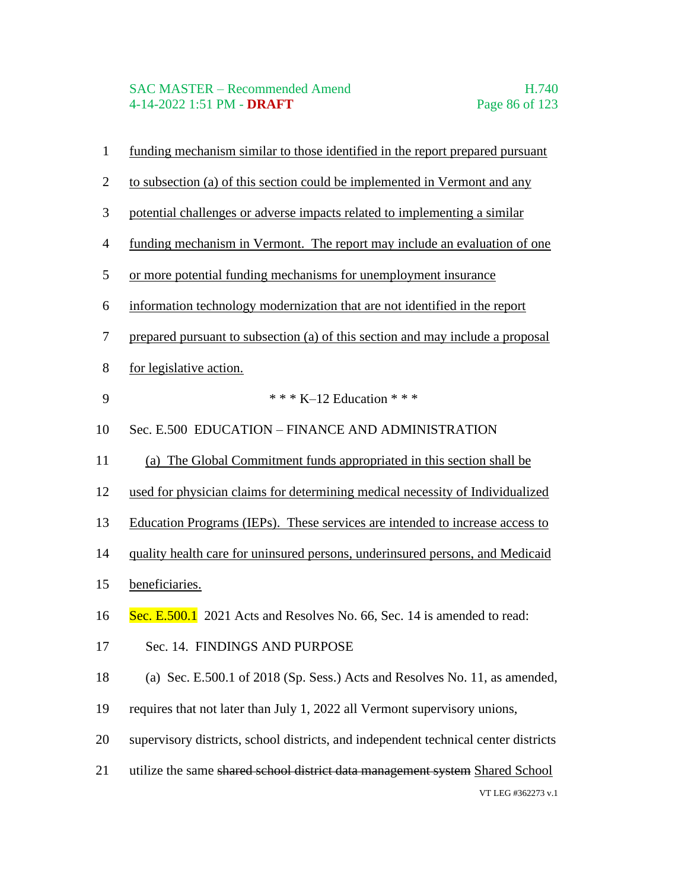funding mechanism similar to those identified in the report prepared pursuant to subsection (a) of this section could be implemented in Vermont and any potential challenges or adverse impacts related to implementing a similar funding mechanism in Vermont. The report may include an evaluation of one or more potential funding mechanisms for unemployment insurance information technology modernization that are not identified in the report prepared pursuant to subsection (a) of this section and may include a proposal for legislative action.

\* \* \* K–12 Education \* \* \*

Sec. E.500 EDUCATION – FINANCE AND ADMINISTRATION

(a) The Global Commitment funds appropriated in this section shall be used for physician claims for determining medical necessity of Individualized Education Programs (IEPs). These services are intended to increase access to quality health care for uninsured persons, underinsured persons, and Medicaid beneficiaries.

Sec. E.500.1 2021 Acts and Resolves No. 66, Sec. 14 is amended to read:

Sec. 14. FINDINGS AND PURPOSE

(a) Sec. E.500.1 of 2018 (Sp. Sess.) Acts and Resolves No. 11, as amended, requires that not later than July 1, 2022 all Vermont supervisory unions, supervisory districts, school districts, and independent technical center districts utilize the same ~~shared school district data management system~~ Shared School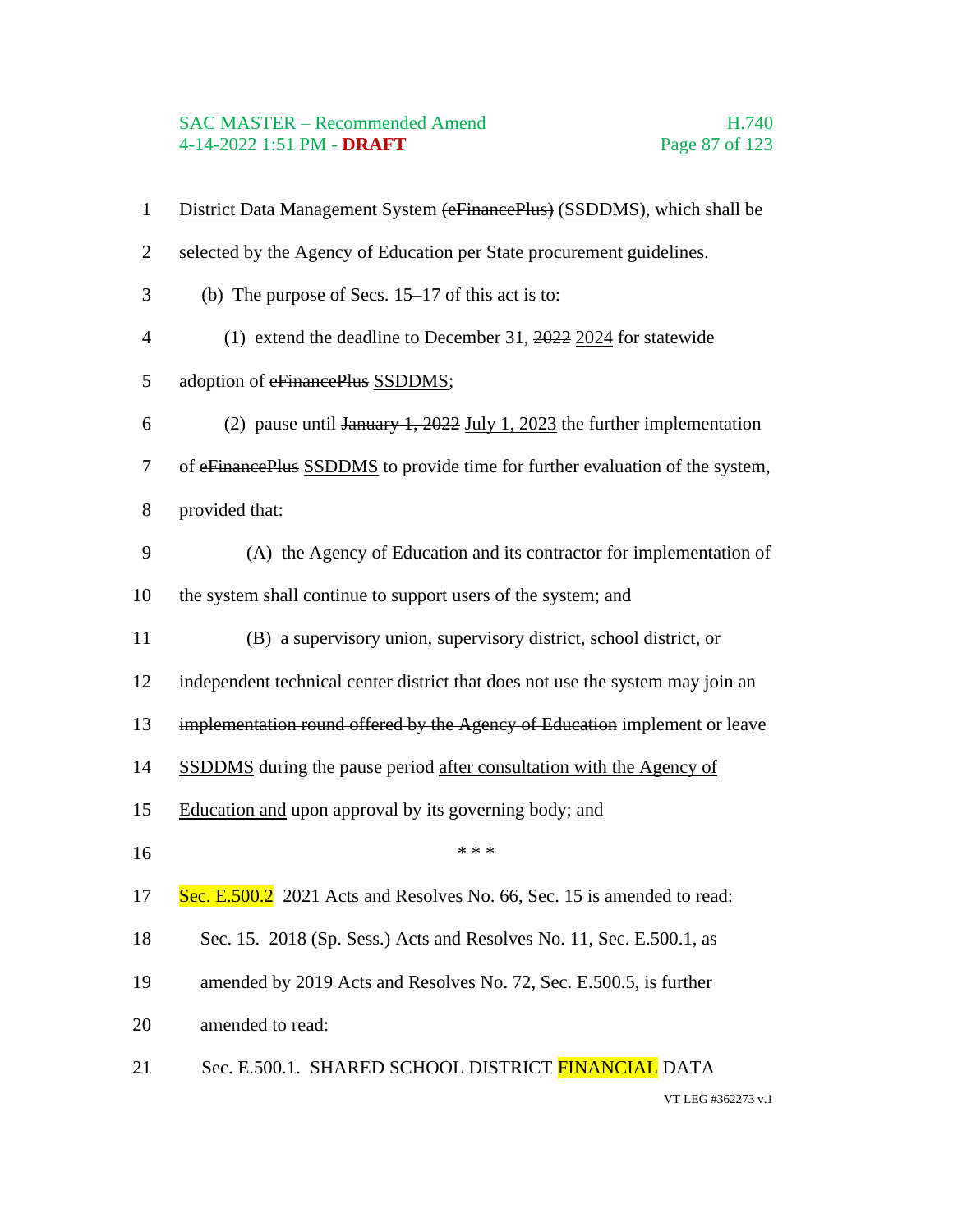District Data Management System ~~(eFinancePlus)~~ (SSDDMS), which shall be selected by the Agency of Education per State procurement guidelines.

(b) The purpose of Secs. 15–17 of this act is to:

(1) extend the deadline to December 31, ~~2022~~ 2024 for statewide adoption of ~~eFinancePlus~~ SSDDMS;

(2) pause until ~~January 1, 2022~~ July 1, 2023 the further implementation of ~~eFinancePlus~~ SSDDMS to provide time for further evaluation of the system, provided that:

(A) the Agency of Education and its contractor for implementation of the system shall continue to support users of the system; and

(B) a supervisory union, supervisory district, school district, or independent technical center district ~~that does not use the system~~ may ~~join an implementation round offered by the Agency of Education~~ implement or leave SSDDMS during the pause period after consultation with the Agency of Education and upon approval by its governing body; and

\* \* \*

Sec. E.500.2 2021 Acts and Resolves No. 66, Sec. 15 is amended to read:

Sec. 15. 2018 (Sp. Sess.) Acts and Resolves No. 11, Sec. E.500.1, as amended by 2019 Acts and Resolves No. 72, Sec. E.500.5, is further amended to read:

Sec. E.500.1. SHARED SCHOOL DISTRICT FINANCIAL DATA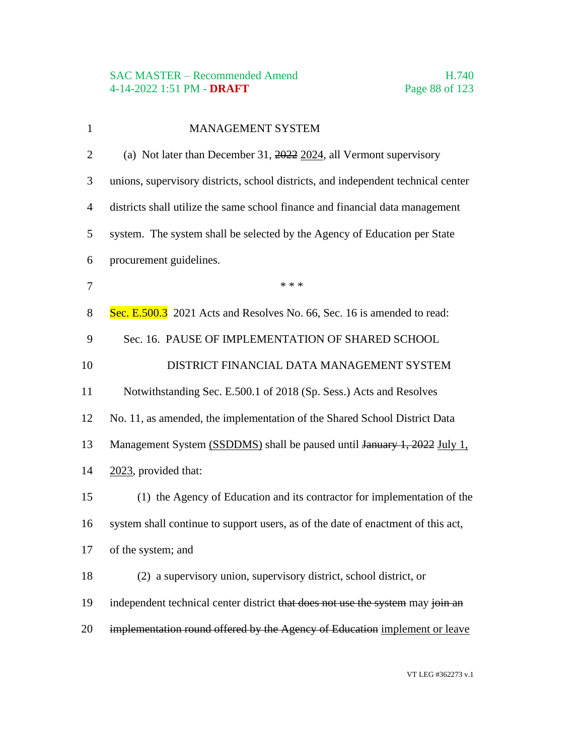MANAGEMENT SYSTEM

(a) Not later than December 31, ~~2022~~ <u>2024</u>, all Vermont supervisory unions, supervisory districts, school districts, and independent technical center districts shall utilize the same school finance and financial data management system. The system shall be selected by the Agency of Education per State procurement guidelines.

\* \* \*

Sec. E.500.3 2021 Acts and Resolves No. 66, Sec. 16 is amended to read:

Sec. 16. PAUSE OF IMPLEMENTATION OF SHARED SCHOOL DISTRICT FINANCIAL DATA MANAGEMENT SYSTEM

Notwithstanding Sec. E.500.1 of 2018 (Sp. Sess.) Acts and Resolves No. 11, as amended, the implementation of the Shared School District Data Management System <u>(SSDDMS)</u> shall be paused until ~~January 1, 2022~~ <u>July 1, 2023</u>, provided that:

(1) the Agency of Education and its contractor for implementation of the system shall continue to support users, as of the date of enactment of this act, of the system; and

(2) a supervisory union, supervisory district, school district, or independent technical center district ~~that does not use the system~~ may ~~join an implementation round offered by the Agency of Education~~ <u>implement or leave</u>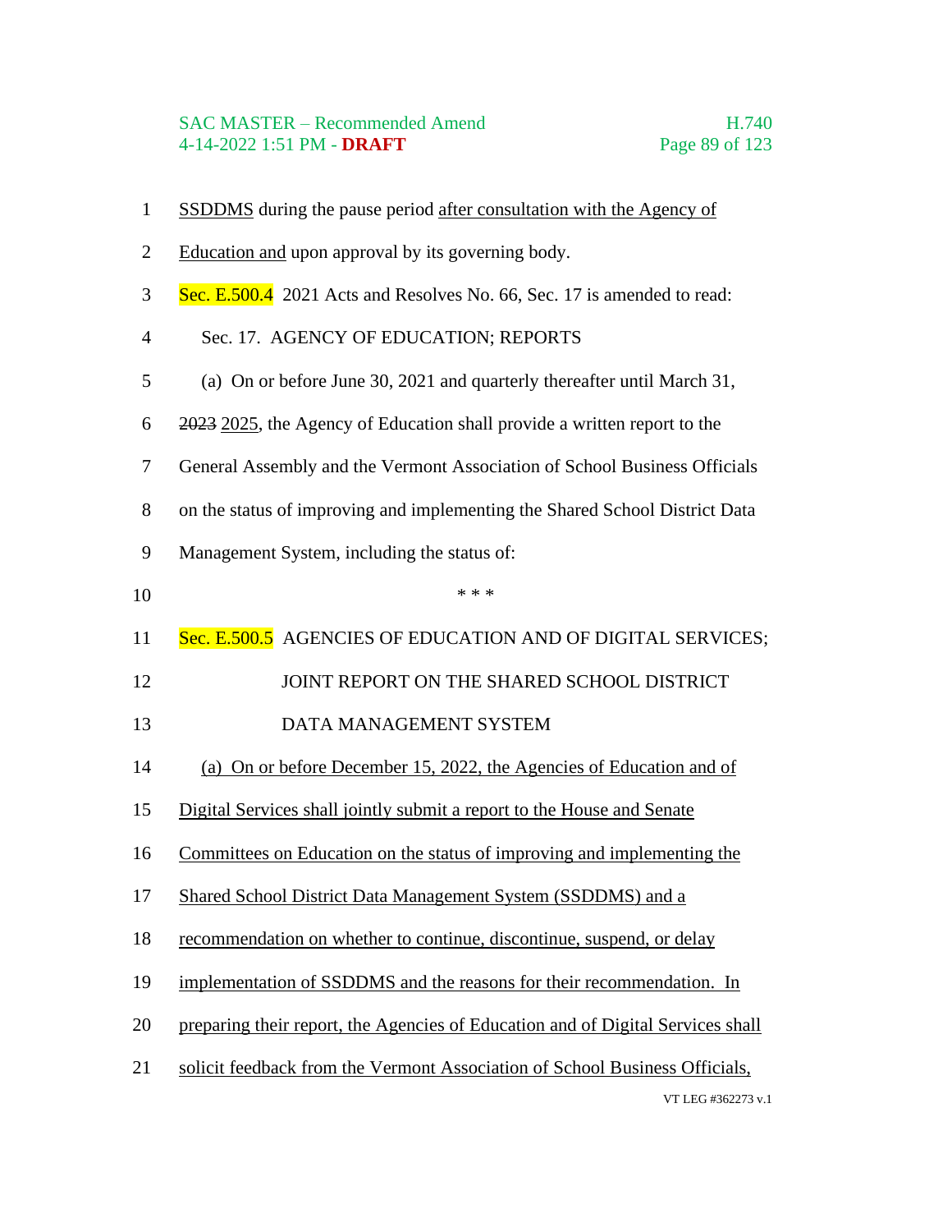SSDDMS during the pause period after consultation with the Agency of Education and upon approval by its governing body.

Sec. E.500.4 2021 Acts and Resolves No. 66, Sec. 17 is amended to read:

Sec. 17. AGENCY OF EDUCATION; REPORTS

(a) On or before June 30, 2021 and quarterly thereafter until March 31, ~~2023~~ 2025, the Agency of Education shall provide a written report to the General Assembly and the Vermont Association of School Business Officials on the status of improving and implementing the Shared School District Data Management System, including the status of:

\* \* \*

Sec. E.500.5 AGENCIES OF EDUCATION AND OF DIGITAL SERVICES; JOINT REPORT ON THE SHARED SCHOOL DISTRICT DATA MANAGEMENT SYSTEM

(a) On or before December 15, 2022, the Agencies of Education and of Digital Services shall jointly submit a report to the House and Senate Committees on Education on the status of improving and implementing the Shared School District Data Management System (SSDDMS) and a recommendation on whether to continue, discontinue, suspend, or delay implementation of SSDDMS and the reasons for their recommendation. In preparing their report, the Agencies of Education and of Digital Services shall solicit feedback from the Vermont Association of School Business Officials,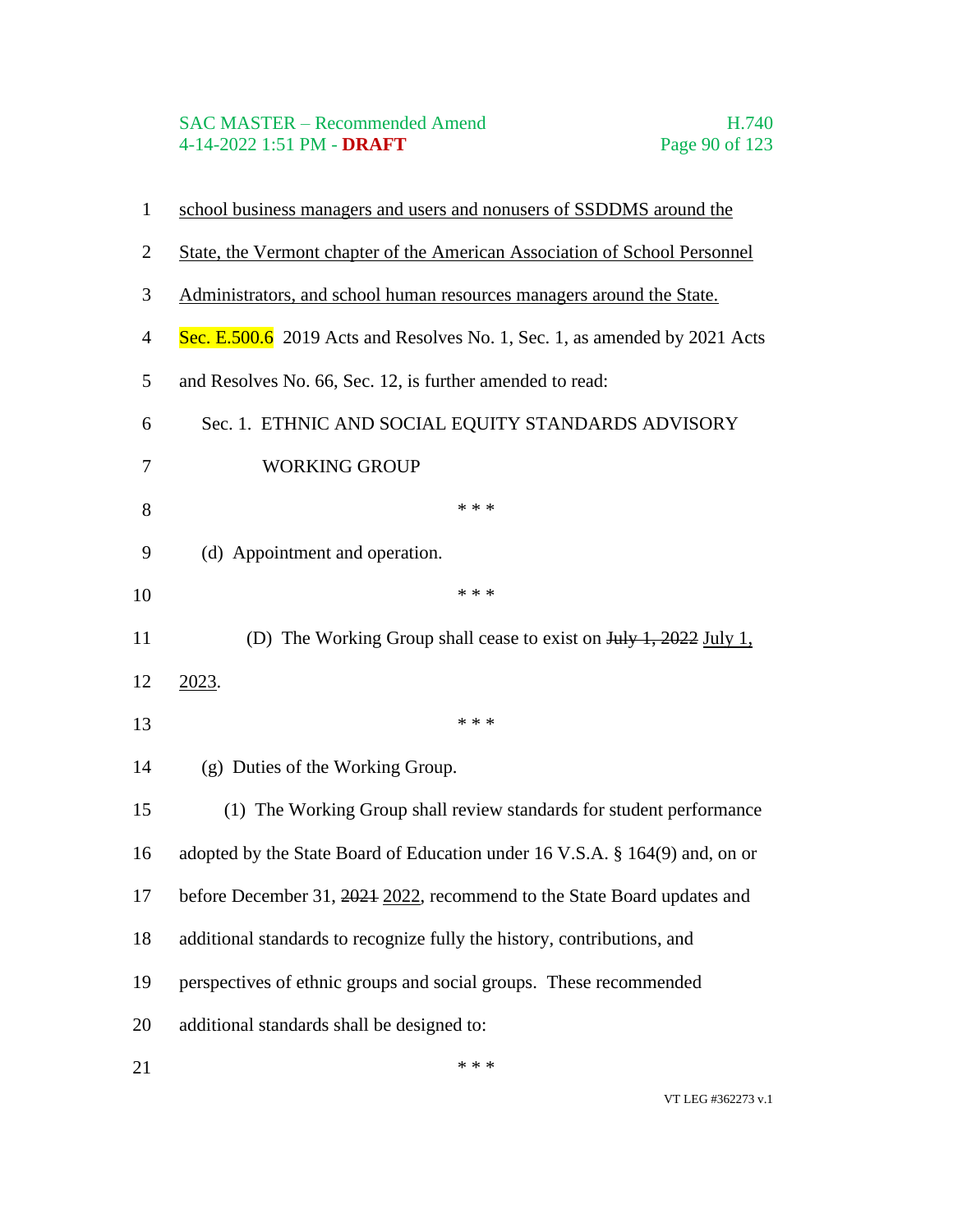school business managers and users and nonusers of SSDDMS around the State, the Vermont chapter of the American Association of School Personnel Administrators, and school human resources managers around the State.

Sec. E.500.6 2019 Acts and Resolves No. 1, Sec. 1, as amended by 2021 Acts and Resolves No. 66, Sec. 12, is further amended to read:

Sec. 1. ETHNIC AND SOCIAL EQUITY STANDARDS ADVISORY WORKING GROUP

\* \* \*

(d) Appointment and operation.

\* \* \*

(D) The Working Group shall cease to exist on ~~July 1, 2022~~ July 1, 2023.

\* \* \*

(g) Duties of the Working Group.

(1) The Working Group shall review standards for student performance adopted by the State Board of Education under 16 V.S.A. § 164(9) and, on or before December 31, ~~2021~~ 2022, recommend to the State Board updates and additional standards to recognize fully the history, contributions, and perspectives of ethnic groups and social groups. These recommended additional standards shall be designed to:

\* \* \*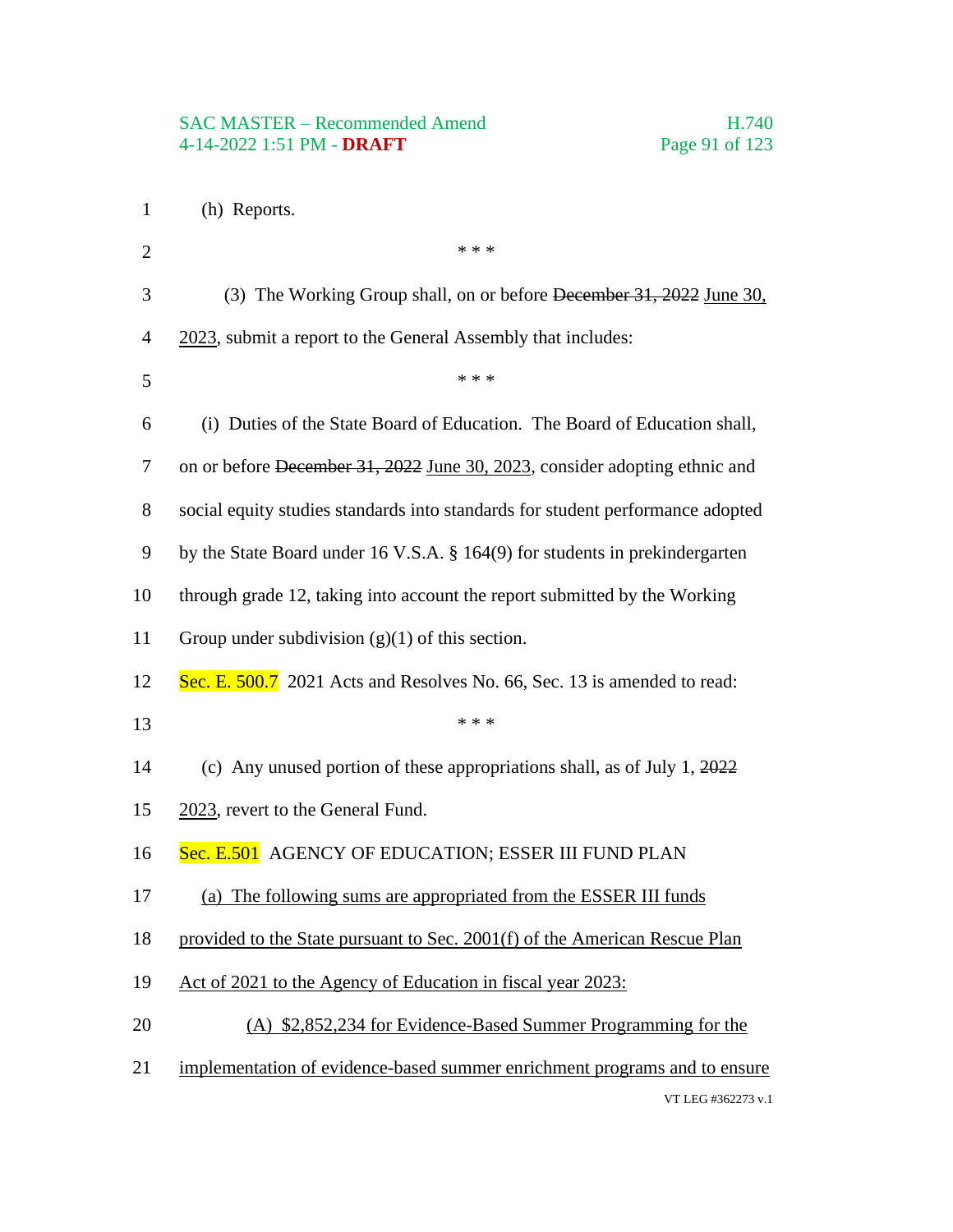(h) Reports.

\* \* \*

(3) The Working Group shall, on or before ~~December 31, 2022~~ June 30, 2023, submit a report to the General Assembly that includes:

\* \* \*

(i) Duties of the State Board of Education. The Board of Education shall, on or before ~~December 31, 2022~~ June 30, 2023, consider adopting ethnic and social equity studies standards into standards for student performance adopted by the State Board under 16 V.S.A. § 164(9) for students in prekindergarten through grade 12, taking into account the report submitted by the Working Group under subdivision (g)(1) of this section.

Sec. E. 500.7 2021 Acts and Resolves No. 66, Sec. 13 is amended to read:

\* \* \*

(c) Any unused portion of these appropriations shall, as of July 1, ~~2022~~ 2023, revert to the General Fund.

Sec. E.501 AGENCY OF EDUCATION; ESSER III FUND PLAN

(a) The following sums are appropriated from the ESSER III funds provided to the State pursuant to Sec. 2001(f) of the American Rescue Plan Act of 2021 to the Agency of Education in fiscal year 2023:

(A) $2,852,234 for Evidence-Based Summer Programming for the implementation of evidence-based summer enrichment programs and to ensure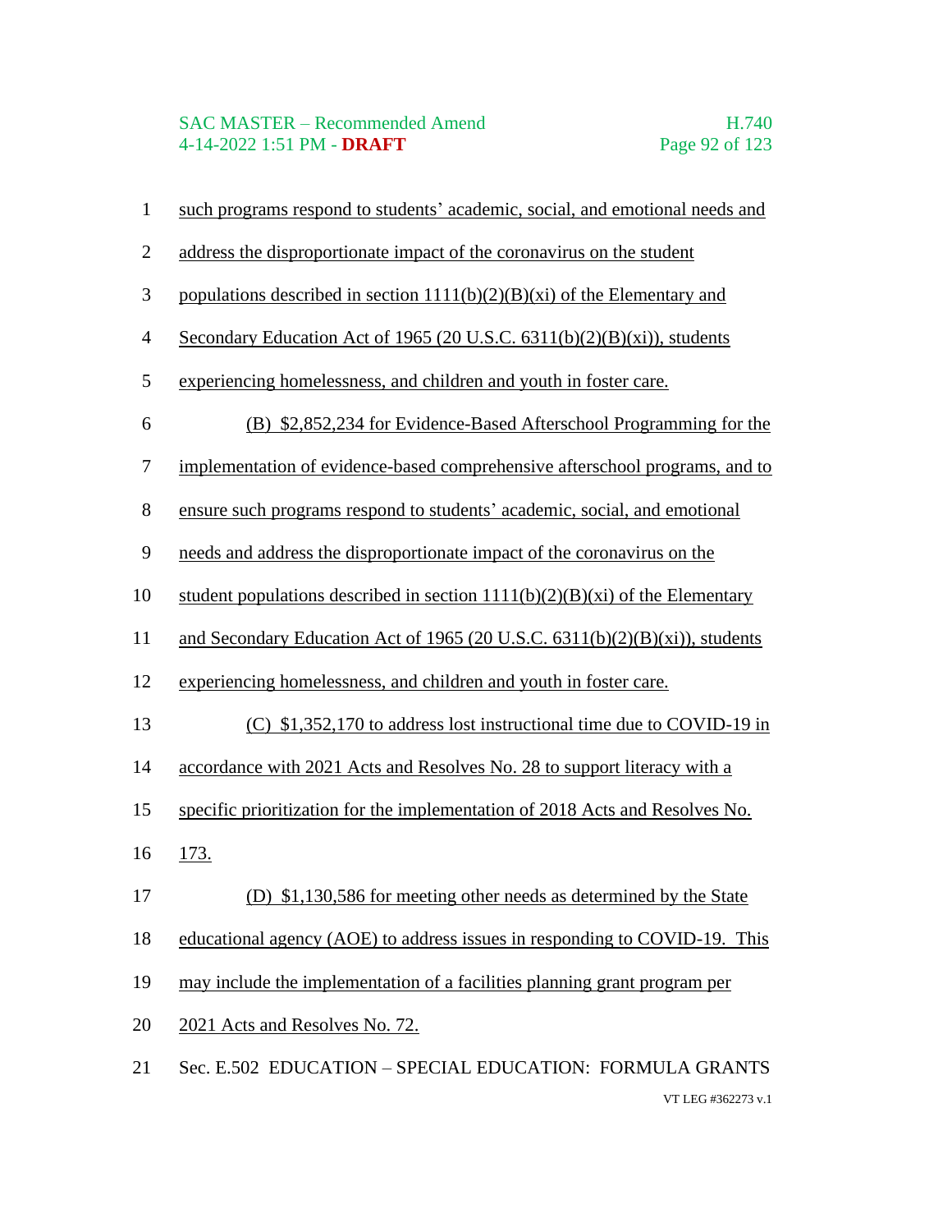such programs respond to students' academic, social, and emotional needs and address the disproportionate impact of the coronavirus on the student populations described in section 1111(b)(2)(B)(xi) of the Elementary and Secondary Education Act of 1965 (20 U.S.C. 6311(b)(2)(B)(xi)), students experiencing homelessness, and children and youth in foster care.

(B) $2,852,234 for Evidence-Based Afterschool Programming for the implementation of evidence-based comprehensive afterschool programs, and to ensure such programs respond to students' academic, social, and emotional needs and address the disproportionate impact of the coronavirus on the student populations described in section 1111(b)(2)(B)(xi) of the Elementary and Secondary Education Act of 1965 (20 U.S.C. 6311(b)(2)(B)(xi)), students experiencing homelessness, and children and youth in foster care.

(C) $1,352,170 to address lost instructional time due to COVID-19 in accordance with 2021 Acts and Resolves No. 28 to support literacy with a specific prioritization for the implementation of 2018 Acts and Resolves No. 173.

(D) $1,130,586 for meeting other needs as determined by the State educational agency (AOE) to address issues in responding to COVID-19. This may include the implementation of a facilities planning grant program per 2021 Acts and Resolves No. 72.

Sec. E.502 EDUCATION – SPECIAL EDUCATION: FORMULA GRANTS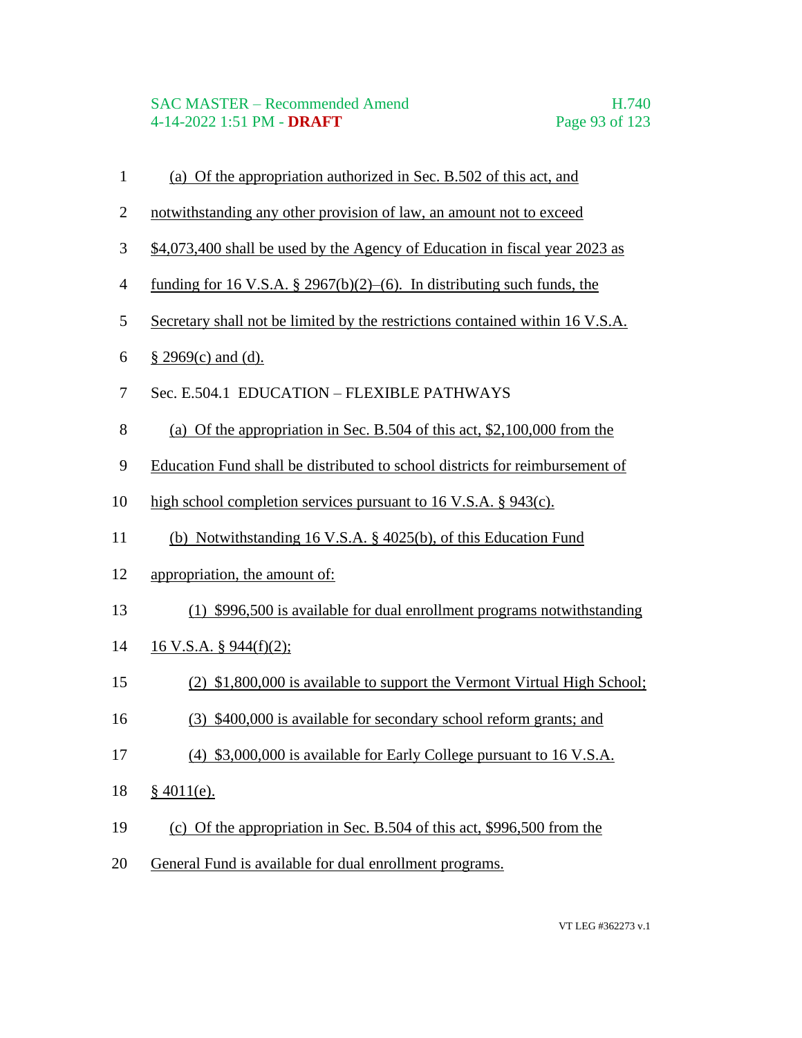(a) Of the appropriation authorized in Sec. B.502 of this act, and notwithstanding any other provision of law, an amount not to exceed $4,073,400 shall be used by the Agency of Education in fiscal year 2023 as funding for 16 V.S.A. § 2967(b)(2)–(6). In distributing such funds, the Secretary shall not be limited by the restrictions contained within 16 V.S.A. § 2969(c) and (d).

Sec. E.504.1 EDUCATION – FLEXIBLE PATHWAYS

(a) Of the appropriation in Sec. B.504 of this act, $2,100,000 from the Education Fund shall be distributed to school districts for reimbursement of high school completion services pursuant to 16 V.S.A. § 943(c).

(b) Notwithstanding 16 V.S.A. § 4025(b), of this Education Fund appropriation, the amount of:

(1) $996,500 is available for dual enrollment programs notwithstanding 16 V.S.A. § 944(f)(2);

(2) $1,800,000 is available to support the Vermont Virtual High School;

(3) $400,000 is available for secondary school reform grants; and

(4) $3,000,000 is available for Early College pursuant to 16 V.S.A. § 4011(e).

(c) Of the appropriation in Sec. B.504 of this act, $996,500 from the General Fund is available for dual enrollment programs.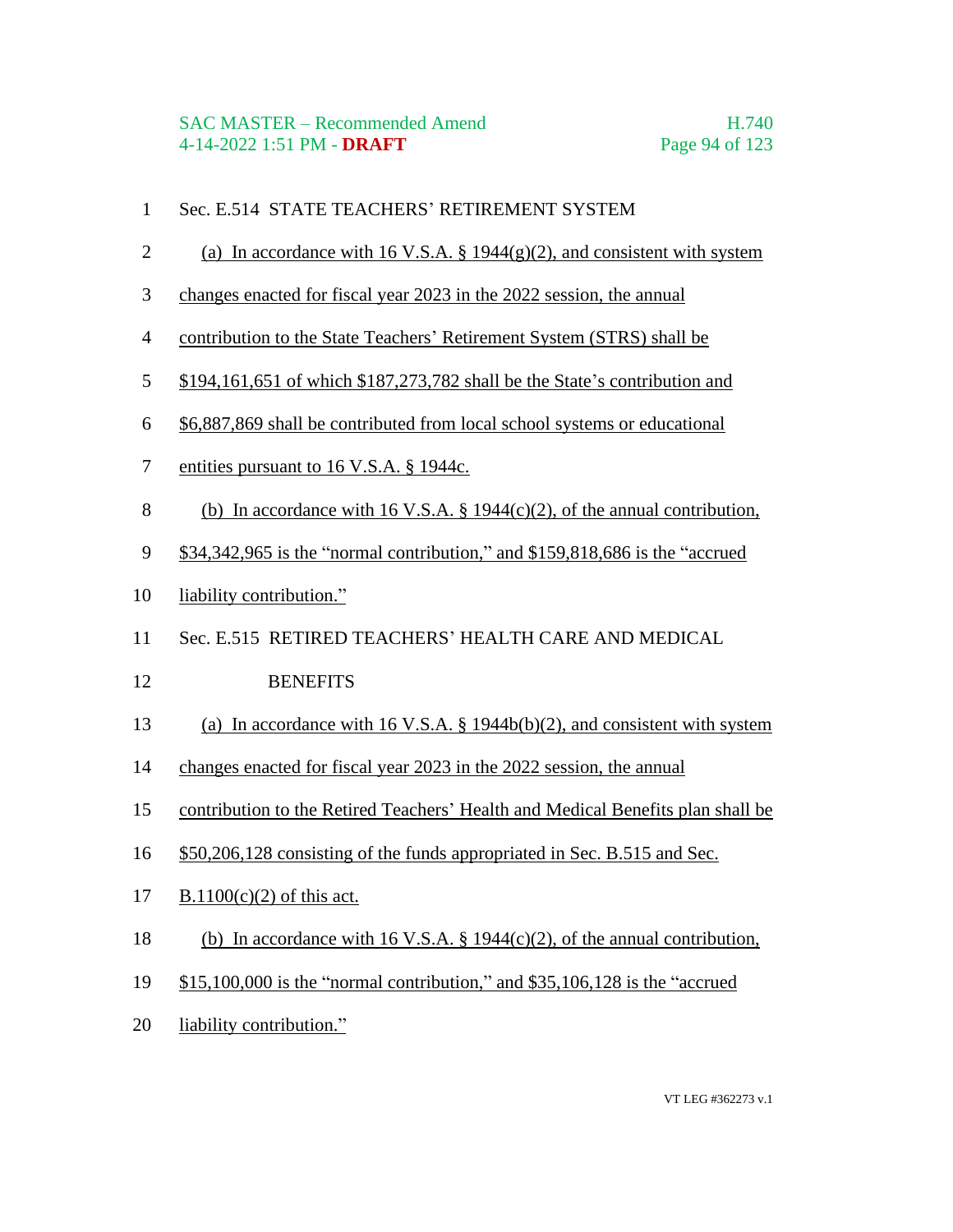Sec. E.514 STATE TEACHERS' RETIREMENT SYSTEM

(a) In accordance with 16 V.S.A. § 1944(g)(2), and consistent with system changes enacted for fiscal year 2023 in the 2022 session, the annual contribution to the State Teachers' Retirement System (STRS) shall be $194,161,651 of which $187,273,782 shall be the State's contribution and $6,887,869 shall be contributed from local school systems or educational entities pursuant to 16 V.S.A. § 1944c.

(b) In accordance with 16 V.S.A. § 1944(c)(2), of the annual contribution, $34,342,965 is the "normal contribution," and $159,818,686 is the "accrued liability contribution."

Sec. E.515 RETIRED TEACHERS' HEALTH CARE AND MEDICAL BENEFITS

(a) In accordance with 16 V.S.A. § 1944b(b)(2), and consistent with system changes enacted for fiscal year 2023 in the 2022 session, the annual contribution to the Retired Teachers' Health and Medical Benefits plan shall be $50,206,128 consisting of the funds appropriated in Sec. B.515 and Sec. B.1100(c)(2) of this act.

(b) In accordance with 16 V.S.A. § 1944(c)(2), of the annual contribution, $15,100,000 is the "normal contribution," and $35,106,128 is the "accrued liability contribution."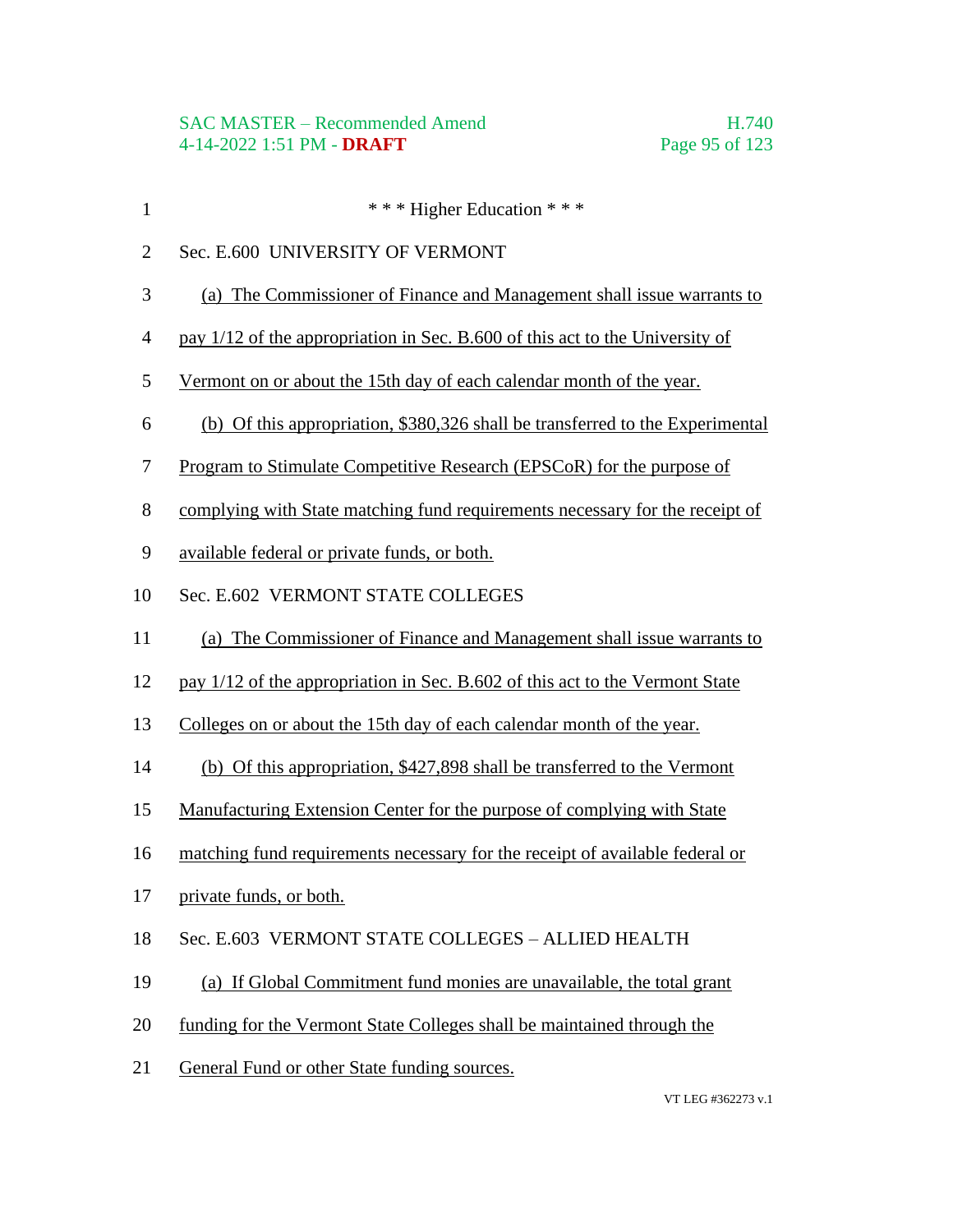\* \* \* Higher Education \* \* \*

Sec. E.600 UNIVERSITY OF VERMONT

(a) The Commissioner of Finance and Management shall issue warrants to pay 1/12 of the appropriation in Sec. B.600 of this act to the University of Vermont on or about the 15th day of each calendar month of the year.

(b) Of this appropriation, $380,326 shall be transferred to the Experimental Program to Stimulate Competitive Research (EPSCoR) for the purpose of complying with State matching fund requirements necessary for the receipt of available federal or private funds, or both.

Sec. E.602 VERMONT STATE COLLEGES

(a) The Commissioner of Finance and Management shall issue warrants to pay 1/12 of the appropriation in Sec. B.602 of this act to the Vermont State Colleges on or about the 15th day of each calendar month of the year.

(b) Of this appropriation, $427,898 shall be transferred to the Vermont Manufacturing Extension Center for the purpose of complying with State matching fund requirements necessary for the receipt of available federal or private funds, or both.

Sec. E.603 VERMONT STATE COLLEGES – ALLIED HEALTH

(a) If Global Commitment fund monies are unavailable, the total grant funding for the Vermont State Colleges shall be maintained through the General Fund or other State funding sources.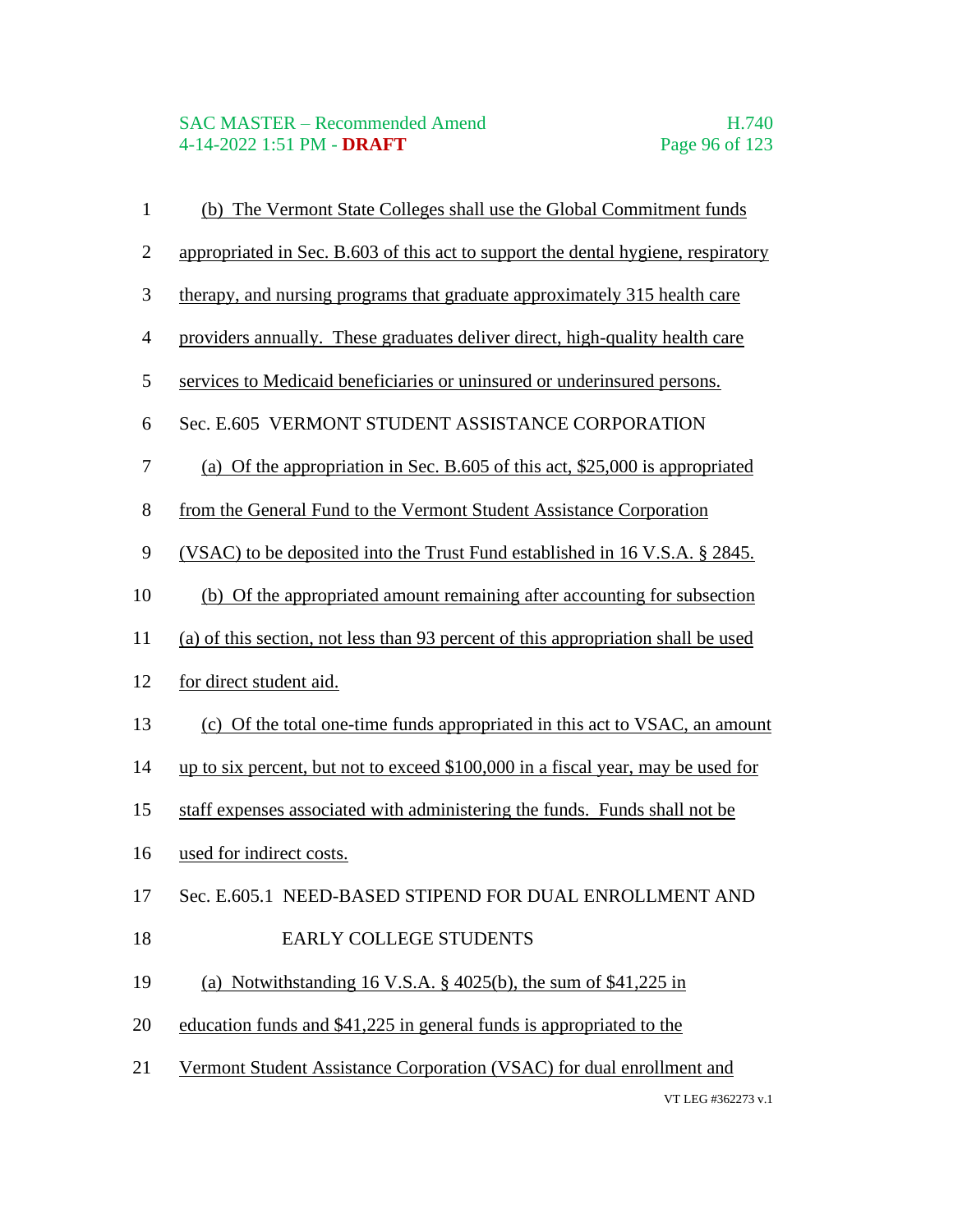(b) The Vermont State Colleges shall use the Global Commitment funds appropriated in Sec. B.603 of this act to support the dental hygiene, respiratory therapy, and nursing programs that graduate approximately 315 health care providers annually. These graduates deliver direct, high-quality health care services to Medicaid beneficiaries or uninsured or underinsured persons.

Sec. E.605 VERMONT STUDENT ASSISTANCE CORPORATION

(a) Of the appropriation in Sec. B.605 of this act, $25,000 is appropriated from the General Fund to the Vermont Student Assistance Corporation (VSAC) to be deposited into the Trust Fund established in 16 V.S.A. § 2845.

(b) Of the appropriated amount remaining after accounting for subsection (a) of this section, not less than 93 percent of this appropriation shall be used for direct student aid.

(c) Of the total one-time funds appropriated in this act to VSAC, an amount up to six percent, but not to exceed $100,000 in a fiscal year, may be used for staff expenses associated with administering the funds. Funds shall not be used for indirect costs.

Sec. E.605.1 NEED-BASED STIPEND FOR DUAL ENROLLMENT AND EARLY COLLEGE STUDENTS

(a) Notwithstanding 16 V.S.A. § 4025(b), the sum of $41,225 in education funds and $41,225 in general funds is appropriated to the Vermont Student Assistance Corporation (VSAC) for dual enrollment and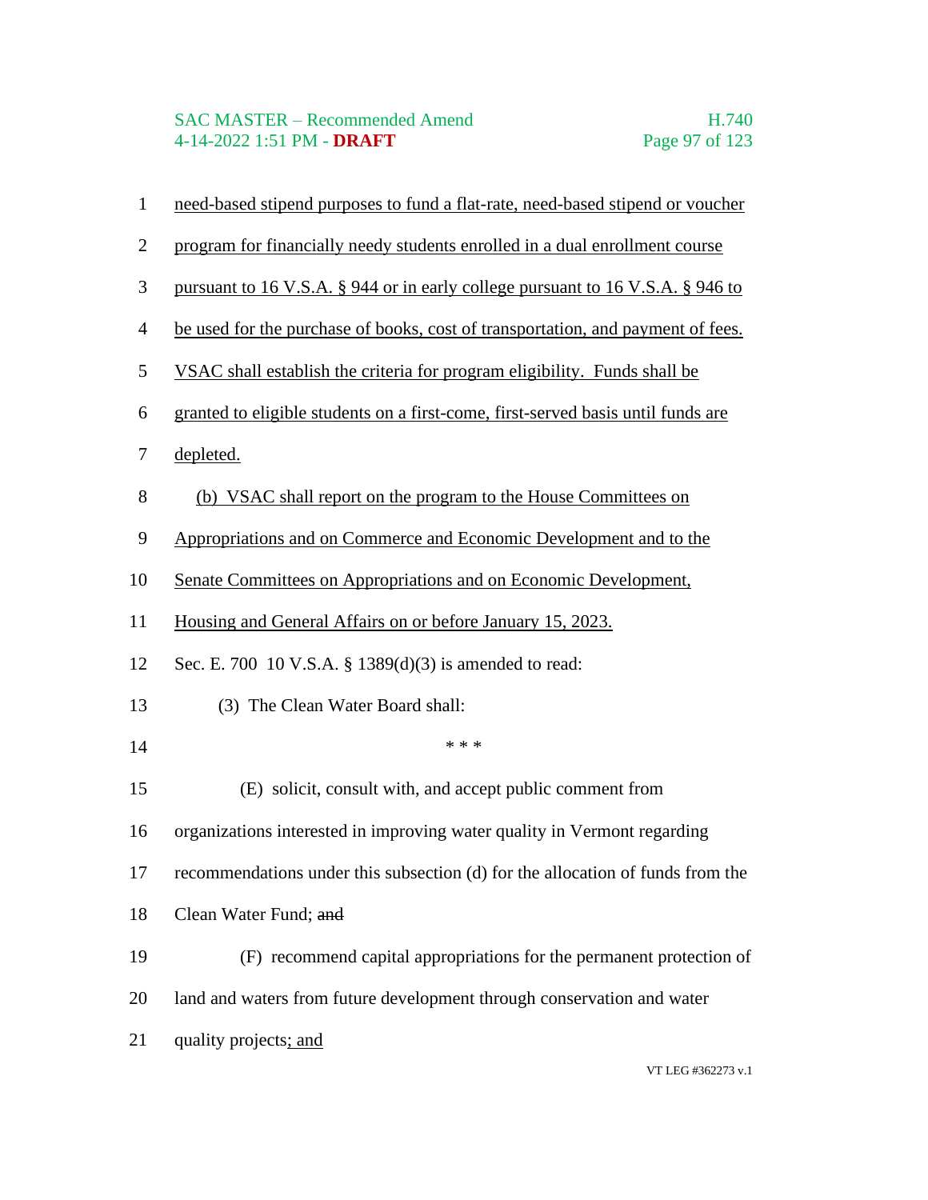need-based stipend purposes to fund a flat-rate, need-based stipend or voucher program for financially needy students enrolled in a dual enrollment course pursuant to 16 V.S.A. § 944 or in early college pursuant to 16 V.S.A. § 946 to be used for the purchase of books, cost of transportation, and payment of fees. VSAC shall establish the criteria for program eligibility. Funds shall be granted to eligible students on a first-come, first-served basis until funds are depleted.

(b) VSAC shall report on the program to the House Committees on Appropriations and on Commerce and Economic Development and to the Senate Committees on Appropriations and on Economic Development, Housing and General Affairs on or before January 15, 2023.

Sec. E. 700 10 V.S.A. § 1389(d)(3) is amended to read:

(3) The Clean Water Board shall:

\* \* \*

(E) solicit, consult with, and accept public comment from organizations interested in improving water quality in Vermont regarding recommendations under this subsection (d) for the allocation of funds from the Clean Water Fund; ~~and~~

(F) recommend capital appropriations for the permanent protection of land and waters from future development through conservation and water quality projects; and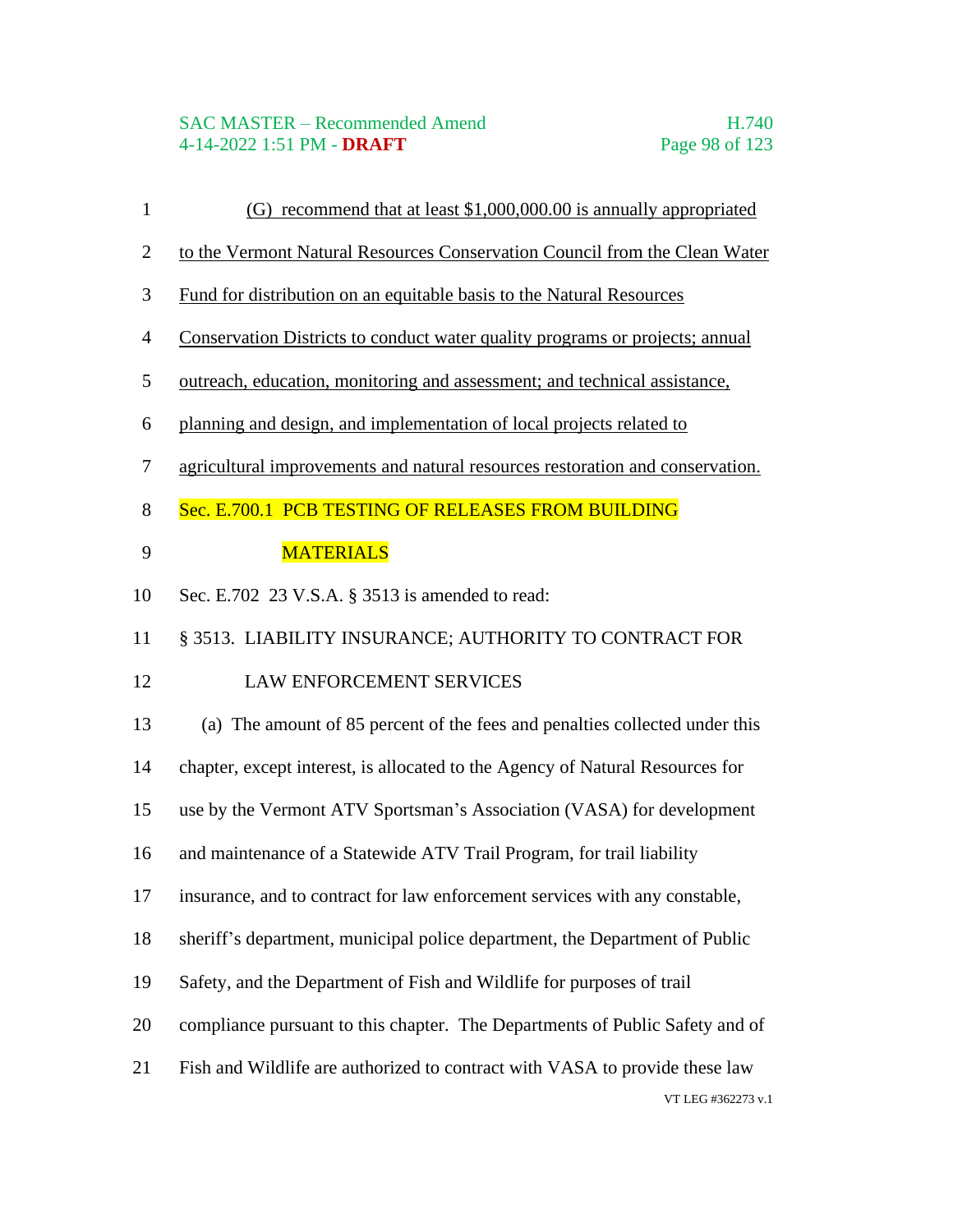(G) recommend that at least $1,000,000.00 is annually appropriated to the Vermont Natural Resources Conservation Council from the Clean Water Fund for distribution on an equitable basis to the Natural Resources Conservation Districts to conduct water quality programs or projects; annual outreach, education, monitoring and assessment; and technical assistance, planning and design, and implementation of local projects related to agricultural improvements and natural resources restoration and conservation.

Sec. E.700.1 PCB TESTING OF RELEASES FROM BUILDING MATERIALS

Sec. E.702 23 V.S.A. § 3513 is amended to read:

§ 3513. LIABILITY INSURANCE; AUTHORITY TO CONTRACT FOR LAW ENFORCEMENT SERVICES

(a) The amount of 85 percent of the fees and penalties collected under this chapter, except interest, is allocated to the Agency of Natural Resources for use by the Vermont ATV Sportsman's Association (VASA) for development and maintenance of a Statewide ATV Trail Program, for trail liability insurance, and to contract for law enforcement services with any constable, sheriff's department, municipal police department, the Department of Public Safety, and the Department of Fish and Wildlife for purposes of trail compliance pursuant to this chapter. The Departments of Public Safety and of Fish and Wildlife are authorized to contract with VASA to provide these law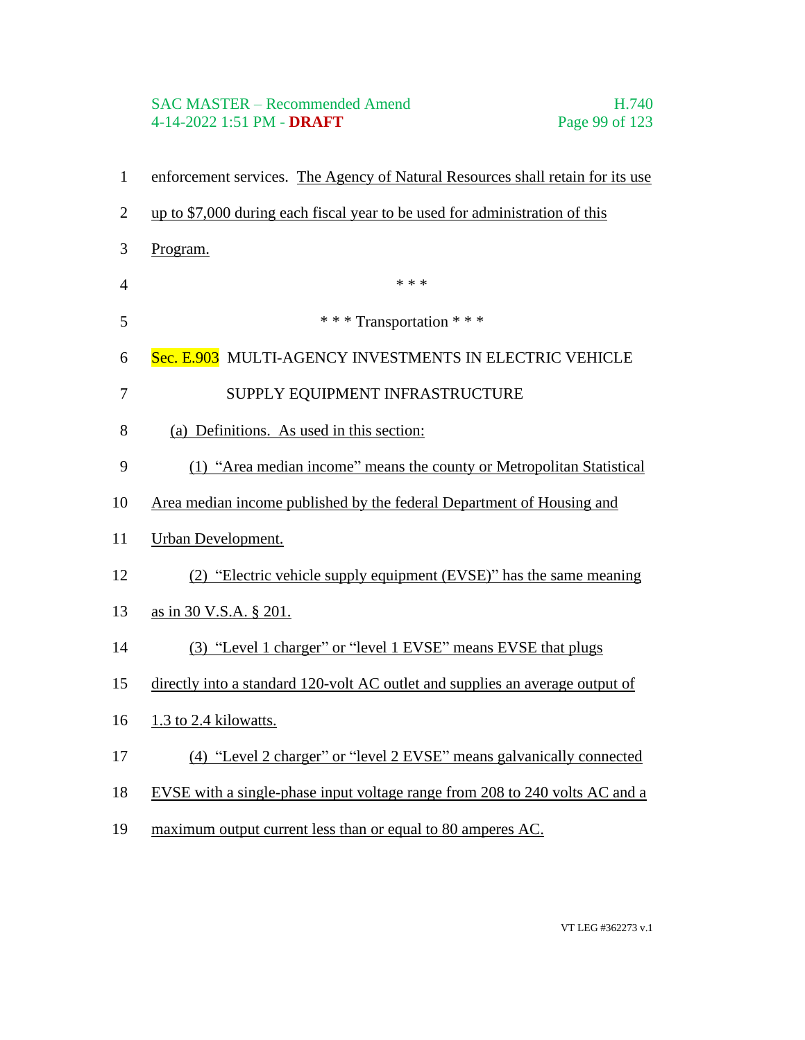enforcement services. The Agency of Natural Resources shall retain for its use up to $7,000 during each fiscal year to be used for administration of this Program.

\* \* \*

\* \* \* Transportation \* \* \*

Sec. E.903 MULTI-AGENCY INVESTMENTS IN ELECTRIC VEHICLE SUPPLY EQUIPMENT INFRASTRUCTURE

(a) Definitions. As used in this section:

(1) "Area median income" means the county or Metropolitan Statistical Area median income published by the federal Department of Housing and Urban Development.

(2) "Electric vehicle supply equipment (EVSE)" has the same meaning as in 30 V.S.A. § 201.

(3) "Level 1 charger" or "level 1 EVSE" means EVSE that plugs directly into a standard 120-volt AC outlet and supplies an average output of 1.3 to 2.4 kilowatts.

(4) "Level 2 charger" or "level 2 EVSE" means galvanically connected EVSE with a single-phase input voltage range from 208 to 240 volts AC and a maximum output current less than or equal to 80 amperes AC.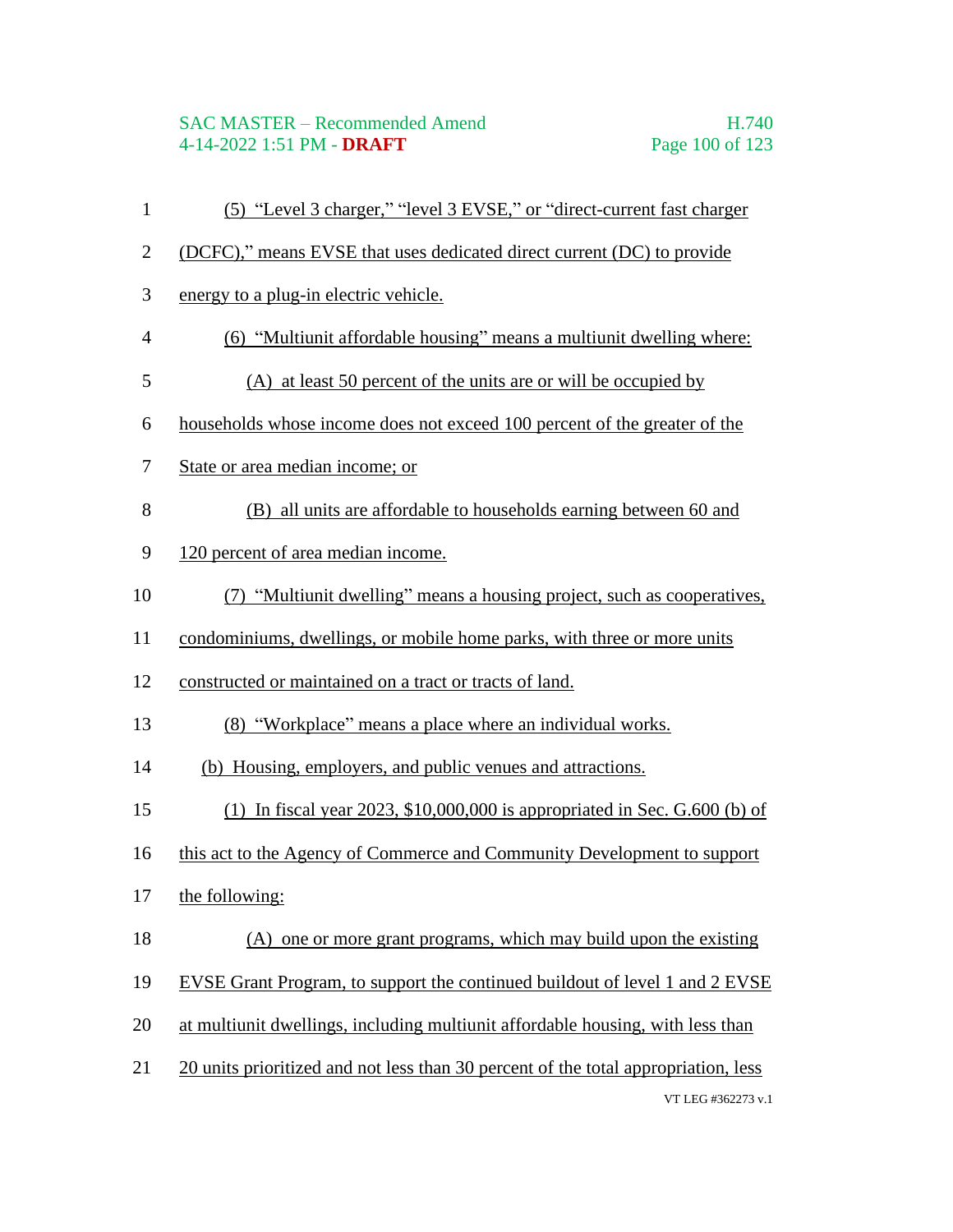(5) "Level 3 charger," "level 3 EVSE," or "direct-current fast charger (DCFC)," means EVSE that uses dedicated direct current (DC) to provide energy to a plug-in electric vehicle.

(6) "Multiunit affordable housing" means a multiunit dwelling where:

(A) at least 50 percent of the units are or will be occupied by households whose income does not exceed 100 percent of the greater of the State or area median income; or

(B) all units are affordable to households earning between 60 and 120 percent of area median income.

(7) "Multiunit dwelling" means a housing project, such as cooperatives, condominiums, dwellings, or mobile home parks, with three or more units constructed or maintained on a tract or tracts of land.

(8) "Workplace" means a place where an individual works.

(b) Housing, employers, and public venues and attractions.

(1) In fiscal year 2023, $10,000,000 is appropriated in Sec. G.600 (b) of this act to the Agency of Commerce and Community Development to support the following:

(A) one or more grant programs, which may build upon the existing EVSE Grant Program, to support the continued buildout of level 1 and 2 EVSE at multiunit dwellings, including multiunit affordable housing, with less than 20 units prioritized and not less than 30 percent of the total appropriation, less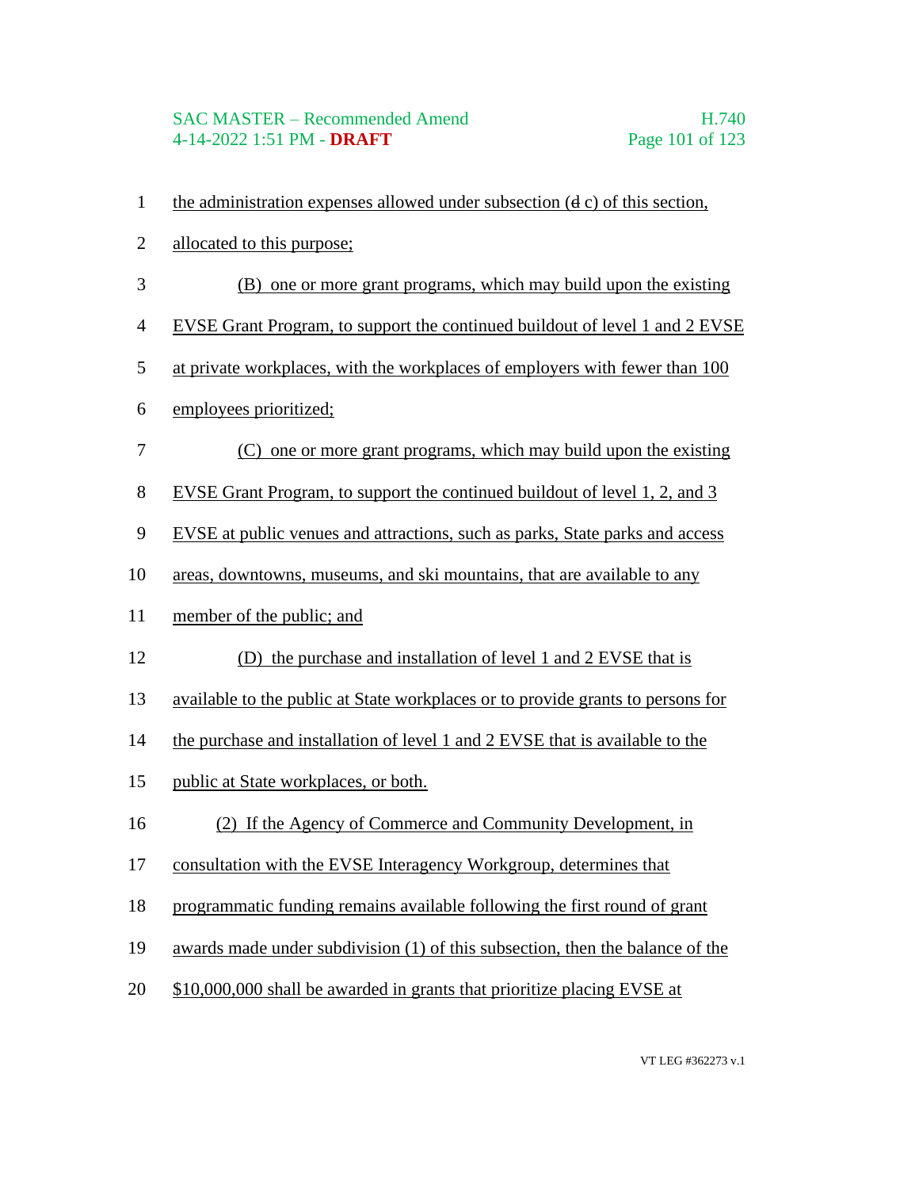the administration expenses allowed under subsection (~~d~~ c) of this section, allocated to this purpose;

(B) one or more grant programs, which may build upon the existing EVSE Grant Program, to support the continued buildout of level 1 and 2 EVSE at private workplaces, with the workplaces of employers with fewer than 100 employees prioritized;

(C) one or more grant programs, which may build upon the existing EVSE Grant Program, to support the continued buildout of level 1, 2, and 3 EVSE at public venues and attractions, such as parks, State parks and access areas, downtowns, museums, and ski mountains, that are available to any member of the public; and

(D) the purchase and installation of level 1 and 2 EVSE that is available to the public at State workplaces or to provide grants to persons for the purchase and installation of level 1 and 2 EVSE that is available to the public at State workplaces, or both.

(2) If the Agency of Commerce and Community Development, in consultation with the EVSE Interagency Workgroup, determines that programmatic funding remains available following the first round of grant awards made under subdivision (1) of this subsection, then the balance of the $10,000,000 shall be awarded in grants that prioritize placing EVSE at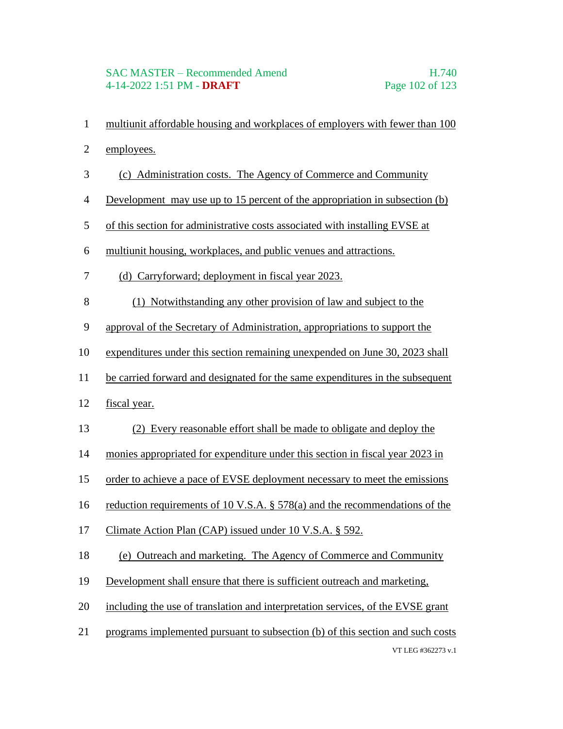multiunit affordable housing and workplaces of employers with fewer than 100 employees.

(c) Administration costs. The Agency of Commerce and Community Development may use up to 15 percent of the appropriation in subsection (b) of this section for administrative costs associated with installing EVSE at multiunit housing, workplaces, and public venues and attractions.

(d) Carryforward; deployment in fiscal year 2023.

(1) Notwithstanding any other provision of law and subject to the approval of the Secretary of Administration, appropriations to support the expenditures under this section remaining unexpended on June 30, 2023 shall be carried forward and designated for the same expenditures in the subsequent fiscal year.

(2) Every reasonable effort shall be made to obligate and deploy the monies appropriated for expenditure under this section in fiscal year 2023 in order to achieve a pace of EVSE deployment necessary to meet the emissions reduction requirements of 10 V.S.A. § 578(a) and the recommendations of the Climate Action Plan (CAP) issued under 10 V.S.A. § 592.

(e) Outreach and marketing. The Agency of Commerce and Community Development shall ensure that there is sufficient outreach and marketing, including the use of translation and interpretation services, of the EVSE grant programs implemented pursuant to subsection (b) of this section and such costs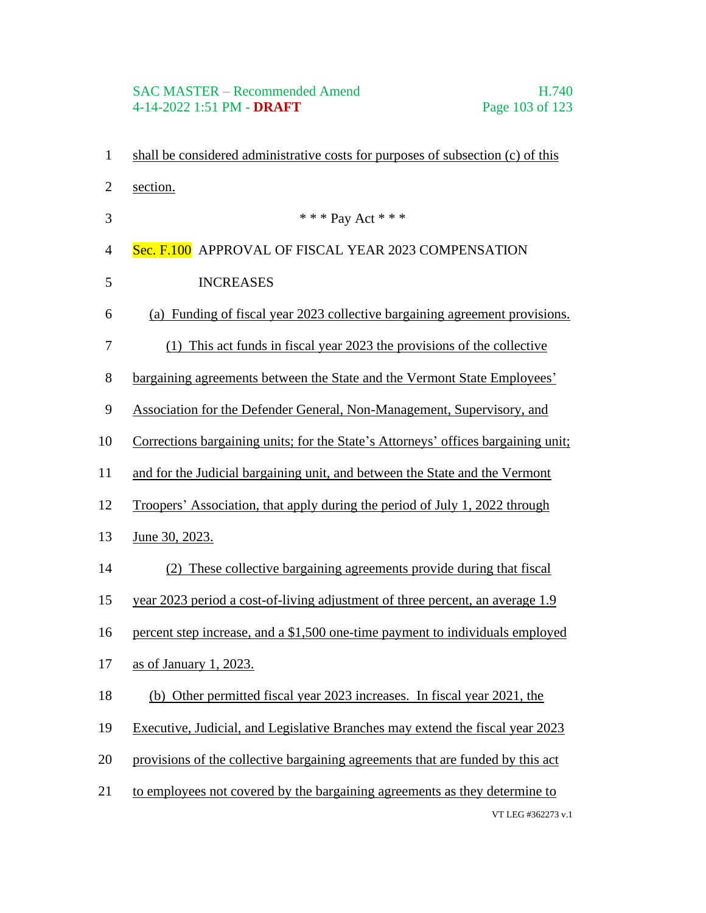shall be considered administrative costs for purposes of subsection (c) of this section.

\* \* \* Pay Act \* \* \*

Sec. F.100 APPROVAL OF FISCAL YEAR 2023 COMPENSATION INCREASES

(a) Funding of fiscal year 2023 collective bargaining agreement provisions.

(1) This act funds in fiscal year 2023 the provisions of the collective bargaining agreements between the State and the Vermont State Employees' Association for the Defender General, Non-Management, Supervisory, and Corrections bargaining units; for the State's Attorneys' offices bargaining unit; and for the Judicial bargaining unit, and between the State and the Vermont Troopers' Association, that apply during the period of July 1, 2022 through June 30, 2023.

(2) These collective bargaining agreements provide during that fiscal year 2023 period a cost-of-living adjustment of three percent, an average 1.9 percent step increase, and a $1,500 one-time payment to individuals employed as of January 1, 2023.

(b) Other permitted fiscal year 2023 increases. In fiscal year 2021, the Executive, Judicial, and Legislative Branches may extend the fiscal year 2023 provisions of the collective bargaining agreements that are funded by this act to employees not covered by the bargaining agreements as they determine to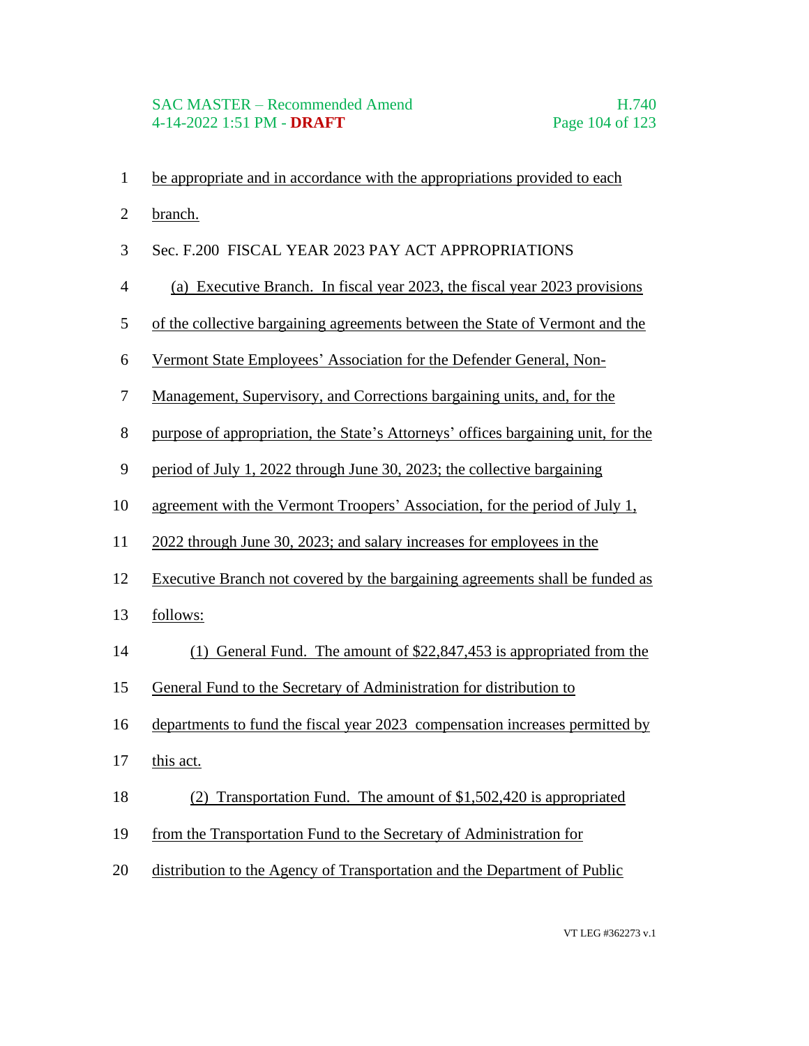be appropriate and in accordance with the appropriations provided to each branch.

Sec. F.200 FISCAL YEAR 2023 PAY ACT APPROPRIATIONS

(a) Executive Branch. In fiscal year 2023, the fiscal year 2023 provisions of the collective bargaining agreements between the State of Vermont and the Vermont State Employees' Association for the Defender General, Non-Management, Supervisory, and Corrections bargaining units, and, for the purpose of appropriation, the State's Attorneys' offices bargaining unit, for the period of July 1, 2022 through June 30, 2023; the collective bargaining agreement with the Vermont Troopers' Association, for the period of July 1, 2022 through June 30, 2023; and salary increases for employees in the Executive Branch not covered by the bargaining agreements shall be funded as follows:

(1) General Fund. The amount of $22,847,453 is appropriated from the General Fund to the Secretary of Administration for distribution to departments to fund the fiscal year 2023 compensation increases permitted by this act.

(2) Transportation Fund. The amount of $1,502,420 is appropriated from the Transportation Fund to the Secretary of Administration for distribution to the Agency of Transportation and the Department of Public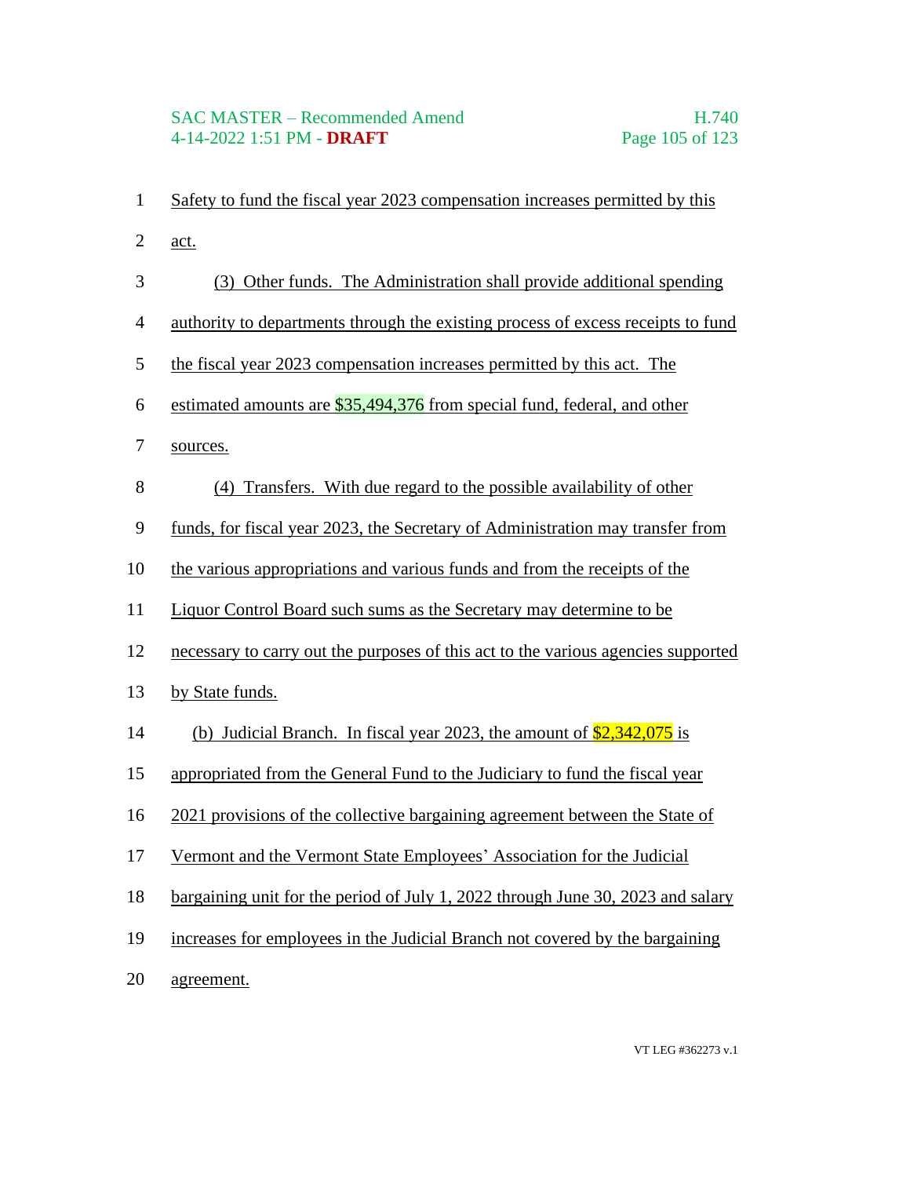Safety to fund the fiscal year 2023 compensation increases permitted by this act.

(3) Other funds. The Administration shall provide additional spending authority to departments through the existing process of excess receipts to fund the fiscal year 2023 compensation increases permitted by this act. The estimated amounts are $35,494,376 from special fund, federal, and other sources.

(4) Transfers. With due regard to the possible availability of other funds, for fiscal year 2023, the Secretary of Administration may transfer from the various appropriations and various funds and from the receipts of the Liquor Control Board such sums as the Secretary may determine to be necessary to carry out the purposes of this act to the various agencies supported by State funds.

(b) Judicial Branch. In fiscal year 2023, the amount of $2,342,075 is appropriated from the General Fund to the Judiciary to fund the fiscal year 2021 provisions of the collective bargaining agreement between the State of Vermont and the Vermont State Employees' Association for the Judicial bargaining unit for the period of July 1, 2022 through June 30, 2023 and salary increases for employees in the Judicial Branch not covered by the bargaining agreement.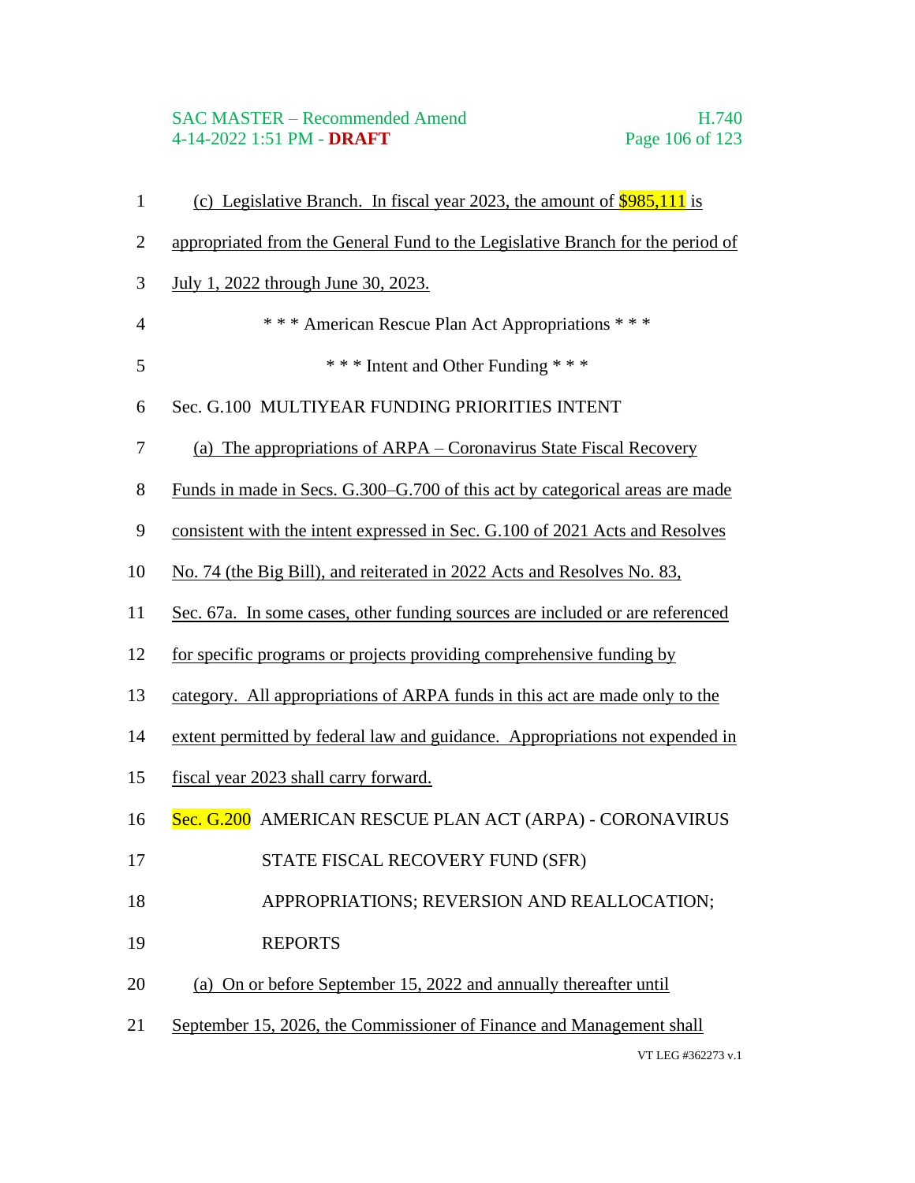(c) Legislative Branch. In fiscal year 2023, the amount of $985,111 is appropriated from the General Fund to the Legislative Branch for the period of July 1, 2022 through June 30, 2023.

\* \* \* American Rescue Plan Act Appropriations \* \* \*

\* \* \* Intent and Other Funding \* \* \*

Sec. G.100 MULTIYEAR FUNDING PRIORITIES INTENT

(a) The appropriations of ARPA – Coronavirus State Fiscal Recovery Funds in made in Secs. G.300–G.700 of this act by categorical areas are made consistent with the intent expressed in Sec. G.100 of 2021 Acts and Resolves No. 74 (the Big Bill), and reiterated in 2022 Acts and Resolves No. 83, Sec. 67a. In some cases, other funding sources are included or are referenced for specific programs or projects providing comprehensive funding by category. All appropriations of ARPA funds in this act are made only to the extent permitted by federal law and guidance. Appropriations not expended in fiscal year 2023 shall carry forward.

Sec. G.200 AMERICAN RESCUE PLAN ACT (ARPA) - CORONAVIRUS STATE FISCAL RECOVERY FUND (SFR) APPROPRIATIONS; REVERSION AND REALLOCATION; REPORTS

(a) On or before September 15, 2022 and annually thereafter until September 15, 2026, the Commissioner of Finance and Management shall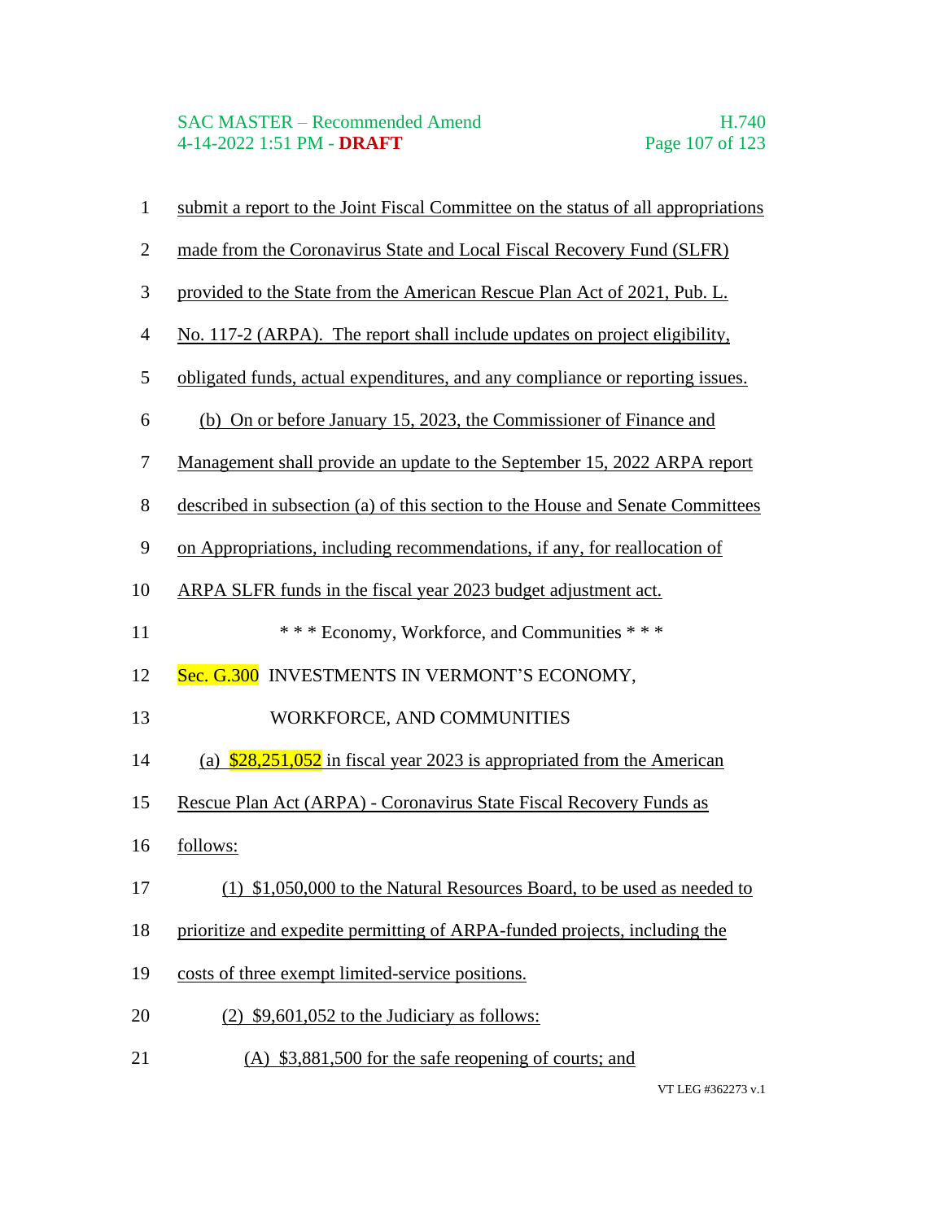submit a report to the Joint Fiscal Committee on the status of all appropriations made from the Coronavirus State and Local Fiscal Recovery Fund (SLFR) provided to the State from the American Rescue Plan Act of 2021, Pub. L. No. 117-2 (ARPA). The report shall include updates on project eligibility, obligated funds, actual expenditures, and any compliance or reporting issues.

(b) On or before January 15, 2023, the Commissioner of Finance and Management shall provide an update to the September 15, 2022 ARPA report described in subsection (a) of this section to the House and Senate Committees on Appropriations, including recommendations, if any, for reallocation of ARPA SLFR funds in the fiscal year 2023 budget adjustment act.

\* \* \* Economy, Workforce, and Communities \* \* \*

Sec. G.300 INVESTMENTS IN VERMONT'S ECONOMY, WORKFORCE, AND COMMUNITIES

(a) $28,251,052 in fiscal year 2023 is appropriated from the American Rescue Plan Act (ARPA) - Coronavirus State Fiscal Recovery Funds as follows:

(1) $1,050,000 to the Natural Resources Board, to be used as needed to prioritize and expedite permitting of ARPA-funded projects, including the costs of three exempt limited-service positions.

(2) $9,601,052 to the Judiciary as follows:

(A) $3,881,500 for the safe reopening of courts; and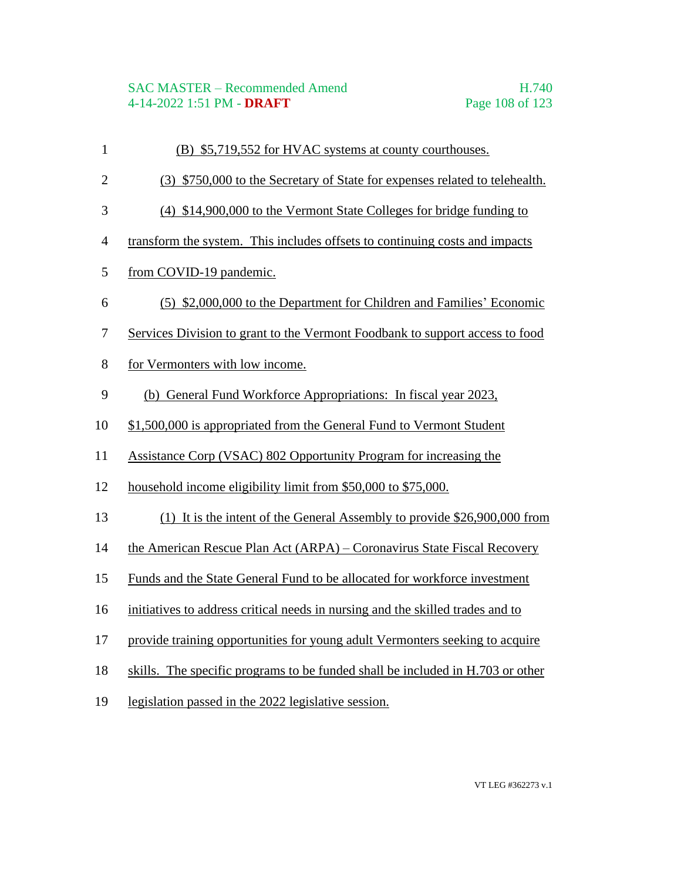(B) $5,719,552 for HVAC systems at county courthouses.

(3) $750,000 to the Secretary of State for expenses related to telehealth.

(4) $14,900,000 to the Vermont State Colleges for bridge funding to transform the system. This includes offsets to continuing costs and impacts from COVID-19 pandemic.

(5) $2,000,000 to the Department for Children and Families' Economic Services Division to grant to the Vermont Foodbank to support access to food for Vermonters with low income.

(b) General Fund Workforce Appropriations: In fiscal year 2023, $1,500,000 is appropriated from the General Fund to Vermont Student Assistance Corp (VSAC) 802 Opportunity Program for increasing the household income eligibility limit from $50,000 to $75,000.

(1) It is the intent of the General Assembly to provide $26,900,000 from the American Rescue Plan Act (ARPA) – Coronavirus State Fiscal Recovery Funds and the State General Fund to be allocated for workforce investment initiatives to address critical needs in nursing and the skilled trades and to provide training opportunities for young adult Vermonters seeking to acquire skills. The specific programs to be funded shall be included in H.703 or other legislation passed in the 2022 legislative session.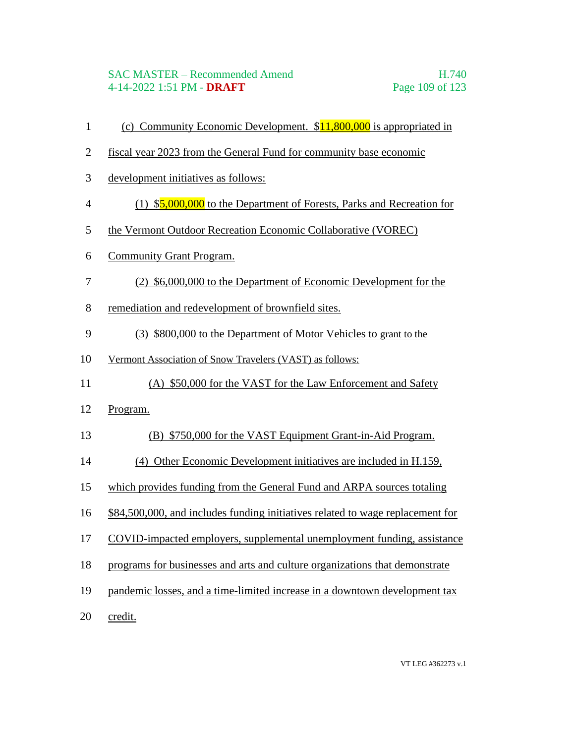(c) Community Economic Development. $11,800,000 is appropriated in fiscal year 2023 from the General Fund for community base economic development initiatives as follows:

(1) $5,000,000 to the Department of Forests, Parks and Recreation for the Vermont Outdoor Recreation Economic Collaborative (VOREC) Community Grant Program.

(2) $6,000,000 to the Department of Economic Development for the remediation and redevelopment of brownfield sites.

(3) $800,000 to the Department of Motor Vehicles to grant to the Vermont Association of Snow Travelers (VAST) as follows:

(A) $50,000 for the VAST for the Law Enforcement and Safety Program.

(B) $750,000 for the VAST Equipment Grant-in-Aid Program.

(4) Other Economic Development initiatives are included in H.159, which provides funding from the General Fund and ARPA sources totaling $84,500,000, and includes funding initiatives related to wage replacement for COVID-impacted employers, supplemental unemployment funding, assistance programs for businesses and arts and culture organizations that demonstrate pandemic losses, and a time-limited increase in a downtown development tax credit.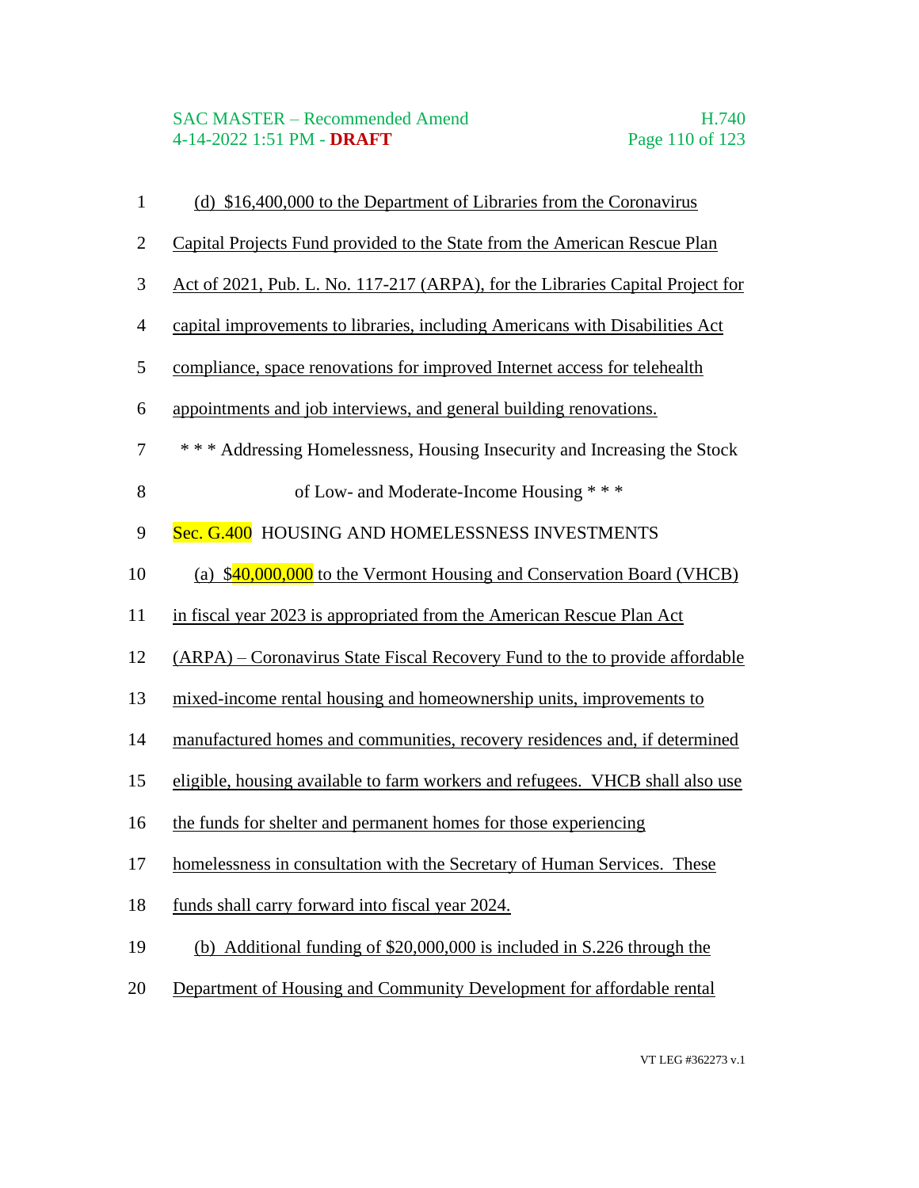(d) $16,400,000 to the Department of Libraries from the Coronavirus Capital Projects Fund provided to the State from the American Rescue Plan Act of 2021, Pub. L. No. 117-217 (ARPA), for the Libraries Capital Project for capital improvements to libraries, including Americans with Disabilities Act compliance, space renovations for improved Internet access for telehealth appointments and job interviews, and general building renovations.

\* \* \* Addressing Homelessness, Housing Insecurity and Increasing the Stock of Low- and Moderate-Income Housing \* \* \*

Sec. G.400 HOUSING AND HOMELESSNESS INVESTMENTS

(a) $40,000,000 to the Vermont Housing and Conservation Board (VHCB) in fiscal year 2023 is appropriated from the American Rescue Plan Act (ARPA) – Coronavirus State Fiscal Recovery Fund to the to provide affordable mixed-income rental housing and homeownership units, improvements to manufactured homes and communities, recovery residences and, if determined eligible, housing available to farm workers and refugees. VHCB shall also use the funds for shelter and permanent homes for those experiencing homelessness in consultation with the Secretary of Human Services. These funds shall carry forward into fiscal year 2024.

(b) Additional funding of $20,000,000 is included in S.226 through the Department of Housing and Community Development for affordable rental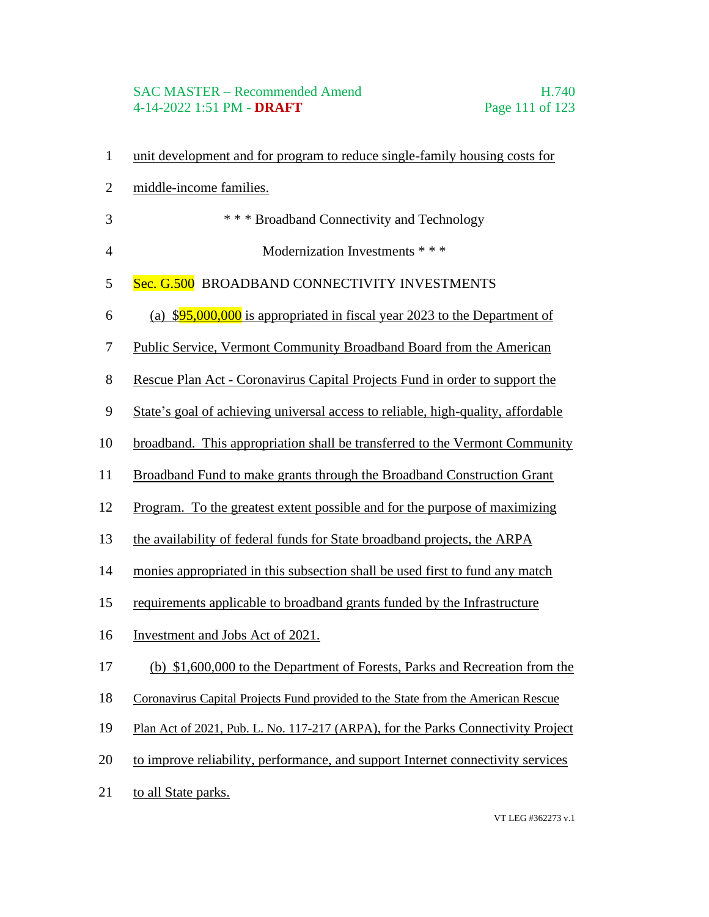unit development and for program to reduce single-family housing costs for middle-income families.

\* \* \* Broadband Connectivity and Technology Modernization Investments \* \* \*

Sec. G.500 BROADBAND CONNECTIVITY INVESTMENTS

(a) $95,000,000 is appropriated in fiscal year 2023 to the Department of Public Service, Vermont Community Broadband Board from the American Rescue Plan Act - Coronavirus Capital Projects Fund in order to support the State's goal of achieving universal access to reliable, high-quality, affordable broadband. This appropriation shall be transferred to the Vermont Community Broadband Fund to make grants through the Broadband Construction Grant Program. To the greatest extent possible and for the purpose of maximizing the availability of federal funds for State broadband projects, the ARPA monies appropriated in this subsection shall be used first to fund any match requirements applicable to broadband grants funded by the Infrastructure Investment and Jobs Act of 2021.

(b) $1,600,000 to the Department of Forests, Parks and Recreation from the Coronavirus Capital Projects Fund provided to the State from the American Rescue Plan Act of 2021, Pub. L. No. 117-217 (ARPA), for the Parks Connectivity Project to improve reliability, performance, and support Internet connectivity services to all State parks.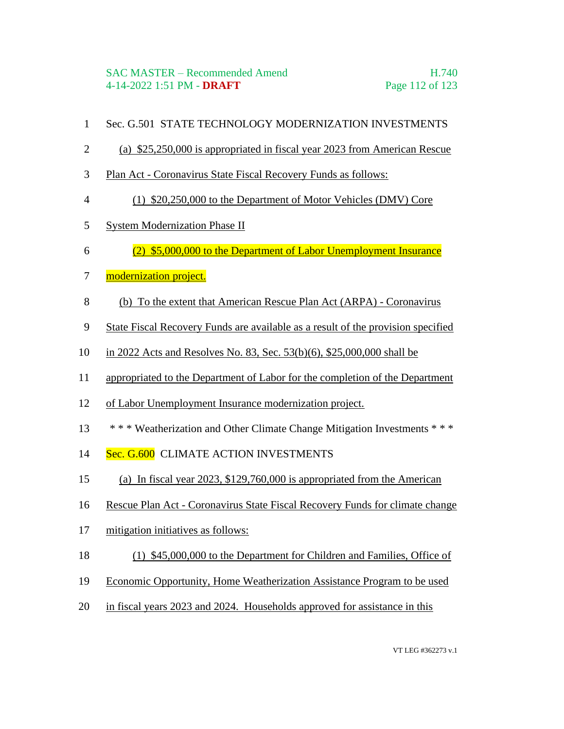Sec. G.501 STATE TECHNOLOGY MODERNIZATION INVESTMENTS

(a) $25,250,000 is appropriated in fiscal year 2023 from American Rescue Plan Act - Coronavirus State Fiscal Recovery Funds as follows:

(1) $20,250,000 to the Department of Motor Vehicles (DMV) Core System Modernization Phase II

(2) $5,000,000 to the Department of Labor Unemployment Insurance modernization project.

(b) To the extent that American Rescue Plan Act (ARPA) - Coronavirus State Fiscal Recovery Funds are available as a result of the provision specified in 2022 Acts and Resolves No. 83, Sec. 53(b)(6), $25,000,000 shall be appropriated to the Department of Labor for the completion of the Department of Labor Unemployment Insurance modernization project.

\* \* \* Weatherization and Other Climate Change Mitigation Investments \* \* \*

Sec. G.600 CLIMATE ACTION INVESTMENTS

(a) In fiscal year 2023, $129,760,000 is appropriated from the American Rescue Plan Act - Coronavirus State Fiscal Recovery Funds for climate change mitigation initiatives as follows:

(1) $45,000,000 to the Department for Children and Families, Office of Economic Opportunity, Home Weatherization Assistance Program to be used in fiscal years 2023 and 2024. Households approved for assistance in this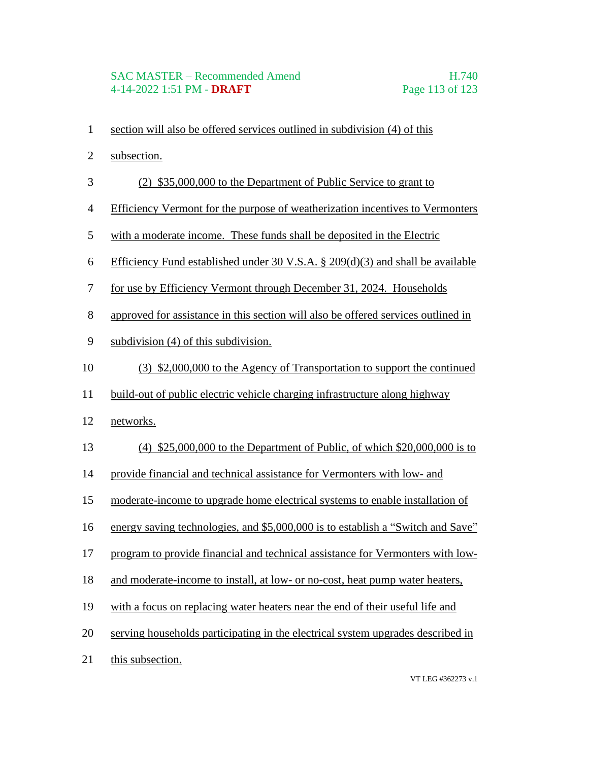section will also be offered services outlined in subdivision (4) of this subsection.

(2) $35,000,000 to the Department of Public Service to grant to Efficiency Vermont for the purpose of weatherization incentives to Vermonters with a moderate income. These funds shall be deposited in the Electric Efficiency Fund established under 30 V.S.A. § 209(d)(3) and shall be available for use by Efficiency Vermont through December 31, 2024. Households approved for assistance in this section will also be offered services outlined in subdivision (4) of this subdivision.

(3) $2,000,000 to the Agency of Transportation to support the continued build-out of public electric vehicle charging infrastructure along highway networks.

(4) $25,000,000 to the Department of Public, of which $20,000,000 is to provide financial and technical assistance for Vermonters with low- and moderate-income to upgrade home electrical systems to enable installation of energy saving technologies, and $5,000,000 is to establish a "Switch and Save" program to provide financial and technical assistance for Vermonters with low- and moderate-income to install, at low- or no-cost, heat pump water heaters, with a focus on replacing water heaters near the end of their useful life and serving households participating in the electrical system upgrades described in this subsection.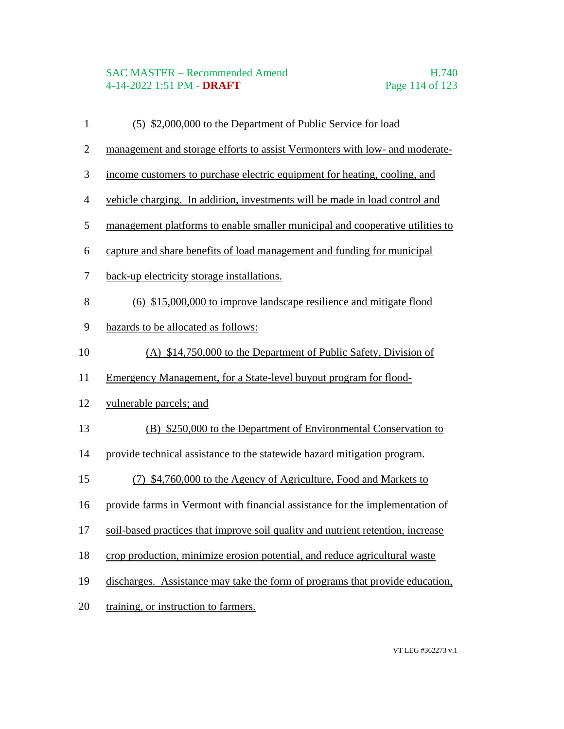(5) $2,000,000 to the Department of Public Service for load management and storage efforts to assist Vermonters with low- and moderate-income customers to purchase electric equipment for heating, cooling, and vehicle charging. In addition, investments will be made in load control and management platforms to enable smaller municipal and cooperative utilities to capture and share benefits of load management and funding for municipal back-up electricity storage installations.

(6) $15,000,000 to improve landscape resilience and mitigate flood hazards to be allocated as follows:

(A) $14,750,000 to the Department of Public Safety, Division of Emergency Management, for a State-level buyout program for flood-vulnerable parcels; and

(B) $250,000 to the Department of Environmental Conservation to provide technical assistance to the statewide hazard mitigation program.

(7) $4,760,000 to the Agency of Agriculture, Food and Markets to provide farms in Vermont with financial assistance for the implementation of soil-based practices that improve soil quality and nutrient retention, increase crop production, minimize erosion potential, and reduce agricultural waste discharges. Assistance may take the form of programs that provide education, training, or instruction to farmers.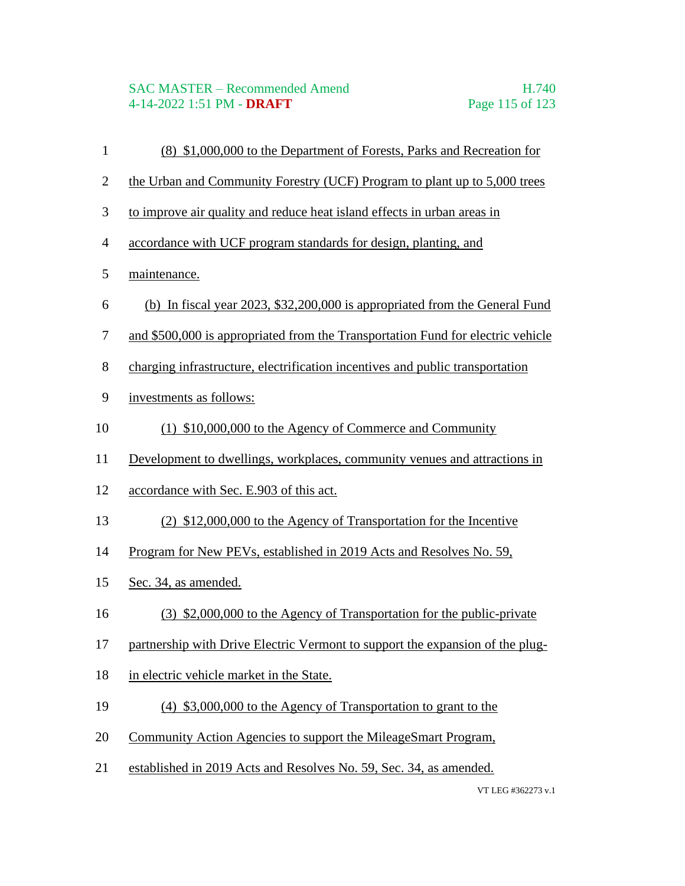(8) $1,000,000 to the Department of Forests, Parks and Recreation for the Urban and Community Forestry (UCF) Program to plant up to 5,000 trees to improve air quality and reduce heat island effects in urban areas in accordance with UCF program standards for design, planting, and maintenance.

(b) In fiscal year 2023, $32,200,000 is appropriated from the General Fund and $500,000 is appropriated from the Transportation Fund for electric vehicle charging infrastructure, electrification incentives and public transportation investments as follows:

(1) $10,000,000 to the Agency of Commerce and Community Development to dwellings, workplaces, community venues and attractions in accordance with Sec. E.903 of this act.

(2) $12,000,000 to the Agency of Transportation for the Incentive Program for New PEVs, established in 2019 Acts and Resolves No. 59, Sec. 34, as amended.

(3) $2,000,000 to the Agency of Transportation for the public-private partnership with Drive Electric Vermont to support the expansion of the plug-in electric vehicle market in the State.

(4) $3,000,000 to the Agency of Transportation to grant to the Community Action Agencies to support the MileageSmart Program, established in 2019 Acts and Resolves No. 59, Sec. 34, as amended.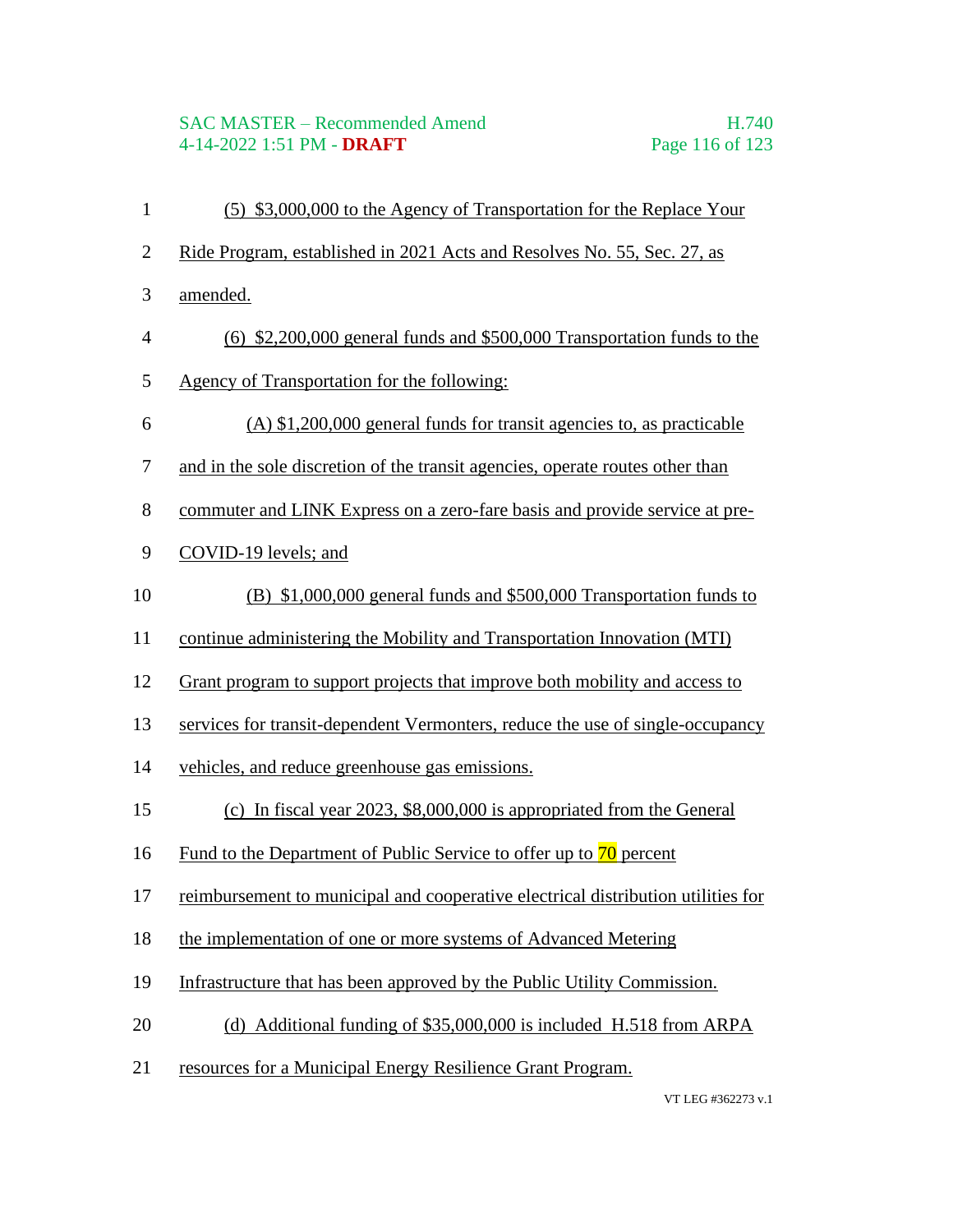(5) $3,000,000 to the Agency of Transportation for the Replace Your Ride Program, established in 2021 Acts and Resolves No. 55, Sec. 27, as amended.

(6) $2,200,000 general funds and $500,000 Transportation funds to the Agency of Transportation for the following:

(A) $1,200,000 general funds for transit agencies to, as practicable and in the sole discretion of the transit agencies, operate routes other than commuter and LINK Express on a zero-fare basis and provide service at pre-COVID-19 levels; and

(B) $1,000,000 general funds and $500,000 Transportation funds to continue administering the Mobility and Transportation Innovation (MTI) Grant program to support projects that improve both mobility and access to services for transit-dependent Vermonters, reduce the use of single-occupancy vehicles, and reduce greenhouse gas emissions.

(c) In fiscal year 2023, $8,000,000 is appropriated from the General Fund to the Department of Public Service to offer up to 70 percent reimbursement to municipal and cooperative electrical distribution utilities for the implementation of one or more systems of Advanced Metering Infrastructure that has been approved by the Public Utility Commission.

(d) Additional funding of $35,000,000 is included H.518 from ARPA resources for a Municipal Energy Resilience Grant Program.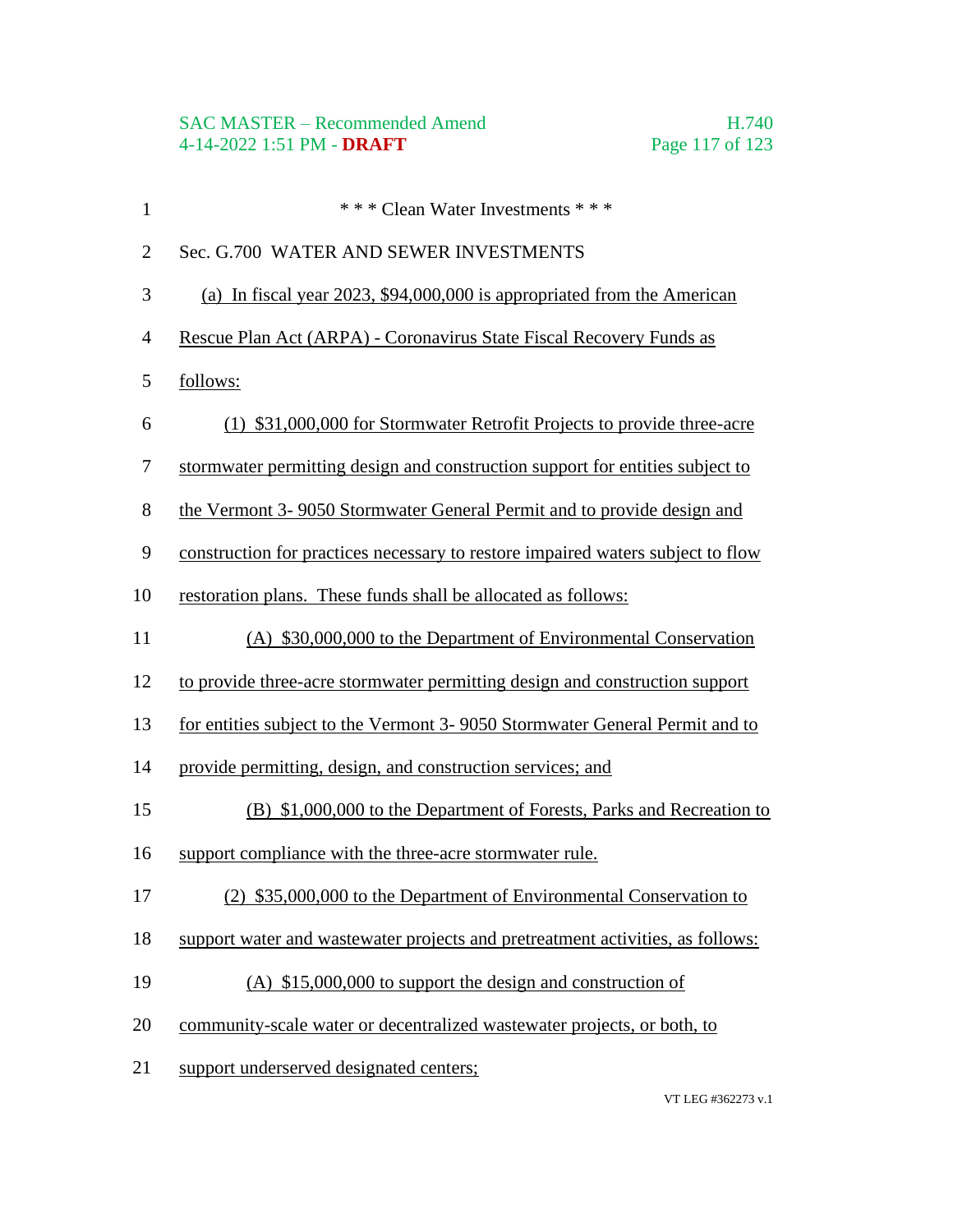\* \* \* Clean Water Investments \* \* \*

Sec. G.700 WATER AND SEWER INVESTMENTS

(a) In fiscal year 2023, $94,000,000 is appropriated from the American Rescue Plan Act (ARPA) - Coronavirus State Fiscal Recovery Funds as follows:

(1) $31,000,000 for Stormwater Retrofit Projects to provide three-acre stormwater permitting design and construction support for entities subject to the Vermont 3- 9050 Stormwater General Permit and to provide design and construction for practices necessary to restore impaired waters subject to flow restoration plans. These funds shall be allocated as follows:

(A) $30,000,000 to the Department of Environmental Conservation to provide three-acre stormwater permitting design and construction support for entities subject to the Vermont 3- 9050 Stormwater General Permit and to provide permitting, design, and construction services; and

(B) $1,000,000 to the Department of Forests, Parks and Recreation to support compliance with the three-acre stormwater rule.

(2) $35,000,000 to the Department of Environmental Conservation to support water and wastewater projects and pretreatment activities, as follows:

(A) $15,000,000 to support the design and construction of community-scale water or decentralized wastewater projects, or both, to support underserved designated centers;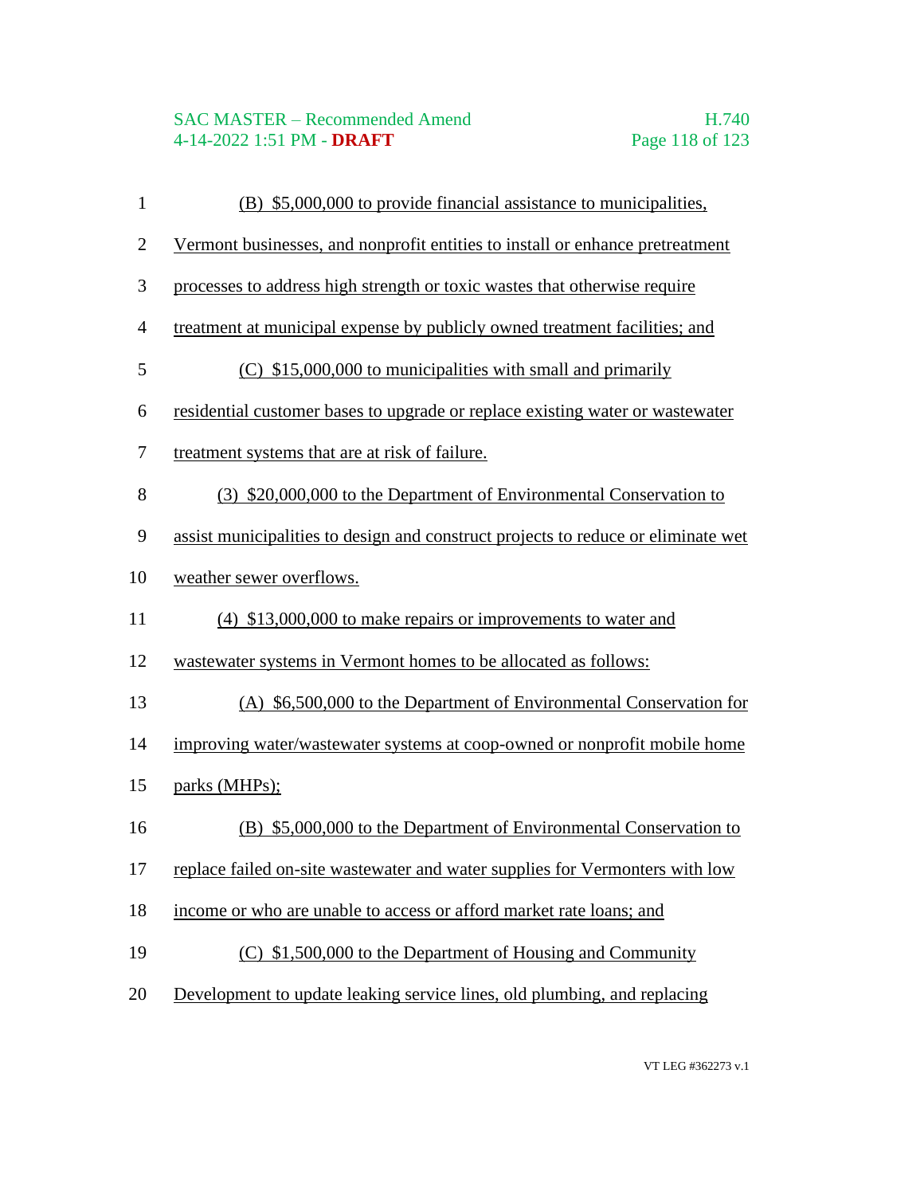(B) $5,000,000 to provide financial assistance to municipalities, Vermont businesses, and nonprofit entities to install or enhance pretreatment processes to address high strength or toxic wastes that otherwise require treatment at municipal expense by publicly owned treatment facilities; and

(C) $15,000,000 to municipalities with small and primarily residential customer bases to upgrade or replace existing water or wastewater treatment systems that are at risk of failure.

(3) $20,000,000 to the Department of Environmental Conservation to assist municipalities to design and construct projects to reduce or eliminate wet weather sewer overflows.

(4) $13,000,000 to make repairs or improvements to water and wastewater systems in Vermont homes to be allocated as follows:

(A) $6,500,000 to the Department of Environmental Conservation for improving water/wastewater systems at coop-owned or nonprofit mobile home parks (MHPs);

(B) $5,000,000 to the Department of Environmental Conservation to replace failed on-site wastewater and water supplies for Vermonters with low income or who are unable to access or afford market rate loans; and

(C) $1,500,000 to the Department of Housing and Community Development to update leaking service lines, old plumbing, and replacing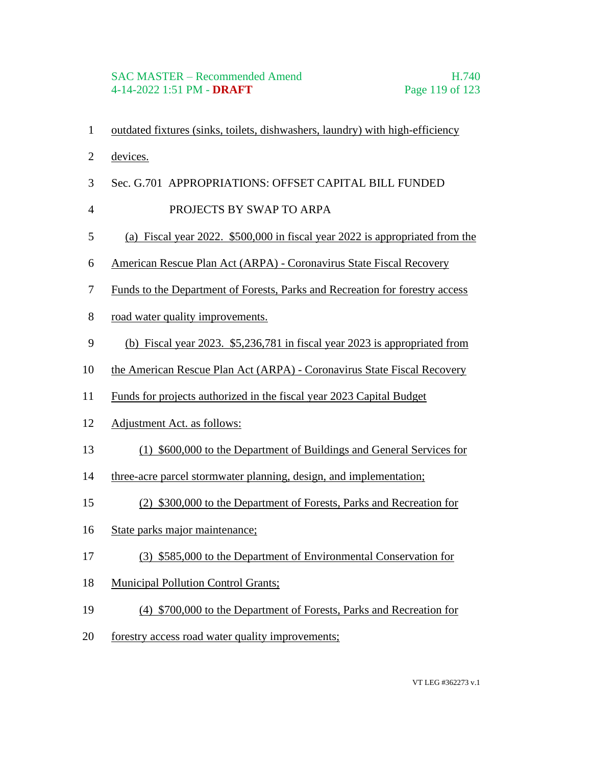outdated fixtures (sinks, toilets, dishwashers, laundry) with high-efficiency devices.

Sec. G.701 APPROPRIATIONS: OFFSET CAPITAL BILL FUNDED PROJECTS BY SWAP TO ARPA

(a) Fiscal year 2022. $500,000 in fiscal year 2022 is appropriated from the American Rescue Plan Act (ARPA) - Coronavirus State Fiscal Recovery Funds to the Department of Forests, Parks and Recreation for forestry access road water quality improvements.

(b) Fiscal year 2023. $5,236,781 in fiscal year 2023 is appropriated from the American Rescue Plan Act (ARPA) - Coronavirus State Fiscal Recovery Funds for projects authorized in the fiscal year 2023 Capital Budget Adjustment Act. as follows:

(1) $600,000 to the Department of Buildings and General Services for three-acre parcel stormwater planning, design, and implementation;

(2) $300,000 to the Department of Forests, Parks and Recreation for State parks major maintenance;

(3) $585,000 to the Department of Environmental Conservation for Municipal Pollution Control Grants;

(4) $700,000 to the Department of Forests, Parks and Recreation for forestry access road water quality improvements;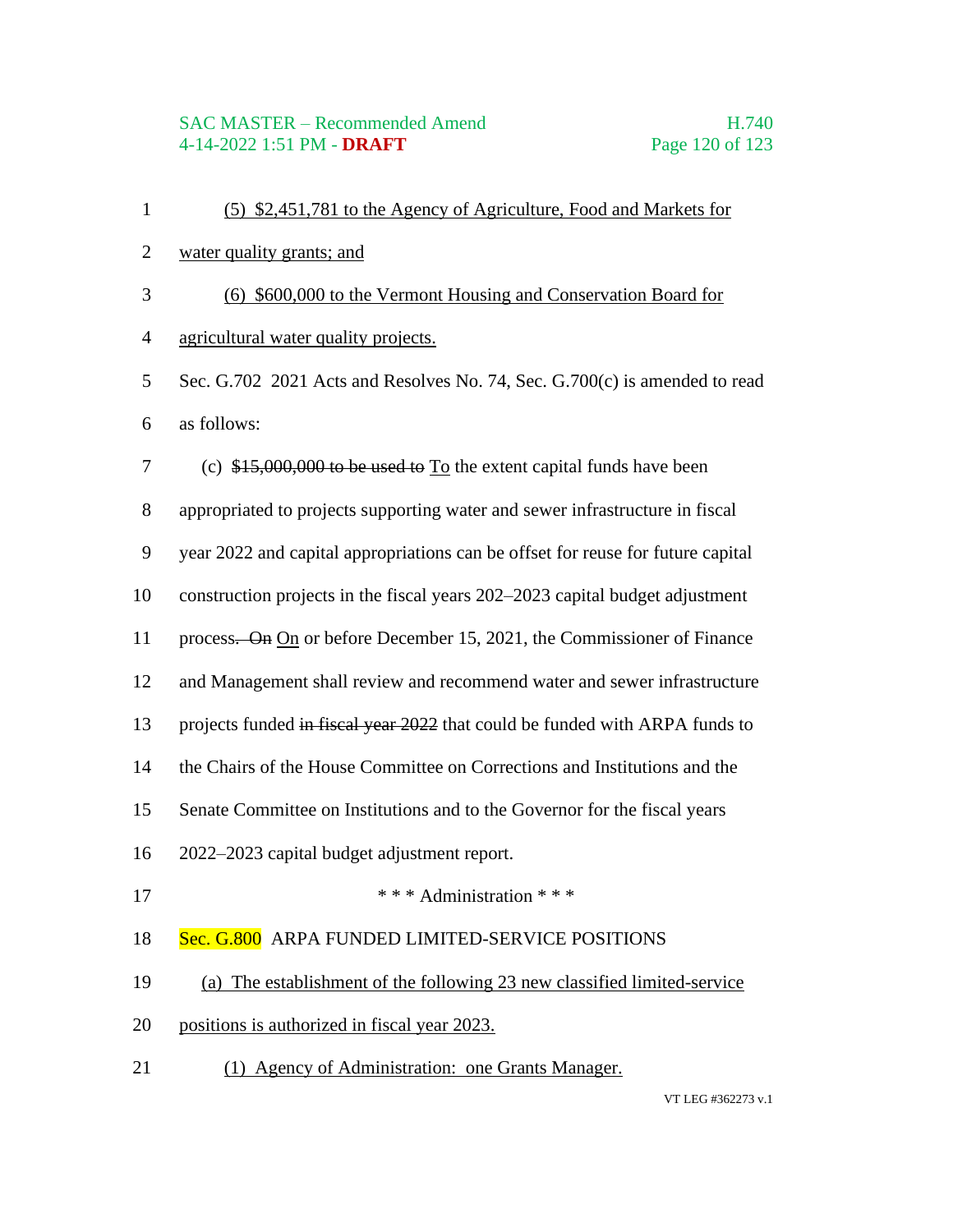(5) $2,451,781 to the Agency of Agriculture, Food and Markets for water quality grants; and

(6) $600,000 to the Vermont Housing and Conservation Board for agricultural water quality projects.

Sec. G.702 2021 Acts and Resolves No. 74, Sec. G.700(c) is amended to read as follows:

(c) ~~$15,000,000 to be used to~~ To the extent capital funds have been appropriated to projects supporting water and sewer infrastructure in fiscal year 2022 and capital appropriations can be offset for reuse for future capital construction projects in the fiscal years 202–2023 capital budget adjustment process~~. On~~ On or before December 15, 2021, the Commissioner of Finance and Management shall review and recommend water and sewer infrastructure projects funded ~~in fiscal year 2022~~ that could be funded with ARPA funds to the Chairs of the House Committee on Corrections and Institutions and the Senate Committee on Institutions and to the Governor for the fiscal years 2022–2023 capital budget adjustment report.

\* \* \* Administration \* \* \*

Sec. G.800 ARPA FUNDED LIMITED-SERVICE POSITIONS

(a) The establishment of the following 23 new classified limited-service positions is authorized in fiscal year 2023.

(1) Agency of Administration: one Grants Manager.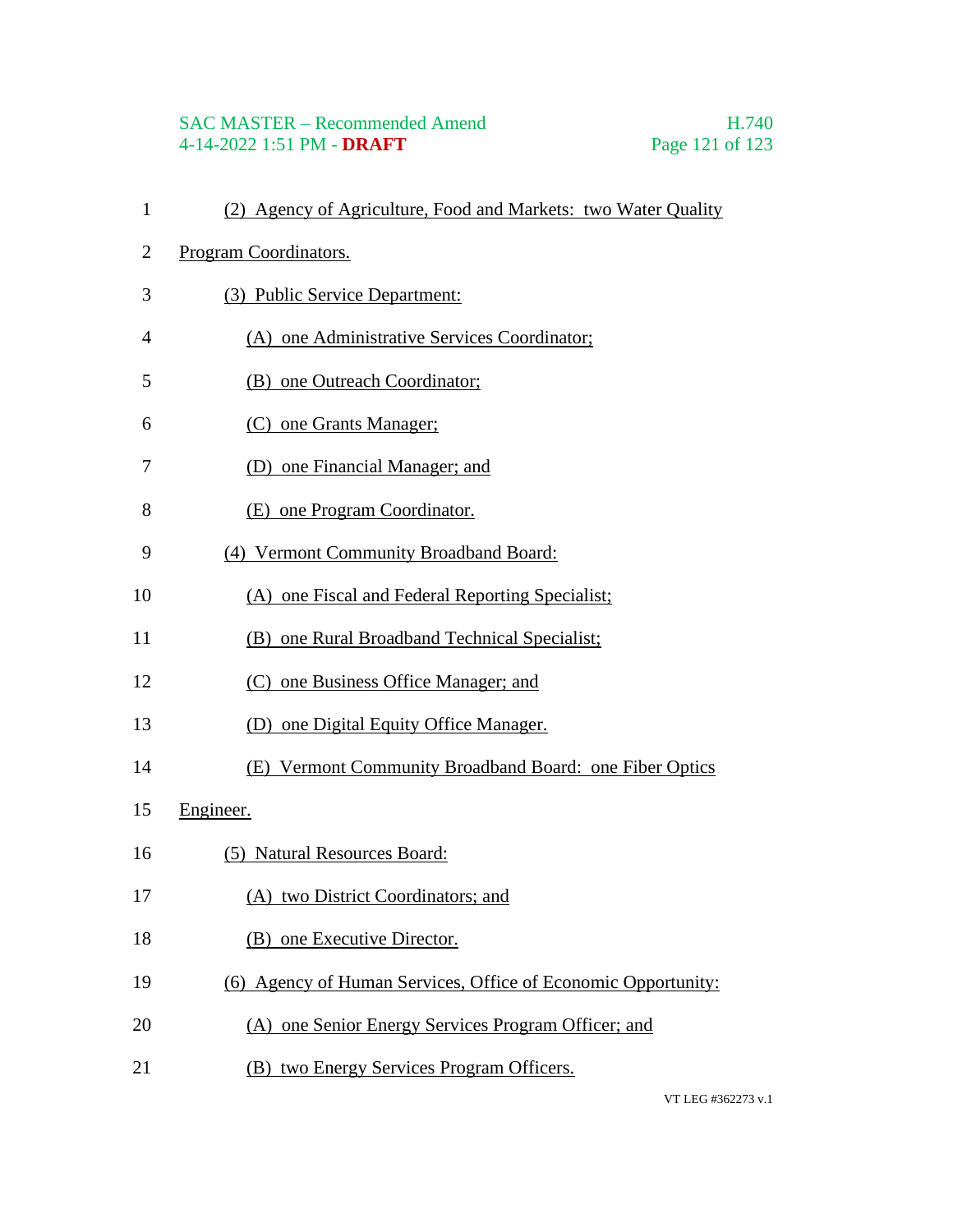(2) Agency of Agriculture, Food and Markets: two Water Quality Program Coordinators.

(3) Public Service Department:

(A) one Administrative Services Coordinator;

(B) one Outreach Coordinator;

(C) one Grants Manager;

(D) one Financial Manager; and

(E) one Program Coordinator.

(4) Vermont Community Broadband Board:

(A) one Fiscal and Federal Reporting Specialist;

(B) one Rural Broadband Technical Specialist;

(C) one Business Office Manager; and

(D) one Digital Equity Office Manager.

(E) Vermont Community Broadband Board: one Fiber Optics Engineer.

(5) Natural Resources Board:

(A) two District Coordinators; and

(B) one Executive Director.

(6) Agency of Human Services, Office of Economic Opportunity:

(A) one Senior Energy Services Program Officer; and

(B) two Energy Services Program Officers.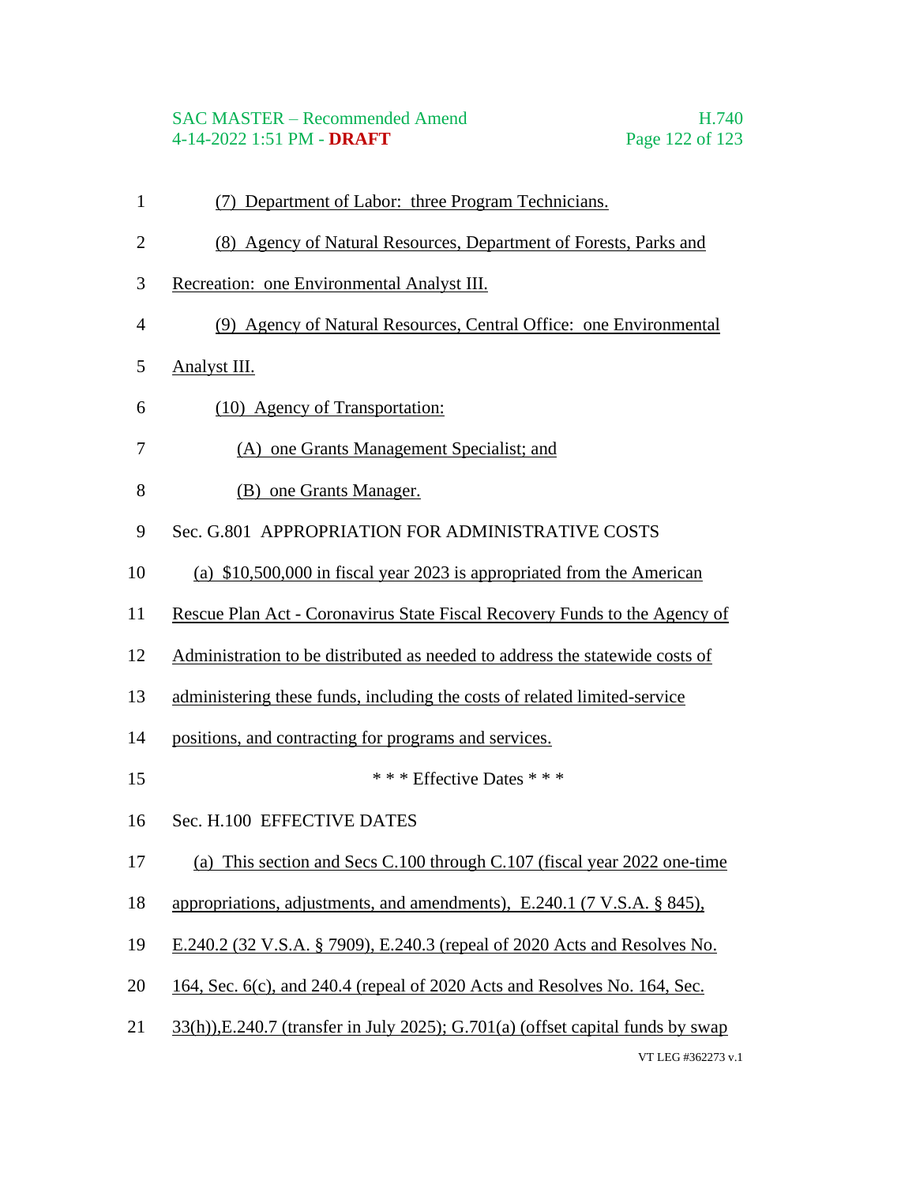(7) Department of Labor: three Program Technicians.

(8) Agency of Natural Resources, Department of Forests, Parks and Recreation: one Environmental Analyst III.

(9) Agency of Natural Resources, Central Office: one Environmental Analyst III.

(10) Agency of Transportation:

(A) one Grants Management Specialist; and

(B) one Grants Manager.

Sec. G.801 APPROPRIATION FOR ADMINISTRATIVE COSTS

(a) $10,500,000 in fiscal year 2023 is appropriated from the American Rescue Plan Act - Coronavirus State Fiscal Recovery Funds to the Agency of Administration to be distributed as needed to address the statewide costs of administering these funds, including the costs of related limited-service positions, and contracting for programs and services.

\* \* \* Effective Dates \* \* \*

Sec. H.100 EFFECTIVE DATES

(a) This section and Secs C.100 through C.107 (fiscal year 2022 one-time appropriations, adjustments, and amendments), E.240.1 (7 V.S.A. § 845), E.240.2 (32 V.S.A. § 7909), E.240.3 (repeal of 2020 Acts and Resolves No. 164, Sec. 6(c), and 240.4 (repeal of 2020 Acts and Resolves No. 164, Sec. 33(h)),E.240.7 (transfer in July 2025); G.701(a) (offset capital funds by swap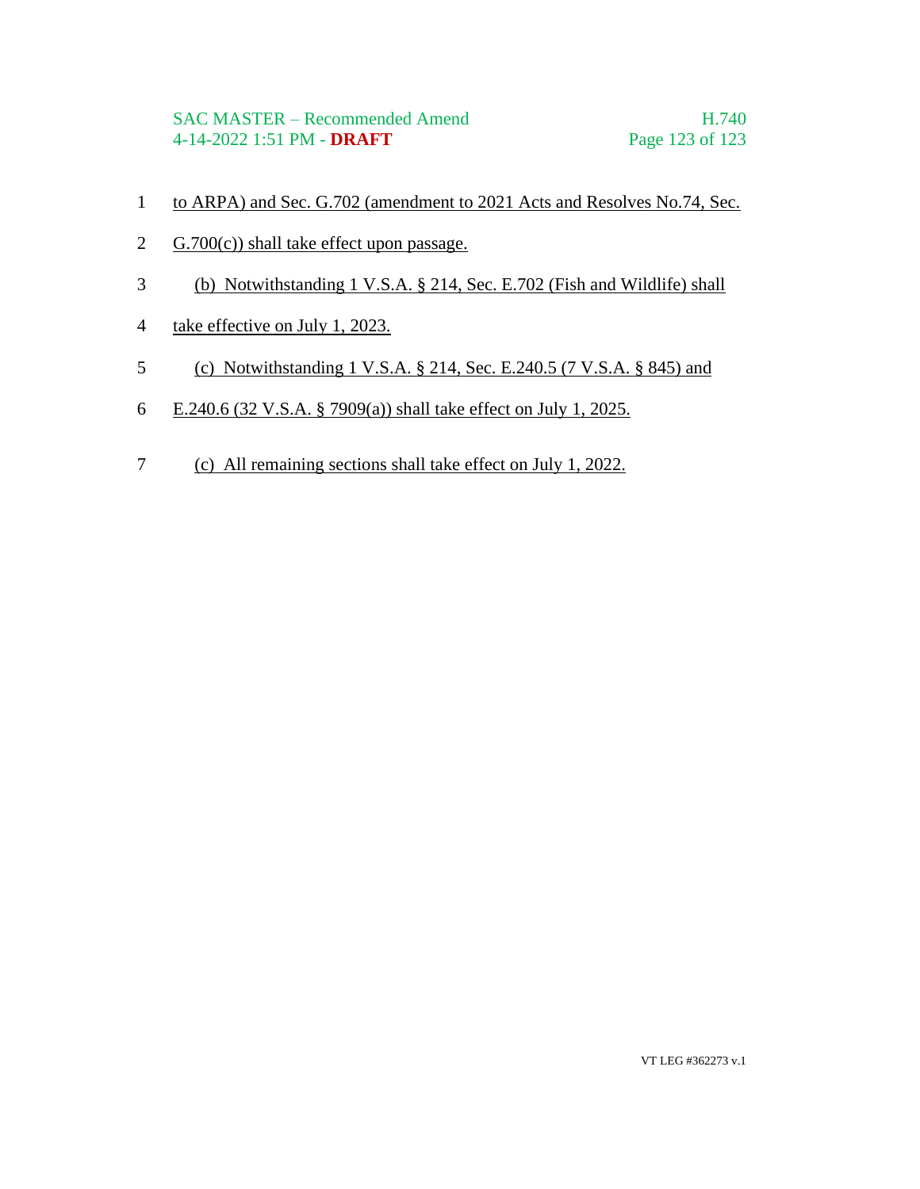to ARPA) and Sec. G.702 (amendment to 2021 Acts and Resolves No.74, Sec. G.700(c)) shall take effect upon passage.

(b) Notwithstanding 1 V.S.A. § 214, Sec. E.702 (Fish and Wildlife) shall take effective on July 1, 2023.

(c) Notwithstanding 1 V.S.A. § 214, Sec. E.240.5 (7 V.S.A. § 845) and E.240.6 (32 V.S.A. § 7909(a)) shall take effect on July 1, 2025.

(c) All remaining sections shall take effect on July 1, 2022.